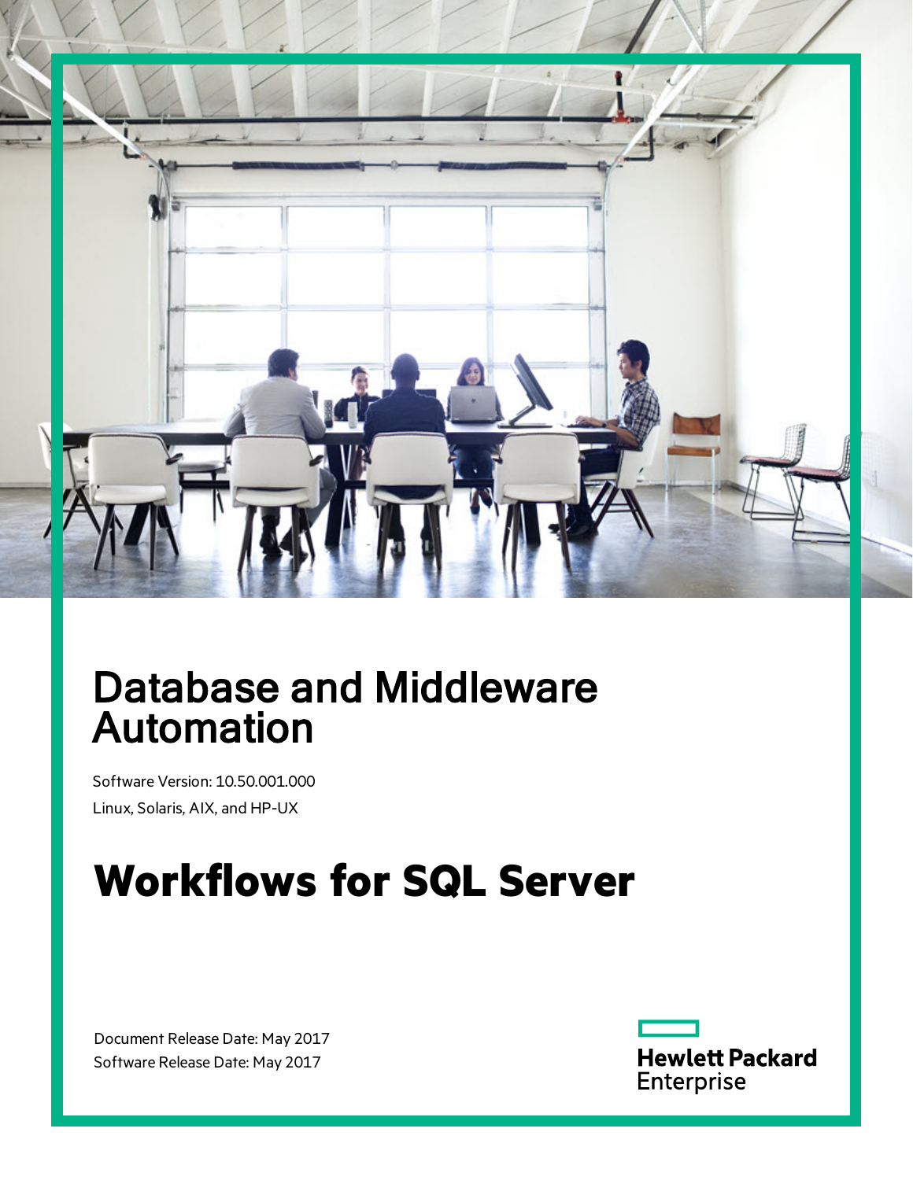# Database and Middleware Automation

Software Version: 10.50.001.000

Linux, Solaris, AIX, and HP-UX

# Workflows for SQL Server

Document Release Date: May 2017

Software Release Date: May 2017

Hewlett Packard Enterprise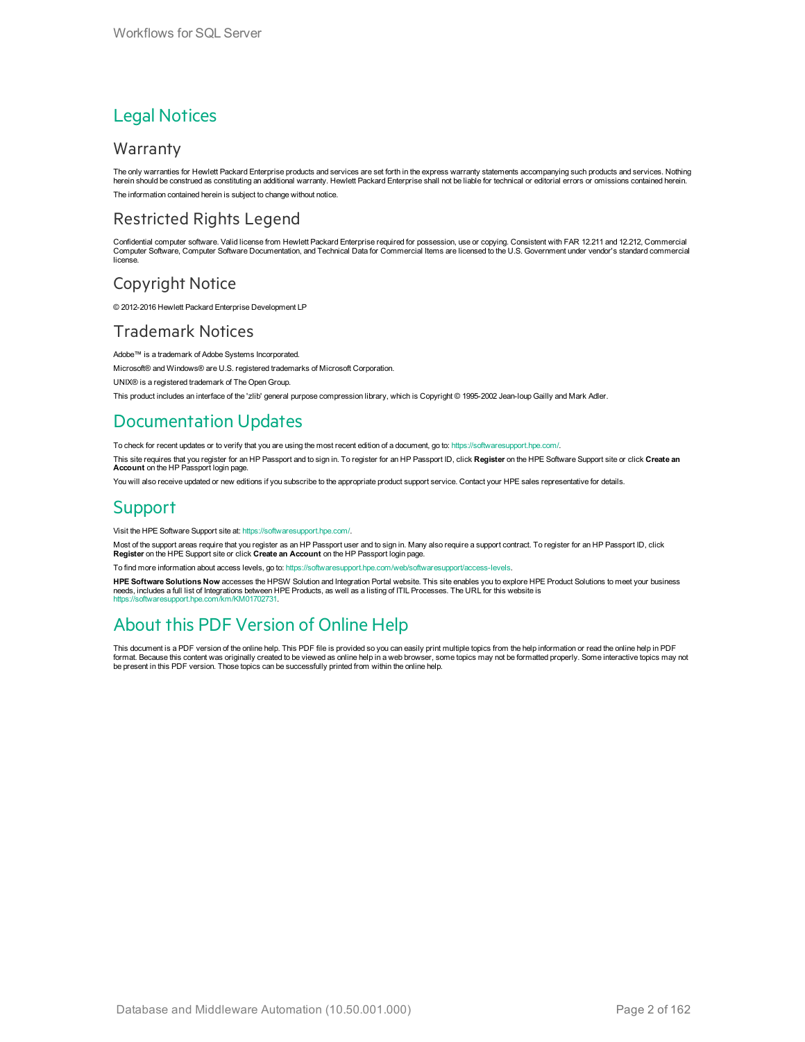# Legal Notices

## Warranty

The only warranties for Hewlett Packard Enterprise products and services are set forth in the express warranty statements accompanying such products and services. Nothing herein should be construed as constituting an additional warranty. Hewlett Packard Enterprise shall not be liable for technical or editorial errors or omissions contained herein.

The information contained herein is subject to change without notice.

## Restricted Rights Legend

Confidential computer software. Valid license from Hewlett Packard Enterprise required for possession, use or copying. Consistent with FAR 12.211 and 12.212, Commercial Computer Software, Computer Software Documentation, and Technical Data for Commercial Items are licensed to the U.S. Government under vendor's standard commercial license.

## Copyright Notice

© 2012-2016 Hewlett Packard Enterprise Development LP

## Trademark Notices

Adobe™ is a trademark of Adobe Systems Incorporated.

Microsoft® and Windows® are U.S. registered trademarks of Microsoft Corporation.

UNIX® is a registered trademark of The Open Group.

This product includes an interface of the 'zlib' general purpose compression library, which is Copyright © 1995-2002 Jean-loup Gailly and Mark Adler.

# Documentation Updates

To check for recent updates or to verify that you are using the most recent edition of a document, go to: https://softwaresupport.hpe.com/.

This site requires that you register for an HP Passport and to sign in. To register for an HP Passport ID, click **Register** on the HPE Software Support site or click **Create an Account** on the HP Passport login page.

You will also receive updated or new editions if you subscribe to the appropriate product support service. Contact your HPE sales representative for details.

# Support

Visit the HPE Software Support site at: https://softwaresupport.hpe.com/.

Most of the support areas require that you register as an HP Passport user and to sign in. Many also require a support contract. To register for an HP Passport ID, click **Register** on the HPE Support site or click **Create an Account** on the HP Passport login page.

To find more information about access levels, go to: https://softwaresupport.hpe.com/web/softwaresupport/access-levels.

**HPE Software Solutions Now** accesses the HPSW Solution and Integration Portal website. This site enables you to explore HPE Product Solutions to meet your business needs, includes a full list of Integrations between HPE Products, as well as a listing of ITIL Processes. The URL for this website is https://softwaresupport.hpe.com/km/KM01702731.

# About this PDF Version of Online Help

This document is a PDF version of the online help. This PDF file is provided so you can easily print multiple topics from the help information or read the online help in PDF format. Because this content was originally created to be viewed as online help in a web browser, some topics may not be formatted properly. Some interactive topics may not be present in this PDF version. Those topics can be successfully printed from within the online help.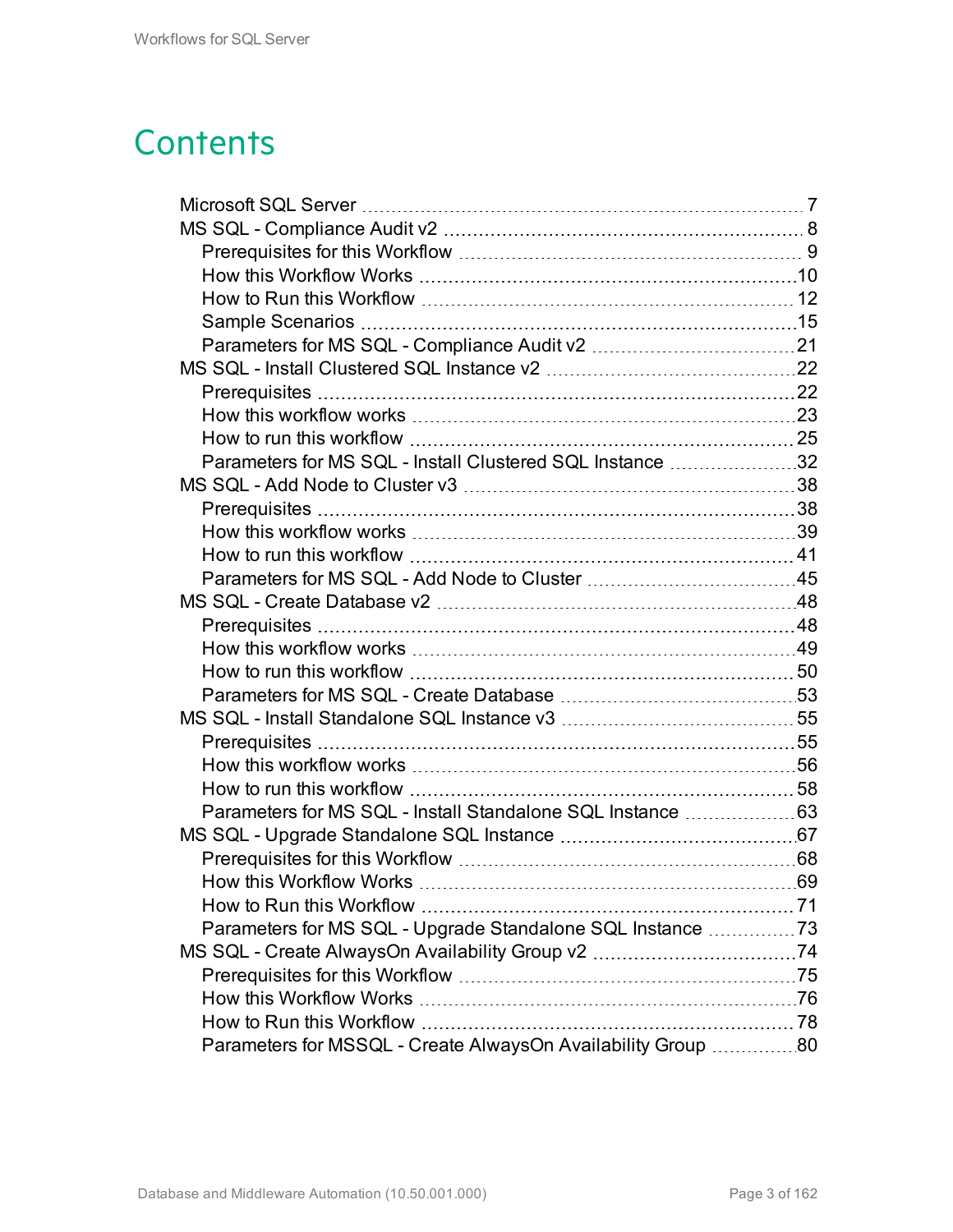# Contents

- Microsoft SQL Server ... 7
- MS SQL - Compliance Audit v2 ... 8
  - Prerequisites for this Workflow ... 9
  - How this Workflow Works ... 10
  - How to Run this Workflow ... 12
  - Sample Scenarios ... 15
  - Parameters for MS SQL - Compliance Audit v2 ... 21
- MS SQL - Install Clustered SQL Instance v2 ... 22
  - Prerequisites ... 22
  - How this workflow works ... 23
  - How to run this workflow ... 25
  - Parameters for MS SQL - Install Clustered SQL Instance ... 32
- MS SQL - Add Node to Cluster v3 ... 38
  - Prerequisites ... 38
  - How this workflow works ... 39
  - How to run this workflow ... 41
  - Parameters for MS SQL - Add Node to Cluster ... 45
- MS SQL - Create Database v2 ... 48
  - Prerequisites ... 48
  - How this workflow works ... 49
  - How to run this workflow ... 50
  - Parameters for MS SQL - Create Database ... 53
- MS SQL - Install Standalone SQL Instance v3 ... 55
  - Prerequisites ... 55
  - How this workflow works ... 56
  - How to run this workflow ... 58
  - Parameters for MS SQL - Install Standalone SQL Instance ... 63
- MS SQL - Upgrade Standalone SQL Instance ... 67
  - Prerequisites for this Workflow ... 68
  - How this Workflow Works ... 69
  - How to Run this Workflow ... 71
  - Parameters for MS SQL - Upgrade Standalone SQL Instance ... 73
- MS SQL - Create AlwaysOn Availability Group v2 ... 74
  - Prerequisites for this Workflow ... 75
  - How this Workflow Works ... 76
  - How to Run this Workflow ... 78
  - Parameters for MSSQL - Create AlwaysOn Availability Group ... 80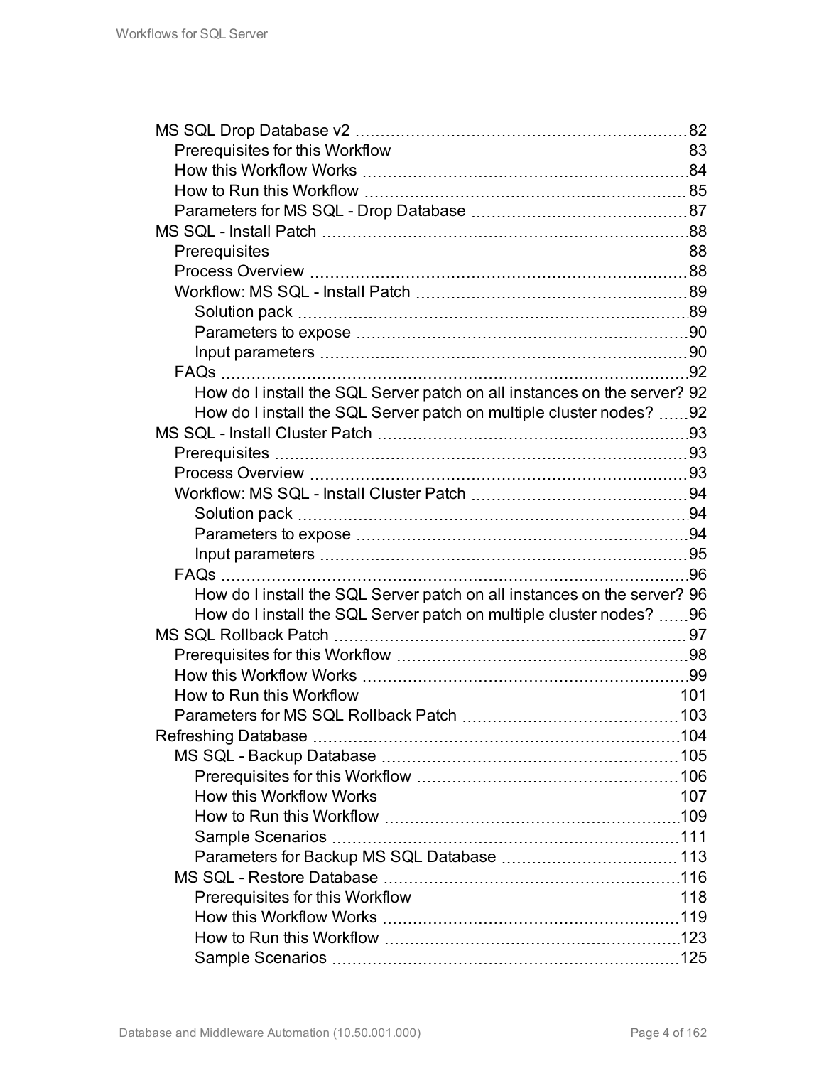- MS SQL Drop Database v2 ... 82
  - Prerequisites for this Workflow ... 83
  - How this Workflow Works ... 84
  - How to Run this Workflow ... 85
  - Parameters for MS SQL - Drop Database ... 87
- MS SQL - Install Patch ... 88
  - Prerequisites ... 88
  - Process Overview ... 88
  - Workflow: MS SQL - Install Patch ... 89
    - Solution pack ... 89
    - Parameters to expose ... 90
    - Input parameters ... 90
  - FAQs ... 92
    - How do I install the SQL Server patch on all instances on the server? 92
    - How do I install the SQL Server patch on multiple cluster nodes? ... 92
- MS SQL - Install Cluster Patch ... 93
  - Prerequisites ... 93
  - Process Overview ... 93
  - Workflow: MS SQL - Install Cluster Patch ... 94
    - Solution pack ... 94
    - Parameters to expose ... 94
    - Input parameters ... 95
  - FAQs ... 96
    - How do I install the SQL Server patch on all instances on the server? 96
    - How do I install the SQL Server patch on multiple cluster nodes? ... 96
- MS SQL Rollback Patch ... 97
  - Prerequisites for this Workflow ... 98
  - How this Workflow Works ... 99
  - How to Run this Workflow ... 101
  - Parameters for MS SQL Rollback Patch ... 103
- Refreshing Database ... 104
  - MS SQL - Backup Database ... 105
    - Prerequisites for this Workflow ... 106
    - How this Workflow Works ... 107
    - How to Run this Workflow ... 109
    - Sample Scenarios ... 111
    - Parameters for Backup MS SQL Database ... 113
  - MS SQL - Restore Database ... 116
    - Prerequisites for this Workflow ... 118
    - How this Workflow Works ... 119
    - How to Run this Workflow ... 123
    - Sample Scenarios ... 125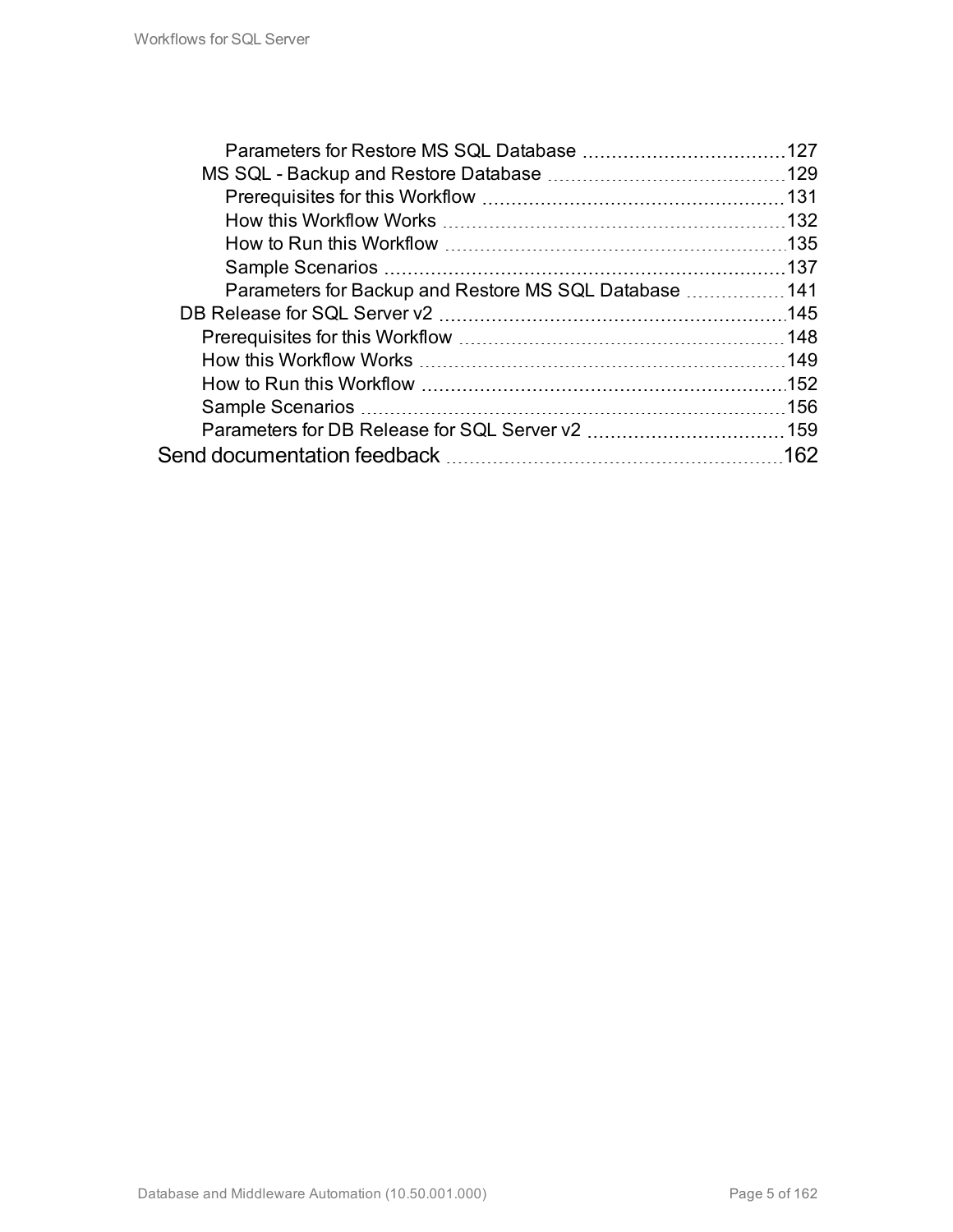- Parameters for Restore MS SQL Database 127
- MS SQL - Backup and Restore Database 129
  - Prerequisites for this Workflow 131
  - How this Workflow Works 132
  - How to Run this Workflow 135
  - Sample Scenarios 137
  - Parameters for Backup and Restore MS SQL Database 141
- DB Release for SQL Server v2 145
  - Prerequisites for this Workflow 148
  - How this Workflow Works 149
  - How to Run this Workflow 152
  - Sample Scenarios 156
  - Parameters for DB Release for SQL Server v2 159

Send documentation feedback 162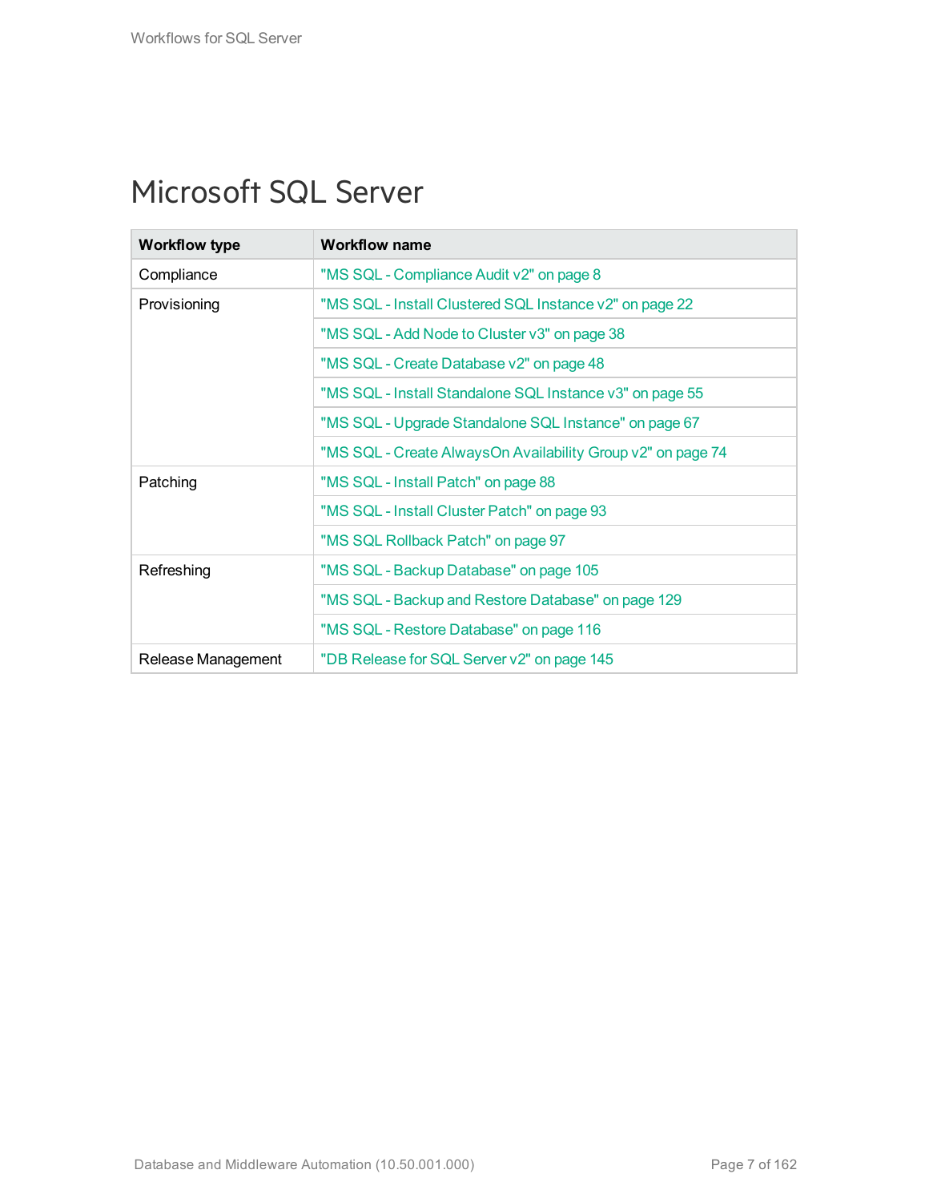# Microsoft SQL Server

| Workflow type | Workflow name |
| --- | --- |
| Compliance | "MS SQL - Compliance Audit v2" on page 8 |
| Provisioning | "MS SQL - Install Clustered SQL Instance v2" on page 22 |
| | "MS SQL - Add Node to Cluster v3" on page 38 |
| | "MS SQL - Create Database v2" on page 48 |
| | "MS SQL - Install Standalone SQL Instance v3" on page 55 |
| | "MS SQL - Upgrade Standalone SQL Instance" on page 67 |
| | "MS SQL - Create AlwaysOn Availability Group v2" on page 74 |
| Patching | "MS SQL - Install Patch" on page 88 |
| | "MS SQL - Install Cluster Patch" on page 93 |
| | "MS SQL Rollback Patch" on page 97 |
| Refreshing | "MS SQL - Backup Database" on page 105 |
| | "MS SQL - Backup and Restore Database" on page 129 |
| | "MS SQL - Restore Database" on page 116 |
| Release Management | "DB Release for SQL Server v2" on page 145 |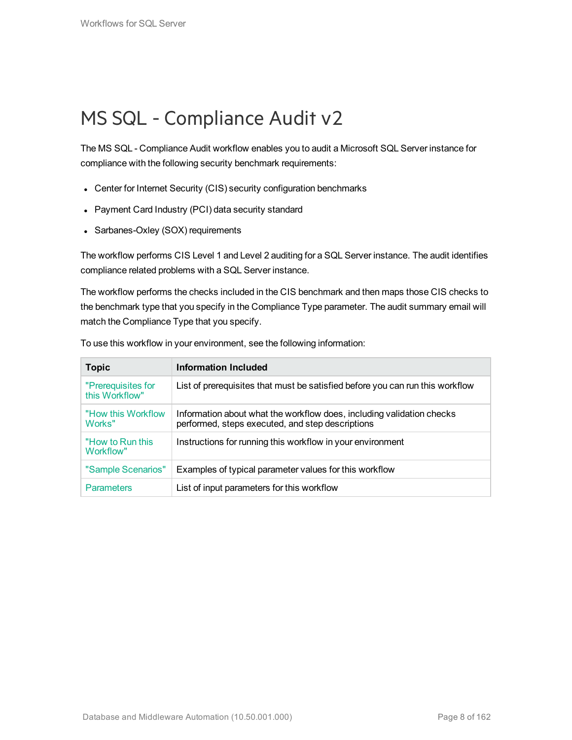# MS SQL - Compliance Audit v2

The MS SQL - Compliance Audit workflow enables you to audit a Microsoft SQL Server instance for compliance with the following security benchmark requirements:

- Center for Internet Security (CIS) security configuration benchmarks
- Payment Card Industry (PCI) data security standard
- Sarbanes-Oxley (SOX) requirements

The workflow performs CIS Level 1 and Level 2 auditing for a SQL Server instance. The audit identifies compliance related problems with a SQL Server instance.

The workflow performs the checks included in the CIS benchmark and then maps those CIS checks to the benchmark type that you specify in the Compliance Type parameter. The audit summary email will match the Compliance Type that you specify.

To use this workflow in your environment, see the following information:

| Topic | Information Included |
| --- | --- |
| "Prerequisites for this Workflow" | List of prerequisites that must be satisfied before you can run this workflow |
| "How this Workflow Works" | Information about what the workflow does, including validation checks performed, steps executed, and step descriptions |
| "How to Run this Workflow" | Instructions for running this workflow in your environment |
| "Sample Scenarios" | Examples of typical parameter values for this workflow |
| Parameters | List of input parameters for this workflow |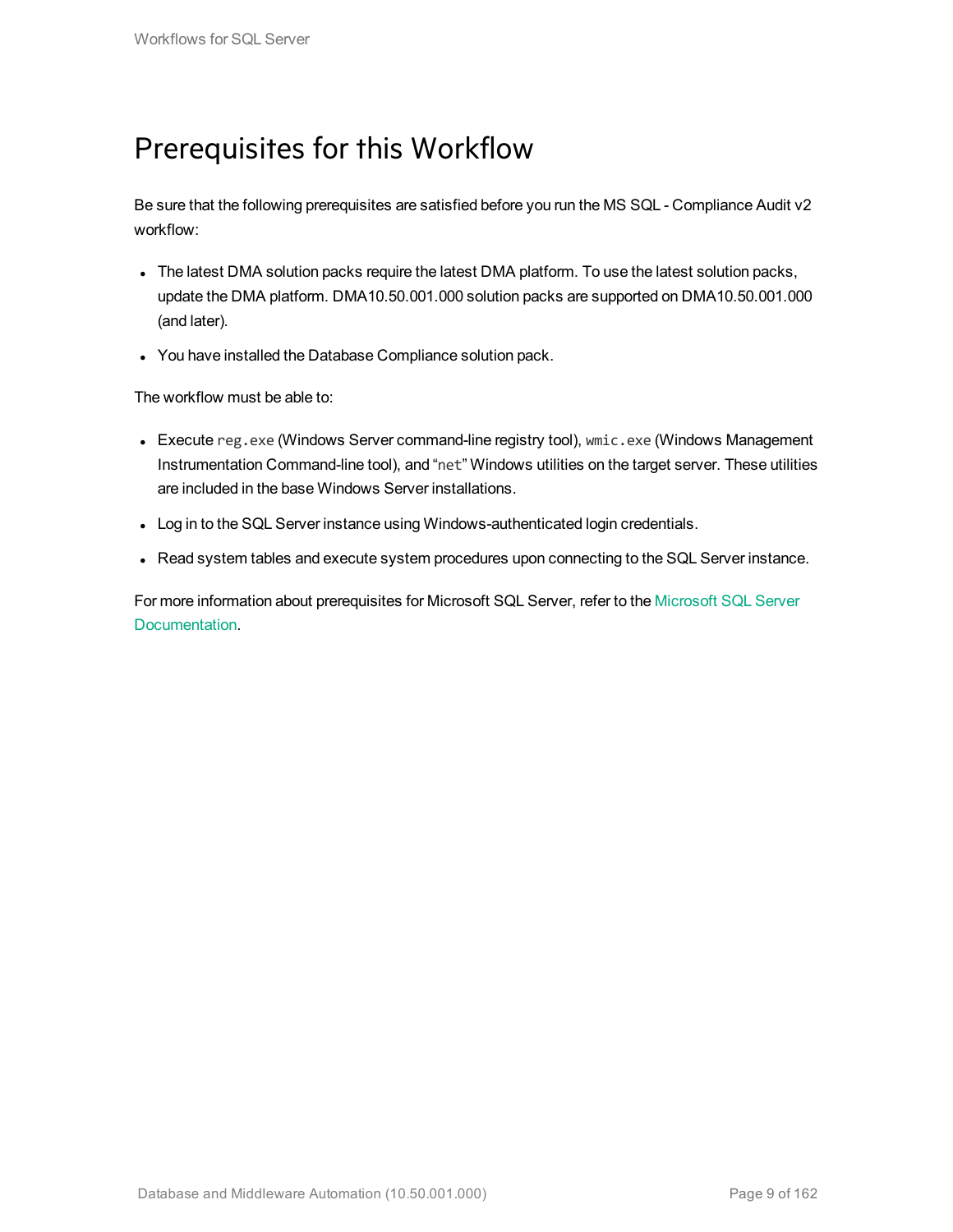# Prerequisites for this Workflow

Be sure that the following prerequisites are satisfied before you run the MS SQL - Compliance Audit v2 workflow:

- The latest DMA solution packs require the latest DMA platform. To use the latest solution packs, update the DMA platform. DMA10.50.001.000 solution packs are supported on DMA10.50.001.000 (and later).
- You have installed the Database Compliance solution pack.

The workflow must be able to:

- Execute `reg.exe` (Windows Server command-line registry tool), `wmic.exe` (Windows Management Instrumentation Command-line tool), and "`net`" Windows utilities on the target server. These utilities are included in the base Windows Server installations.
- Log in to the SQL Server instance using Windows-authenticated login credentials.
- Read system tables and execute system procedures upon connecting to the SQL Server instance.

For more information about prerequisites for Microsoft SQL Server, refer to the Microsoft SQL Server Documentation.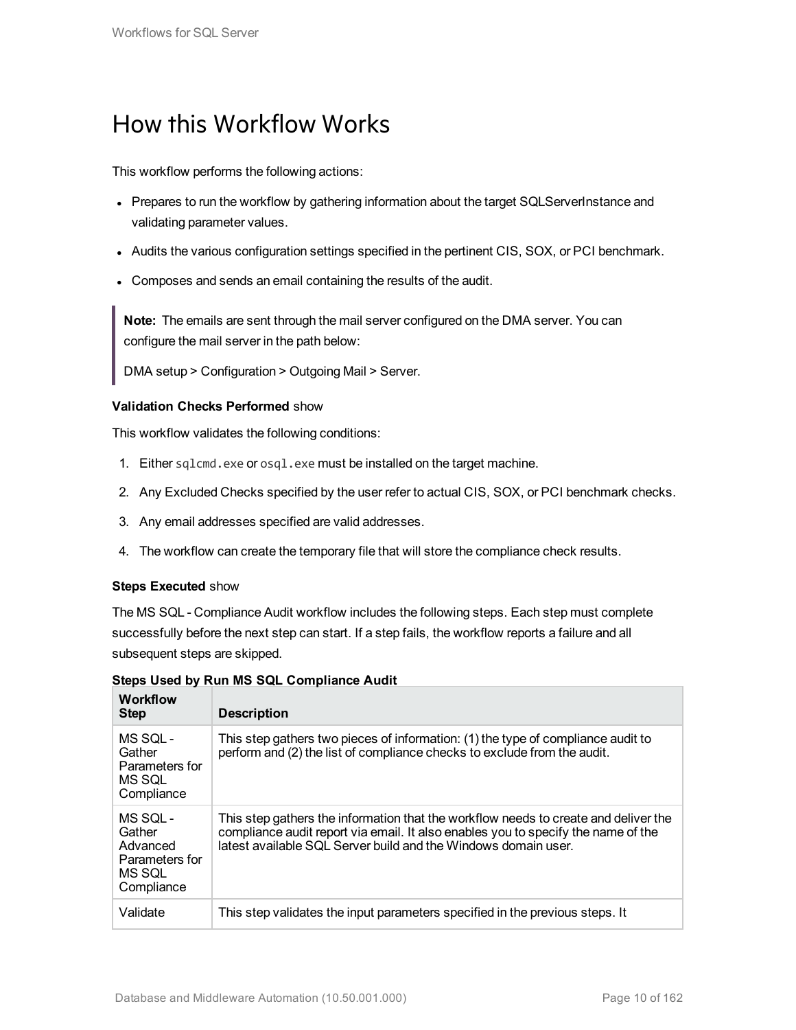# How this Workflow Works

This workflow performs the following actions:

- Prepares to run the workflow by gathering information about the target SQLServerInstance and validating parameter values.
- Audits the various configuration settings specified in the pertinent CIS, SOX, or PCI benchmark.
- Composes and sends an email containing the results of the audit.

> **Note:** The emails are sent through the mail server configured on the DMA server. You can configure the mail server in the path below:
>
> DMA setup > Configuration > Outgoing Mail > Server.

**Validation Checks Performed** show

This workflow validates the following conditions:

1. Either `sqlcmd.exe` or `osql.exe` must be installed on the target machine.
2. Any Excluded Checks specified by the user refer to actual CIS, SOX, or PCI benchmark checks.
3. Any email addresses specified are valid addresses.
4. The workflow can create the temporary file that will store the compliance check results.

**Steps Executed** show

The MS SQL - Compliance Audit workflow includes the following steps. Each step must complete successfully before the next step can start. If a step fails, the workflow reports a failure and all subsequent steps are skipped.

**Steps Used by Run MS SQL Compliance Audit**

| Workflow Step | Description |
|---|---|
| MS SQL - Gather Parameters for MS SQL Compliance | This step gathers two pieces of information: (1) the type of compliance audit to perform and (2) the list of compliance checks to exclude from the audit. |
| MS SQL - Gather Advanced Parameters for MS SQL Compliance | This step gathers the information that the workflow needs to create and deliver the compliance audit report via email. It also enables you to specify the name of the latest available SQL Server build and the Windows domain user. |
| Validate | This step validates the input parameters specified in the previous steps. It |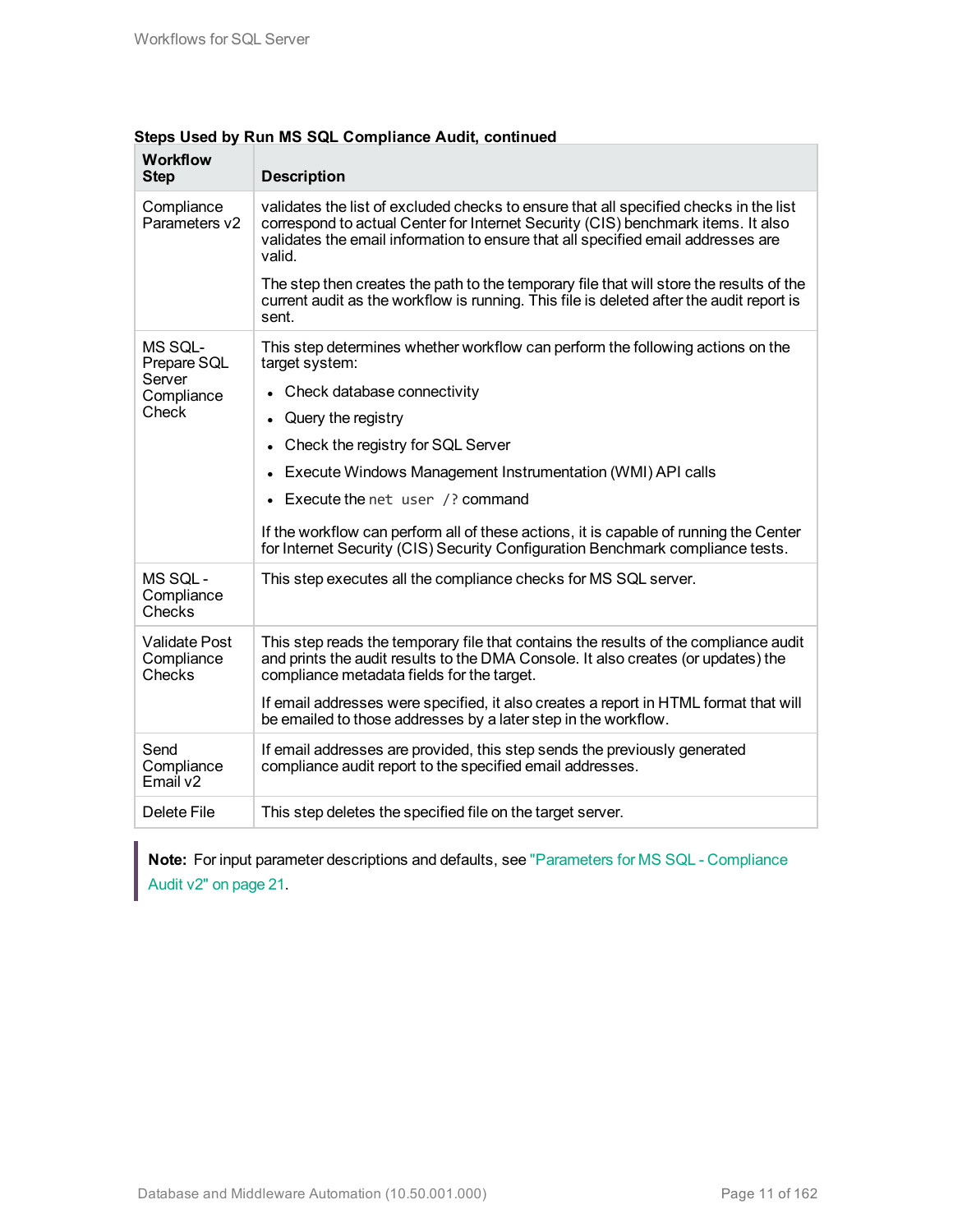**Steps Used by Run MS SQL Compliance Audit, continued**

| Workflow Step | Description |
|---|---|
| Compliance Parameters v2 | validates the list of excluded checks to ensure that all specified checks in the list correspond to actual Center for Internet Security (CIS) benchmark items. It also validates the email information to ensure that all specified email addresses are valid.<br><br>The step then creates the path to the temporary file that will store the results of the current audit as the workflow is running. This file is deleted after the audit report is sent. |
| MS SQL-Prepare SQL Server Compliance Check | This step determines whether workflow can perform the following actions on the target system:<br><br>• Check database connectivity<br>• Query the registry<br>• Check the registry for SQL Server<br>• Execute Windows Management Instrumentation (WMI) API calls<br>• Execute the `net user /?` command<br><br>If the workflow can perform all of these actions, it is capable of running the Center for Internet Security (CIS) Security Configuration Benchmark compliance tests. |
| MS SQL - Compliance Checks | This step executes all the compliance checks for MS SQL server. |
| Validate Post Compliance Checks | This step reads the temporary file that contains the results of the compliance audit and prints the audit results to the DMA Console. It also creates (or updates) the compliance metadata fields for the target.<br><br>If email addresses were specified, it also creates a report in HTML format that will be emailed to those addresses by a later step in the workflow. |
| Send Compliance Email v2 | If email addresses are provided, this step sends the previously generated compliance audit report to the specified email addresses. |
| Delete File | This step deletes the specified file on the target server. |

> **Note:** For input parameter descriptions and defaults, see "Parameters for MS SQL - Compliance Audit v2" on page 21.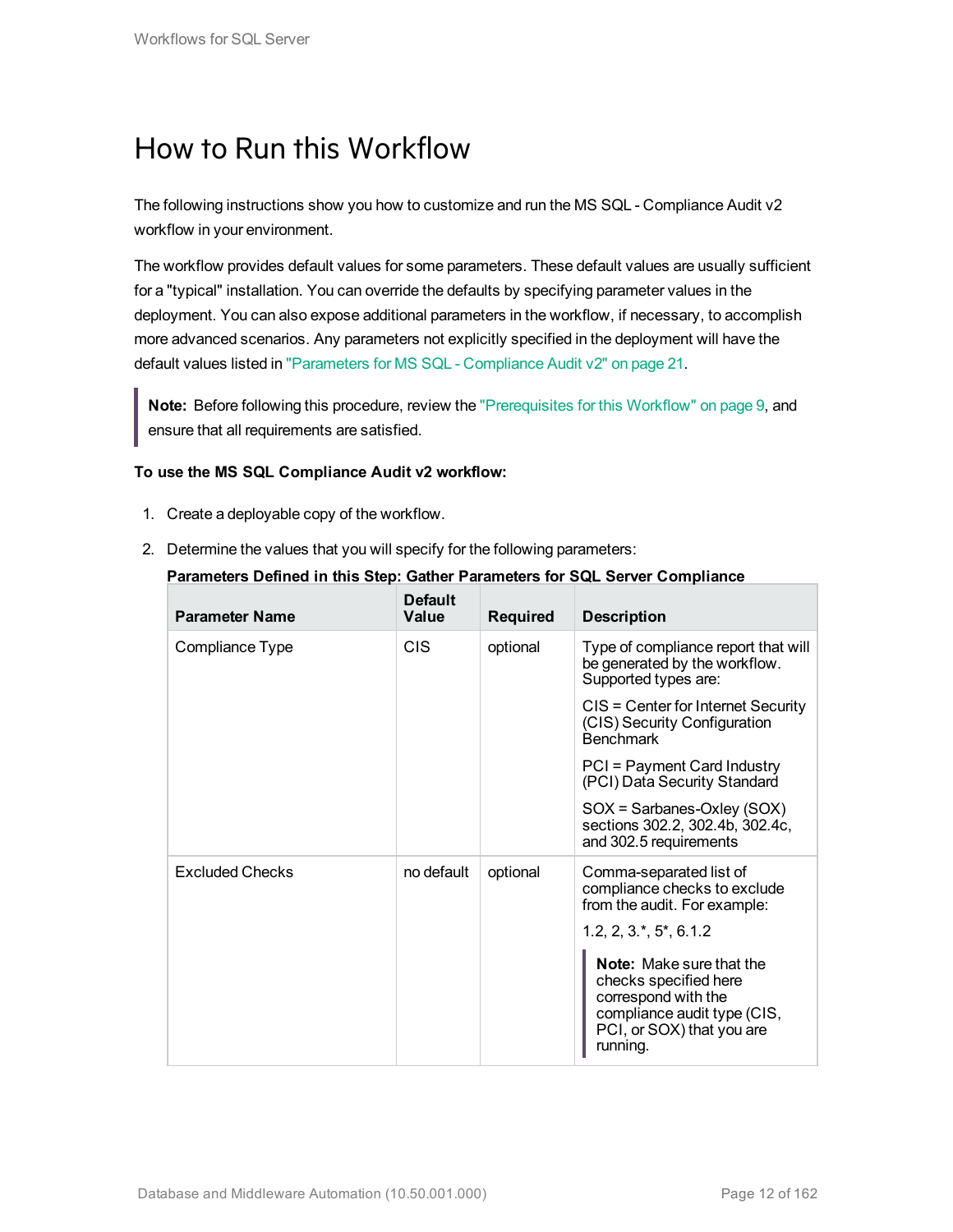# How to Run this Workflow

The following instructions show you how to customize and run the MS SQL - Compliance Audit v2 workflow in your environment.

The workflow provides default values for some parameters. These default values are usually sufficient for a "typical" installation. You can override the defaults by specifying parameter values in the deployment. You can also expose additional parameters in the workflow, if necessary, to accomplish more advanced scenarios. Any parameters not explicitly specified in the deployment will have the default values listed in "Parameters for MS SQL - Compliance Audit v2" on page 21.

> **Note:** Before following this procedure, review the "Prerequisites for this Workflow" on page 9, and ensure that all requirements are satisfied.

**To use the MS SQL Compliance Audit v2 workflow:**

1. Create a deployable copy of the workflow.
2. Determine the values that you will specify for the following parameters:

**Parameters Defined in this Step: Gather Parameters for SQL Server Compliance**

| Parameter Name | Default Value | Required | Description |
|---|---|---|---|
| Compliance Type | CIS | optional | Type of compliance report that will be generated by the workflow. Supported types are:<br><br>CIS = Center for Internet Security (CIS) Security Configuration Benchmark<br><br>PCI = Payment Card Industry (PCI) Data Security Standard<br><br>SOX = Sarbanes-Oxley (SOX) sections 302.2, 302.4b, 302.4c, and 302.5 requirements |
| Excluded Checks | no default | optional | Comma-separated list of compliance checks to exclude from the audit. For example:<br><br>1.2, 2, 3.*, 5*, 6.1.2<br><br>**Note:** Make sure that the checks specified here correspond with the compliance audit type (CIS, PCI, or SOX) that you are running. |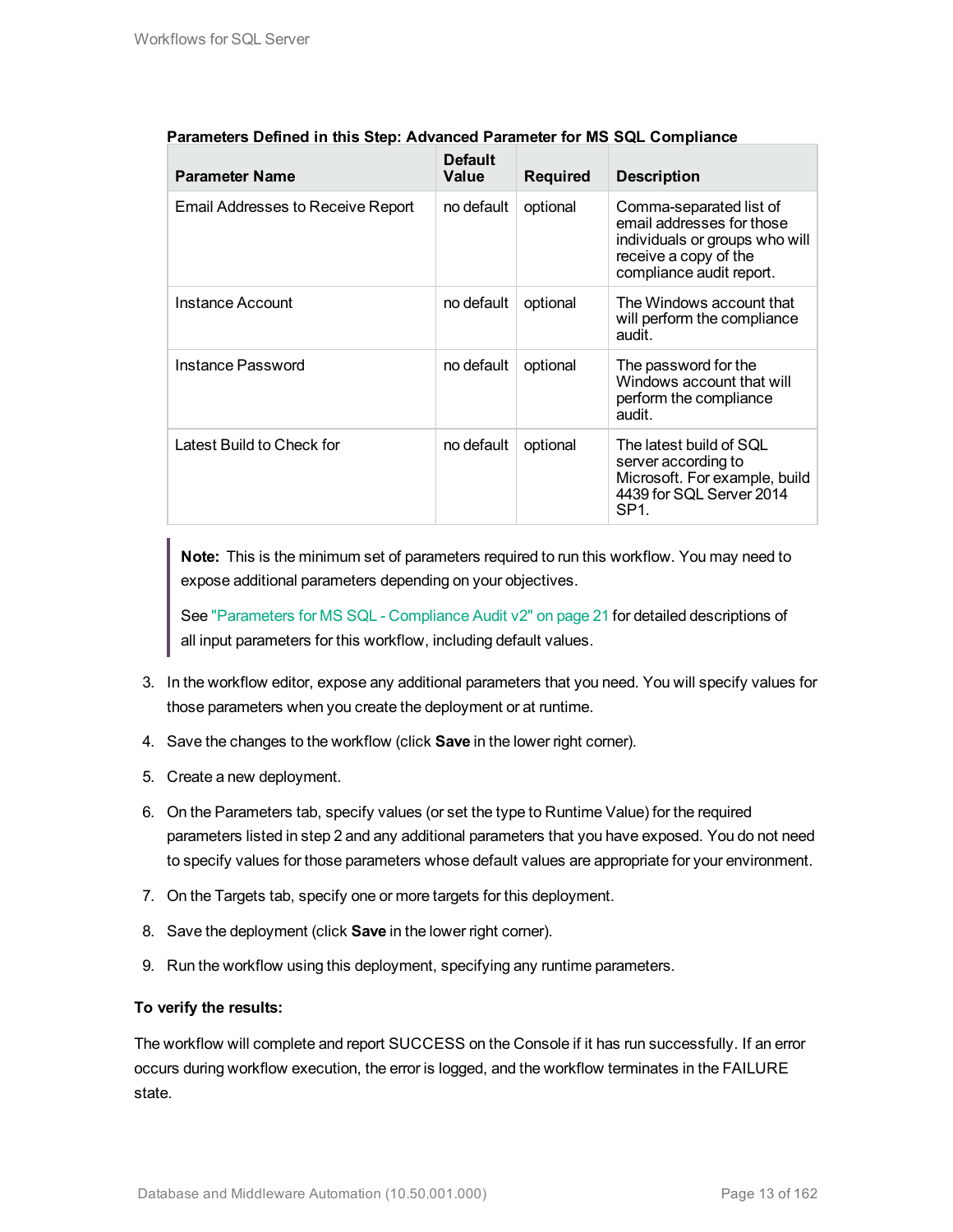**Parameters Defined in this Step: Advanced Parameter for MS SQL Compliance**

| Parameter Name | Default Value | Required | Description |
|---|---|---|---|
| Email Addresses to Receive Report | no default | optional | Comma-separated list of email addresses for those individuals or groups who will receive a copy of the compliance audit report. |
| Instance Account | no default | optional | The Windows account that will perform the compliance audit. |
| Instance Password | no default | optional | The password for the Windows account that will perform the compliance audit. |
| Latest Build to Check for | no default | optional | The latest build of SQL server according to Microsoft. For example, build 4439 for SQL Server 2014 SP1. |

> **Note:** This is the minimum set of parameters required to run this workflow. You may need to expose additional parameters depending on your objectives.
>
> See "Parameters for MS SQL - Compliance Audit v2" on page 21 for detailed descriptions of all input parameters for this workflow, including default values.

3. In the workflow editor, expose any additional parameters that you need. You will specify values for those parameters when you create the deployment or at runtime.

4. Save the changes to the workflow (click **Save** in the lower right corner).

5. Create a new deployment.

6. On the Parameters tab, specify values (or set the type to Runtime Value) for the required parameters listed in step 2 and any additional parameters that you have exposed. You do not need to specify values for those parameters whose default values are appropriate for your environment.

7. On the Targets tab, specify one or more targets for this deployment.

8. Save the deployment (click **Save** in the lower right corner).

9. Run the workflow using this deployment, specifying any runtime parameters.

**To verify the results:**

The workflow will complete and report SUCCESS on the Console if it has run successfully. If an error occurs during workflow execution, the error is logged, and the workflow terminates in the FAILURE state.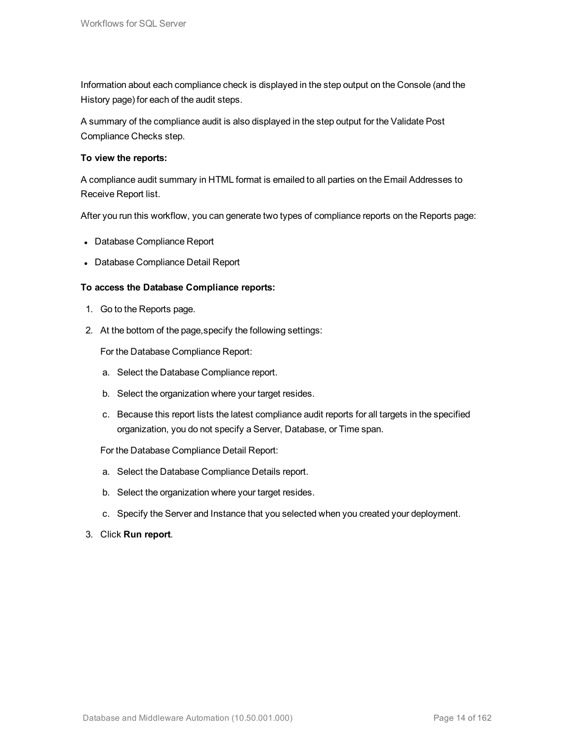Information about each compliance check is displayed in the step output on the Console (and the History page) for each of the audit steps.

A summary of the compliance audit is also displayed in the step output for the Validate Post Compliance Checks step.

**To view the reports:**

A compliance audit summary in HTML format is emailed to all parties on the Email Addresses to Receive Report list.

After you run this workflow, you can generate two types of compliance reports on the Reports page:

- Database Compliance Report
- Database Compliance Detail Report

**To access the Database Compliance reports:**

1. Go to the Reports page.
2. At the bottom of the page,specify the following settings:

   For the Database Compliance Report:

   a. Select the Database Compliance report.
   b. Select the organization where your target resides.
   c. Because this report lists the latest compliance audit reports for all targets in the specified organization, you do not specify a Server, Database, or Time span.

   For the Database Compliance Detail Report:

   a. Select the Database Compliance Details report.
   b. Select the organization where your target resides.
   c. Specify the Server and Instance that you selected when you created your deployment.
3. Click **Run report**.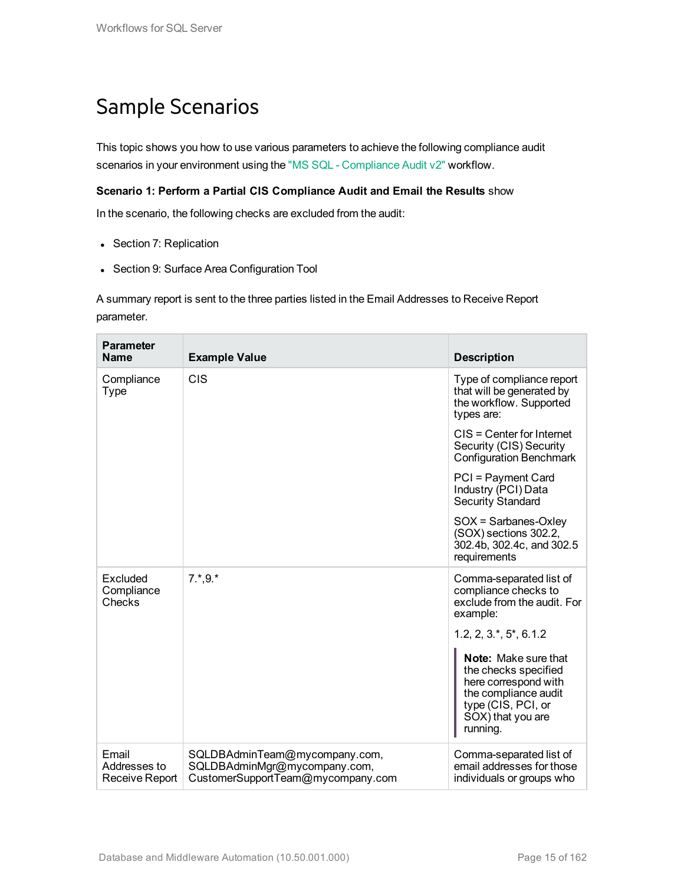# Sample Scenarios

This topic shows you how to use various parameters to achieve the following compliance audit scenarios in your environment using the "MS SQL - Compliance Audit v2" workflow.

**Scenario 1: Perform a Partial CIS Compliance Audit and Email the Results** show

In the scenario, the following checks are excluded from the audit:

- Section 7: Replication
- Section 9: Surface Area Configuration Tool

A summary report is sent to the three parties listed in the Email Addresses to Receive Report parameter.

| Parameter Name | Example Value | Description |
|---|---|---|
| Compliance Type | CIS | Type of compliance report that will be generated by the workflow. Supported types are:<br><br>CIS = Center for Internet Security (CIS) Security Configuration Benchmark<br><br>PCI = Payment Card Industry (PCI) Data Security Standard<br><br>SOX = Sarbanes-Oxley (SOX) sections 302.2, 302.4b, 302.4c, and 302.5 requirements |
| Excluded Compliance Checks | 7.*,9.* | Comma-separated list of compliance checks to exclude from the audit. For example:<br><br>1.2, 2, 3.*, 5*, 6.1.2<br><br>**Note:** Make sure that the checks specified here correspond with the compliance audit type (CIS, PCI, or SOX) that you are running. |
| Email Addresses to Receive Report | SQLDBAdminTeam@mycompany.com, SQLDBAdminMgr@mycompany.com, CustomerSupportTeam@mycompany.com | Comma-separated list of email addresses for those individuals or groups who |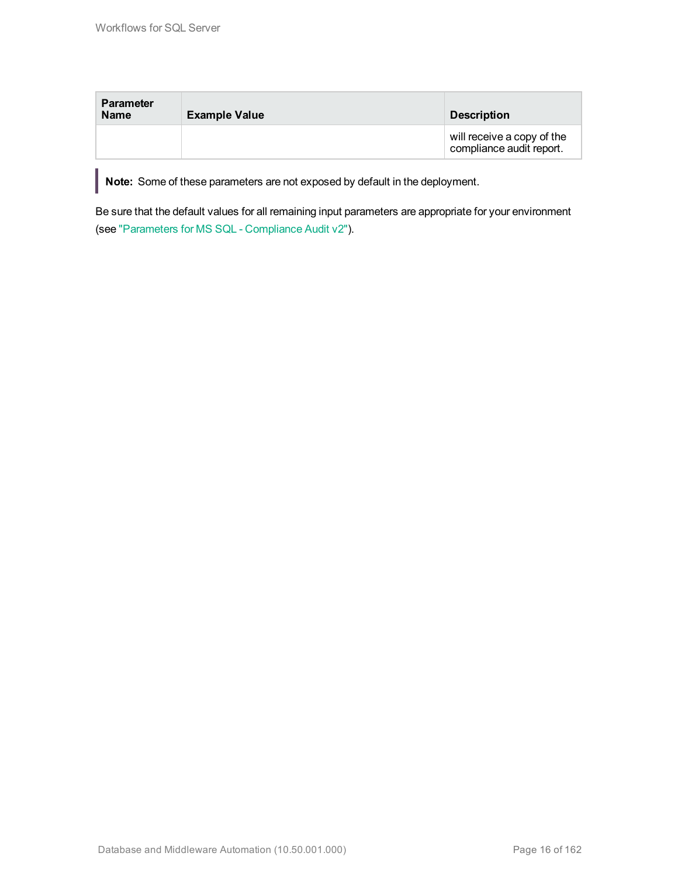| Parameter Name | Example Value | Description |
|---|---|---|
| | | will receive a copy of the compliance audit report. |

**Note:** Some of these parameters are not exposed by default in the deployment.

Be sure that the default values for all remaining input parameters are appropriate for your environment (see "Parameters for MS SQL - Compliance Audit v2").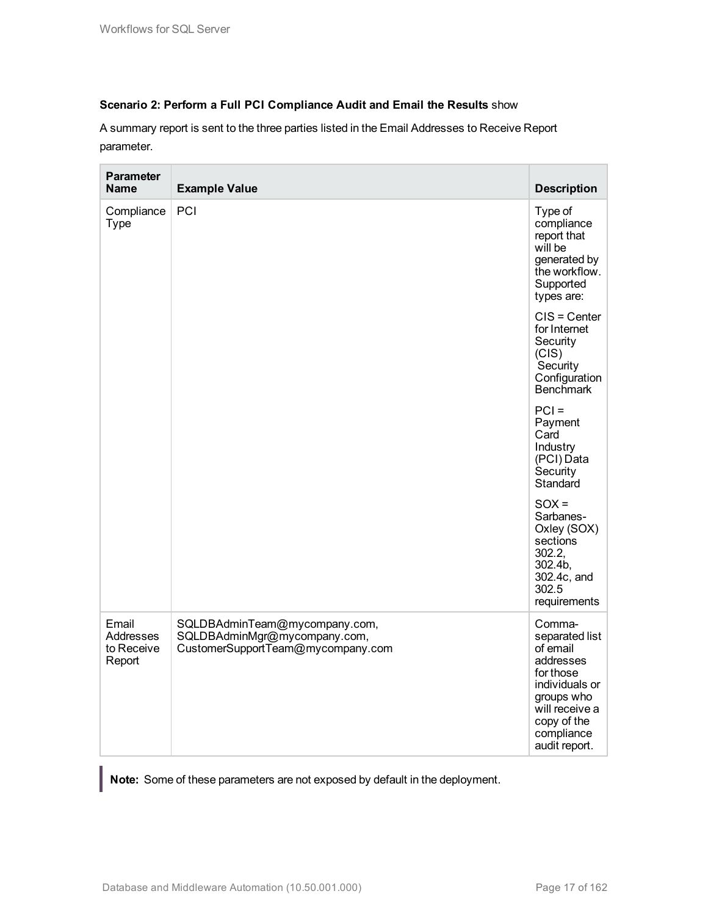**Scenario 2: Perform a Full PCI Compliance Audit and Email the Results** show

A summary report is sent to the three parties listed in the Email Addresses to Receive Report parameter.

| Parameter Name | Example Value | Description |
| --- | --- | --- |
| Compliance Type | PCI | Type of compliance report that will be generated by the workflow. Supported types are:<br><br>CIS = Center for Internet Security (CIS) Security Configuration Benchmark<br><br>PCI = Payment Card Industry (PCI) Data Security Standard<br><br>SOX = Sarbanes-Oxley (SOX) sections 302.2, 302.4b, 302.4c, and 302.5 requirements |
| Email Addresses to Receive Report | SQLDBAdminTeam@mycompany.com, SQLDBAdminMgr@mycompany.com, CustomerSupportTeam@mycompany.com | Comma-separated list of email addresses for those individuals or groups who will receive a copy of the compliance audit report. |

> **Note:** Some of these parameters are not exposed by default in the deployment.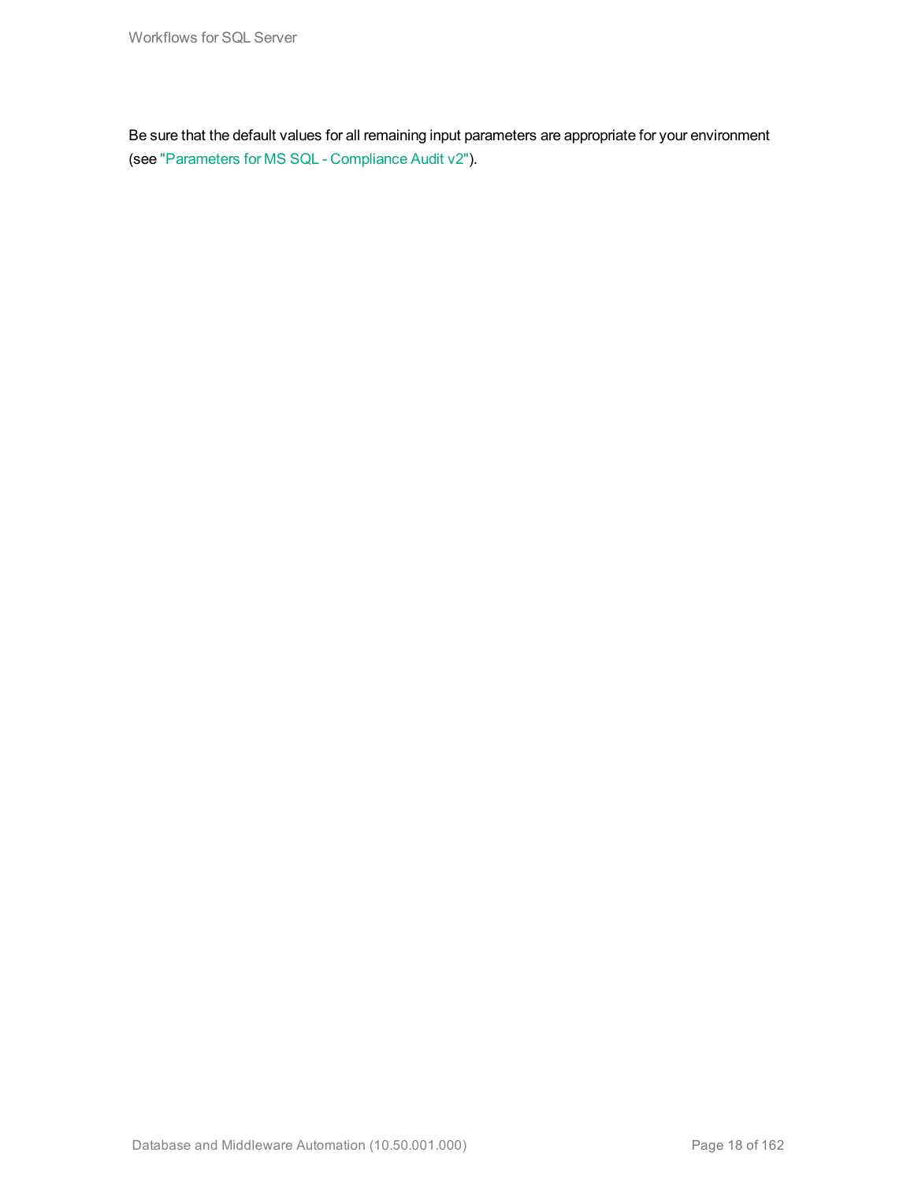Be sure that the default values for all remaining input parameters are appropriate for your environment (see "Parameters for MS SQL - Compliance Audit v2").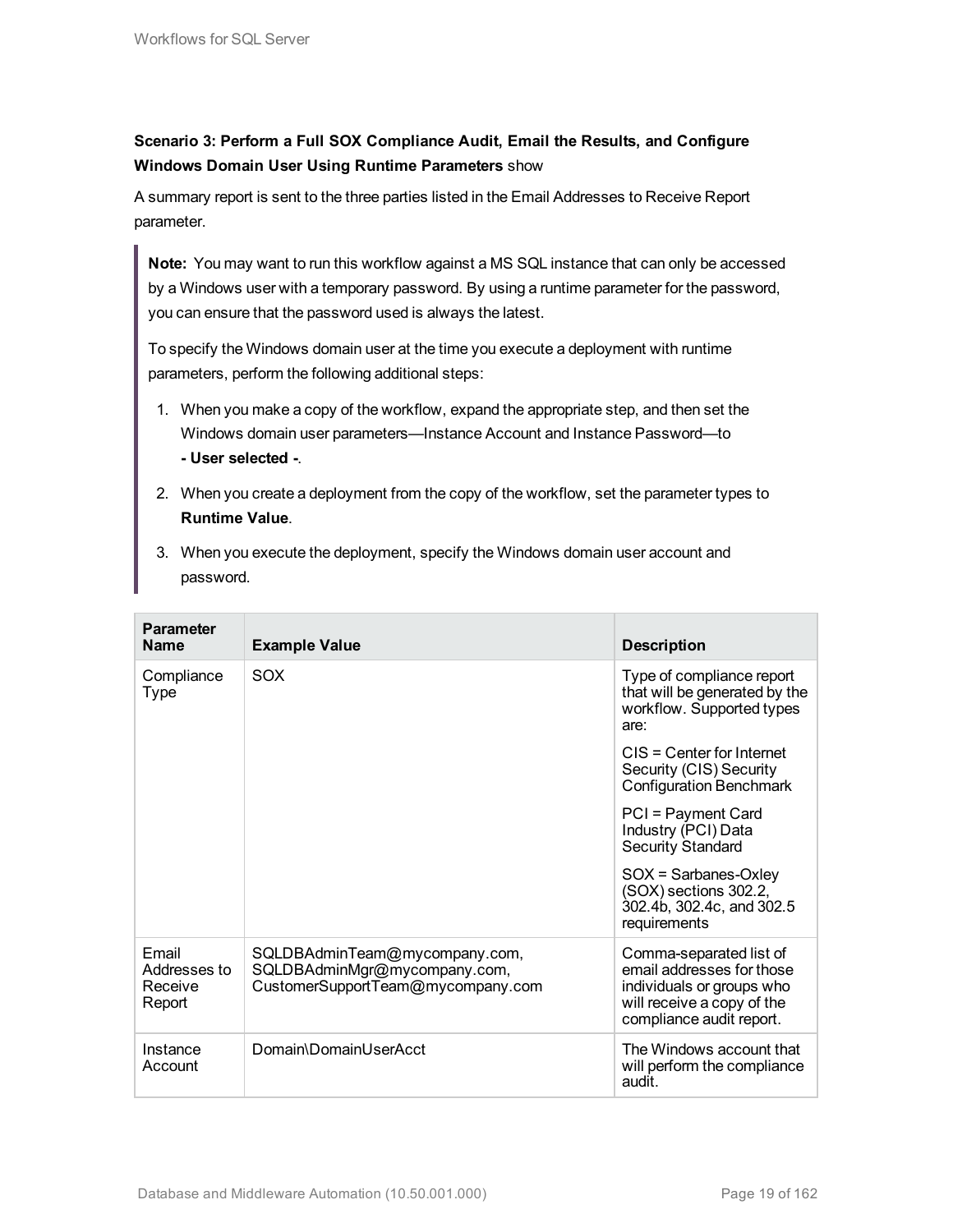**Scenario 3: Perform a Full SOX Compliance Audit, Email the Results, and Configure Windows Domain User Using Runtime Parameters** show

A summary report is sent to the three parties listed in the Email Addresses to Receive Report parameter.

> **Note:** You may want to run this workflow against a MS SQL instance that can only be accessed by a Windows user with a temporary password. By using a runtime parameter for the password, you can ensure that the password used is always the latest.
>
> To specify the Windows domain user at the time you execute a deployment with runtime parameters, perform the following additional steps:
>
> 1. When you make a copy of the workflow, expand the appropriate step, and then set the Windows domain user parameters—Instance Account and Instance Password—to **- User selected -**.
> 2. When you create a deployment from the copy of the workflow, set the parameter types to **Runtime Value**.
> 3. When you execute the deployment, specify the Windows domain user account and password.

| Parameter Name | Example Value | Description |
|---|---|---|
| Compliance Type | SOX | Type of compliance report that will be generated by the workflow. Supported types are:<br><br>CIS = Center for Internet Security (CIS) Security Configuration Benchmark<br><br>PCI = Payment Card Industry (PCI) Data Security Standard<br><br>SOX = Sarbanes-Oxley (SOX) sections 302.2, 302.4b, 302.4c, and 302.5 requirements |
| Email Addresses to Receive Report | SQLDBAdminTeam@mycompany.com, SQLDBAdminMgr@mycompany.com, CustomerSupportTeam@mycompany.com | Comma-separated list of email addresses for those individuals or groups who will receive a copy of the compliance audit report. |
| Instance Account | Domain\DomainUserAcct | The Windows account that will perform the compliance audit. |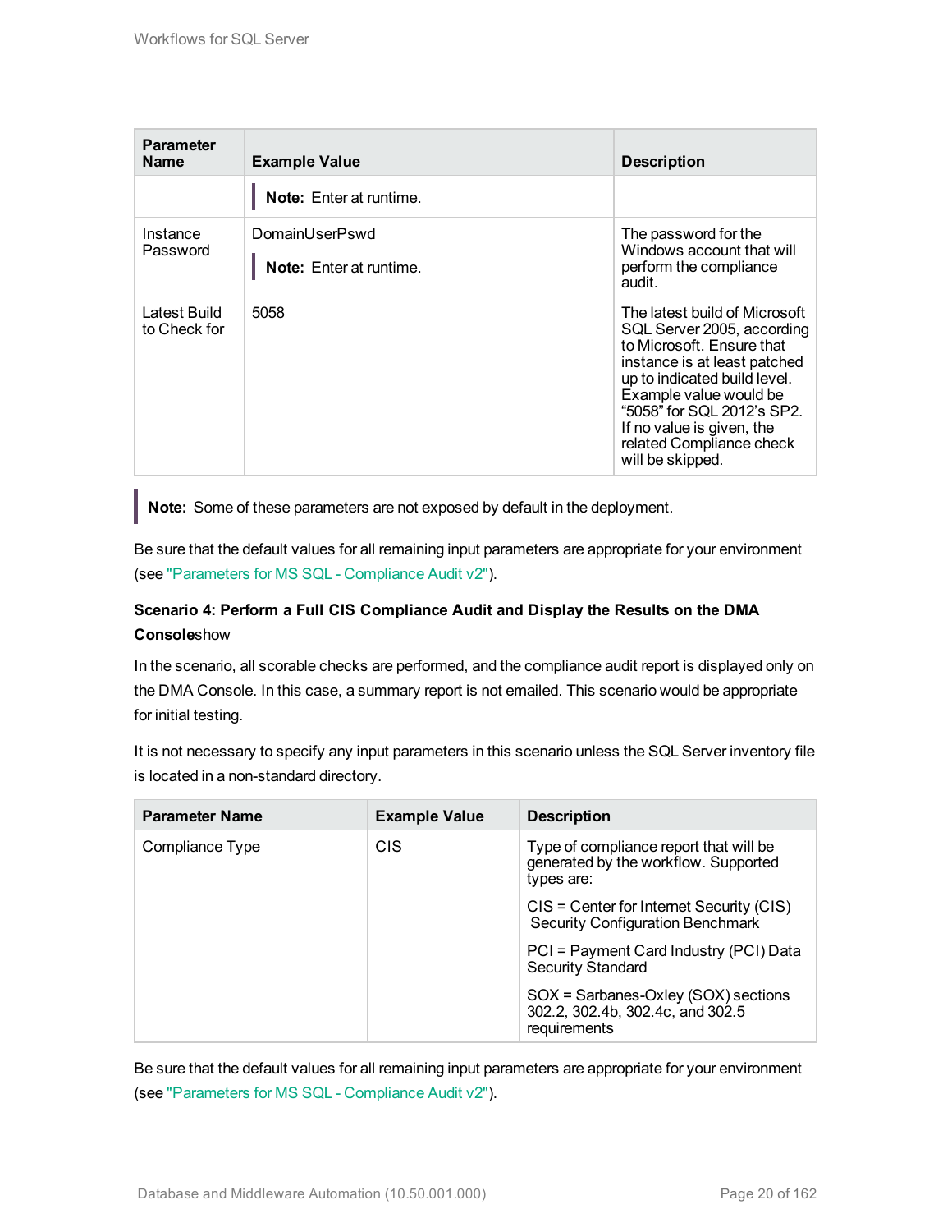| Parameter Name | Example Value | Description |
|---|---|---|
| | **Note:** Enter at runtime. | |
| Instance Password | DomainUserPswd<br>**Note:** Enter at runtime. | The password for the Windows account that will perform the compliance audit. |
| Latest Build to Check for | 5058 | The latest build of Microsoft SQL Server 2005, according to Microsoft. Ensure that instance is at least patched up to indicated build level. Example value would be "5058" for SQL 2012's SP2. If no value is given, the related Compliance check will be skipped. |

**Note:** Some of these parameters are not exposed by default in the deployment.

Be sure that the default values for all remaining input parameters are appropriate for your environment (see "Parameters for MS SQL - Compliance Audit v2").

**Scenario 4: Perform a Full CIS Compliance Audit and Display the Results on the DMA Console**show

In the scenario, all scorable checks are performed, and the compliance audit report is displayed only on the DMA Console. In this case, a summary report is not emailed. This scenario would be appropriate for initial testing.

It is not necessary to specify any input parameters in this scenario unless the SQL Server inventory file is located in a non-standard directory.

| Parameter Name | Example Value | Description |
|---|---|---|
| Compliance Type | CIS | Type of compliance report that will be generated by the workflow. Supported types are:<br>CIS = Center for Internet Security (CIS) Security Configuration Benchmark<br>PCI = Payment Card Industry (PCI) Data Security Standard<br>SOX = Sarbanes-Oxley (SOX) sections 302.2, 302.4b, 302.4c, and 302.5 requirements |

Be sure that the default values for all remaining input parameters are appropriate for your environment (see "Parameters for MS SQL - Compliance Audit v2").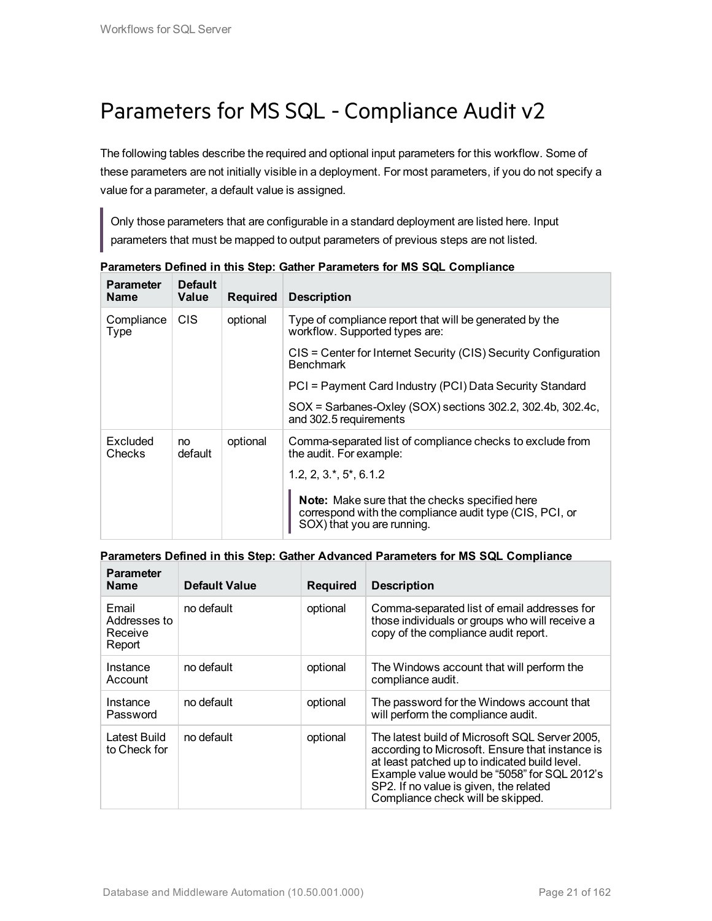# Parameters for MS SQL - Compliance Audit v2

The following tables describe the required and optional input parameters for this workflow. Some of these parameters are not initially visible in a deployment. For most parameters, if you do not specify a value for a parameter, a default value is assigned.

> Only those parameters that are configurable in a standard deployment are listed here. Input parameters that must be mapped to output parameters of previous steps are not listed.

**Parameters Defined in this Step: Gather Parameters for MS SQL Compliance**

| Parameter Name | Default Value | Required | Description |
|---|---|---|---|
| Compliance Type | CIS | optional | Type of compliance report that will be generated by the workflow. Supported types are:<br><br>CIS = Center for Internet Security (CIS) Security Configuration Benchmark<br><br>PCI = Payment Card Industry (PCI) Data Security Standard<br><br>SOX = Sarbanes-Oxley (SOX) sections 302.2, 302.4b, 302.4c, and 302.5 requirements |
| Excluded Checks | no default | optional | Comma-separated list of compliance checks to exclude from the audit. For example:<br><br>1.2, 2, 3.*, 5*, 6.1.2<br><br>**Note:** Make sure that the checks specified here correspond with the compliance audit type (CIS, PCI, or SOX) that you are running. |

**Parameters Defined in this Step: Gather Advanced Parameters for MS SQL Compliance**

| Parameter Name | Default Value | Required | Description |
|---|---|---|---|
| Email Addresses to Receive Report | no default | optional | Comma-separated list of email addresses for those individuals or groups who will receive a copy of the compliance audit report. |
| Instance Account | no default | optional | The Windows account that will perform the compliance audit. |
| Instance Password | no default | optional | The password for the Windows account that will perform the compliance audit. |
| Latest Build to Check for | no default | optional | The latest build of Microsoft SQL Server 2005, according to Microsoft. Ensure that instance is at least patched up to indicated build level. Example value would be "5058" for SQL 2012's SP2. If no value is given, the related Compliance check will be skipped. |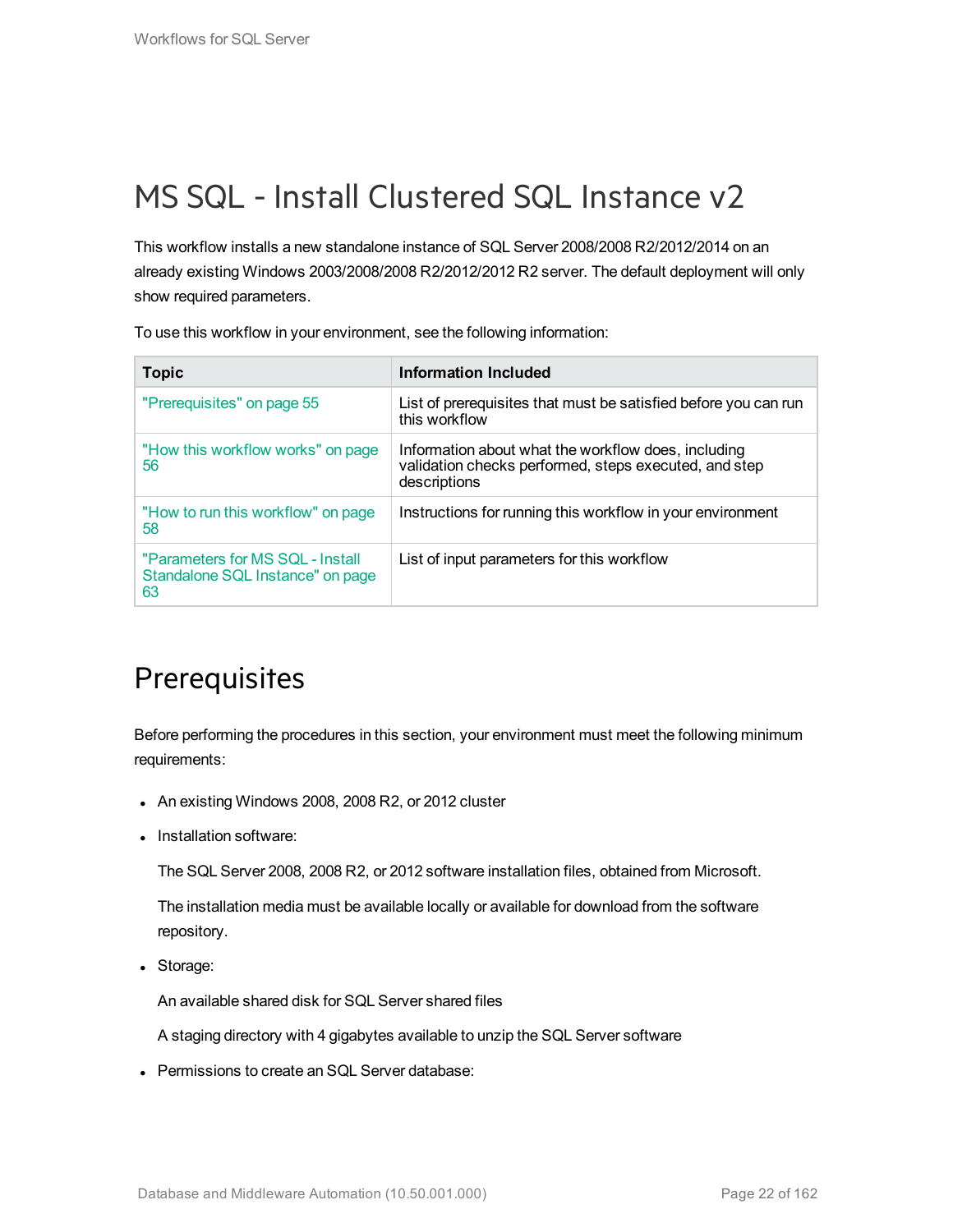# MS SQL - Install Clustered SQL Instance v2

This workflow installs a new standalone instance of SQL Server 2008/2008 R2/2012/2014 on an already existing Windows 2003/2008/2008 R2/2012/2012 R2 server. The default deployment will only show required parameters.

To use this workflow in your environment, see the following information:

| Topic | Information Included |
| --- | --- |
| "Prerequisites" on page 55 | List of prerequisites that must be satisfied before you can run this workflow |
| "How this workflow works" on page 56 | Information about what the workflow does, including validation checks performed, steps executed, and step descriptions |
| "How to run this workflow" on page 58 | Instructions for running this workflow in your environment |
| "Parameters for MS SQL - Install Standalone SQL Instance" on page 63 | List of input parameters for this workflow |

## Prerequisites

Before performing the procedures in this section, your environment must meet the following minimum requirements:

- An existing Windows 2008, 2008 R2, or 2012 cluster
- Installation software:

  The SQL Server 2008, 2008 R2, or 2012 software installation files, obtained from Microsoft.

  The installation media must be available locally or available for download from the software repository.
- Storage:

  An available shared disk for SQL Server shared files

  A staging directory with 4 gigabytes available to unzip the SQL Server software
- Permissions to create an SQL Server database: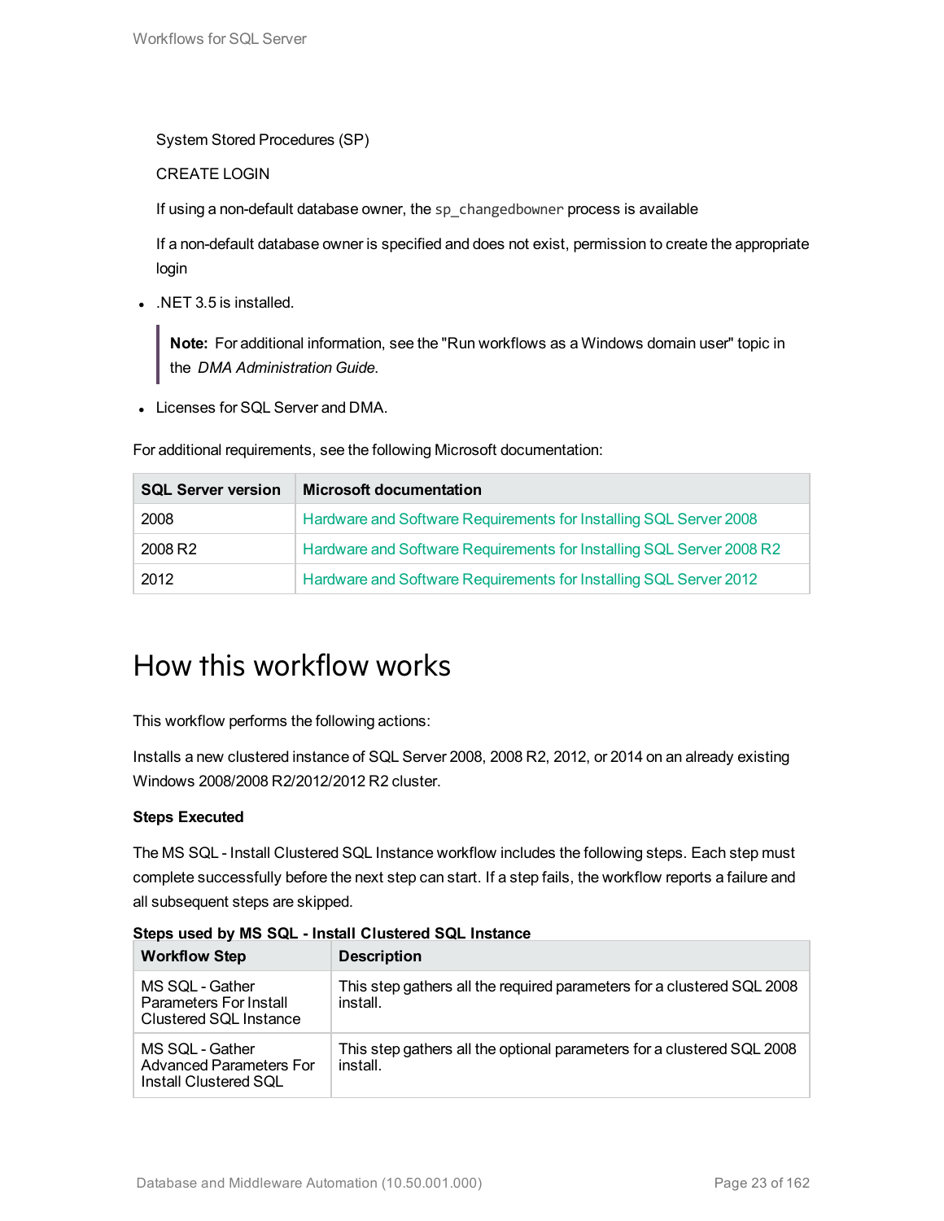System Stored Procedures (SP)

CREATE LOGIN

If using a non-default database owner, the `sp_changedbowner` process is available

If a non-default database owner is specified and does not exist, permission to create the appropriate login

- .NET 3.5 is installed.

> **Note:** For additional information, see the "Run workflows as a Windows domain user" topic in the *DMA Administration Guide*.

- Licenses for SQL Server and DMA.

For additional requirements, see the following Microsoft documentation:

| SQL Server version | Microsoft documentation |
|---|---|
| 2008 | Hardware and Software Requirements for Installing SQL Server 2008 |
| 2008 R2 | Hardware and Software Requirements for Installing SQL Server 2008 R2 |
| 2012 | Hardware and Software Requirements for Installing SQL Server 2012 |

# How this workflow works

This workflow performs the following actions:

Installs a new clustered instance of SQL Server 2008, 2008 R2, 2012, or 2014 on an already existing Windows 2008/2008 R2/2012/2012 R2 cluster.

**Steps Executed**

The MS SQL - Install Clustered SQL Instance workflow includes the following steps. Each step must complete successfully before the next step can start. If a step fails, the workflow reports a failure and all subsequent steps are skipped.

**Steps used by MS SQL - Install Clustered SQL Instance**

| Workflow Step | Description |
|---|---|
| MS SQL - Gather Parameters For Install Clustered SQL Instance | This step gathers all the required parameters for a clustered SQL 2008 install. |
| MS SQL - Gather Advanced Parameters For Install Clustered SQL | This step gathers all the optional parameters for a clustered SQL 2008 install. |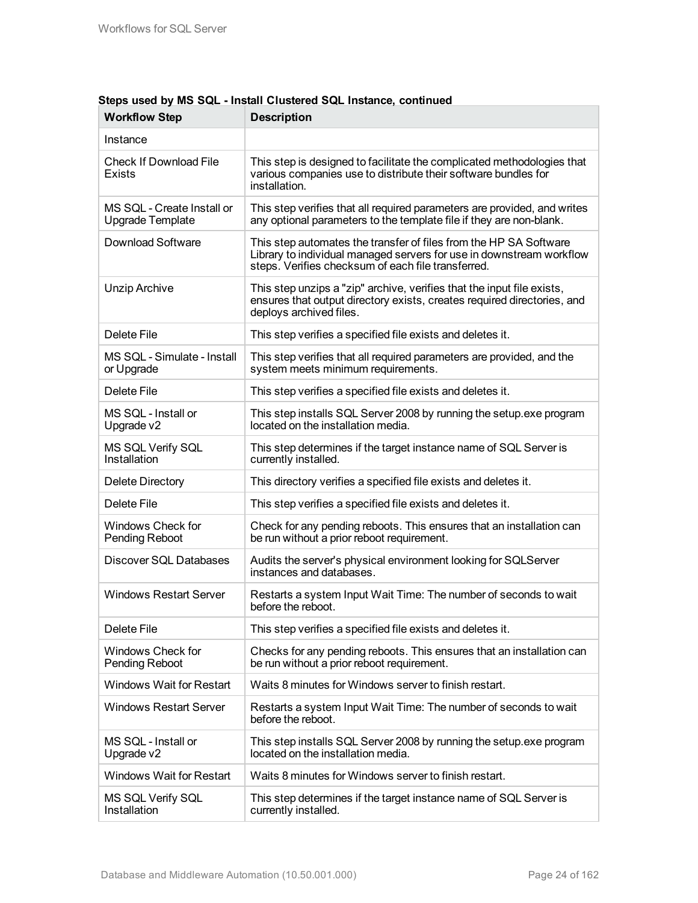**Steps used by MS SQL - Install Clustered SQL Instance, continued**

| Workflow Step | Description |
|---|---|
| Instance | |
| Check If Download File Exists | This step is designed to facilitate the complicated methodologies that various companies use to distribute their software bundles for installation. |
| MS SQL - Create Install or Upgrade Template | This step verifies that all required parameters are provided, and writes any optional parameters to the template file if they are non-blank. |
| Download Software | This step automates the transfer of files from the HP SA Software Library to individual managed servers for use in downstream workflow steps. Verifies checksum of each file transferred. |
| Unzip Archive | This step unzips a "zip" archive, verifies that the input file exists, ensures that output directory exists, creates required directories, and deploys archived files. |
| Delete File | This step verifies a specified file exists and deletes it. |
| MS SQL - Simulate - Install or Upgrade | This step verifies that all required parameters are provided, and the system meets minimum requirements. |
| Delete File | This step verifies a specified file exists and deletes it. |
| MS SQL - Install or Upgrade v2 | This step installs SQL Server 2008 by running the setup.exe program located on the installation media. |
| MS SQL Verify SQL Installation | This step determines if the target instance name of SQL Server is currently installed. |
| Delete Directory | This directory verifies a specified file exists and deletes it. |
| Delete File | This step verifies a specified file exists and deletes it. |
| Windows Check for Pending Reboot | Check for any pending reboots. This ensures that an installation can be run without a prior reboot requirement. |
| Discover SQL Databases | Audits the server's physical environment looking for SQLServer instances and databases. |
| Windows Restart Server | Restarts a system Input Wait Time: The number of seconds to wait before the reboot. |
| Delete File | This step verifies a specified file exists and deletes it. |
| Windows Check for Pending Reboot | Checks for any pending reboots. This ensures that an installation can be run without a prior reboot requirement. |
| Windows Wait for Restart | Waits 8 minutes for Windows server to finish restart. |
| Windows Restart Server | Restarts a system Input Wait Time: The number of seconds to wait before the reboot. |
| MS SQL - Install or Upgrade v2 | This step installs SQL Server 2008 by running the setup.exe program located on the installation media. |
| Windows Wait for Restart | Waits 8 minutes for Windows server to finish restart. |
| MS SQL Verify SQL Installation | This step determines if the target instance name of SQL Server is currently installed. |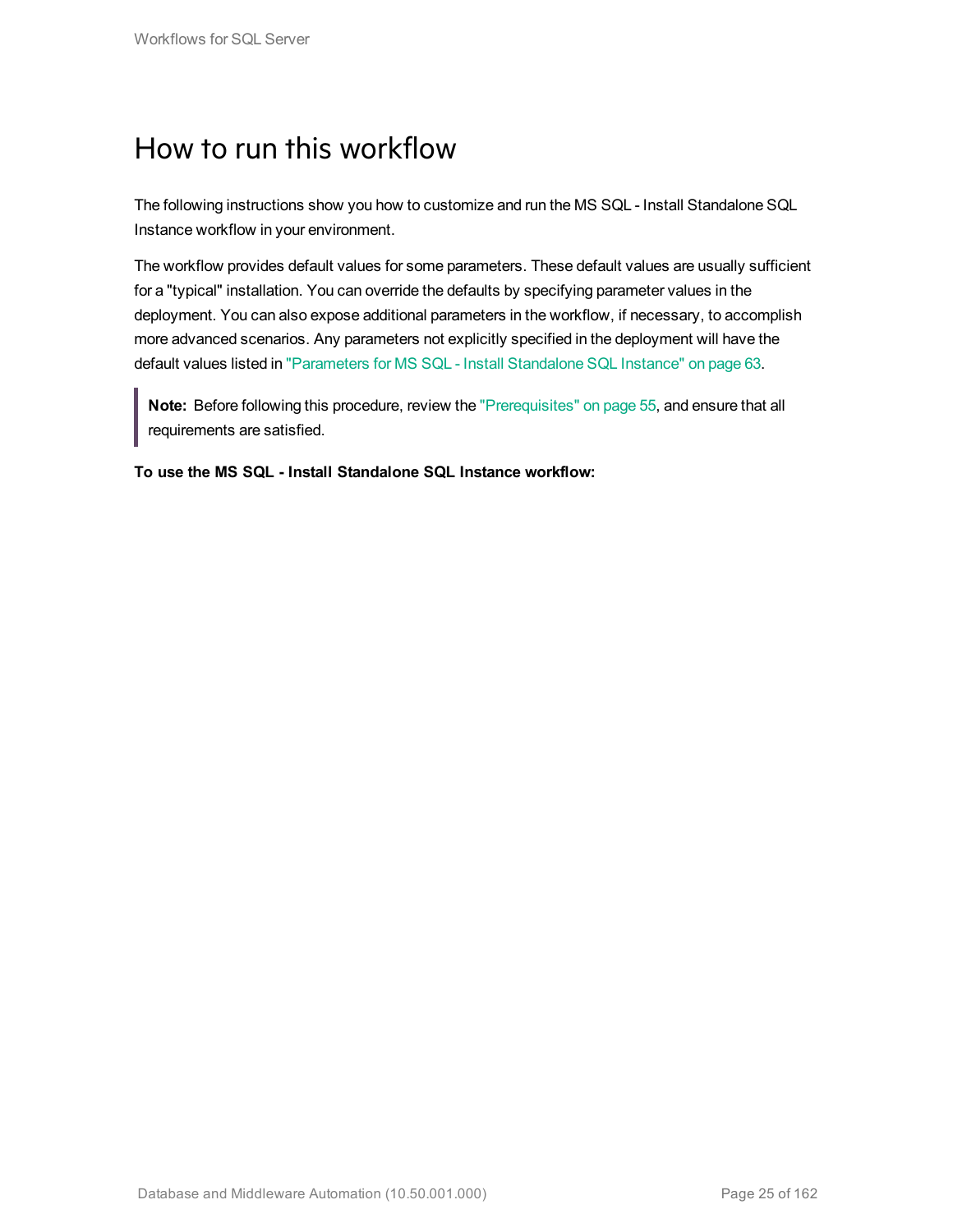# How to run this workflow

The following instructions show you how to customize and run the MS SQL - Install Standalone SQL Instance workflow in your environment.

The workflow provides default values for some parameters. These default values are usually sufficient for a "typical" installation. You can override the defaults by specifying parameter values in the deployment. You can also expose additional parameters in the workflow, if necessary, to accomplish more advanced scenarios. Any parameters not explicitly specified in the deployment will have the default values listed in "Parameters for MS SQL - Install Standalone SQL Instance" on page 63.

> **Note:** Before following this procedure, review the "Prerequisites" on page 55, and ensure that all requirements are satisfied.

**To use the MS SQL - Install Standalone SQL Instance workflow:**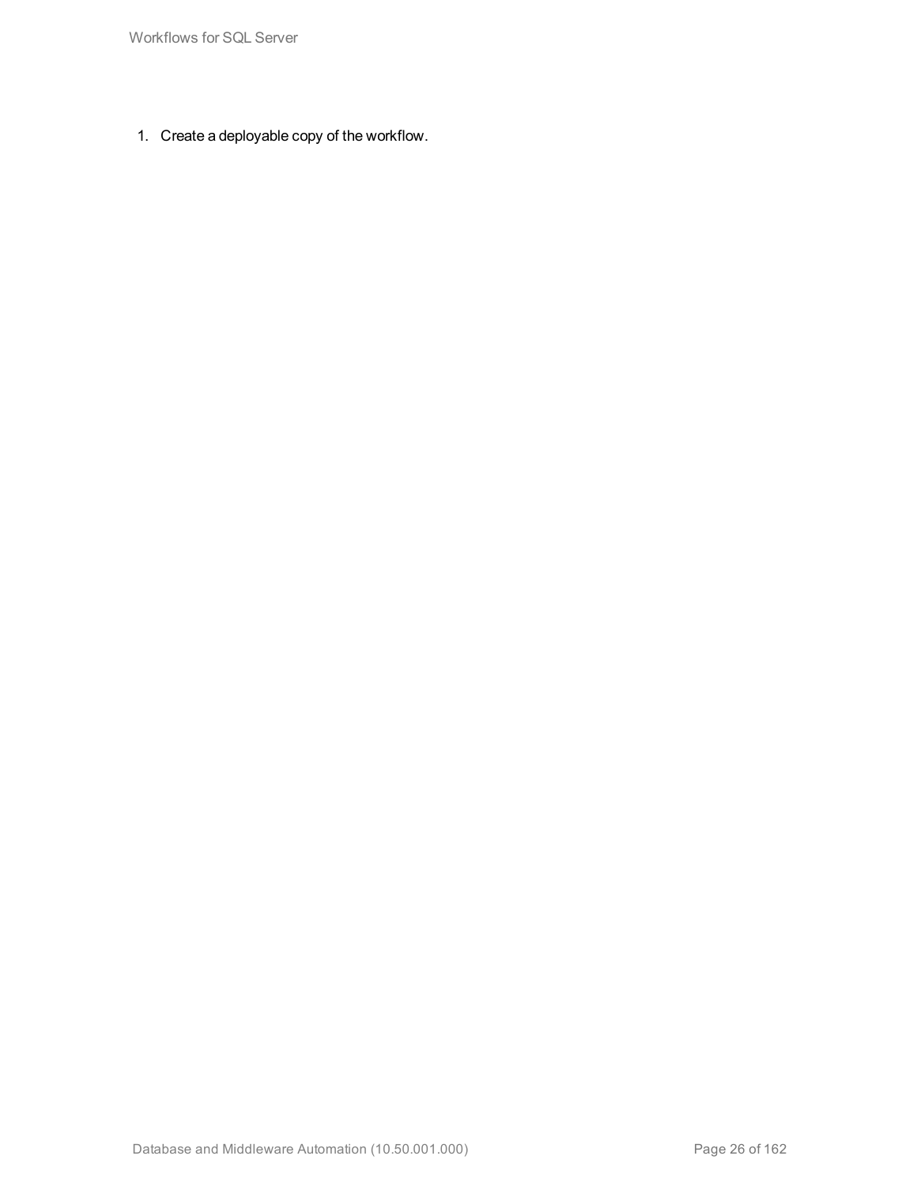1. Create a deployable copy of the workflow.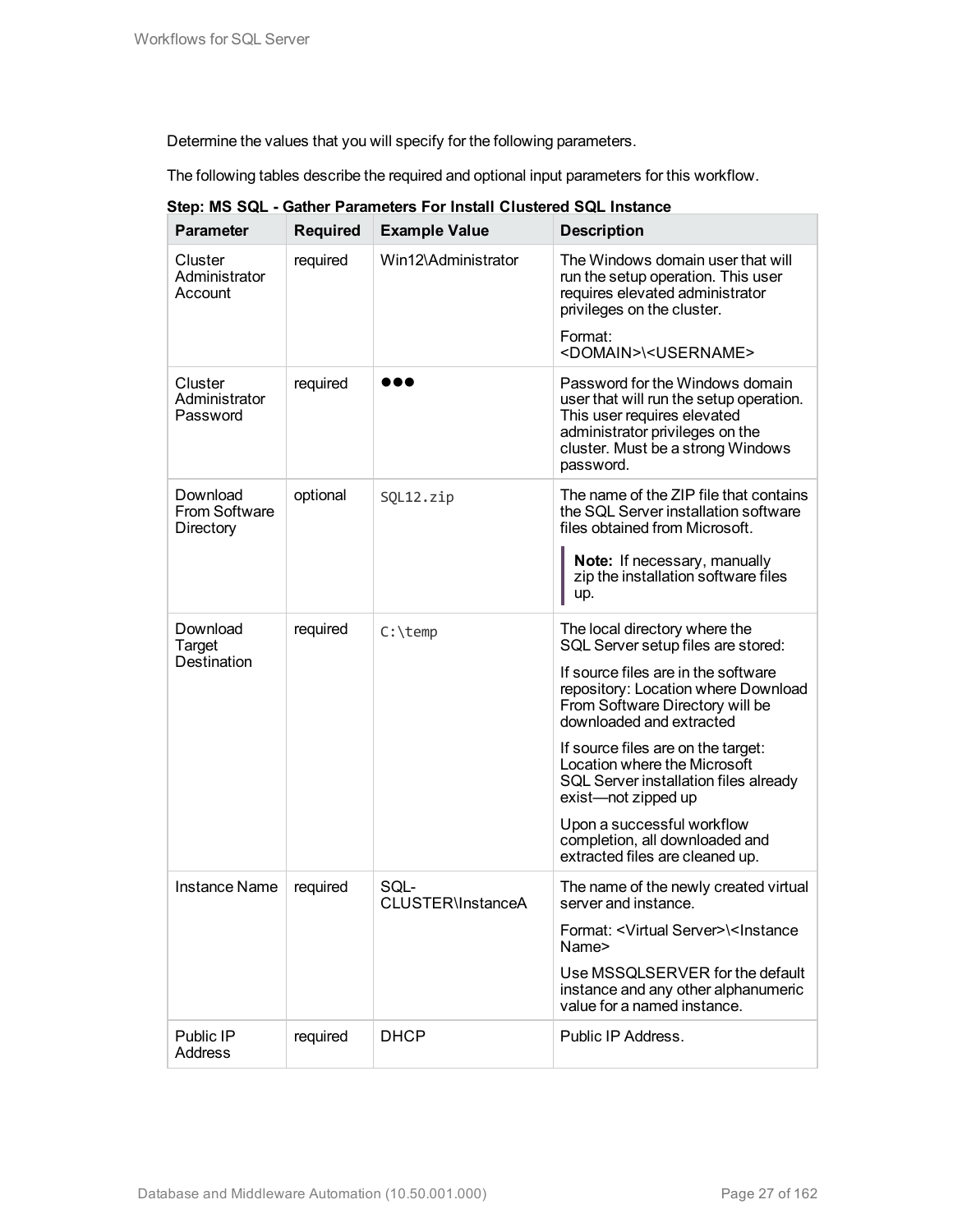Determine the values that you will specify for the following parameters.

The following tables describe the required and optional input parameters for this workflow.

**Step: MS SQL - Gather Parameters For Install Clustered SQL Instance**

| Parameter | Required | Example Value | Description |
|---|---|---|---|
| Cluster Administrator Account | required | Win12\Administrator | The Windows domain user that will run the setup operation. This user requires elevated administrator privileges on the cluster.<br><br>Format: <DOMAIN>\<USERNAME> |
| Cluster Administrator Password | required | ●●● | Password for the Windows domain user that will run the setup operation. This user requires elevated administrator privileges on the cluster. Must be a strong Windows password. |
| Download From Software Directory | optional | `SQL12.zip` | The name of the ZIP file that contains the SQL Server installation software files obtained from Microsoft.<br><br>**Note:** If necessary, manually zip the installation software files up. |
| Download Target Destination | required | `C:\temp` | The local directory where the SQL Server setup files are stored:<br><br>If source files are in the software repository: Location where Download From Software Directory will be downloaded and extracted<br><br>If source files are on the target: Location where the Microsoft SQL Server installation files already exist—not zipped up<br><br>Upon a successful workflow completion, all downloaded and extracted files are cleaned up. |
| Instance Name | required | SQL-CLUSTER\InstanceA | The name of the newly created virtual server and instance.<br><br>Format: <Virtual Server>\<Instance Name><br><br>Use MSSQLSERVER for the default instance and any other alphanumeric value for a named instance. |
| Public IP Address | required | DHCP | Public IP Address. |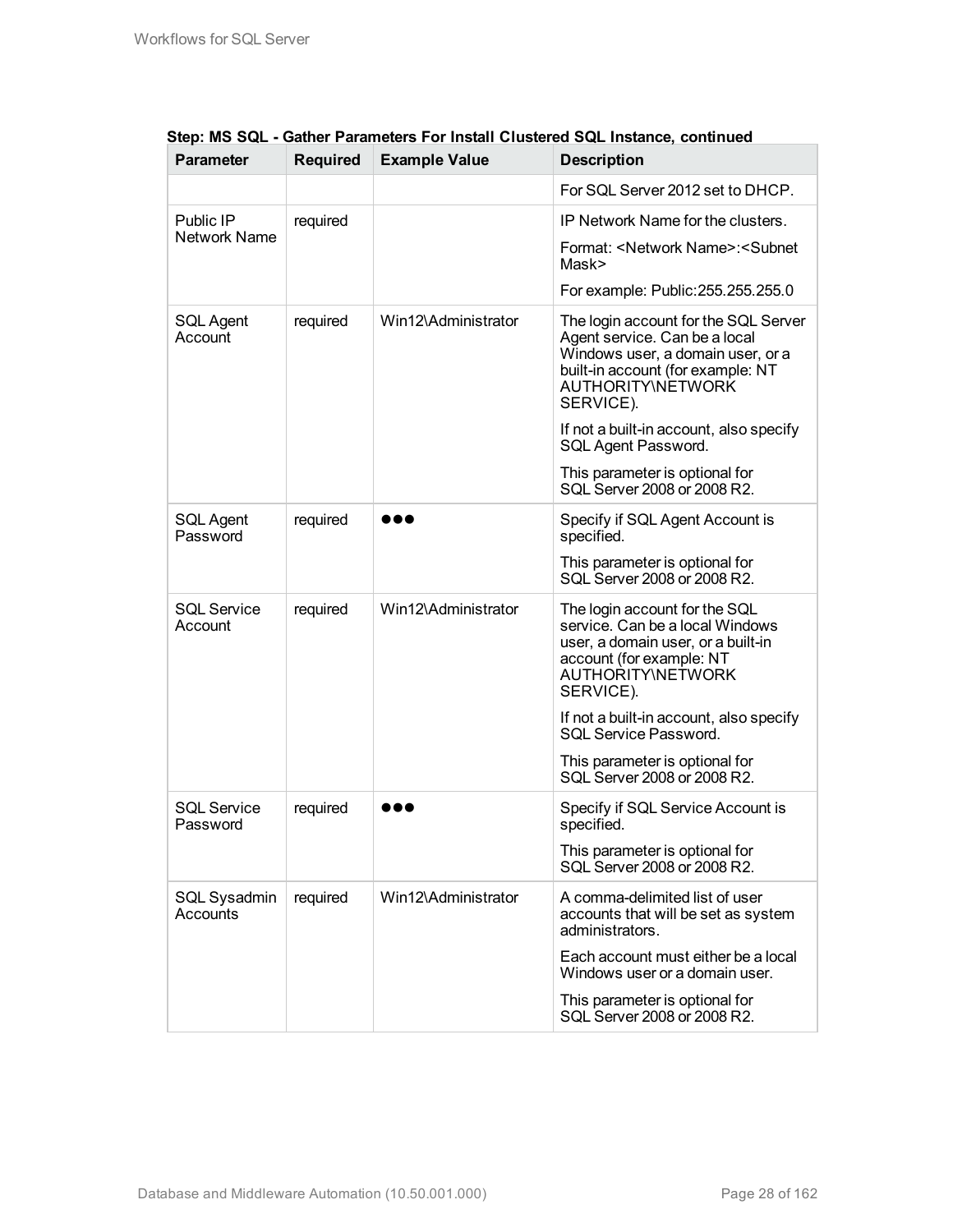**Step: MS SQL - Gather Parameters For Install Clustered SQL Instance, continued**

| Parameter | Required | Example Value | Description |
|---|---|---|---|
| | | | For SQL Server 2012 set to DHCP. |
| Public IP Network Name | required | | IP Network Name for the clusters.<br><br>Format: <Network Name>:<Subnet Mask><br><br>For example: Public:255.255.255.0 |
| SQL Agent Account | required | Win12\Administrator | The login account for the SQL Server Agent service. Can be a local Windows user, a domain user, or a built-in account (for example: NT AUTHORITY\NETWORK SERVICE).<br><br>If not a built-in account, also specify SQL Agent Password.<br><br>This parameter is optional for SQL Server 2008 or 2008 R2. |
| SQL Agent Password | required | ●●● | Specify if SQL Agent Account is specified.<br><br>This parameter is optional for SQL Server 2008 or 2008 R2. |
| SQL Service Account | required | Win12\Administrator | The login account for the SQL service. Can be a local Windows user, a domain user, or a built-in account (for example: NT AUTHORITY\NETWORK SERVICE).<br><br>If not a built-in account, also specify SQL Service Password.<br><br>This parameter is optional for SQL Server 2008 or 2008 R2. |
| SQL Service Password | required | ●●● | Specify if SQL Service Account is specified.<br><br>This parameter is optional for SQL Server 2008 or 2008 R2. |
| SQL Sysadmin Accounts | required | Win12\Administrator | A comma-delimited list of user accounts that will be set as system administrators.<br><br>Each account must either be a local Windows user or a domain user.<br><br>This parameter is optional for SQL Server 2008 or 2008 R2. |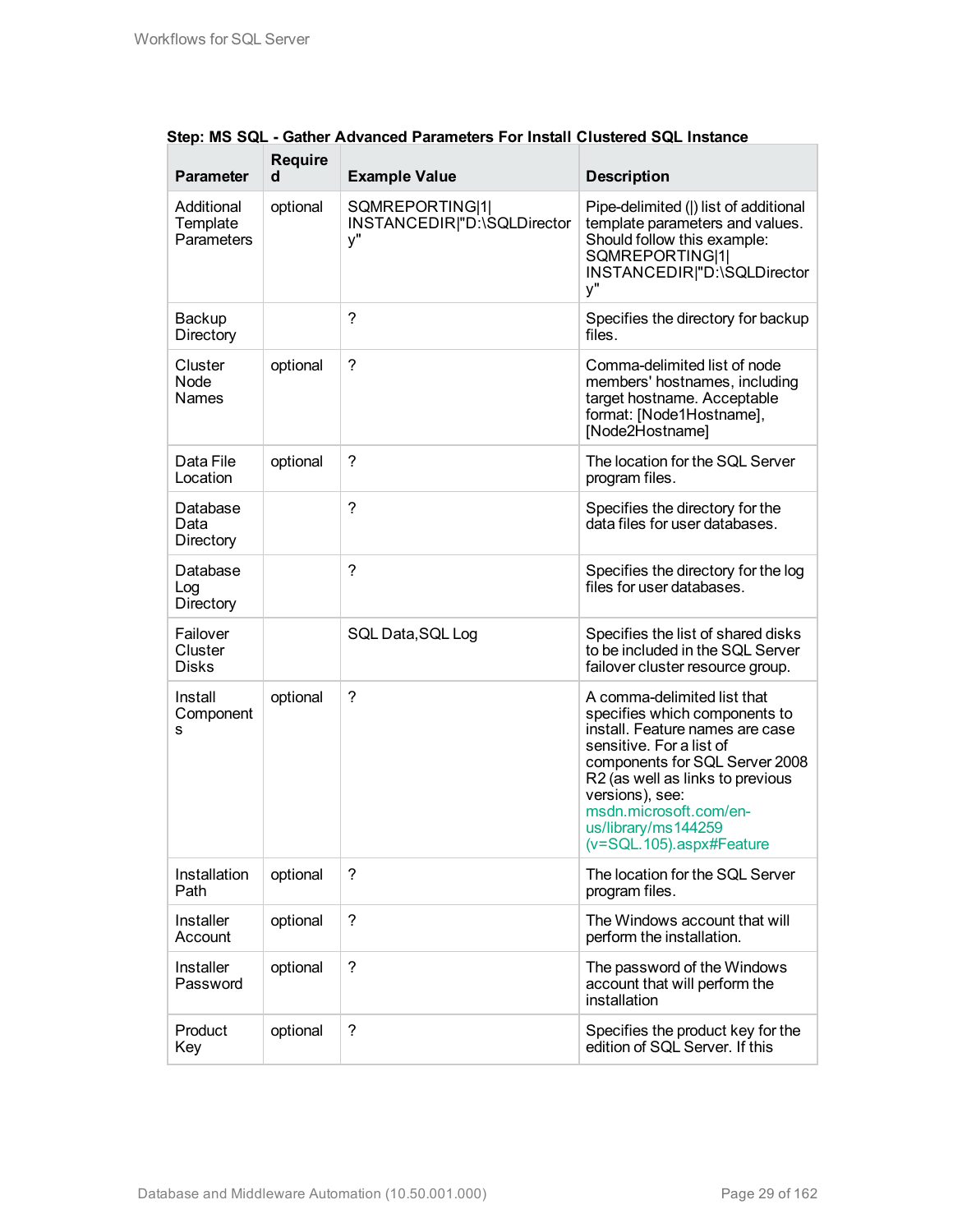**Step: MS SQL - Gather Advanced Parameters For Install Clustered SQL Instance**

| Parameter | Required | Example Value | Description |
| --- | --- | --- | --- |
| Additional Template Parameters | optional | SQMREPORTING\|1\|INSTANCEDIR\|"D:\SQLDirectory" | Pipe-delimited (\|) list of additional template parameters and values. Should follow this example: SQMREPORTING\|1\|INSTANCEDIR\|"D:\SQLDirectory" |
| Backup Directory | | ? | Specifies the directory for backup files. |
| Cluster Node Names | optional | ? | Comma-delimited list of node members' hostnames, including target hostname. Acceptable format: [Node1Hostname],[Node2Hostname] |
| Data File Location | optional | ? | The location for the SQL Server program files. |
| Database Data Directory | | ? | Specifies the directory for the data files for user databases. |
| Database Log Directory | | ? | Specifies the directory for the log files for user databases. |
| Failover Cluster Disks | | SQL Data,SQL Log | Specifies the list of shared disks to be included in the SQL Server failover cluster resource group. |
| Install Components | optional | ? | A comma-delimited list that specifies which components to install. Feature names are case sensitive. For a list of components for SQL Server 2008 R2 (as well as links to previous versions), see: msdn.microsoft.com/en-us/library/ms144259(v=SQL.105).aspx#Feature |
| Installation Path | optional | ? | The location for the SQL Server program files. |
| Installer Account | optional | ? | The Windows account that will perform the installation. |
| Installer Password | optional | ? | The password of the Windows account that will perform the installation |
| Product Key | optional | ? | Specifies the product key for the edition of SQL Server. If this |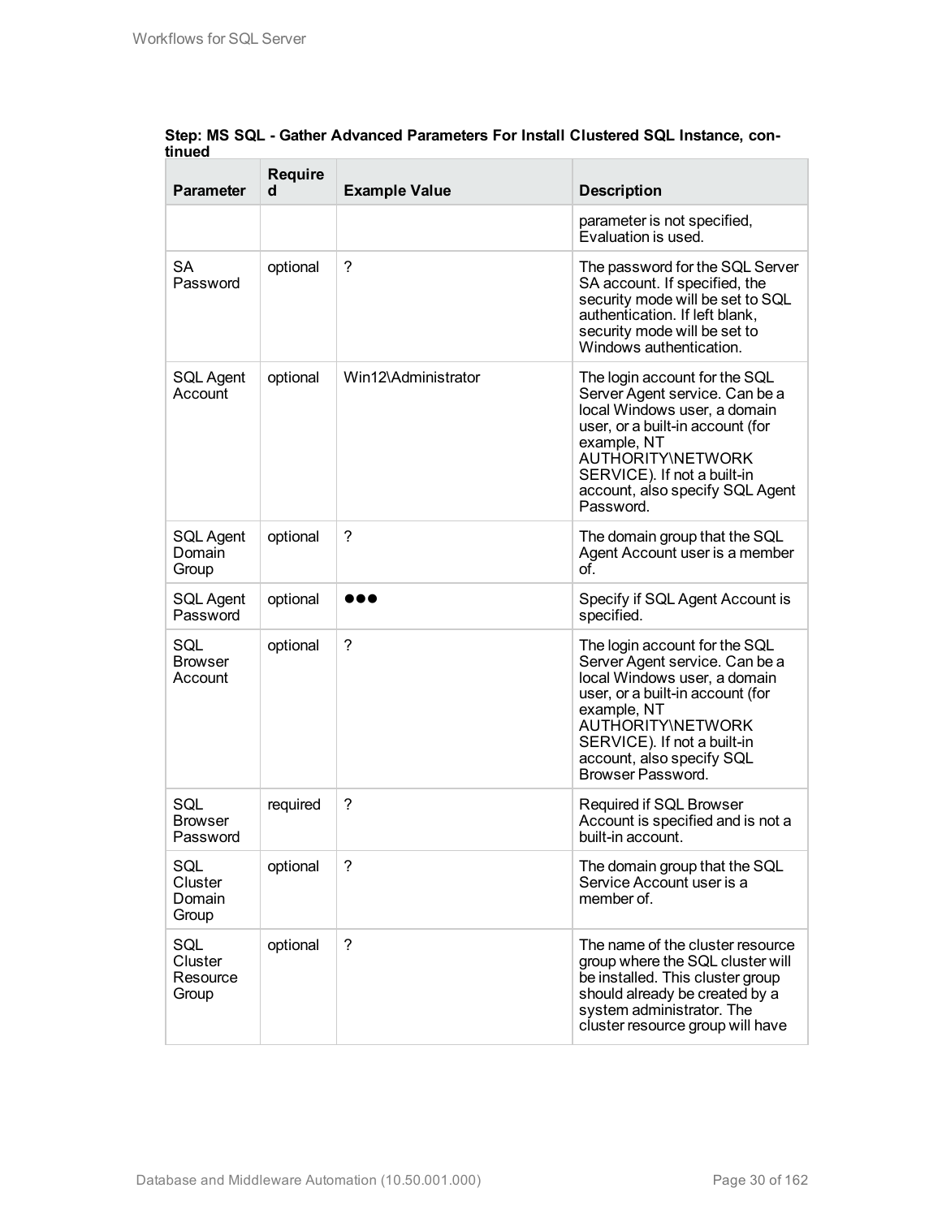**Step: MS SQL - Gather Advanced Parameters For Install Clustered SQL Instance, continued**

| Parameter | Required | Example Value | Description |
|---|---|---|---|
| | | | parameter is not specified, Evaluation is used. |
| SA Password | optional | ? | The password for the SQL Server SA account. If specified, the security mode will be set to SQL authentication. If left blank, security mode will be set to Windows authentication. |
| SQL Agent Account | optional | Win12\Administrator | The login account for the SQL Server Agent service. Can be a local Windows user, a domain user, or a built-in account (for example, NT AUTHORITY\NETWORK SERVICE). If not a built-in account, also specify SQL Agent Password. |
| SQL Agent Domain Group | optional | ? | The domain group that the SQL Agent Account user is a member of. |
| SQL Agent Password | optional | ●●● | Specify if SQL Agent Account is specified. |
| SQL Browser Account | optional | ? | The login account for the SQL Server Agent service. Can be a local Windows user, a domain user, or a built-in account (for example, NT AUTHORITY\NETWORK SERVICE). If not a built-in account, also specify SQL Browser Password. |
| SQL Browser Password | required | ? | Required if SQL Browser Account is specified and is not a built-in account. |
| SQL Cluster Domain Group | optional | ? | The domain group that the SQL Service Account user is a member of. |
| SQL Cluster Resource Group | optional | ? | The name of the cluster resource group where the SQL cluster will be installed. This cluster group should already be created by a system administrator. The cluster resource group will have |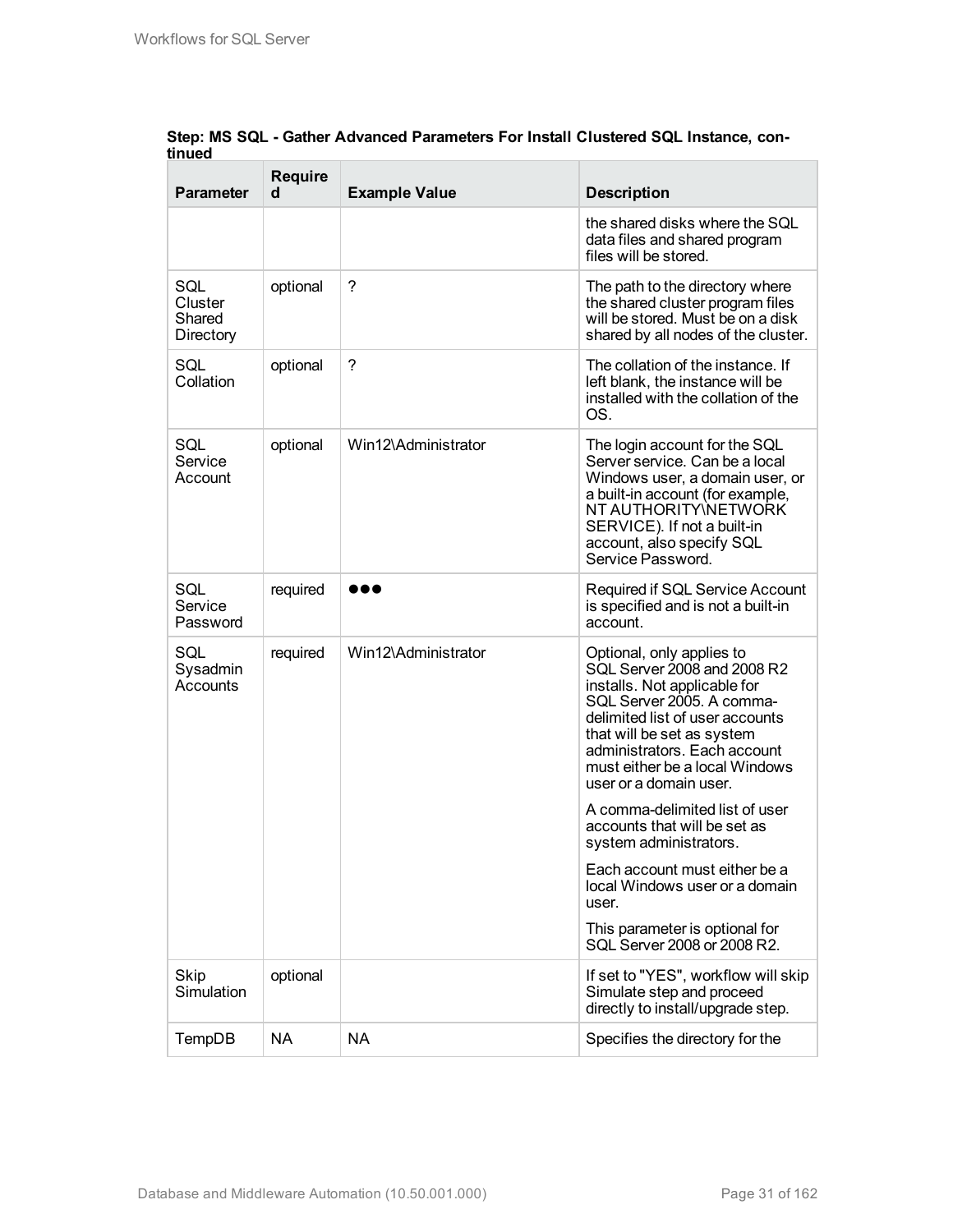**Step: MS SQL - Gather Advanced Parameters For Install Clustered SQL Instance, continued**

| Parameter | Required | Example Value | Description |
|---|---|---|---|
| | | | the shared disks where the SQL data files and shared program files will be stored. |
| SQL Cluster Shared Directory | optional | ? | The path to the directory where the shared cluster program files will be stored. Must be on a disk shared by all nodes of the cluster. |
| SQL Collation | optional | ? | The collation of the instance. If left blank, the instance will be installed with the collation of the OS. |
| SQL Service Account | optional | Win12\Administrator | The login account for the SQL Server service. Can be a local Windows user, a domain user, or a built-in account (for example, NT AUTHORITY\NETWORK SERVICE). If not a built-in account, also specify SQL Service Password. |
| SQL Service Password | required | ●●● | Required if SQL Service Account is specified and is not a built-in account. |
| SQL Sysadmin Accounts | required | Win12\Administrator | Optional, only applies to SQL Server 2008 and 2008 R2 installs. Not applicable for SQL Server 2005. A comma-delimited list of user accounts that will be set as system administrators. Each account must either be a local Windows user or a domain user.<br><br>A comma-delimited list of user accounts that will be set as system administrators.<br><br>Each account must either be a local Windows user or a domain user.<br><br>This parameter is optional for SQL Server 2008 or 2008 R2. |
| Skip Simulation | optional | | If set to "YES", workflow will skip Simulate step and proceed directly to install/upgrade step. |
| TempDB | NA | NA | Specifies the directory for the |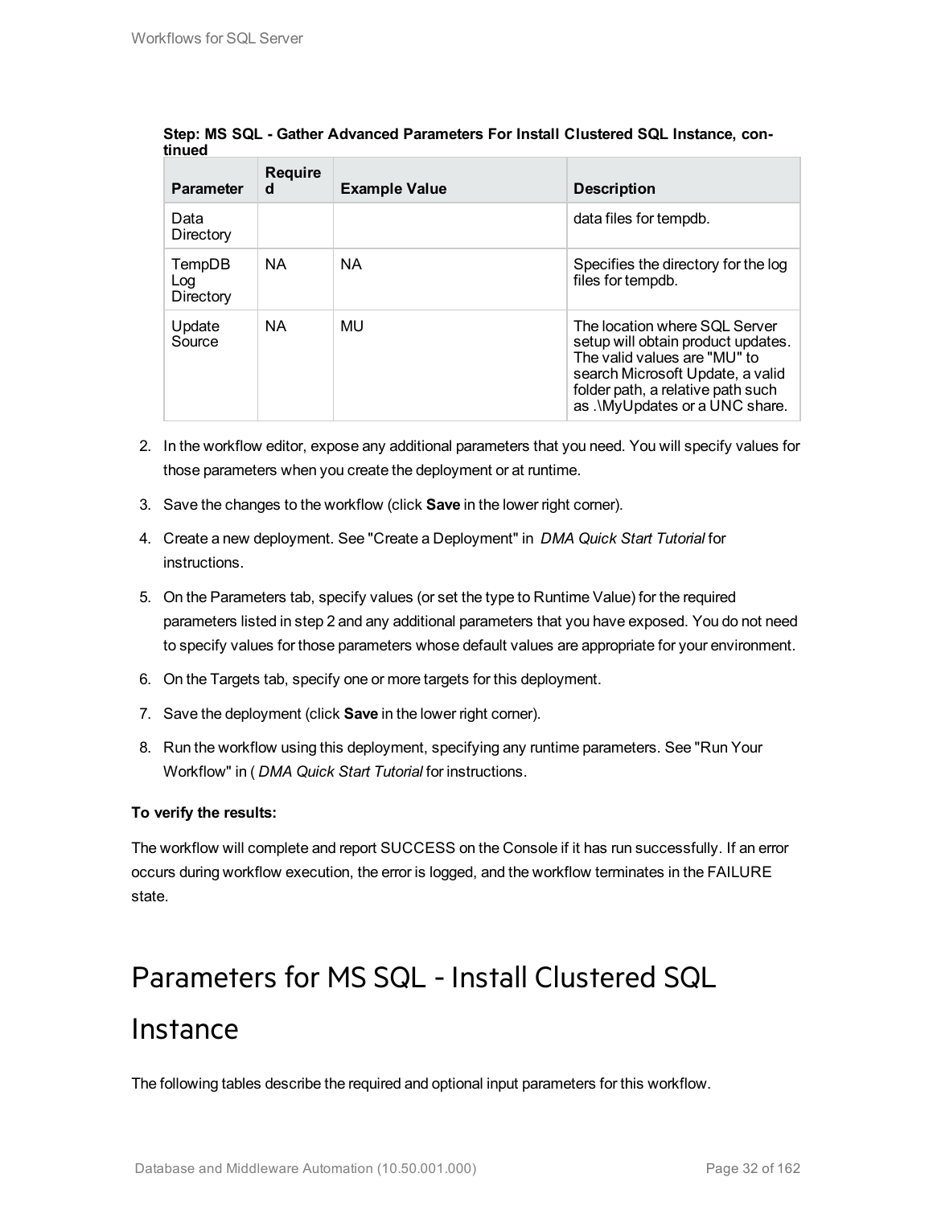**Step: MS SQL - Gather Advanced Parameters For Install Clustered SQL Instance, continued**

| Parameter | Required | Example Value | Description |
|---|---|---|---|
| Data Directory | | | data files for tempdb. |
| TempDB Log Directory | NA | NA | Specifies the directory for the log files for tempdb. |
| Update Source | NA | MU | The location where SQL Server setup will obtain product updates. The valid values are "MU" to search Microsoft Update, a valid folder path, a relative path such as .\MyUpdates or a UNC share. |

2. In the workflow editor, expose any additional parameters that you need. You will specify values for those parameters when you create the deployment or at runtime.
3. Save the changes to the workflow (click **Save** in the lower right corner).
4. Create a new deployment. See "Create a Deployment" in *DMA Quick Start Tutorial* for instructions.
5. On the Parameters tab, specify values (or set the type to Runtime Value) for the required parameters listed in step 2 and any additional parameters that you have exposed. You do not need to specify values for those parameters whose default values are appropriate for your environment.
6. On the Targets tab, specify one or more targets for this deployment.
7. Save the deployment (click **Save** in the lower right corner).
8. Run the workflow using this deployment, specifying any runtime parameters. See "Run Your Workflow" in ( *DMA Quick Start Tutorial* for instructions.

**To verify the results:**

The workflow will complete and report SUCCESS on the Console if it has run successfully. If an error occurs during workflow execution, the error is logged, and the workflow terminates in the FAILURE state.

# Parameters for MS SQL - Install Clustered SQL Instance

The following tables describe the required and optional input parameters for this workflow.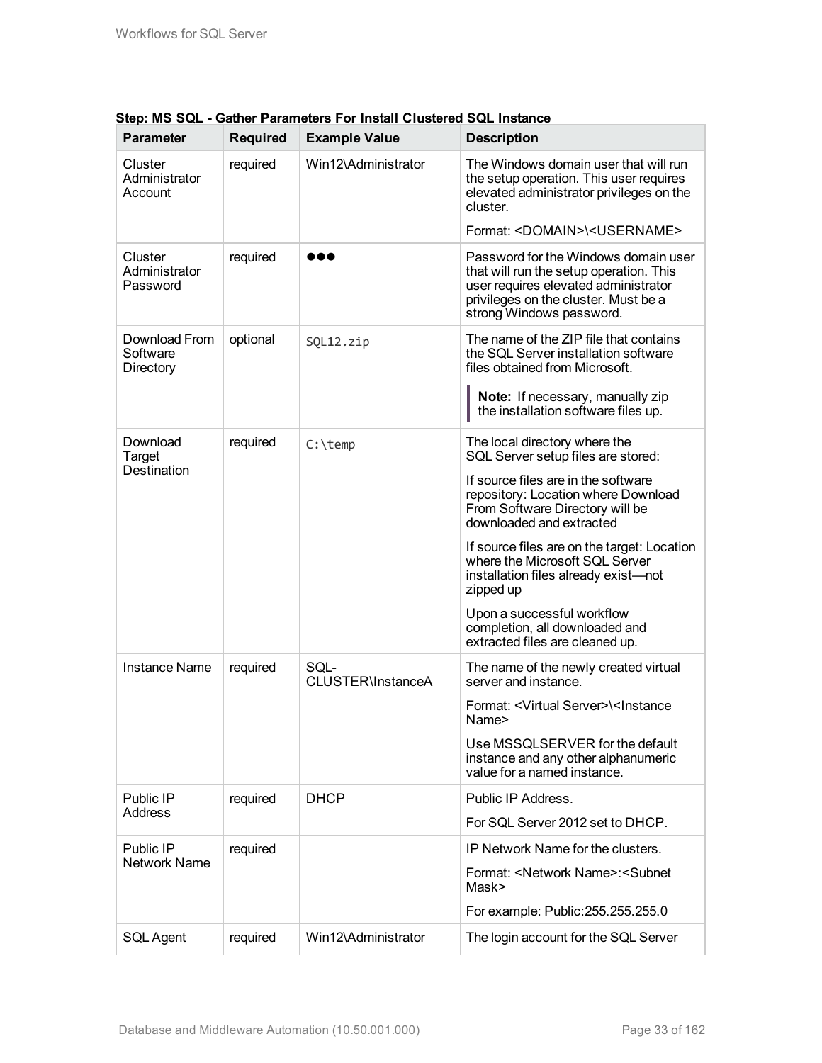**Step: MS SQL - Gather Parameters For Install Clustered SQL Instance**

| Parameter | Required | Example Value | Description |
|---|---|---|---|
| Cluster Administrator Account | required | Win12\Administrator | The Windows domain user that will run the setup operation. This user requires elevated administrator privileges on the cluster.<br><br>Format: <DOMAIN>\<USERNAME> |
| Cluster Administrator Password | required | ●●● | Password for the Windows domain user that will run the setup operation. This user requires elevated administrator privileges on the cluster. Must be a strong Windows password. |
| Download From Software Directory | optional | `SQL12.zip` | The name of the ZIP file that contains the SQL Server installation software files obtained from Microsoft.<br><br>**Note:** If necessary, manually zip the installation software files up. |
| Download Target Destination | required | `C:\temp` | The local directory where the SQL Server setup files are stored:<br><br>If source files are in the software repository: Location where Download From Software Directory will be downloaded and extracted<br><br>If source files are on the target: Location where the Microsoft SQL Server installation files already exist—not zipped up<br><br>Upon a successful workflow completion, all downloaded and extracted files are cleaned up. |
| Instance Name | required | SQL-CLUSTER\InstanceA | The name of the newly created virtual server and instance.<br><br>Format: <Virtual Server>\<Instance Name><br><br>Use MSSQLSERVER for the default instance and any other alphanumeric value for a named instance. |
| Public IP Address | required | DHCP | Public IP Address.<br><br>For SQL Server 2012 set to DHCP. |
| Public IP Network Name | required | | IP Network Name for the clusters.<br><br>Format: <Network Name>:<Subnet Mask><br><br>For example: Public:255.255.255.0 |
| SQL Agent | required | Win12\Administrator | The login account for the SQL Server |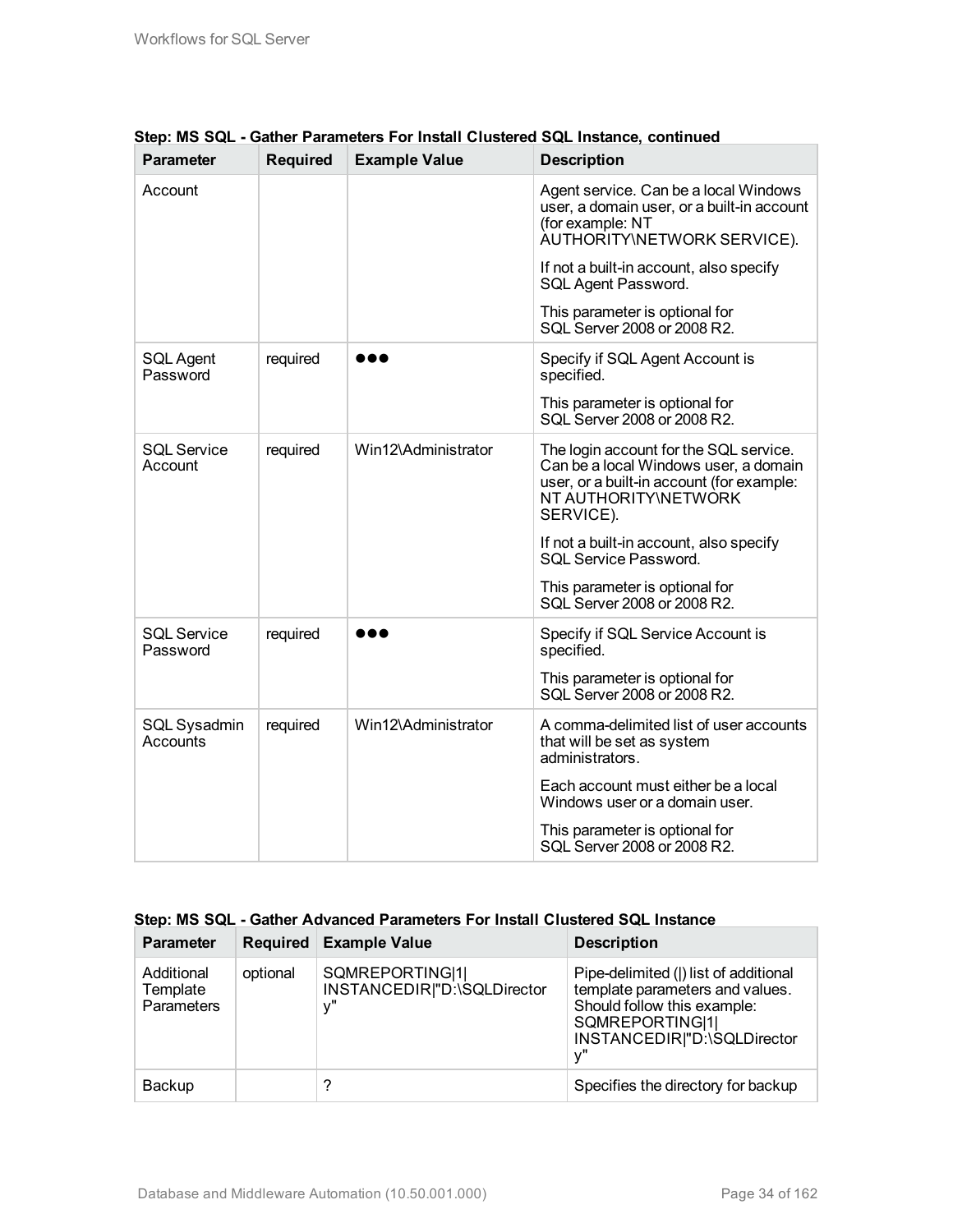**Step: MS SQL - Gather Parameters For Install Clustered SQL Instance, continued**

| Parameter | Required | Example Value | Description |
|---|---|---|---|
| Account | | | Agent service. Can be a local Windows user, a domain user, or a built-in account (for example: NT AUTHORITY\NETWORK SERVICE).<br><br>If not a built-in account, also specify SQL Agent Password.<br><br>This parameter is optional for SQL Server 2008 or 2008 R2. |
| SQL Agent Password | required | ●●● | Specify if SQL Agent Account is specified.<br><br>This parameter is optional for SQL Server 2008 or 2008 R2. |
| SQL Service Account | required | Win12\Administrator | The login account for the SQL service. Can be a local Windows user, a domain user, or a built-in account (for example: NT AUTHORITY\NETWORK SERVICE).<br><br>If not a built-in account, also specify SQL Service Password.<br><br>This parameter is optional for SQL Server 2008 or 2008 R2. |
| SQL Service Password | required | ●●● | Specify if SQL Service Account is specified.<br><br>This parameter is optional for SQL Server 2008 or 2008 R2. |
| SQL Sysadmin Accounts | required | Win12\Administrator | A comma-delimited list of user accounts that will be set as system administrators.<br><br>Each account must either be a local Windows user or a domain user.<br><br>This parameter is optional for SQL Server 2008 or 2008 R2. |

**Step: MS SQL - Gather Advanced Parameters For Install Clustered SQL Instance**

| Parameter | Required | Example Value | Description |
|---|---|---|---|
| Additional Template Parameters | optional | SQMREPORTING\|1\|INSTANCEDIR\|"D:\SQLDirectory" | Pipe-delimited (\|) list of additional template parameters and values. Should follow this example: SQMREPORTING\|1\|INSTANCEDIR\|"D:\SQLDirectory" |
| Backup | | ? | Specifies the directory for backup |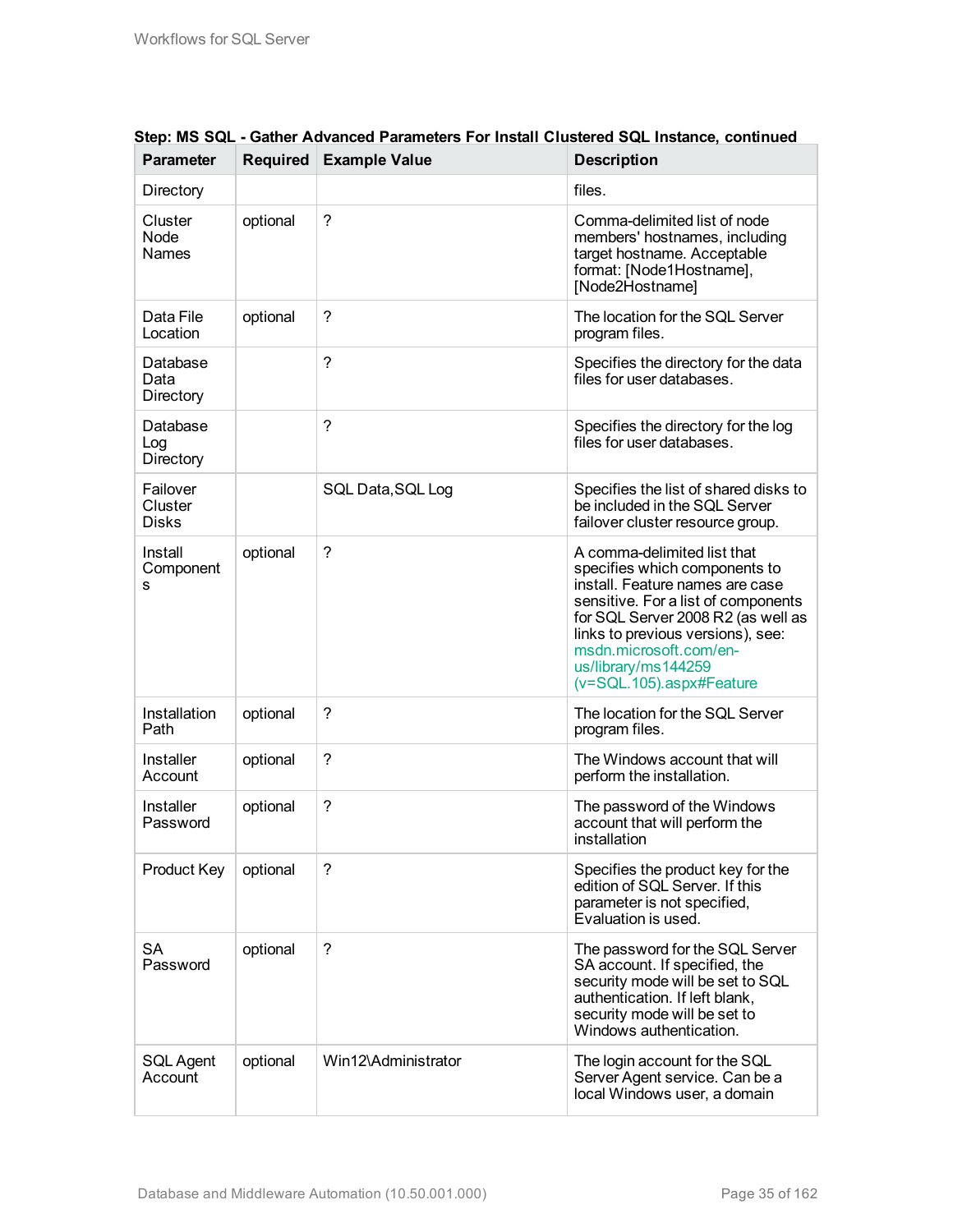**Step: MS SQL - Gather Advanced Parameters For Install Clustered SQL Instance, continued**

| Parameter | Required | Example Value | Description |
|---|---|---|---|
| Directory | | | files. |
| Cluster Node Names | optional | ? | Comma-delimited list of node members' hostnames, including target hostname. Acceptable format: [Node1Hostname], [Node2Hostname] |
| Data File Location | optional | ? | The location for the SQL Server program files. |
| Database Data Directory | | ? | Specifies the directory for the data files for user databases. |
| Database Log Directory | | ? | Specifies the directory for the log files for user databases. |
| Failover Cluster Disks | | SQL Data,SQL Log | Specifies the list of shared disks to be included in the SQL Server failover cluster resource group. |
| Install Components | optional | ? | A comma-delimited list that specifies which components to install. Feature names are case sensitive. For a list of components for SQL Server 2008 R2 (as well as links to previous versions), see: msdn.microsoft.com/en-us/library/ms144259(v=SQL.105).aspx#Feature |
| Installation Path | optional | ? | The location for the SQL Server program files. |
| Installer Account | optional | ? | The Windows account that will perform the installation. |
| Installer Password | optional | ? | The password of the Windows account that will perform the installation |
| Product Key | optional | ? | Specifies the product key for the edition of SQL Server. If this parameter is not specified, Evaluation is used. |
| SA Password | optional | ? | The password for the SQL Server SA account. If specified, the security mode will be set to SQL authentication. If left blank, security mode will be set to Windows authentication. |
| SQL Agent Account | optional | Win12\Administrator | The login account for the SQL Server Agent service. Can be a local Windows user, a domain |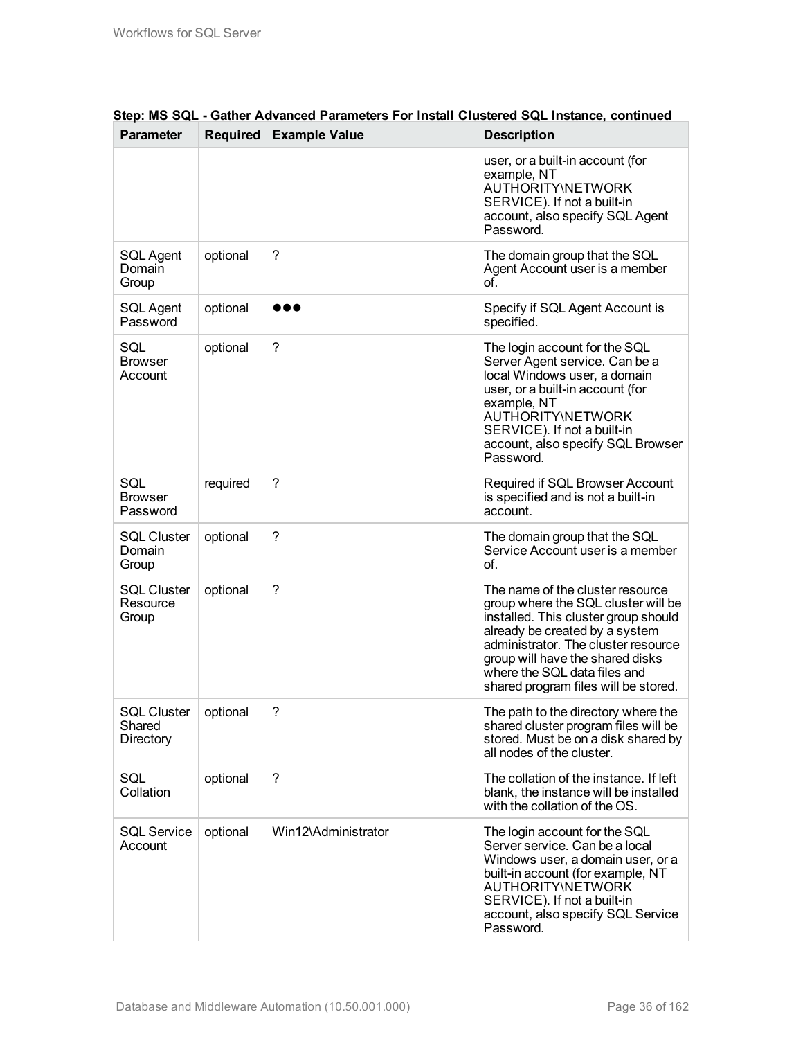**Step: MS SQL - Gather Advanced Parameters For Install Clustered SQL Instance, continued**

| Parameter | Required | Example Value | Description |
|---|---|---|---|
| | | | user, or a built-in account (for example, NT AUTHORITY\NETWORK SERVICE). If not a built-in account, also specify SQL Agent Password. |
| SQL Agent Domain Group | optional | ? | The domain group that the SQL Agent Account user is a member of. |
| SQL Agent Password | optional | ●●● | Specify if SQL Agent Account is specified. |
| SQL Browser Account | optional | ? | The login account for the SQL Server Agent service. Can be a local Windows user, a domain user, or a built-in account (for example, NT AUTHORITY\NETWORK SERVICE). If not a built-in account, also specify SQL Browser Password. |
| SQL Browser Password | required | ? | Required if SQL Browser Account is specified and is not a built-in account. |
| SQL Cluster Domain Group | optional | ? | The domain group that the SQL Service Account user is a member of. |
| SQL Cluster Resource Group | optional | ? | The name of the cluster resource group where the SQL cluster will be installed. This cluster group should already be created by a system administrator. The cluster resource group will have the shared disks where the SQL data files and shared program files will be stored. |
| SQL Cluster Shared Directory | optional | ? | The path to the directory where the shared cluster program files will be stored. Must be on a disk shared by all nodes of the cluster. |
| SQL Collation | optional | ? | The collation of the instance. If left blank, the instance will be installed with the collation of the OS. |
| SQL Service Account | optional | Win12\Administrator | The login account for the SQL Server service. Can be a local Windows user, a domain user, or a built-in account (for example, NT AUTHORITY\NETWORK SERVICE). If not a built-in account, also specify SQL Service Password. |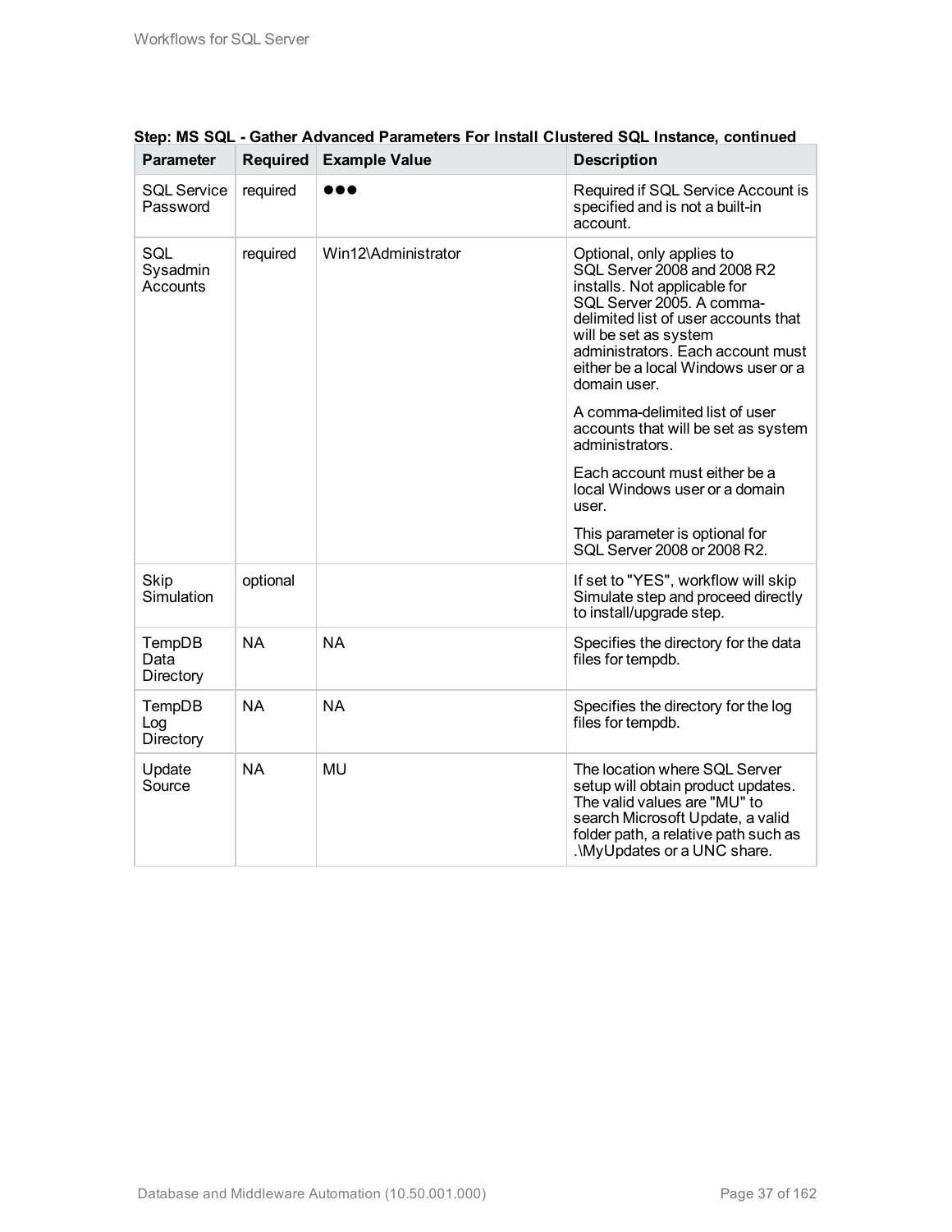**Step: MS SQL - Gather Advanced Parameters For Install Clustered SQL Instance, continued**

| Parameter | Required | Example Value | Description |
|---|---|---|---|
| SQL Service Password | required | ●●● | Required if SQL Service Account is specified and is not a built-in account. |
| SQL Sysadmin Accounts | required | Win12\Administrator | Optional, only applies to SQL Server 2008 and 2008 R2 installs. Not applicable for SQL Server 2005. A comma-delimited list of user accounts that will be set as system administrators. Each account must either be a local Windows user or a domain user.<br><br>A comma-delimited list of user accounts that will be set as system administrators.<br><br>Each account must either be a local Windows user or a domain user.<br><br>This parameter is optional for SQL Server 2008 or 2008 R2. |
| Skip Simulation | optional | | If set to "YES", workflow will skip Simulate step and proceed directly to install/upgrade step. |
| TempDB Data Directory | NA | NA | Specifies the directory for the data files for tempdb. |
| TempDB Log Directory | NA | NA | Specifies the directory for the log files for tempdb. |
| Update Source | NA | MU | The location where SQL Server setup will obtain product updates. The valid values are "MU" to search Microsoft Update, a valid folder path, a relative path such as .\MyUpdates or a UNC share. |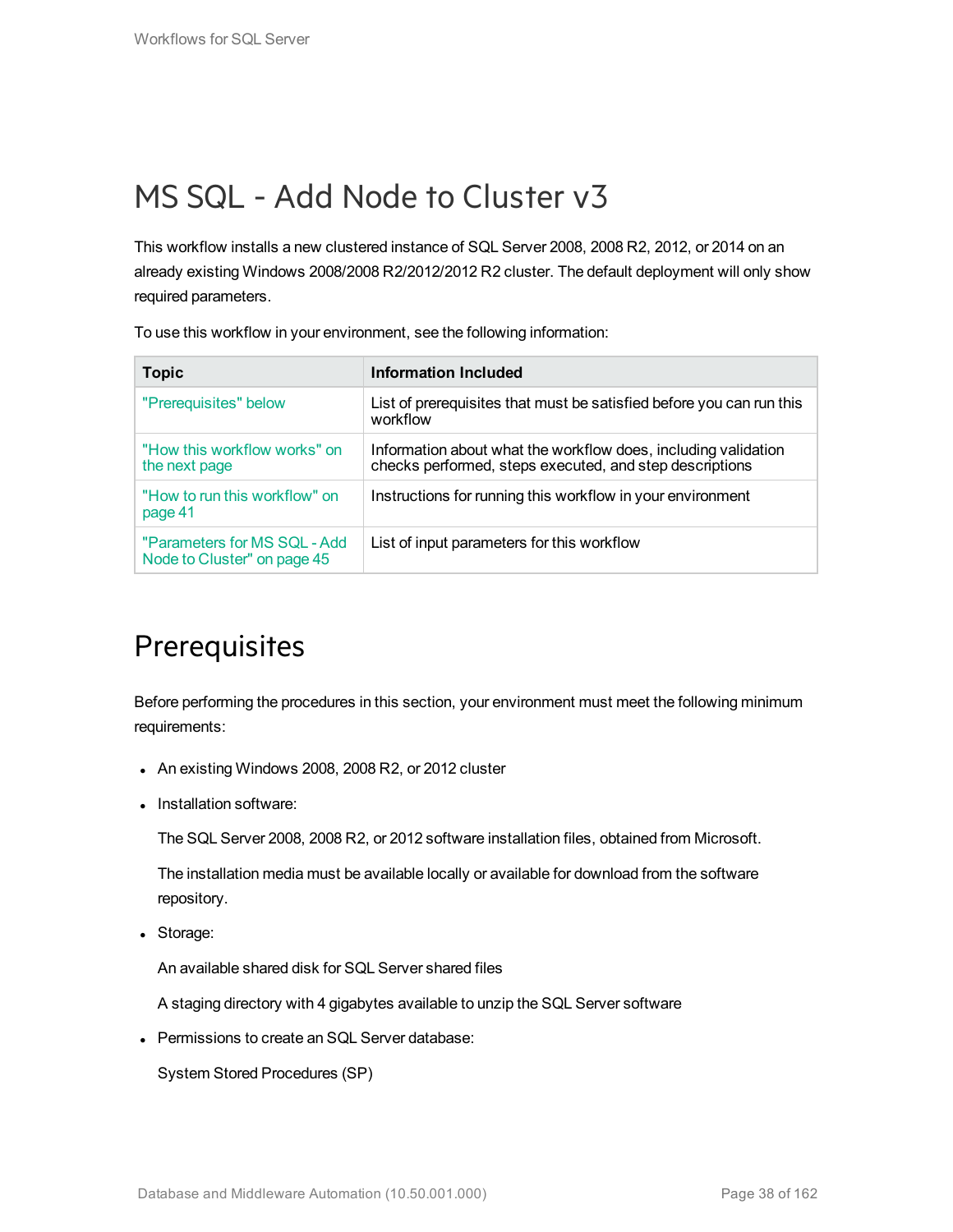# MS SQL - Add Node to Cluster v3

This workflow installs a new clustered instance of SQL Server 2008, 2008 R2, 2012, or 2014 on an already existing Windows 2008/2008 R2/2012/2012 R2 cluster. The default deployment will only show required parameters.

To use this workflow in your environment, see the following information:

| Topic | Information Included |
|---|---|
| "Prerequisites" below | List of prerequisites that must be satisfied before you can run this workflow |
| "How this workflow works" on the next page | Information about what the workflow does, including validation checks performed, steps executed, and step descriptions |
| "How to run this workflow" on page 41 | Instructions for running this workflow in your environment |
| "Parameters for MS SQL - Add Node to Cluster" on page 45 | List of input parameters for this workflow |

## Prerequisites

Before performing the procedures in this section, your environment must meet the following minimum requirements:

- An existing Windows 2008, 2008 R2, or 2012 cluster
- Installation software:

  The SQL Server 2008, 2008 R2, or 2012 software installation files, obtained from Microsoft.

  The installation media must be available locally or available for download from the software repository.
- Storage:

  An available shared disk for SQL Server shared files

  A staging directory with 4 gigabytes available to unzip the SQL Server software
- Permissions to create an SQL Server database:

  System Stored Procedures (SP)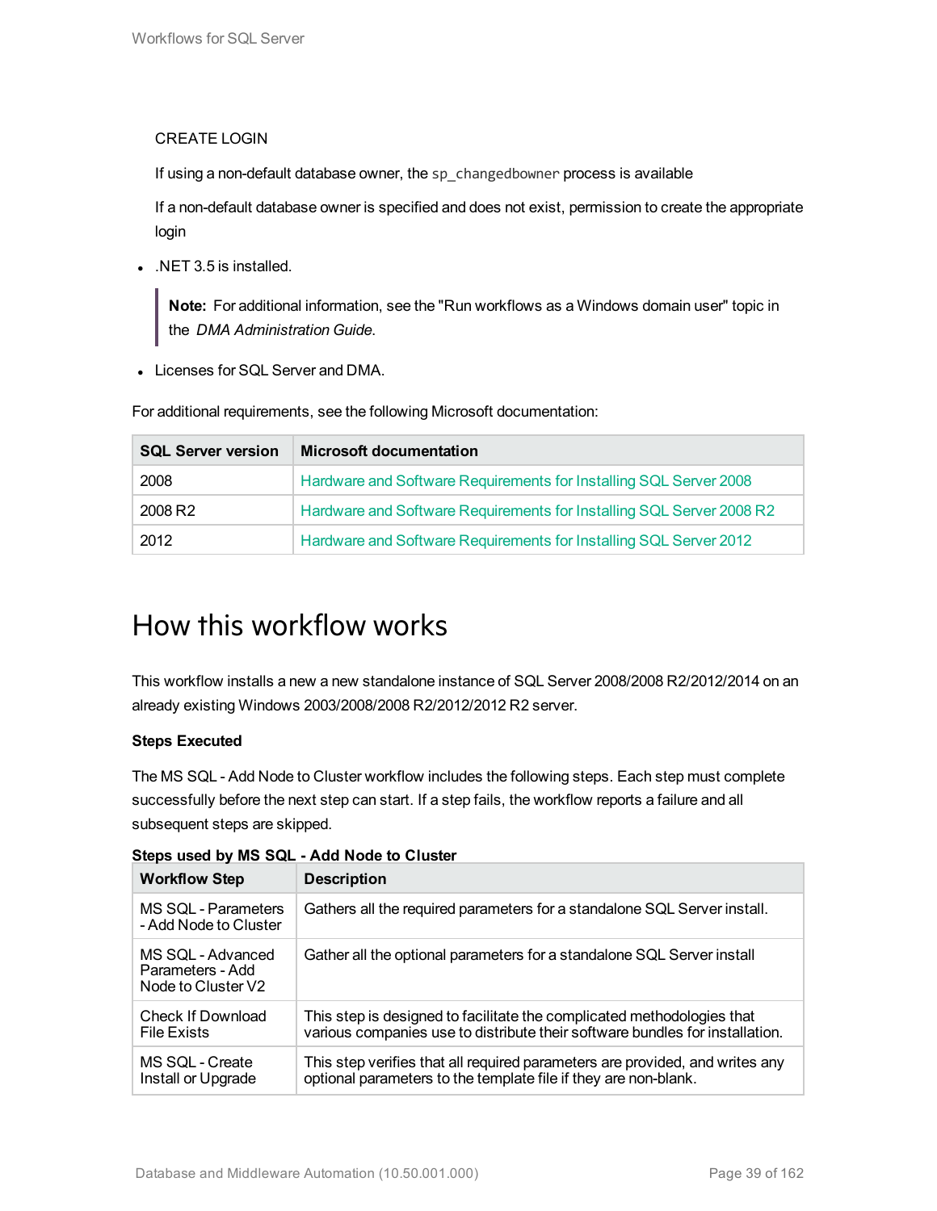CREATE LOGIN

If using a non-default database owner, the `sp_changedbowner` process is available

If a non-default database owner is specified and does not exist, permission to create the appropriate login

- .NET 3.5 is installed.

  > **Note:** For additional information, see the "Run workflows as a Windows domain user" topic in the *DMA Administration Guide*.

- Licenses for SQL Server and DMA.

For additional requirements, see the following Microsoft documentation:

| SQL Server version | Microsoft documentation |
|---|---|
| 2008 | Hardware and Software Requirements for Installing SQL Server 2008 |
| 2008 R2 | Hardware and Software Requirements for Installing SQL Server 2008 R2 |
| 2012 | Hardware and Software Requirements for Installing SQL Server 2012 |

# How this workflow works

This workflow installs a new a new standalone instance of SQL Server 2008/2008 R2/2012/2014 on an already existing Windows 2003/2008/2008 R2/2012/2012 R2 server.

**Steps Executed**

The MS SQL - Add Node to Cluster workflow includes the following steps. Each step must complete successfully before the next step can start. If a step fails, the workflow reports a failure and all subsequent steps are skipped.

**Steps used by MS SQL - Add Node to Cluster**

| Workflow Step | Description |
|---|---|
| MS SQL - Parameters - Add Node to Cluster | Gathers all the required parameters for a standalone SQL Server install. |
| MS SQL - Advanced Parameters - Add Node to Cluster V2 | Gather all the optional parameters for a standalone SQL Server install |
| Check If Download File Exists | This step is designed to facilitate the complicated methodologies that various companies use to distribute their software bundles for installation. |
| MS SQL - Create Install or Upgrade | This step verifies that all required parameters are provided, and writes any optional parameters to the template file if they are non-blank. |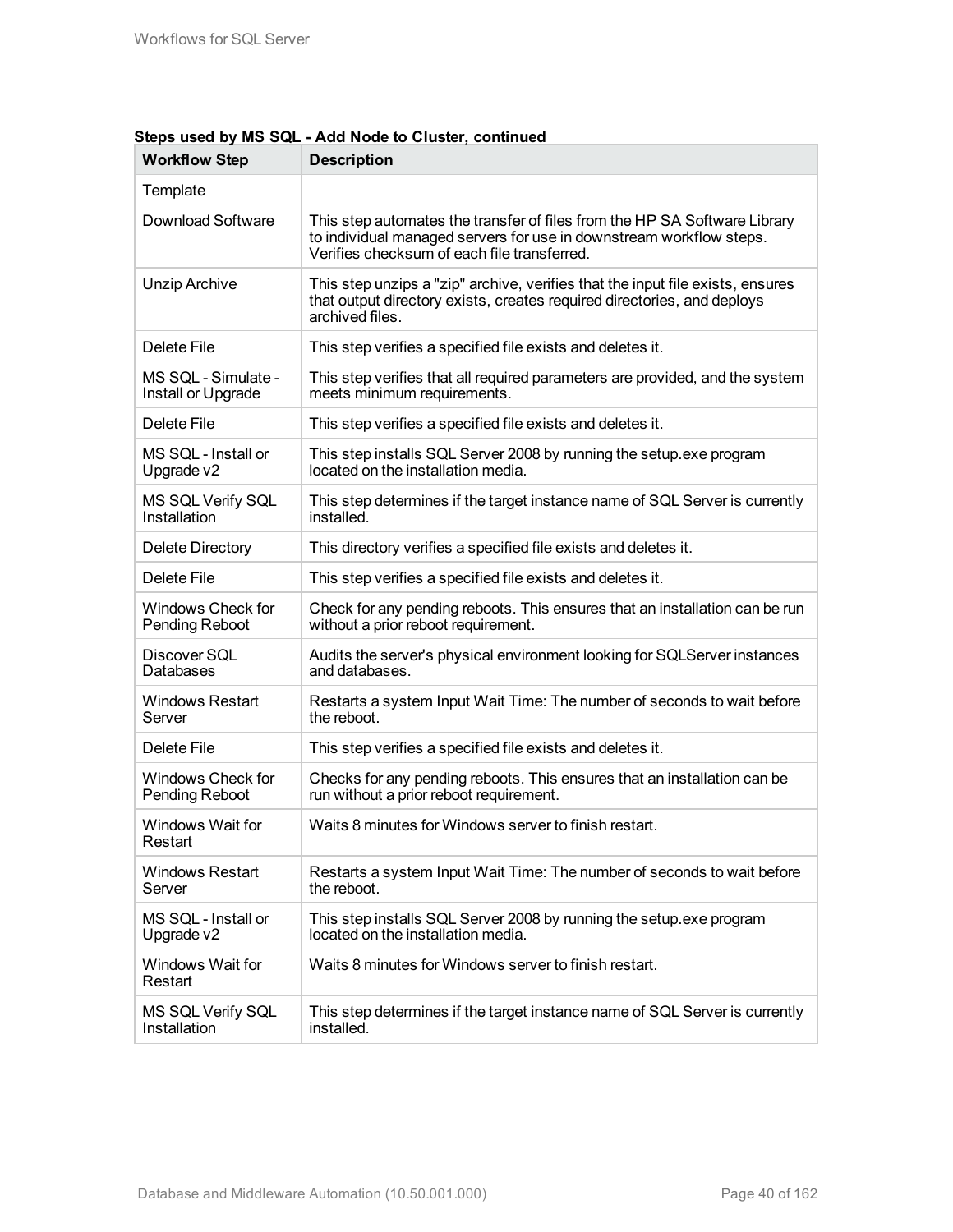**Steps used by MS SQL - Add Node to Cluster, continued**

| Workflow Step | Description |
|---|---|
| Template | |
| Download Software | This step automates the transfer of files from the HP SA Software Library to individual managed servers for use in downstream workflow steps. Verifies checksum of each file transferred. |
| Unzip Archive | This step unzips a "zip" archive, verifies that the input file exists, ensures that output directory exists, creates required directories, and deploys archived files. |
| Delete File | This step verifies a specified file exists and deletes it. |
| MS SQL - Simulate - Install or Upgrade | This step verifies that all required parameters are provided, and the system meets minimum requirements. |
| Delete File | This step verifies a specified file exists and deletes it. |
| MS SQL - Install or Upgrade v2 | This step installs SQL Server 2008 by running the setup.exe program located on the installation media. |
| MS SQL Verify SQL Installation | This step determines if the target instance name of SQL Server is currently installed. |
| Delete Directory | This directory verifies a specified file exists and deletes it. |
| Delete File | This step verifies a specified file exists and deletes it. |
| Windows Check for Pending Reboot | Check for any pending reboots. This ensures that an installation can be run without a prior reboot requirement. |
| Discover SQL Databases | Audits the server's physical environment looking for SQLServer instances and databases. |
| Windows Restart Server | Restarts a system Input Wait Time: The number of seconds to wait before the reboot. |
| Delete File | This step verifies a specified file exists and deletes it. |
| Windows Check for Pending Reboot | Checks for any pending reboots. This ensures that an installation can be run without a prior reboot requirement. |
| Windows Wait for Restart | Waits 8 minutes for Windows server to finish restart. |
| Windows Restart Server | Restarts a system Input Wait Time: The number of seconds to wait before the reboot. |
| MS SQL - Install or Upgrade v2 | This step installs SQL Server 2008 by running the setup.exe program located on the installation media. |
| Windows Wait for Restart | Waits 8 minutes for Windows server to finish restart. |
| MS SQL Verify SQL Installation | This step determines if the target instance name of SQL Server is currently installed. |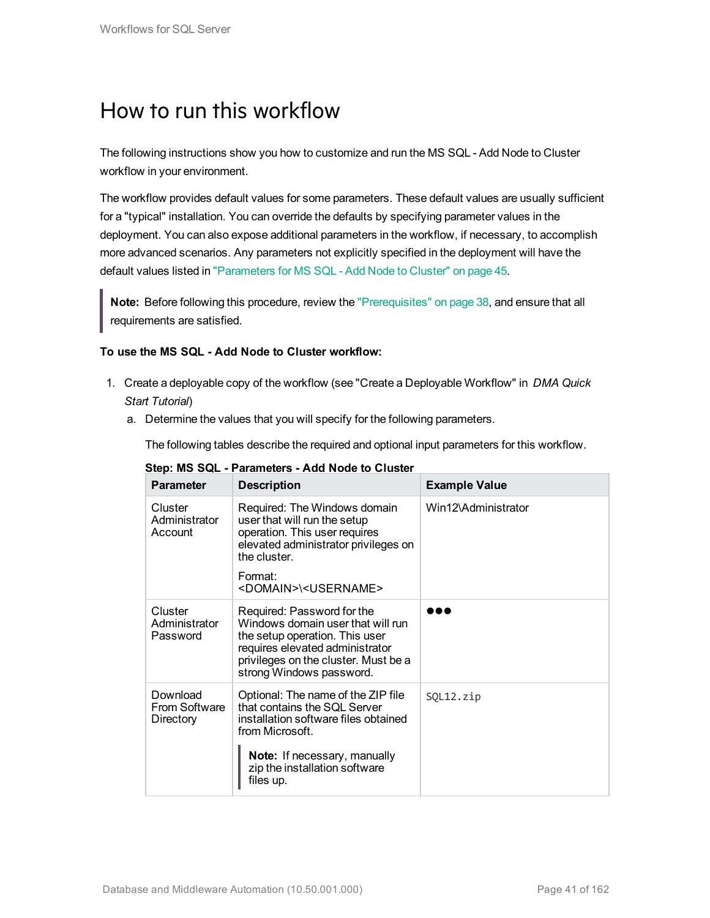# How to run this workflow

The following instructions show you how to customize and run the MS SQL - Add Node to Cluster workflow in your environment.

The workflow provides default values for some parameters. These default values are usually sufficient for a "typical" installation. You can override the defaults by specifying parameter values in the deployment. You can also expose additional parameters in the workflow, if necessary, to accomplish more advanced scenarios. Any parameters not explicitly specified in the deployment will have the default values listed in "Parameters for MS SQL - Add Node to Cluster" on page 45.

> **Note:** Before following this procedure, review the "Prerequisites" on page 38, and ensure that all requirements are satisfied.

**To use the MS SQL - Add Node to Cluster workflow:**

1. Create a deployable copy of the workflow (see "Create a Deployable Workflow" in *DMA Quick Start Tutorial*)
   a. Determine the values that you will specify for the following parameters.

      The following tables describe the required and optional input parameters for this workflow.

**Step: MS SQL - Parameters - Add Node to Cluster**

| Parameter | Description | Example Value |
|---|---|---|
| Cluster Administrator Account | Required: The Windows domain user that will run the setup operation. This user requires elevated administrator privileges on the cluster.<br><br>Format: <DOMAIN>\<USERNAME> | Win12\Administrator |
| Cluster Administrator Password | Required: Password for the Windows domain user that will run the setup operation. This user requires elevated administrator privileges on the cluster. Must be a strong Windows password. | ●●● |
| Download From Software Directory | Optional: The name of the ZIP file that contains the SQL Server installation software files obtained from Microsoft.<br><br>**Note:** If necessary, manually zip the installation software files up. | `SQL12.zip` |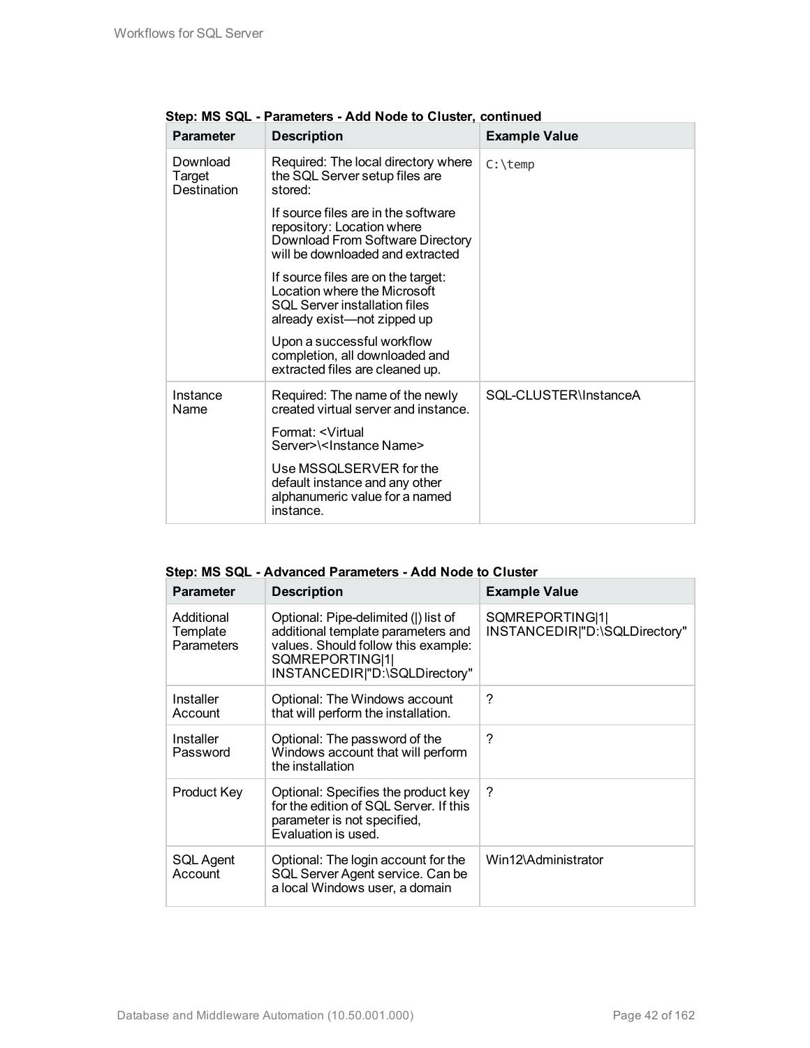**Step: MS SQL - Parameters - Add Node to Cluster, continued**

| Parameter | Description | Example Value |
|---|---|---|
| Download Target Destination | Required: The local directory where the SQL Server setup files are stored:<br><br>If source files are in the software repository: Location where Download From Software Directory will be downloaded and extracted<br><br>If source files are on the target: Location where the Microsoft SQL Server installation files already exist—not zipped up<br><br>Upon a successful workflow completion, all downloaded and extracted files are cleaned up. | `C:\temp` |
| Instance Name | Required: The name of the newly created virtual server and instance.<br><br>Format: <Virtual Server>\<Instance Name><br><br>Use MSSQLSERVER for the default instance and any other alphanumeric value for a named instance. | SQL-CLUSTER\InstanceA |

**Step: MS SQL - Advanced Parameters - Add Node to Cluster**

| Parameter | Description | Example Value |
|---|---|---|
| Additional Template Parameters | Optional: Pipe-delimited (\|) list of additional template parameters and values. Should follow this example: SQMREPORTING\|1\|INSTANCEDIR\|"D:\SQLDirectory" | SQMREPORTING\|1\|INSTANCEDIR\|"D:\SQLDirectory" |
| Installer Account | Optional: The Windows account that will perform the installation. | ? |
| Installer Password | Optional: The password of the Windows account that will perform the installation | ? |
| Product Key | Optional: Specifies the product key for the edition of SQL Server. If this parameter is not specified, Evaluation is used. | ? |
| SQL Agent Account | Optional: The login account for the SQL Server Agent service. Can be a local Windows user, a domain | Win12\Administrator |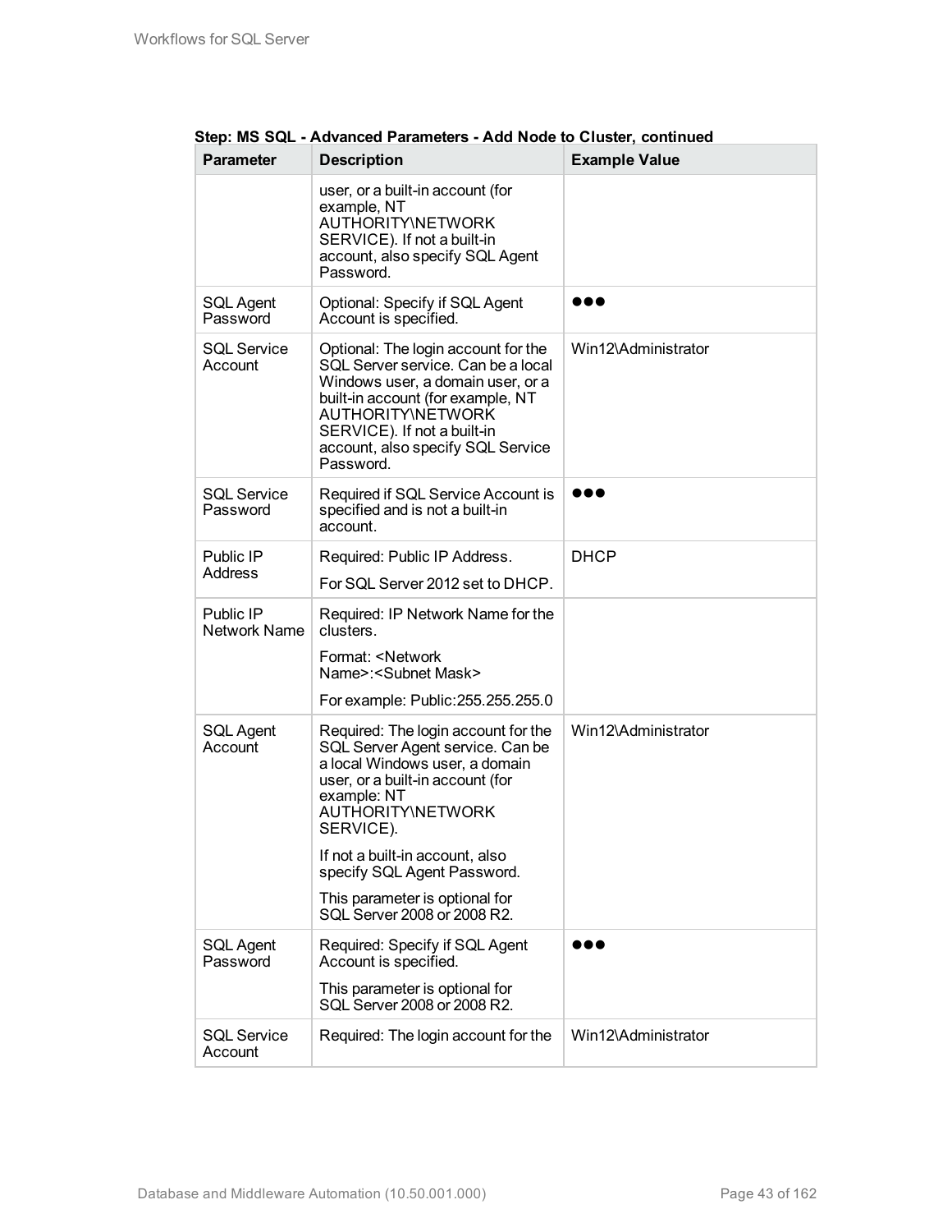**Step: MS SQL - Advanced Parameters - Add Node to Cluster, continued**

| Parameter | Description | Example Value |
|---|---|---|
| | user, or a built-in account (for example, NT AUTHORITY\NETWORK SERVICE). If not a built-in account, also specify SQL Agent Password. | |
| SQL Agent Password | Optional: Specify if SQL Agent Account is specified. | ●●● |
| SQL Service Account | Optional: The login account for the SQL Server service. Can be a local Windows user, a domain user, or a built-in account (for example, NT AUTHORITY\NETWORK SERVICE). If not a built-in account, also specify SQL Service Password. | Win12\Administrator |
| SQL Service Password | Required if SQL Service Account is specified and is not a built-in account. | ●●● |
| Public IP Address | Required: Public IP Address.<br><br>For SQL Server 2012 set to DHCP. | DHCP |
| Public IP Network Name | Required: IP Network Name for the clusters.<br><br>Format: <Network Name>:<Subnet Mask><br><br>For example: Public:255.255.255.0 | |
| SQL Agent Account | Required: The login account for the SQL Server Agent service. Can be a local Windows user, a domain user, or a built-in account (for example: NT AUTHORITY\NETWORK SERVICE).<br><br>If not a built-in account, also specify SQL Agent Password.<br><br>This parameter is optional for SQL Server 2008 or 2008 R2. | Win12\Administrator |
| SQL Agent Password | Required: Specify if SQL Agent Account is specified.<br><br>This parameter is optional for SQL Server 2008 or 2008 R2. | ●●● |
| SQL Service Account | Required: The login account for the | Win12\Administrator |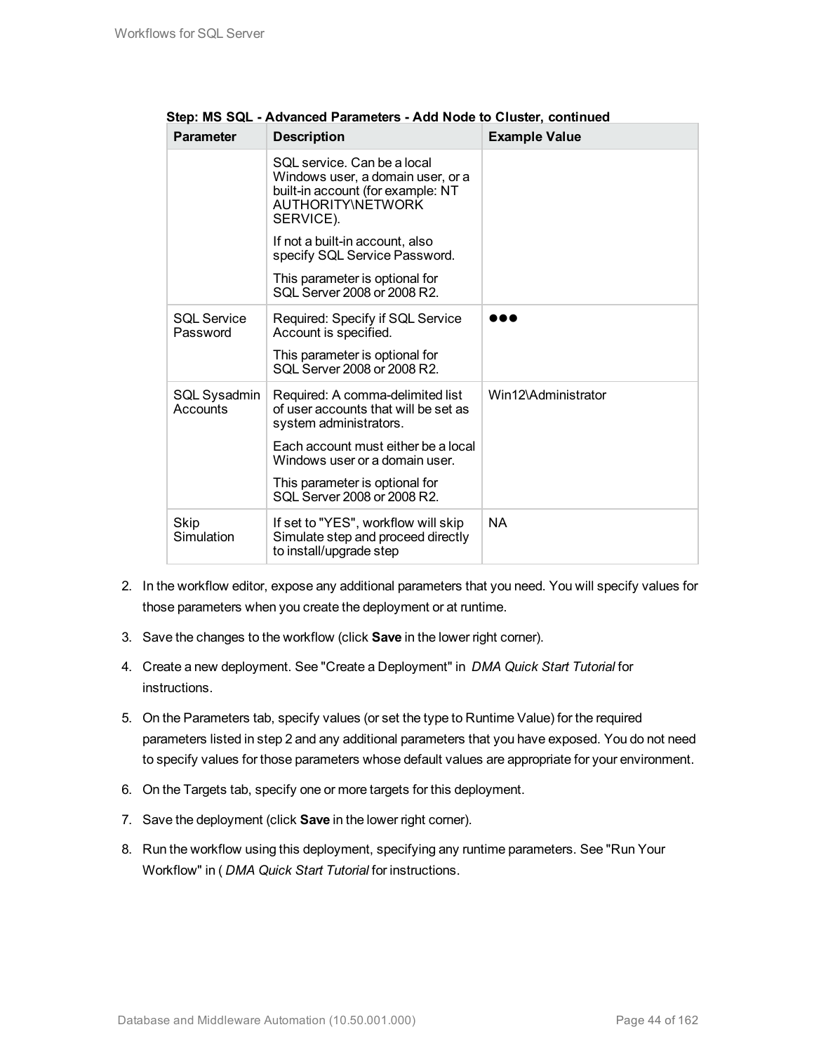**Step: MS SQL - Advanced Parameters - Add Node to Cluster, continued**

| Parameter | Description | Example Value |
| --- | --- | --- |
| | SQL service. Can be a local Windows user, a domain user, or a built-in account (for example: NT AUTHORITY\NETWORK SERVICE).<br><br>If not a built-in account, also specify SQL Service Password.<br><br>This parameter is optional for SQL Server 2008 or 2008 R2. | |
| SQL Service Password | Required: Specify if SQL Service Account is specified.<br><br>This parameter is optional for SQL Server 2008 or 2008 R2. | ●●● |
| SQL Sysadmin Accounts | Required: A comma-delimited list of user accounts that will be set as system administrators.<br><br>Each account must either be a local Windows user or a domain user.<br><br>This parameter is optional for SQL Server 2008 or 2008 R2. | Win12\Administrator |
| Skip Simulation | If set to "YES", workflow will skip Simulate step and proceed directly to install/upgrade step | NA |

2. In the workflow editor, expose any additional parameters that you need. You will specify values for those parameters when you create the deployment or at runtime.

3. Save the changes to the workflow (click **Save** in the lower right corner).

4. Create a new deployment. See "Create a Deployment" in *DMA Quick Start Tutorial* for instructions.

5. On the Parameters tab, specify values (or set the type to Runtime Value) for the required parameters listed in step 2 and any additional parameters that you have exposed. You do not need to specify values for those parameters whose default values are appropriate for your environment.

6. On the Targets tab, specify one or more targets for this deployment.

7. Save the deployment (click **Save** in the lower right corner).

8. Run the workflow using this deployment, specifying any runtime parameters. See "Run Your Workflow" in ( *DMA Quick Start Tutorial* for instructions.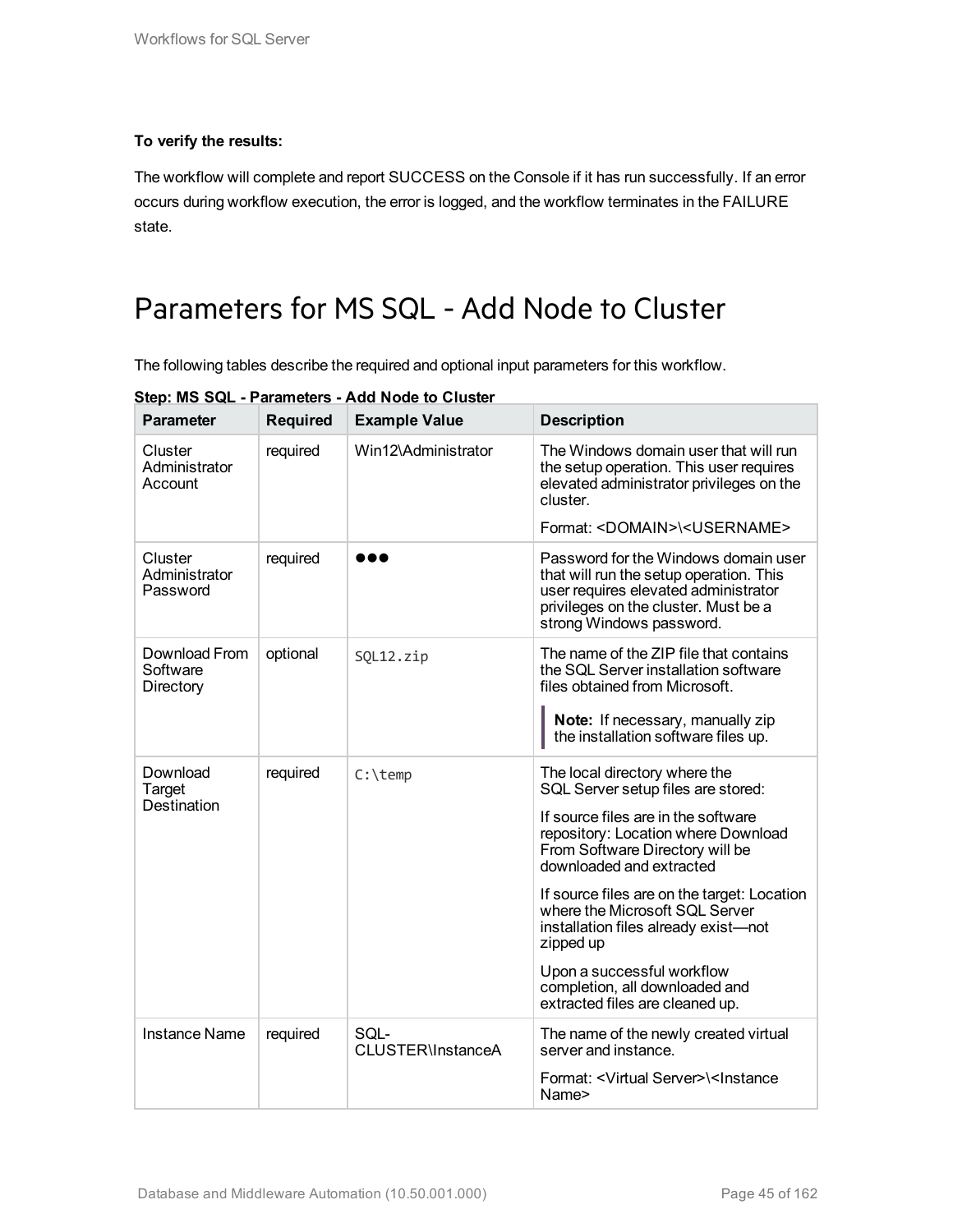**To verify the results:**

The workflow will complete and report SUCCESS on the Console if it has run successfully. If an error occurs during workflow execution, the error is logged, and the workflow terminates in the FAILURE state.

# Parameters for MS SQL - Add Node to Cluster

The following tables describe the required and optional input parameters for this workflow.

**Step: MS SQL - Parameters - Add Node to Cluster**

| Parameter | Required | Example Value | Description |
| --- | --- | --- | --- |
| Cluster Administrator Account | required | Win12\Administrator | The Windows domain user that will run the setup operation. This user requires elevated administrator privileges on the cluster.<br><br>Format: <DOMAIN>\<USERNAME> |
| Cluster Administrator Password | required | ●●● | Password for the Windows domain user that will run the setup operation. This user requires elevated administrator privileges on the cluster. Must be a strong Windows password. |
| Download From Software Directory | optional | `SQL12.zip` | The name of the ZIP file that contains the SQL Server installation software files obtained from Microsoft.<br><br>**Note:** If necessary, manually zip the installation software files up. |
| Download Target Destination | required | `C:\temp` | The local directory where the SQL Server setup files are stored:<br><br>If source files are in the software repository: Location where Download From Software Directory will be downloaded and extracted<br><br>If source files are on the target: Location where the Microsoft SQL Server installation files already exist—not zipped up<br><br>Upon a successful workflow completion, all downloaded and extracted files are cleaned up. |
| Instance Name | required | SQL-CLUSTER\InstanceA | The name of the newly created virtual server and instance.<br><br>Format: <Virtual Server>\<Instance Name> |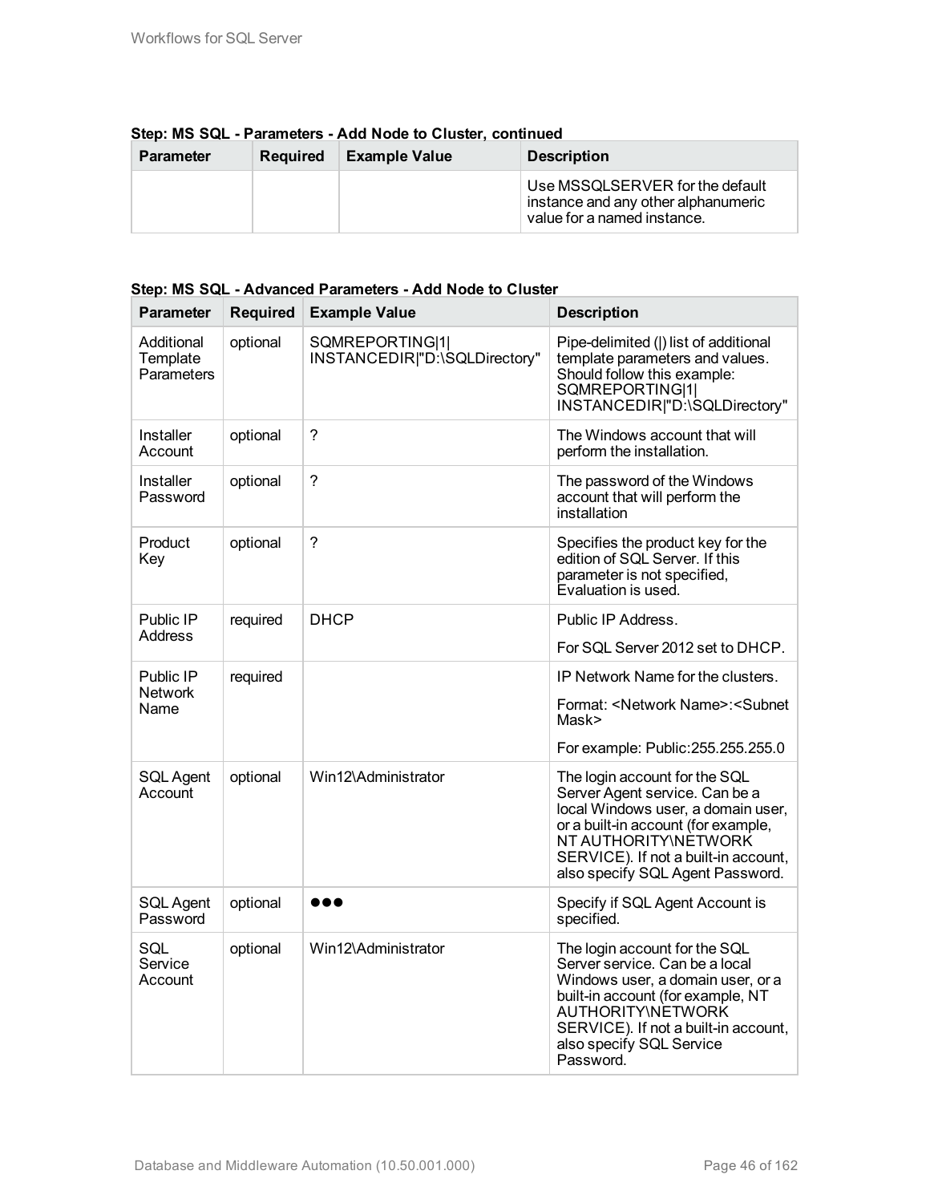**Step: MS SQL - Parameters - Add Node to Cluster, continued**

| Parameter | Required | Example Value | Description |
|---|---|---|---|
| | | | Use MSSQLSERVER for the default instance and any other alphanumeric value for a named instance. |

**Step: MS SQL - Advanced Parameters - Add Node to Cluster**

| Parameter | Required | Example Value | Description |
|---|---|---|---|
| Additional Template Parameters | optional | SQMREPORTING\|1\|INSTANCEDIR\|"D:\SQLDirectory" | Pipe-delimited (\|) list of additional template parameters and values. Should follow this example: SQMREPORTING\|1\|INSTANCEDIR\|"D:\SQLDirectory" |
| Installer Account | optional | ? | The Windows account that will perform the installation. |
| Installer Password | optional | ? | The password of the Windows account that will perform the installation |
| Product Key | optional | ? | Specifies the product key for the edition of SQL Server. If this parameter is not specified, Evaluation is used. |
| Public IP Address | required | DHCP | Public IP Address.<br><br>For SQL Server 2012 set to DHCP. |
| Public IP Network Name | required | | IP Network Name for the clusters.<br><br>Format: <Network Name>:<Subnet Mask><br><br>For example: Public:255.255.255.0 |
| SQL Agent Account | optional | Win12\Administrator | The login account for the SQL Server Agent service. Can be a local Windows user, a domain user, or a built-in account (for example, NT AUTHORITY\NETWORK SERVICE). If not a built-in account, also specify SQL Agent Password. |
| SQL Agent Password | optional | ●●● | Specify if SQL Agent Account is specified. |
| SQL Service Account | optional | Win12\Administrator | The login account for the SQL Server service. Can be a local Windows user, a domain user, or a built-in account (for example, NT AUTHORITY\NETWORK SERVICE). If not a built-in account, also specify SQL Service Password. |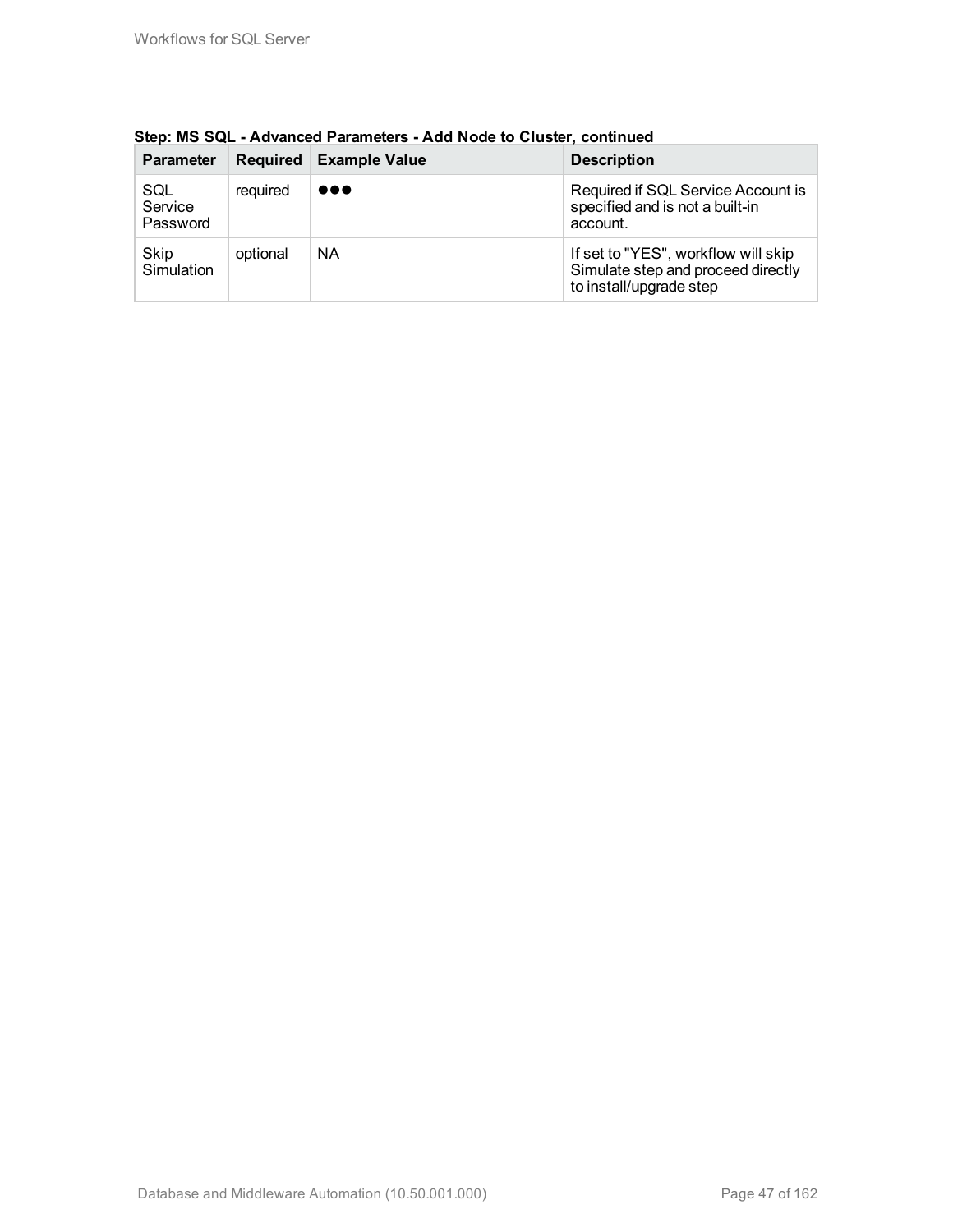**Step: MS SQL - Advanced Parameters - Add Node to Cluster, continued**

| Parameter | Required | Example Value | Description |
|---|---|---|---|
| SQL Service Password | required | ●●● | Required if SQL Service Account is specified and is not a built-in account. |
| Skip Simulation | optional | NA | If set to "YES", workflow will skip Simulate step and proceed directly to install/upgrade step |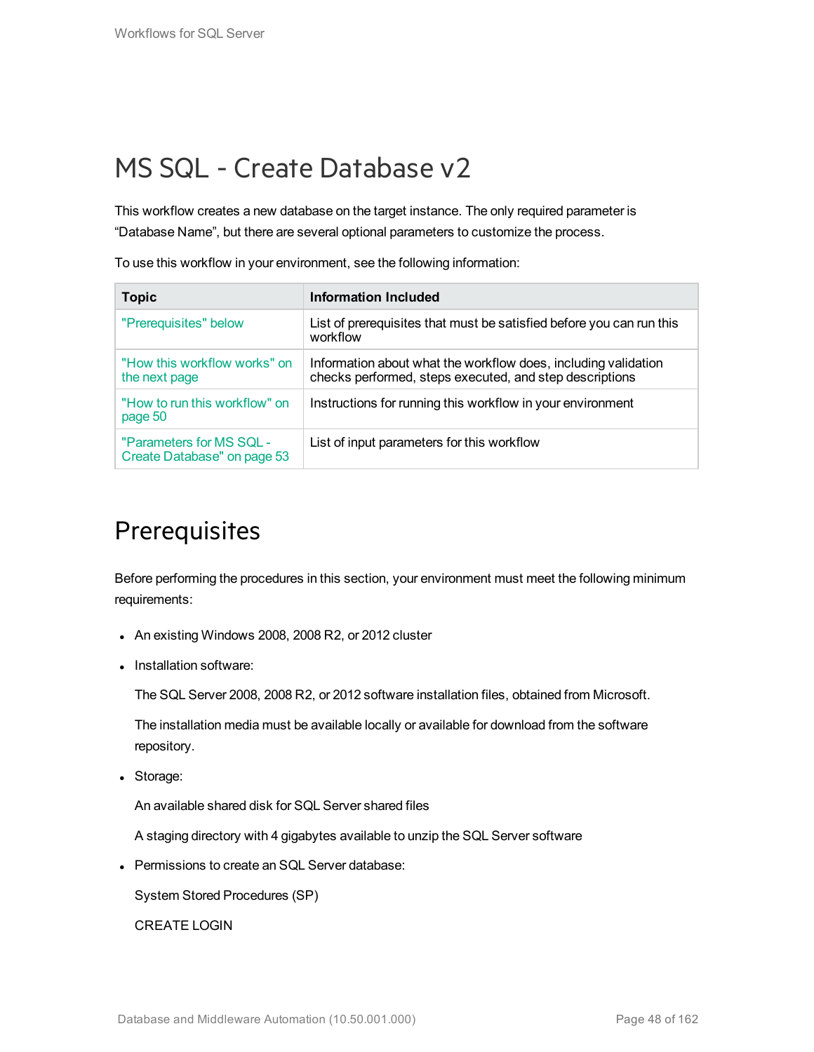# MS SQL - Create Database v2

This workflow creates a new database on the target instance. The only required parameter is “Database Name”, but there are several optional parameters to customize the process.

To use this workflow in your environment, see the following information:

| Topic | Information Included |
|---|---|
| "Prerequisites" below | List of prerequisites that must be satisfied before you can run this workflow |
| "How this workflow works" on the next page | Information about what the workflow does, including validation checks performed, steps executed, and step descriptions |
| "How to run this workflow" on page 50 | Instructions for running this workflow in your environment |
| "Parameters for MS SQL - Create Database" on page 53 | List of input parameters for this workflow |

## Prerequisites

Before performing the procedures in this section, your environment must meet the following minimum requirements:

- An existing Windows 2008, 2008 R2, or 2012 cluster
- Installation software:

  The SQL Server 2008, 2008 R2, or 2012 software installation files, obtained from Microsoft.

  The installation media must be available locally or available for download from the software repository.
- Storage:

  An available shared disk for SQL Server shared files

  A staging directory with 4 gigabytes available to unzip the SQL Server software
- Permissions to create an SQL Server database:

  System Stored Procedures (SP)

  CREATE LOGIN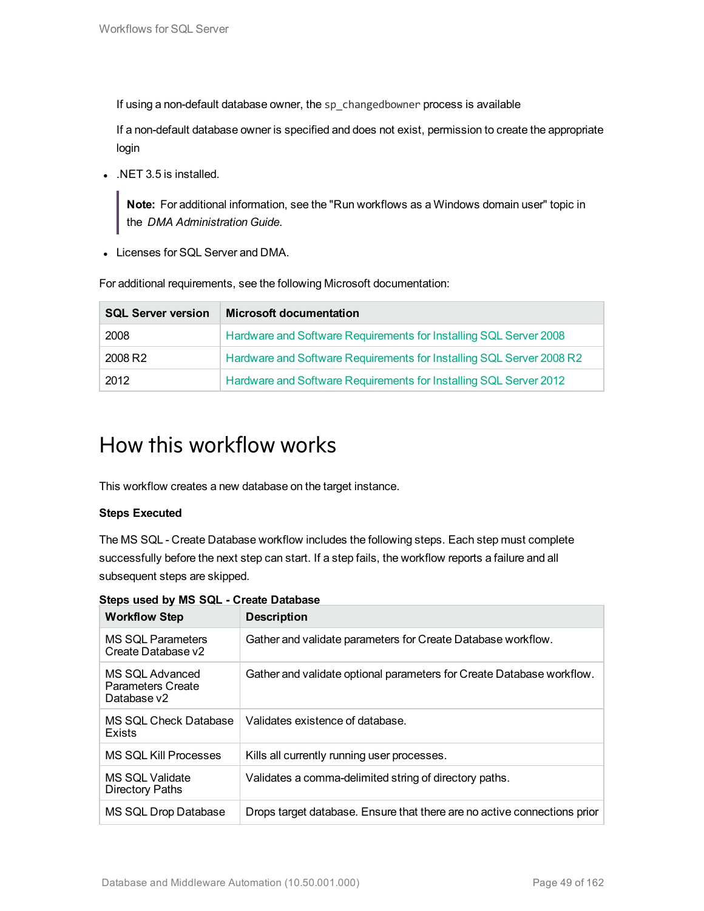If using a non-default database owner, the `sp_changedbowner` process is available

If a non-default database owner is specified and does not exist, permission to create the appropriate login

- .NET 3.5 is installed.

> **Note:** For additional information, see the "Run workflows as a Windows domain user" topic in the *DMA Administration Guide.*

- Licenses for SQL Server and DMA.

For additional requirements, see the following Microsoft documentation:

| SQL Server version | Microsoft documentation |
|---|---|
| 2008 | Hardware and Software Requirements for Installing SQL Server 2008 |
| 2008 R2 | Hardware and Software Requirements for Installing SQL Server 2008 R2 |
| 2012 | Hardware and Software Requirements for Installing SQL Server 2012 |

# How this workflow works

This workflow creates a new database on the target instance.

**Steps Executed**

The MS SQL - Create Database workflow includes the following steps. Each step must complete successfully before the next step can start. If a step fails, the workflow reports a failure and all subsequent steps are skipped.

**Steps used by MS SQL - Create Database**

| Workflow Step | Description |
|---|---|
| MS SQL Parameters Create Database v2 | Gather and validate parameters for Create Database workflow. |
| MS SQL Advanced Parameters Create Database v2 | Gather and validate optional parameters for Create Database workflow. |
| MS SQL Check Database Exists | Validates existence of database. |
| MS SQL Kill Processes | Kills all currently running user processes. |
| MS SQL Validate Directory Paths | Validates a comma-delimited string of directory paths. |
| MS SQL Drop Database | Drops target database. Ensure that there are no active connections prior |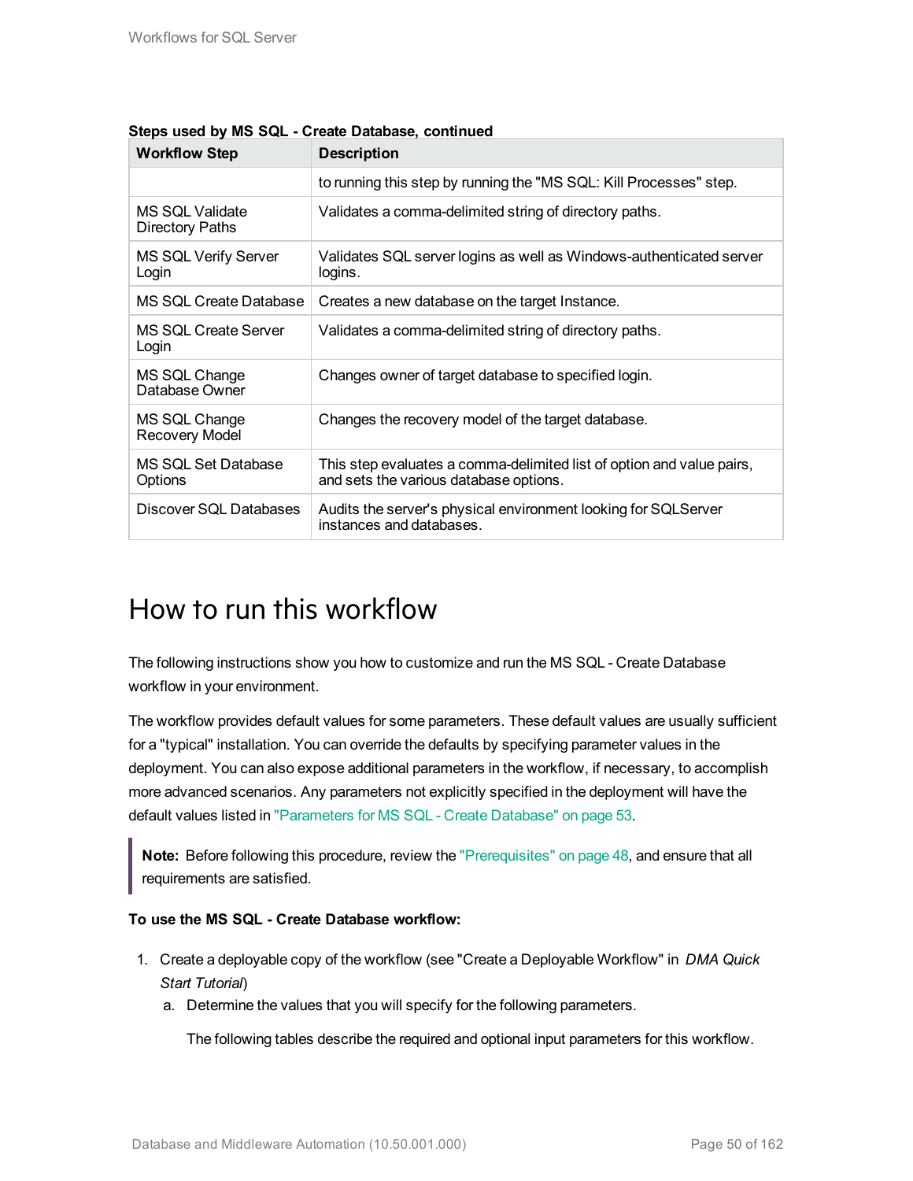**Steps used by MS SQL - Create Database, continued**

| Workflow Step | Description |
|---|---|
| | to running this step by running the "MS SQL: Kill Processes" step. |
| MS SQL Validate Directory Paths | Validates a comma-delimited string of directory paths. |
| MS SQL Verify Server Login | Validates SQL server logins as well as Windows-authenticated server logins. |
| MS SQL Create Database | Creates a new database on the target Instance. |
| MS SQL Create Server Login | Validates a comma-delimited string of directory paths. |
| MS SQL Change Database Owner | Changes owner of target database to specified login. |
| MS SQL Change Recovery Model | Changes the recovery model of the target database. |
| MS SQL Set Database Options | This step evaluates a comma-delimited list of option and value pairs, and sets the various database options. |
| Discover SQL Databases | Audits the server's physical environment looking for SQLServer instances and databases. |

# How to run this workflow

The following instructions show you how to customize and run the MS SQL - Create Database workflow in your environment.

The workflow provides default values for some parameters. These default values are usually sufficient for a "typical" installation. You can override the defaults by specifying parameter values in the deployment. You can also expose additional parameters in the workflow, if necessary, to accomplish more advanced scenarios. Any parameters not explicitly specified in the deployment will have the default values listed in "Parameters for MS SQL - Create Database" on page 53.

> **Note:** Before following this procedure, review the "Prerequisites" on page 48, and ensure that all requirements are satisfied.

**To use the MS SQL - Create Database workflow:**

1. Create a deployable copy of the workflow (see "Create a Deployable Workflow" in *DMA Quick Start Tutorial*)
   a. Determine the values that you will specify for the following parameters.

      The following tables describe the required and optional input parameters for this workflow.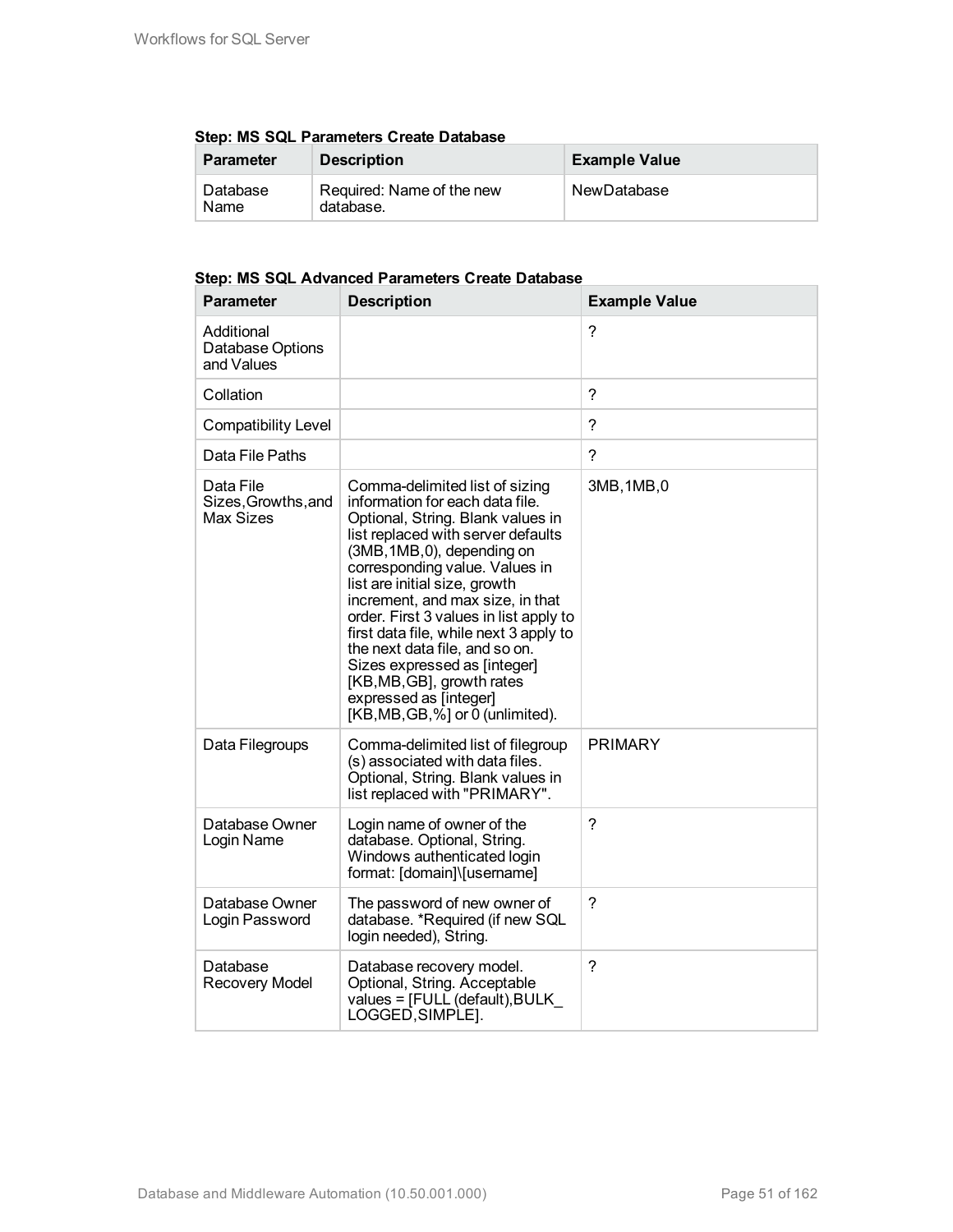**Step: MS SQL Parameters Create Database**

| Parameter | Description | Example Value |
|---|---|---|
| Database Name | Required: Name of the new database. | NewDatabase |

**Step: MS SQL Advanced Parameters Create Database**

| Parameter | Description | Example Value |
|---|---|---|
| Additional Database Options and Values | | ? |
| Collation | | ? |
| Compatibility Level | | ? |
| Data File Paths | | ? |
| Data File Sizes,Growths,and Max Sizes | Comma-delimited list of sizing information for each data file. Optional, String. Blank values in list replaced with server defaults (3MB,1MB,0), depending on corresponding value. Values in list are initial size, growth increment, and max size, in that order. First 3 values in list apply to first data file, while next 3 apply to the next data file, and so on. Sizes expressed as [integer][KB,MB,GB], growth rates expressed as [integer][KB,MB,GB,%] or 0 (unlimited). | 3MB,1MB,0 |
| Data Filegroups | Comma-delimited list of filegroup(s) associated with data files. Optional, String. Blank values in list replaced with "PRIMARY". | PRIMARY |
| Database Owner Login Name | Login name of owner of the database. Optional, String. Windows authenticated login format: [domain]\[username] | ? |
| Database Owner Login Password | The password of new owner of database. *Required (if new SQL login needed), String. | ? |
| Database Recovery Model | Database recovery model. Optional, String. Acceptable values = [FULL (default),BULK_LOGGED,SIMPLE]. | ? |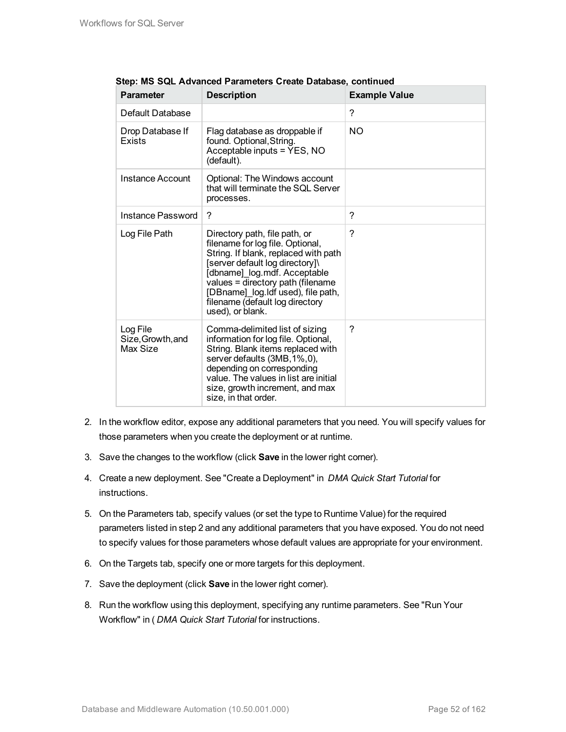**Step: MS SQL Advanced Parameters Create Database, continued**

| Parameter | Description | Example Value |
|---|---|---|
| Default Database | | ? |
| Drop Database If Exists | Flag database as droppable if found. Optional,String. Acceptable inputs = YES, NO (default). | NO |
| Instance Account | Optional: The Windows account that will terminate the SQL Server processes. | |
| Instance Password | ? | ? |
| Log File Path | Directory path, file path, or filename for log file. Optional, String. If blank, replaced with path [server default log directory]\ [dbname]_log.mdf. Acceptable values = directory path (filename [DBname]_log.ldf used), file path, filename (default log directory used), or blank. | ? |
| Log File Size,Growth,and Max Size | Comma-delimited list of sizing information for log file. Optional, String. Blank items replaced with server defaults (3MB,1%,0), depending on corresponding value. The values in list are initial size, growth increment, and max size, in that order. | ? |

2. In the workflow editor, expose any additional parameters that you need. You will specify values for those parameters when you create the deployment or at runtime.
3. Save the changes to the workflow (click **Save** in the lower right corner).
4. Create a new deployment. See "Create a Deployment" in *DMA Quick Start Tutorial* for instructions.
5. On the Parameters tab, specify values (or set the type to Runtime Value) for the required parameters listed in step 2 and any additional parameters that you have exposed. You do not need to specify values for those parameters whose default values are appropriate for your environment.
6. On the Targets tab, specify one or more targets for this deployment.
7. Save the deployment (click **Save** in the lower right corner).
8. Run the workflow using this deployment, specifying any runtime parameters. See "Run Your Workflow" in ( *DMA Quick Start Tutorial* for instructions.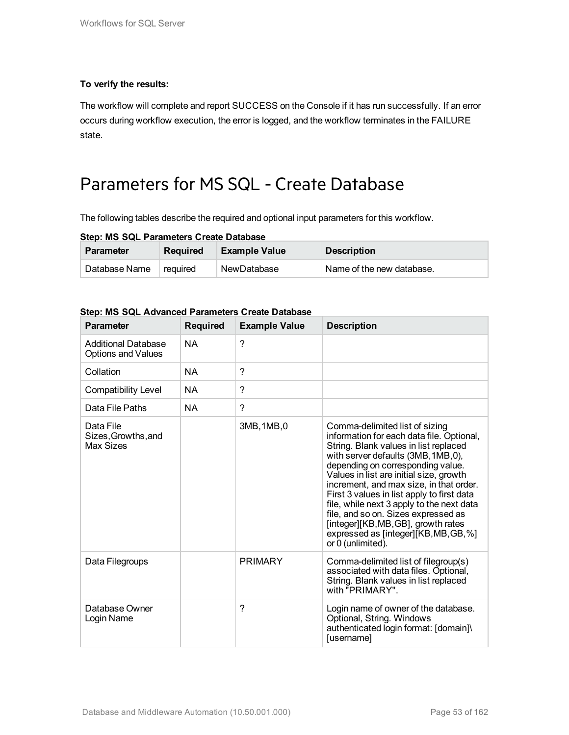**To verify the results:**

The workflow will complete and report SUCCESS on the Console if it has run successfully. If an error occurs during workflow execution, the error is logged, and the workflow terminates in the FAILURE state.

# Parameters for MS SQL - Create Database

The following tables describe the required and optional input parameters for this workflow.

**Step: MS SQL Parameters Create Database**

| Parameter | Required | Example Value | Description |
|---|---|---|---|
| Database Name | required | NewDatabase | Name of the new database. |

**Step: MS SQL Advanced Parameters Create Database**

| Parameter | Required | Example Value | Description |
|---|---|---|---|
| Additional Database Options and Values | NA | ? | |
| Collation | NA | ? | |
| Compatibility Level | NA | ? | |
| Data File Paths | NA | ? | |
| Data File Sizes,Growths,and Max Sizes | | 3MB,1MB,0 | Comma-delimited list of sizing information for each data file. Optional, String. Blank values in list replaced with server defaults (3MB,1MB,0), depending on corresponding value. Values in list are initial size, growth increment, and max size, in that order. First 3 values in list apply to first data file, while next 3 apply to the next data file, and so on. Sizes expressed as [integer][KB,MB,GB], growth rates expressed as [integer][KB,MB,GB,%] or 0 (unlimited). |
| Data Filegroups | | PRIMARY | Comma-delimited list of filegroup(s) associated with data files. Optional, String. Blank values in list replaced with "PRIMARY". |
| Database Owner Login Name | | ? | Login name of owner of the database. Optional, String. Windows authenticated login format: [domain]\[username] |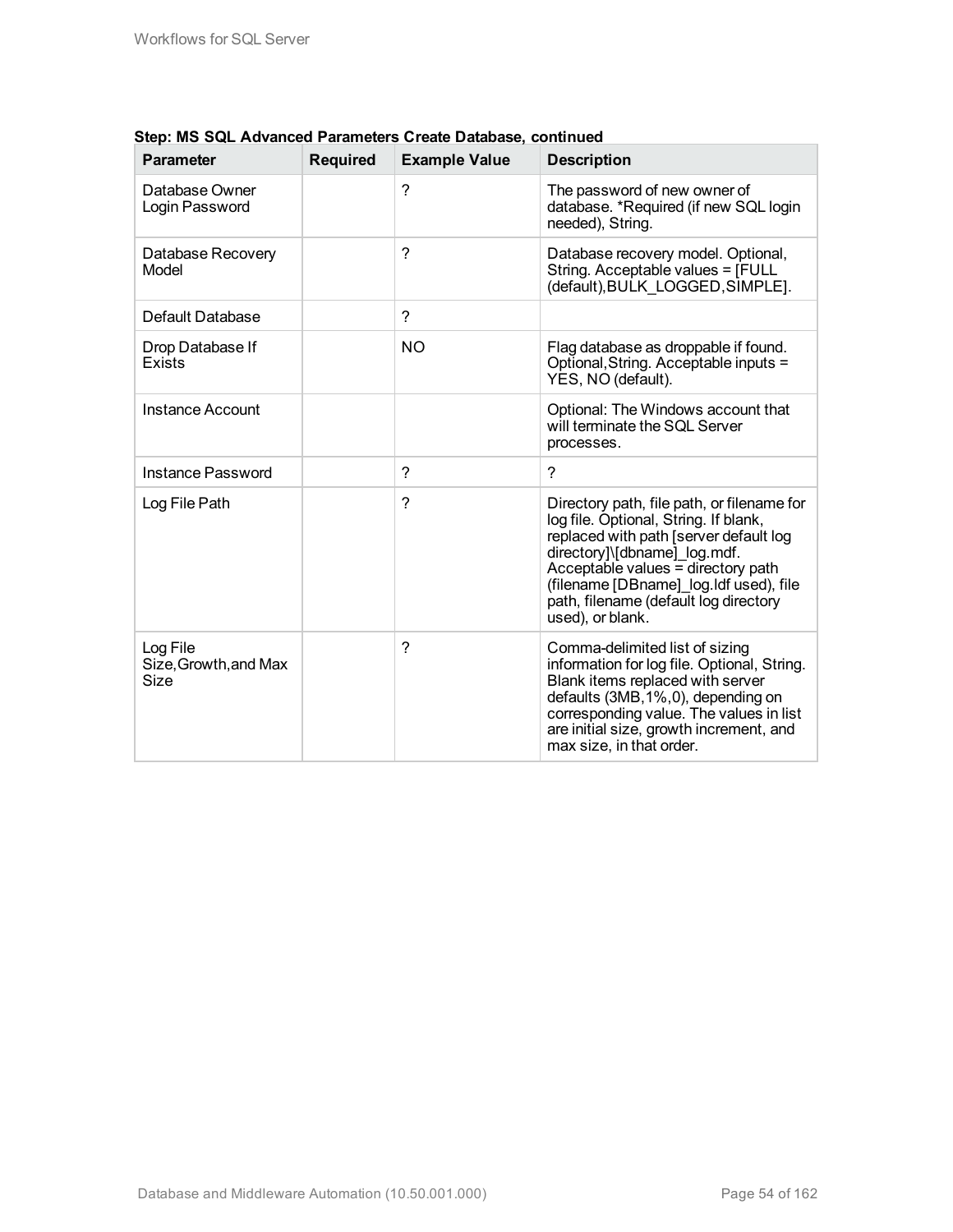**Step: MS SQL Advanced Parameters Create Database, continued**

| Parameter | Required | Example Value | Description |
|---|---|---|---|
| Database Owner Login Password | | ? | The password of new owner of database. *Required (if new SQL login needed), String. |
| Database Recovery Model | | ? | Database recovery model. Optional, String. Acceptable values = [FULL (default),BULK_LOGGED,SIMPLE]. |
| Default Database | | ? | |
| Drop Database If Exists | | NO | Flag database as droppable if found. Optional,String. Acceptable inputs = YES, NO (default). |
| Instance Account | | | Optional: The Windows account that will terminate the SQL Server processes. |
| Instance Password | | ? | ? |
| Log File Path | | ? | Directory path, file path, or filename for log file. Optional, String. If blank, replaced with path [server default log directory]\[dbname]_log.mdf. Acceptable values = directory path (filename [DBname]_log.ldf used), file path, filename (default log directory used), or blank. |
| Log File Size,Growth,and Max Size | | ? | Comma-delimited list of sizing information for log file. Optional, String. Blank items replaced with server defaults (3MB,1%,0), depending on corresponding value. The values in list are initial size, growth increment, and max size, in that order. |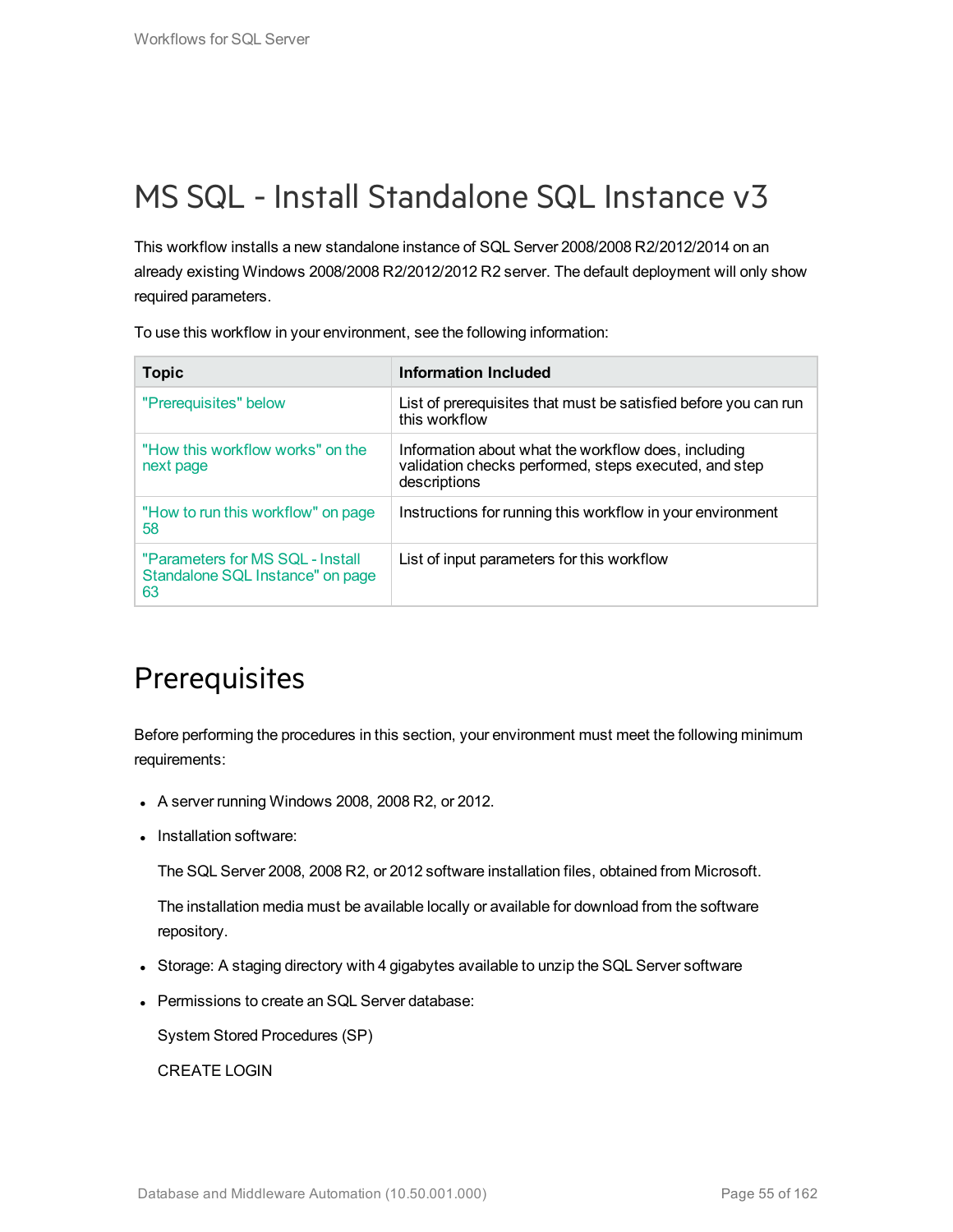# MS SQL - Install Standalone SQL Instance v3

This workflow installs a new standalone instance of SQL Server 2008/2008 R2/2012/2014 on an already existing Windows 2008/2008 R2/2012/2012 R2 server. The default deployment will only show required parameters.

To use this workflow in your environment, see the following information:

| Topic | Information Included |
|---|---|
| "Prerequisites" below | List of prerequisites that must be satisfied before you can run this workflow |
| "How this workflow works" on the next page | Information about what the workflow does, including validation checks performed, steps executed, and step descriptions |
| "How to run this workflow" on page 58 | Instructions for running this workflow in your environment |
| "Parameters for MS SQL - Install Standalone SQL Instance" on page 63 | List of input parameters for this workflow |

## Prerequisites

Before performing the procedures in this section, your environment must meet the following minimum requirements:

- A server running Windows 2008, 2008 R2, or 2012.
- Installation software:

  The SQL Server 2008, 2008 R2, or 2012 software installation files, obtained from Microsoft.

  The installation media must be available locally or available for download from the software repository.
- Storage: A staging directory with 4 gigabytes available to unzip the SQL Server software
- Permissions to create an SQL Server database:

  System Stored Procedures (SP)

  CREATE LOGIN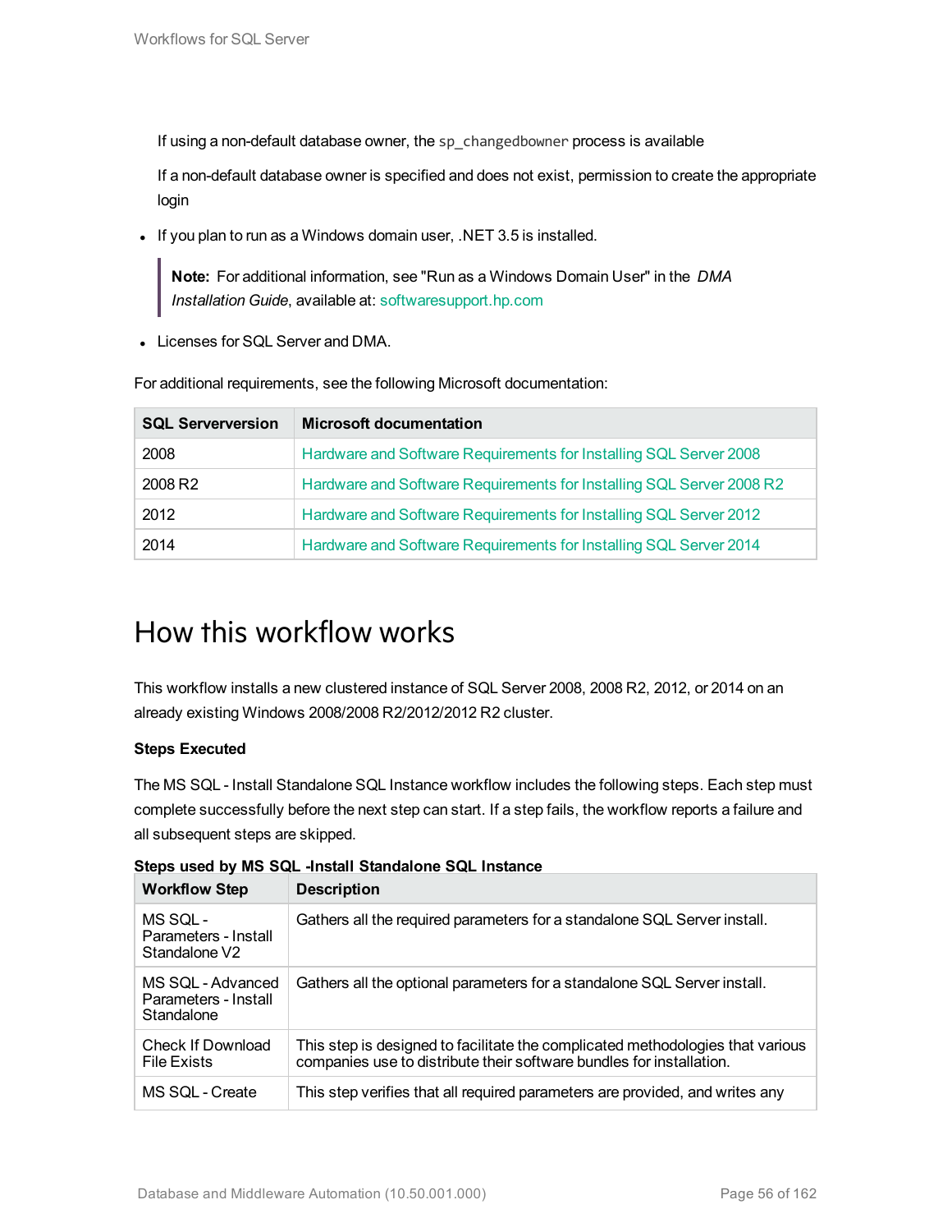If using a non-default database owner, the `sp_changedbowner` process is available

If a non-default database owner is specified and does not exist, permission to create the appropriate login

- If you plan to run as a Windows domain user, .NET 3.5 is installed.

> **Note:** For additional information, see "Run as a Windows Domain User" in the *DMA Installation Guide*, available at: softwaresupport.hp.com

- Licenses for SQL Server and DMA.

For additional requirements, see the following Microsoft documentation:

| SQL Serverversion | Microsoft documentation |
|---|---|
| 2008 | Hardware and Software Requirements for Installing SQL Server 2008 |
| 2008 R2 | Hardware and Software Requirements for Installing SQL Server 2008 R2 |
| 2012 | Hardware and Software Requirements for Installing SQL Server 2012 |
| 2014 | Hardware and Software Requirements for Installing SQL Server 2014 |

# How this workflow works

This workflow installs a new clustered instance of SQL Server 2008, 2008 R2, 2012, or 2014 on an already existing Windows 2008/2008 R2/2012/2012 R2 cluster.

**Steps Executed**

The MS SQL - Install Standalone SQL Instance workflow includes the following steps. Each step must complete successfully before the next step can start. If a step fails, the workflow reports a failure and all subsequent steps are skipped.

**Steps used by MS SQL -Install Standalone SQL Instance**

| Workflow Step | Description |
|---|---|
| MS SQL - Parameters - Install Standalone V2 | Gathers all the required parameters for a standalone SQL Server install. |
| MS SQL - Advanced Parameters - Install Standalone | Gathers all the optional parameters for a standalone SQL Server install. |
| Check If Download File Exists | This step is designed to facilitate the complicated methodologies that various companies use to distribute their software bundles for installation. |
| MS SQL - Create | This step verifies that all required parameters are provided, and writes any |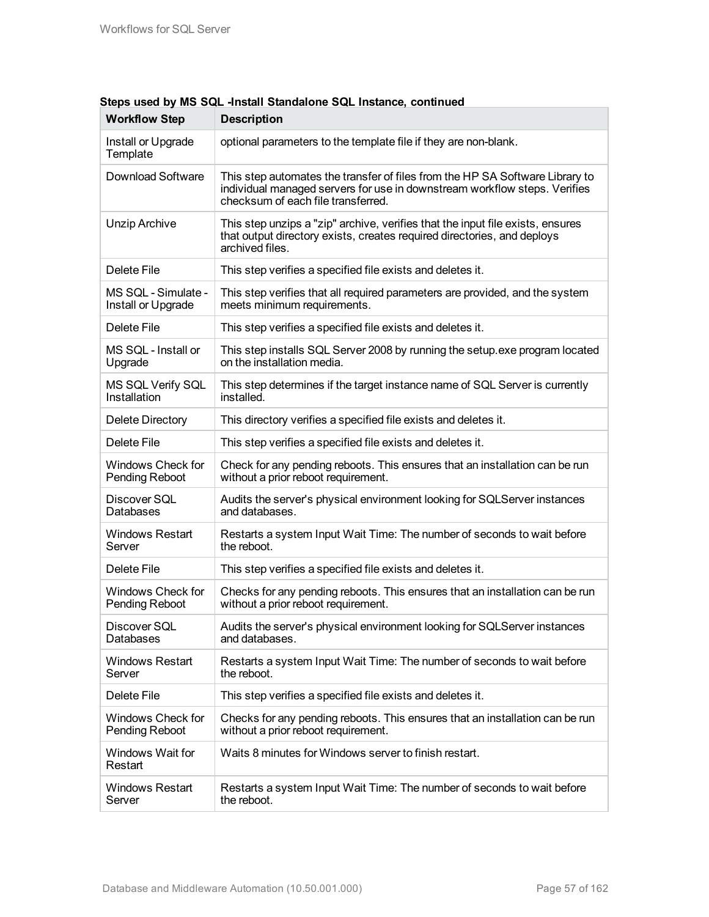**Steps used by MS SQL -Install Standalone SQL Instance, continued**

| Workflow Step | Description |
| --- | --- |
| Install or Upgrade Template | optional parameters to the template file if they are non-blank. |
| Download Software | This step automates the transfer of files from the HP SA Software Library to individual managed servers for use in downstream workflow steps. Verifies checksum of each file transferred. |
| Unzip Archive | This step unzips a "zip" archive, verifies that the input file exists, ensures that output directory exists, creates required directories, and deploys archived files. |
| Delete File | This step verifies a specified file exists and deletes it. |
| MS SQL - Simulate - Install or Upgrade | This step verifies that all required parameters are provided, and the system meets minimum requirements. |
| Delete File | This step verifies a specified file exists and deletes it. |
| MS SQL - Install or Upgrade | This step installs SQL Server 2008 by running the setup.exe program located on the installation media. |
| MS SQL Verify SQL Installation | This step determines if the target instance name of SQL Server is currently installed. |
| Delete Directory | This directory verifies a specified file exists and deletes it. |
| Delete File | This step verifies a specified file exists and deletes it. |
| Windows Check for Pending Reboot | Check for any pending reboots. This ensures that an installation can be run without a prior reboot requirement. |
| Discover SQL Databases | Audits the server's physical environment looking for SQLServer instances and databases. |
| Windows Restart Server | Restarts a system Input Wait Time: The number of seconds to wait before the reboot. |
| Delete File | This step verifies a specified file exists and deletes it. |
| Windows Check for Pending Reboot | Checks for any pending reboots. This ensures that an installation can be run without a prior reboot requirement. |
| Discover SQL Databases | Audits the server's physical environment looking for SQLServer instances and databases. |
| Windows Restart Server | Restarts a system Input Wait Time: The number of seconds to wait before the reboot. |
| Delete File | This step verifies a specified file exists and deletes it. |
| Windows Check for Pending Reboot | Checks for any pending reboots. This ensures that an installation can be run without a prior reboot requirement. |
| Windows Wait for Restart | Waits 8 minutes for Windows server to finish restart. |
| Windows Restart Server | Restarts a system Input Wait Time: The number of seconds to wait before the reboot. |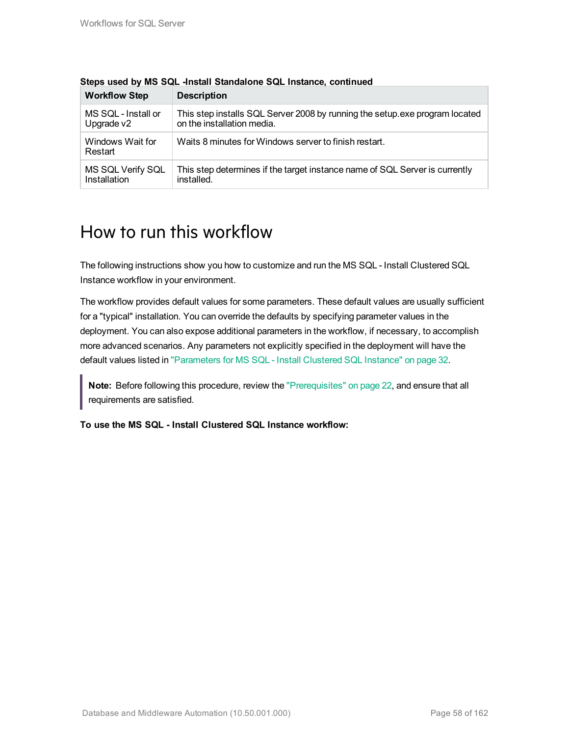**Steps used by MS SQL -Install Standalone SQL Instance, continued**

| Workflow Step | Description |
|---|---|
| MS SQL - Install or Upgrade v2 | This step installs SQL Server 2008 by running the setup.exe program located on the installation media. |
| Windows Wait for Restart | Waits 8 minutes for Windows server to finish restart. |
| MS SQL Verify SQL Installation | This step determines if the target instance name of SQL Server is currently installed. |

# How to run this workflow

The following instructions show you how to customize and run the MS SQL - Install Clustered SQL Instance workflow in your environment.

The workflow provides default values for some parameters. These default values are usually sufficient for a "typical" installation. You can override the defaults by specifying parameter values in the deployment. You can also expose additional parameters in the workflow, if necessary, to accomplish more advanced scenarios. Any parameters not explicitly specified in the deployment will have the default values listed in "Parameters for MS SQL - Install Clustered SQL Instance" on page 32.

> **Note:** Before following this procedure, review the "Prerequisites" on page 22, and ensure that all requirements are satisfied.

**To use the MS SQL - Install Clustered SQL Instance workflow:**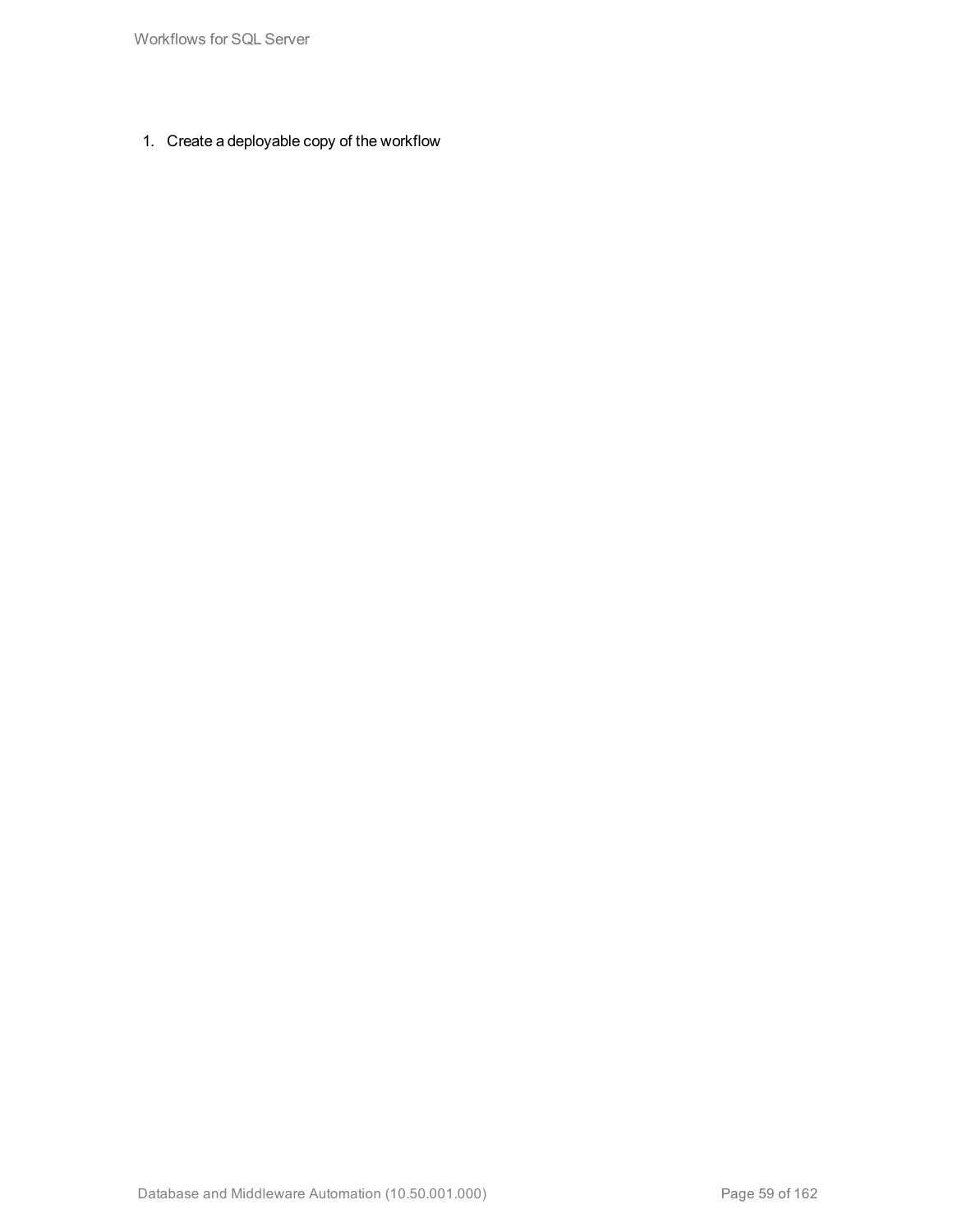1. Create a deployable copy of the workflow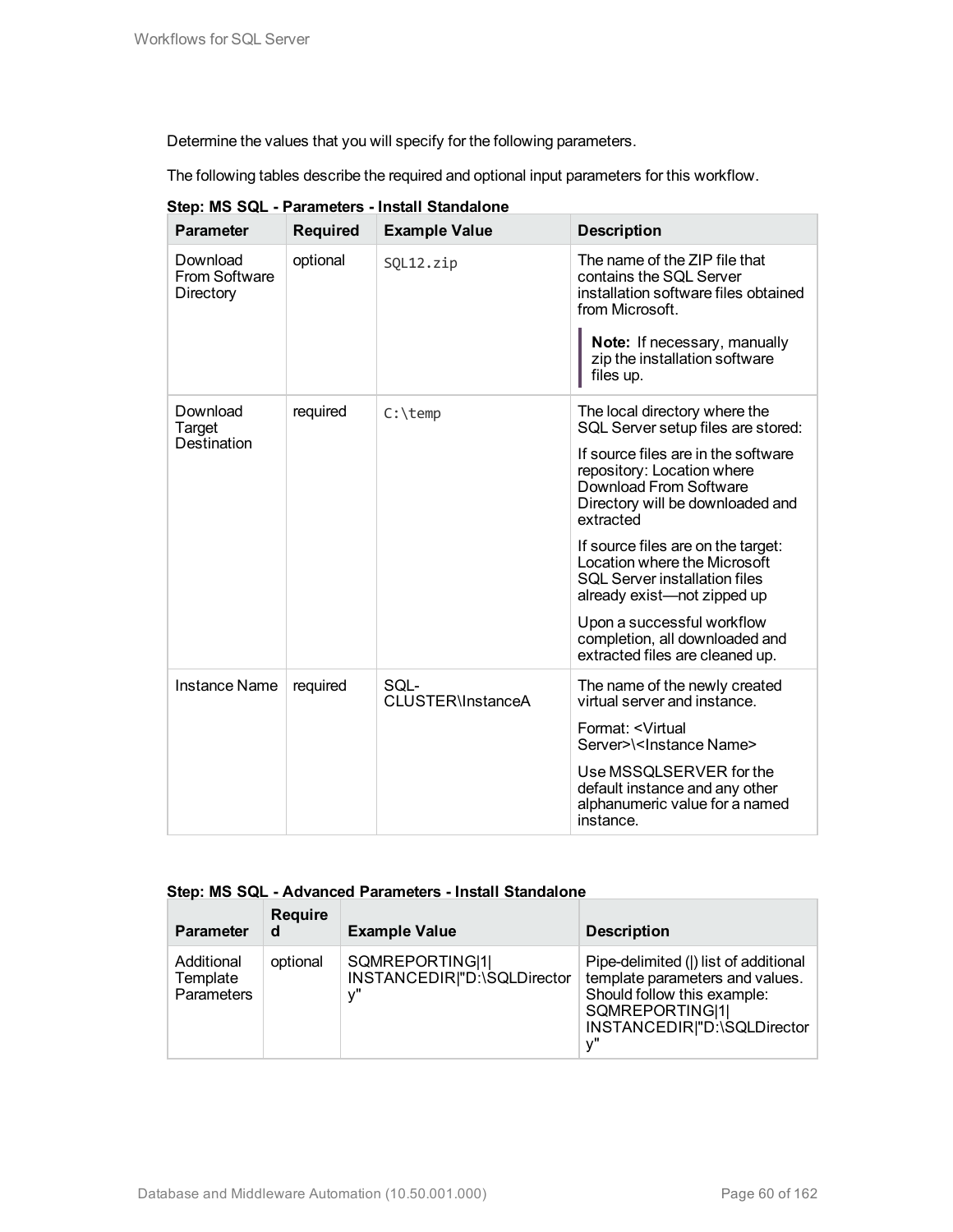Determine the values that you will specify for the following parameters.

The following tables describe the required and optional input parameters for this workflow.

**Step: MS SQL - Parameters - Install Standalone**

| Parameter | Required | Example Value | Description |
|---|---|---|---|
| Download From Software Directory | optional | `SQL12.zip` | The name of the ZIP file that contains the SQL Server installation software files obtained from Microsoft.<br><br>**Note:** If necessary, manually zip the installation software files up. |
| Download Target Destination | required | `C:\temp` | The local directory where the SQL Server setup files are stored:<br><br>If source files are in the software repository: Location where Download From Software Directory will be downloaded and extracted<br><br>If source files are on the target: Location where the Microsoft SQL Server installation files already exist—not zipped up<br><br>Upon a successful workflow completion, all downloaded and extracted files are cleaned up. |
| Instance Name | required | SQL-CLUSTER\InstanceA | The name of the newly created virtual server and instance.<br><br>Format: <Virtual Server>\<Instance Name><br><br>Use MSSQLSERVER for the default instance and any other alphanumeric value for a named instance. |

**Step: MS SQL - Advanced Parameters - Install Standalone**

| Parameter | Required | Example Value | Description |
|---|---|---|---|
| Additional Template Parameters | optional | SQMREPORTING\|1\|INSTANCEDIR\|"D:\SQLDirectory" | Pipe-delimited (\|) list of additional template parameters and values. Should follow this example: SQMREPORTING\|1\|INSTANCEDIR\|"D:\SQLDirectory" |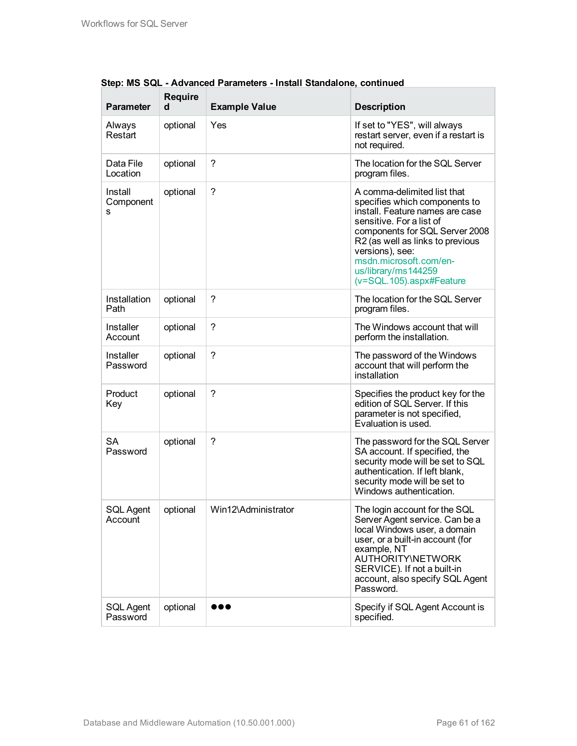**Step: MS SQL - Advanced Parameters - Install Standalone, continued**

| Parameter | Required | Example Value | Description |
|---|---|---|---|
| Always Restart | optional | Yes | If set to "YES", will always restart server, even if a restart is not required. |
| Data File Location | optional | ? | The location for the SQL Server program files. |
| Install Components | optional | ? | A comma-delimited list that specifies which components to install. Feature names are case sensitive. For a list of components for SQL Server 2008 R2 (as well as links to previous versions), see: msdn.microsoft.com/en-us/library/ms144259(v=SQL.105).aspx#Feature |
| Installation Path | optional | ? | The location for the SQL Server program files. |
| Installer Account | optional | ? | The Windows account that will perform the installation. |
| Installer Password | optional | ? | The password of the Windows account that will perform the installation |
| Product Key | optional | ? | Specifies the product key for the edition of SQL Server. If this parameter is not specified, Evaluation is used. |
| SA Password | optional | ? | The password for the SQL Server SA account. If specified, the security mode will be set to SQL authentication. If left blank, security mode will be set to Windows authentication. |
| SQL Agent Account | optional | Win12\Administrator | The login account for the SQL Server Agent service. Can be a local Windows user, a domain user, or a built-in account (for example, NT AUTHORITY\NETWORK SERVICE). If not a built-in account, also specify SQL Agent Password. |
| SQL Agent Password | optional | ●●● | Specify if SQL Agent Account is specified. |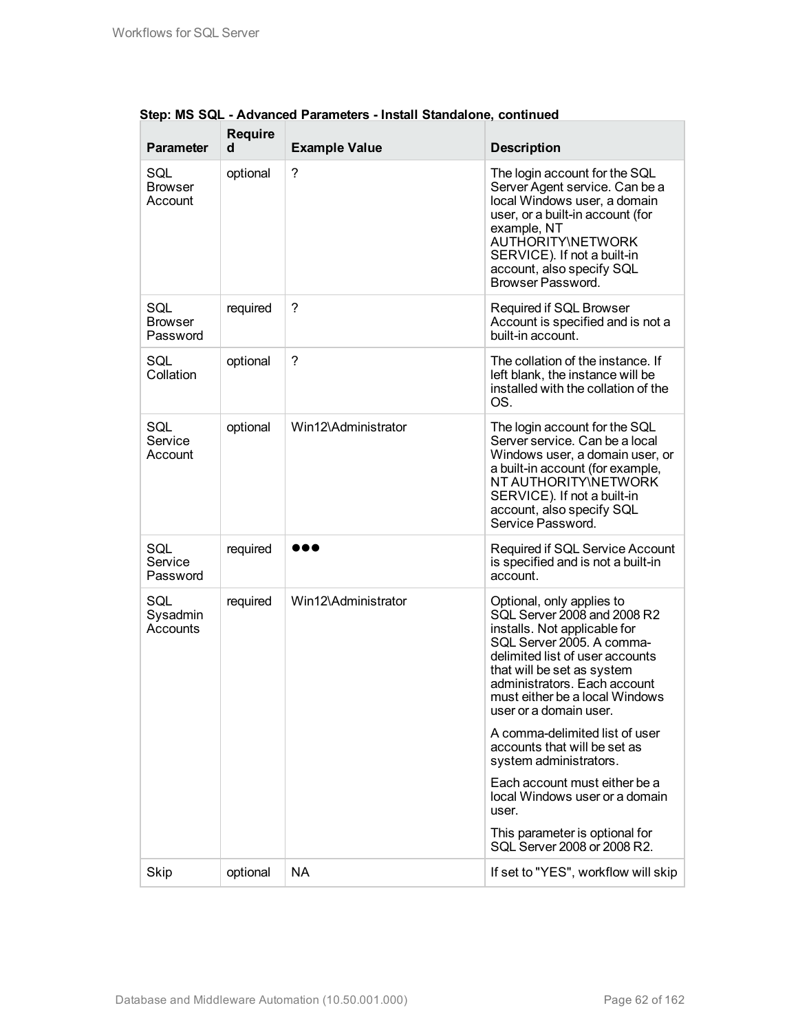**Step: MS SQL - Advanced Parameters - Install Standalone, continued**

| Parameter | Required | Example Value | Description |
|---|---|---|---|
| SQL Browser Account | optional | ? | The login account for the SQL Server Agent service. Can be a local Windows user, a domain user, or a built-in account (for example, NT AUTHORITY\NETWORK SERVICE). If not a built-in account, also specify SQL Browser Password. |
| SQL Browser Password | required | ? | Required if SQL Browser Account is specified and is not a built-in account. |
| SQL Collation | optional | ? | The collation of the instance. If left blank, the instance will be installed with the collation of the OS. |
| SQL Service Account | optional | Win12\Administrator | The login account for the SQL Server service. Can be a local Windows user, a domain user, or a built-in account (for example, NT AUTHORITY\NETWORK SERVICE). If not a built-in account, also specify SQL Service Password. |
| SQL Service Password | required | ●●● | Required if SQL Service Account is specified and is not a built-in account. |
| SQL Sysadmin Accounts | required | Win12\Administrator | Optional, only applies to SQL Server 2008 and 2008 R2 installs. Not applicable for SQL Server 2005. A comma-delimited list of user accounts that will be set as system administrators. Each account must either be a local Windows user or a domain user.<br><br>A comma-delimited list of user accounts that will be set as system administrators.<br><br>Each account must either be a local Windows user or a domain user.<br><br>This parameter is optional for SQL Server 2008 or 2008 R2. |
| Skip | optional | NA | If set to "YES", workflow will skip |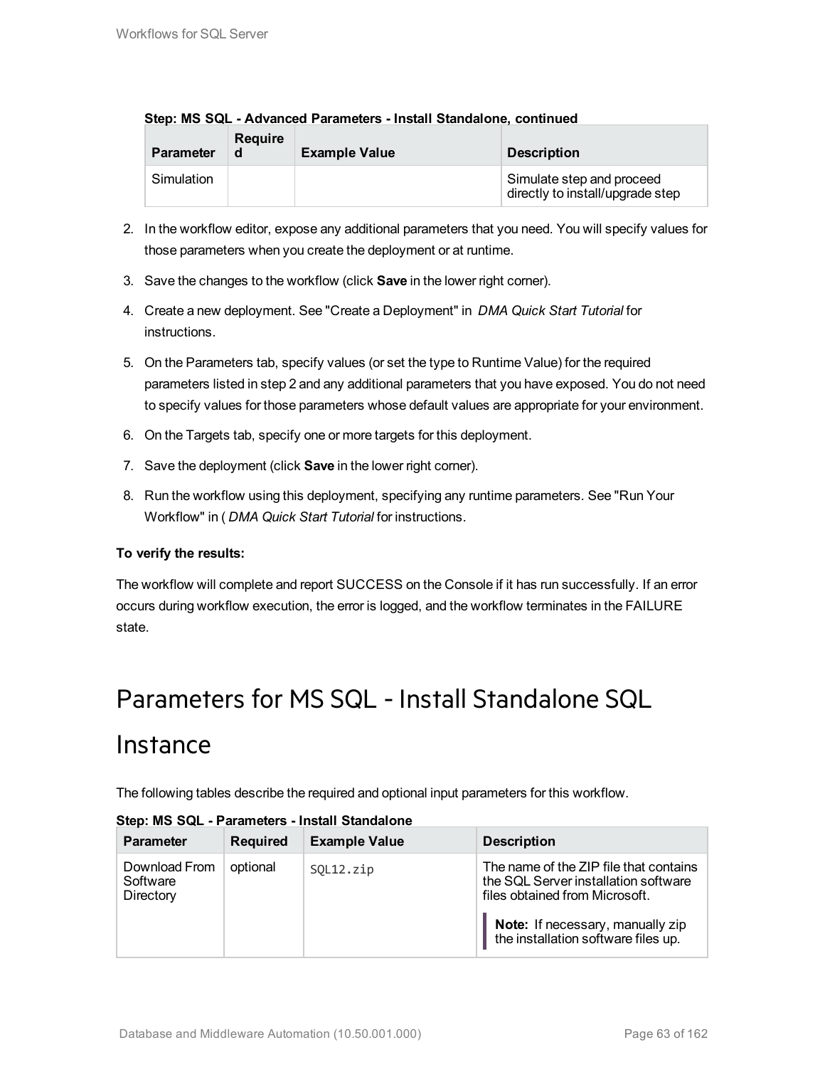**Step: MS SQL - Advanced Parameters - Install Standalone, continued**

| Parameter | Required | Example Value | Description |
|---|---|---|---|
| Simulation | | | Simulate step and proceed directly to install/upgrade step |

2. In the workflow editor, expose any additional parameters that you need. You will specify values for those parameters when you create the deployment or at runtime.
3. Save the changes to the workflow (click **Save** in the lower right corner).
4. Create a new deployment. See "Create a Deployment" in *DMA Quick Start Tutorial* for instructions.
5. On the Parameters tab, specify values (or set the type to Runtime Value) for the required parameters listed in step 2 and any additional parameters that you have exposed. You do not need to specify values for those parameters whose default values are appropriate for your environment.
6. On the Targets tab, specify one or more targets for this deployment.
7. Save the deployment (click **Save** in the lower right corner).
8. Run the workflow using this deployment, specifying any runtime parameters. See "Run Your Workflow" in ( *DMA Quick Start Tutorial* for instructions.

**To verify the results:**

The workflow will complete and report SUCCESS on the Console if it has run successfully. If an error occurs during workflow execution, the error is logged, and the workflow terminates in the FAILURE state.

# Parameters for MS SQL - Install Standalone SQL Instance

The following tables describe the required and optional input parameters for this workflow.

**Step: MS SQL - Parameters - Install Standalone**

| Parameter | Required | Example Value | Description |
|---|---|---|---|
| Download From Software Directory | optional | `SQL12.zip` | The name of the ZIP file that contains the SQL Server installation software files obtained from Microsoft.<br><br>**Note:** If necessary, manually zip the installation software files up. |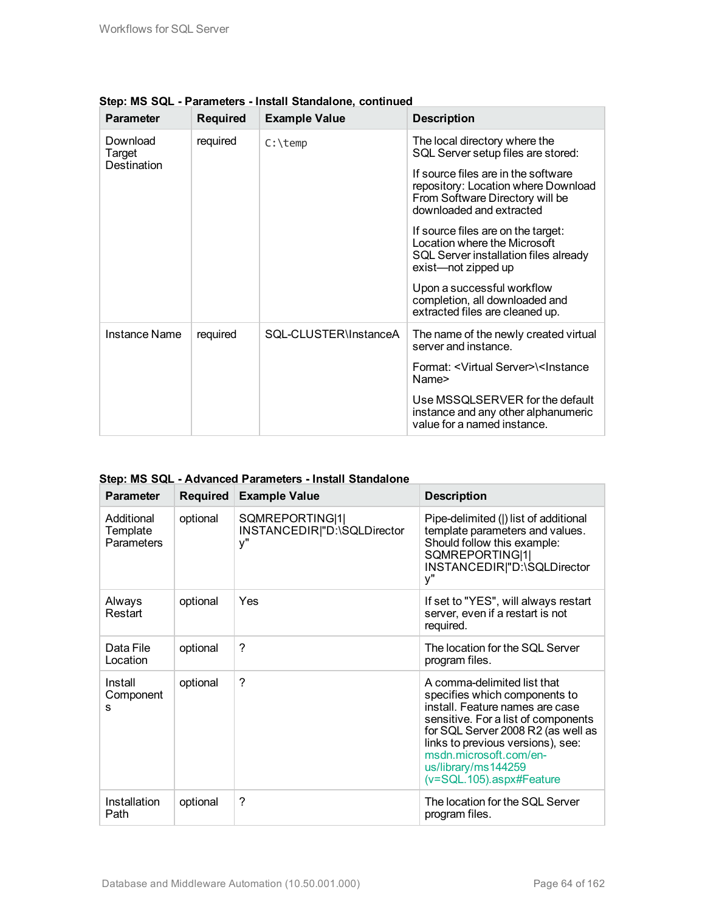**Step: MS SQL - Parameters - Install Standalone, continued**

| Parameter | Required | Example Value | Description |
|---|---|---|---|
| Download Target Destination | required | `C:\temp` | The local directory where the SQL Server setup files are stored:<br><br>If source files are in the software repository: Location where Download From Software Directory will be downloaded and extracted<br><br>If source files are on the target: Location where the Microsoft SQL Server installation files already exist—not zipped up<br><br>Upon a successful workflow completion, all downloaded and extracted files are cleaned up. |
| Instance Name | required | SQL-CLUSTER\InstanceA | The name of the newly created virtual server and instance.<br><br>Format: <Virtual Server>\<Instance Name><br><br>Use MSSQLSERVER for the default instance and any other alphanumeric value for a named instance. |

**Step: MS SQL - Advanced Parameters - Install Standalone**

| Parameter | Required | Example Value | Description |
|---|---|---|---|
| Additional Template Parameters | optional | SQMREPORTING\|1\|INSTANCEDIR\|"D:\SQLDirectory" | Pipe-delimited (\|) list of additional template parameters and values. Should follow this example: SQMREPORTING\|1\|INSTANCEDIR\|"D:\SQLDirectory" |
| Always Restart | optional | Yes | If set to "YES", will always restart server, even if a restart is not required. |
| Data File Location | optional | ? | The location for the SQL Server program files. |
| Install Components | optional | ? | A comma-delimited list that specifies which components to install. Feature names are case sensitive. For a list of components for SQL Server 2008 R2 (as well as links to previous versions), see: msdn.microsoft.com/en-us/library/ms144259(v=SQL.105).aspx#Feature |
| Installation Path | optional | ? | The location for the SQL Server program files. |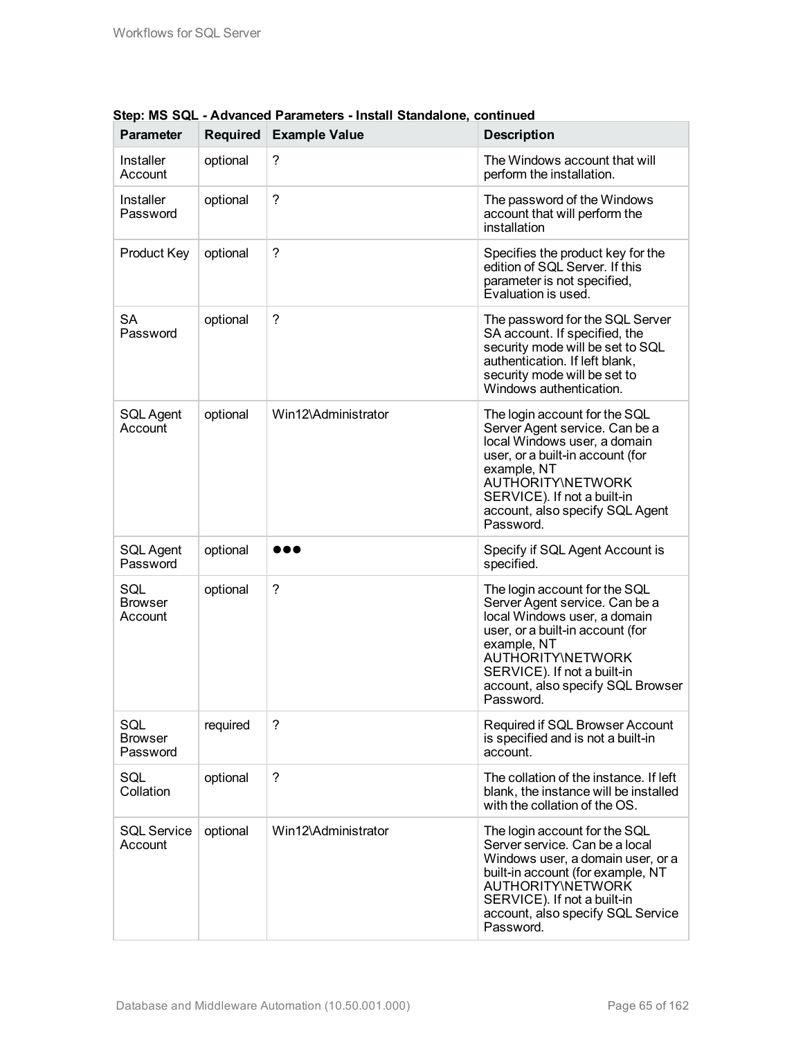**Step: MS SQL - Advanced Parameters - Install Standalone, continued**

| Parameter | Required | Example Value | Description |
|---|---|---|---|
| Installer Account | optional | ? | The Windows account that will perform the installation. |
| Installer Password | optional | ? | The password of the Windows account that will perform the installation |
| Product Key | optional | ? | Specifies the product key for the edition of SQL Server. If this parameter is not specified, Evaluation is used. |
| SA Password | optional | ? | The password for the SQL Server SA account. If specified, the security mode will be set to SQL authentication. If left blank, security mode will be set to Windows authentication. |
| SQL Agent Account | optional | Win12\Administrator | The login account for the SQL Server Agent service. Can be a local Windows user, a domain user, or a built-in account (for example, NT AUTHORITY\NETWORK SERVICE). If not a built-in account, also specify SQL Agent Password. |
| SQL Agent Password | optional | ●●● | Specify if SQL Agent Account is specified. |
| SQL Browser Account | optional | ? | The login account for the SQL Server Agent service. Can be a local Windows user, a domain user, or a built-in account (for example, NT AUTHORITY\NETWORK SERVICE). If not a built-in account, also specify SQL Browser Password. |
| SQL Browser Password | required | ? | Required if SQL Browser Account is specified and is not a built-in account. |
| SQL Collation | optional | ? | The collation of the instance. If left blank, the instance will be installed with the collation of the OS. |
| SQL Service Account | optional | Win12\Administrator | The login account for the SQL Server service. Can be a local Windows user, a domain user, or a built-in account (for example, NT AUTHORITY\NETWORK SERVICE). If not a built-in account, also specify SQL Service Password. |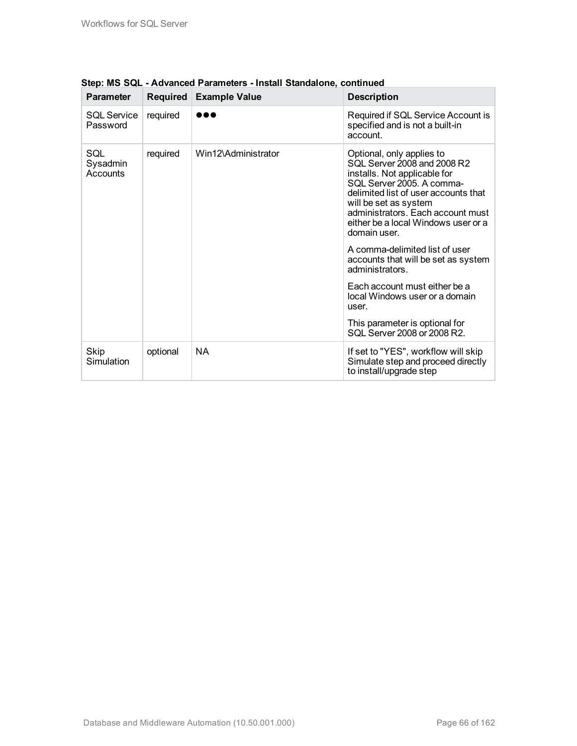**Step: MS SQL - Advanced Parameters - Install Standalone, continued**

| Parameter | Required | Example Value | Description |
|---|---|---|---|
| SQL Service Password | required | ●●● | Required if SQL Service Account is specified and is not a built-in account. |
| SQL Sysadmin Accounts | required | Win12\Administrator | Optional, only applies to SQL Server 2008 and 2008 R2 installs. Not applicable for SQL Server 2005. A comma-delimited list of user accounts that will be set as system administrators. Each account must either be a local Windows user or a domain user.<br><br>A comma-delimited list of user accounts that will be set as system administrators.<br><br>Each account must either be a local Windows user or a domain user.<br><br>This parameter is optional for SQL Server 2008 or 2008 R2. |
| Skip Simulation | optional | NA | If set to "YES", workflow will skip Simulate step and proceed directly to install/upgrade step |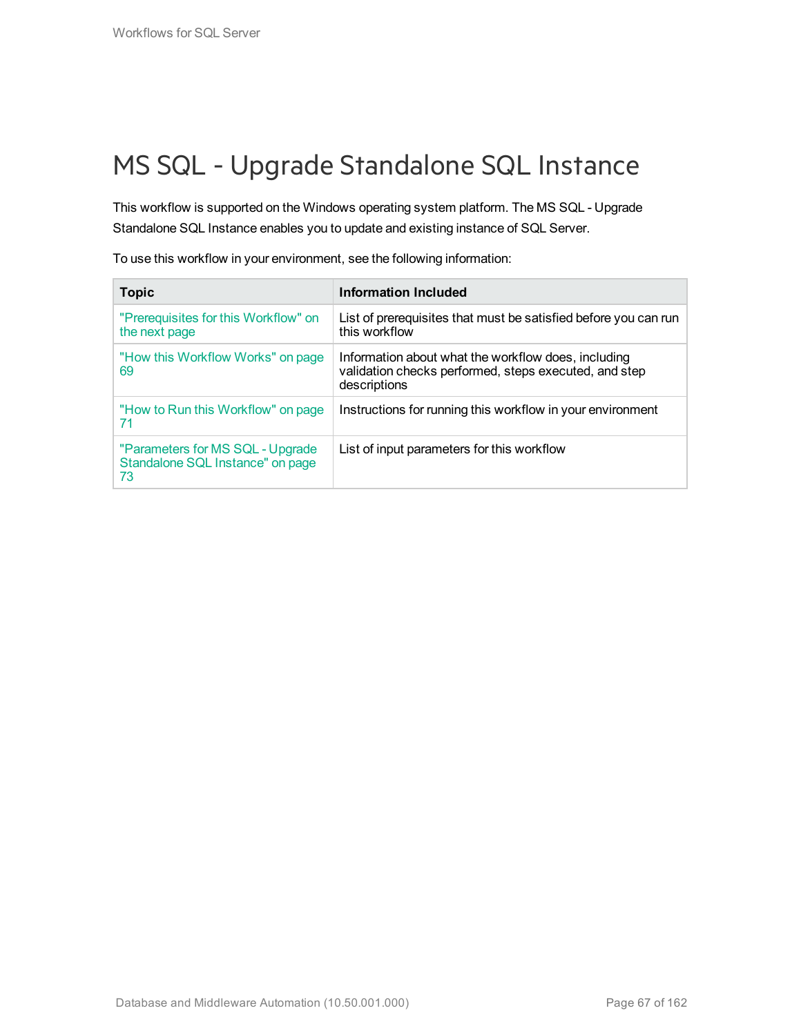# MS SQL - Upgrade Standalone SQL Instance

This workflow is supported on the Windows operating system platform. The MS SQL - Upgrade Standalone SQL Instance enables you to update and existing instance of SQL Server.

To use this workflow in your environment, see the following information:

| Topic | Information Included |
| --- | --- |
| "Prerequisites for this Workflow" on the next page | List of prerequisites that must be satisfied before you can run this workflow |
| "How this Workflow Works" on page 69 | Information about what the workflow does, including validation checks performed, steps executed, and step descriptions |
| "How to Run this Workflow" on page 71 | Instructions for running this workflow in your environment |
| "Parameters for MS SQL - Upgrade Standalone SQL Instance" on page 73 | List of input parameters for this workflow |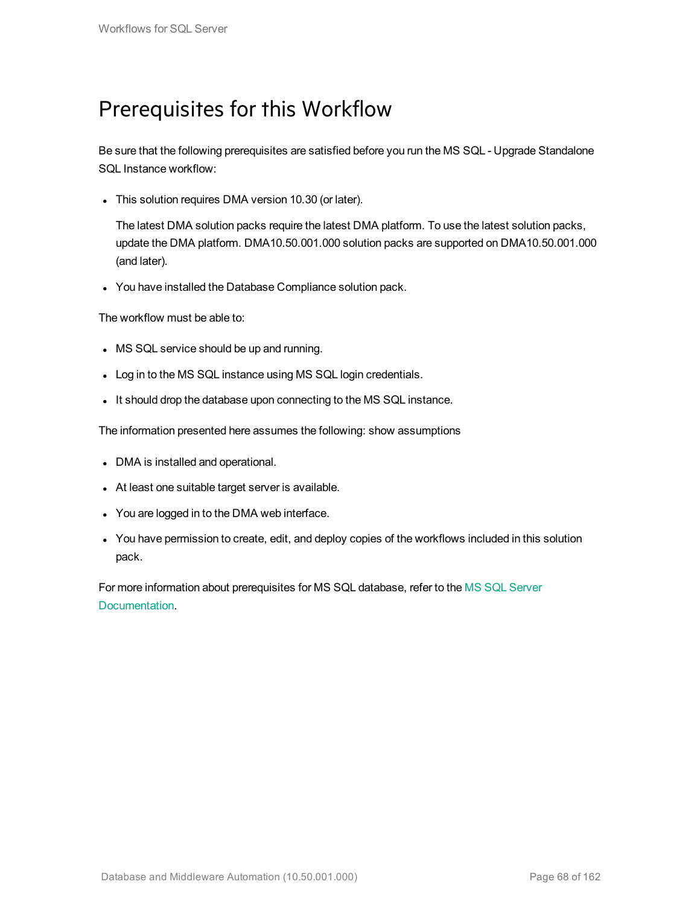# Prerequisites for this Workflow

Be sure that the following prerequisites are satisfied before you run the MS SQL - Upgrade Standalone SQL Instance workflow:

- This solution requires DMA version 10.30 (or later).

  The latest DMA solution packs require the latest DMA platform. To use the latest solution packs, update the DMA platform. DMA10.50.001.000 solution packs are supported on DMA10.50.001.000 (and later).

- You have installed the Database Compliance solution pack.

The workflow must be able to:

- MS SQL service should be up and running.
- Log in to the MS SQL instance using MS SQL login credentials.
- It should drop the database upon connecting to the MS SQL instance.

The information presented here assumes the following: show assumptions

- DMA is installed and operational.
- At least one suitable target server is available.
- You are logged in to the DMA web interface.
- You have permission to create, edit, and deploy copies of the workflows included in this solution pack.

For more information about prerequisites for MS SQL database, refer to the MS SQL Server Documentation.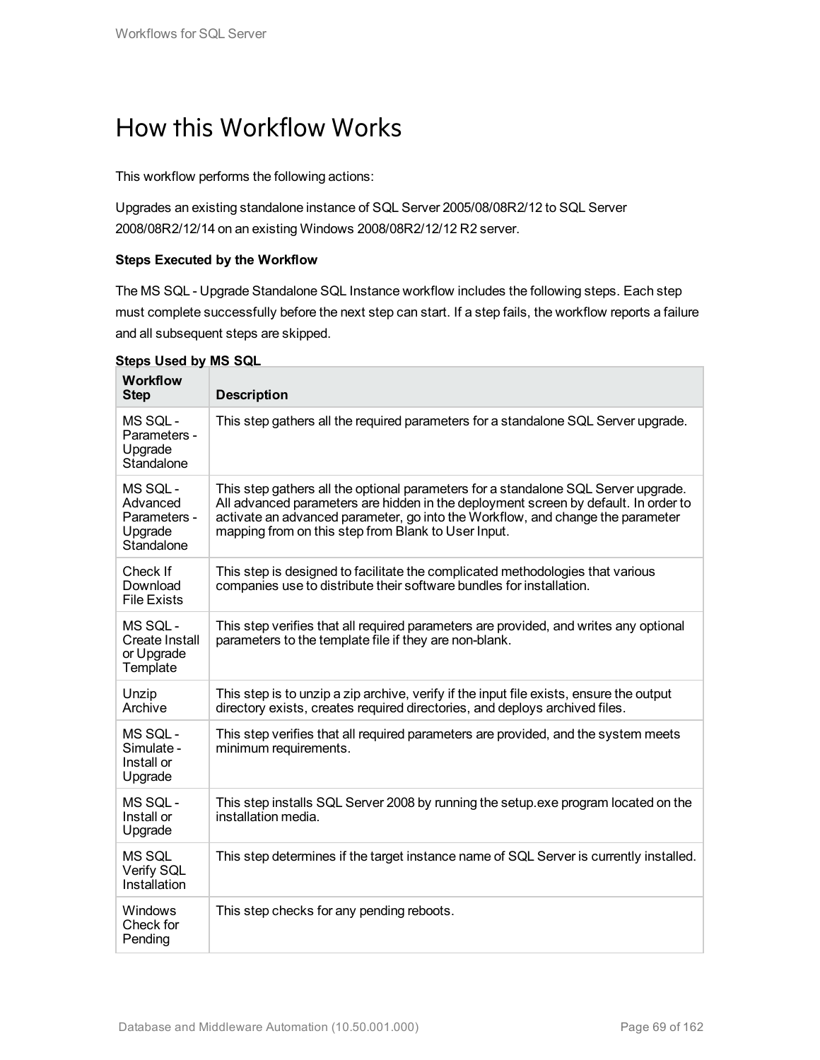# How this Workflow Works

This workflow performs the following actions:

Upgrades an existing standalone instance of SQL Server 2005/08/08R2/12 to SQL Server 2008/08R2/12/14 on an existing Windows 2008/08R2/12/12 R2 server.

**Steps Executed by the Workflow**

The MS SQL - Upgrade Standalone SQL Instance workflow includes the following steps. Each step must complete successfully before the next step can start. If a step fails, the workflow reports a failure and all subsequent steps are skipped.

**Steps Used by MS SQL**

| Workflow Step | Description |
|---|---|
| MS SQL - Parameters - Upgrade Standalone | This step gathers all the required parameters for a standalone SQL Server upgrade. |
| MS SQL - Advanced Parameters - Upgrade Standalone | This step gathers all the optional parameters for a standalone SQL Server upgrade. All advanced parameters are hidden in the deployment screen by default. In order to activate an advanced parameter, go into the Workflow, and change the parameter mapping from on this step from Blank to User Input. |
| Check If Download File Exists | This step is designed to facilitate the complicated methodologies that various companies use to distribute their software bundles for installation. |
| MS SQL - Create Install or Upgrade Template | This step verifies that all required parameters are provided, and writes any optional parameters to the template file if they are non-blank. |
| Unzip Archive | This step is to unzip a zip archive, verify if the input file exists, ensure the output directory exists, creates required directories, and deploys archived files. |
| MS SQL - Simulate - Install or Upgrade | This step verifies that all required parameters are provided, and the system meets minimum requirements. |
| MS SQL - Install or Upgrade | This step installs SQL Server 2008 by running the setup.exe program located on the installation media. |
| MS SQL Verify SQL Installation | This step determines if the target instance name of SQL Server is currently installed. |
| Windows Check for Pending | This step checks for any pending reboots. |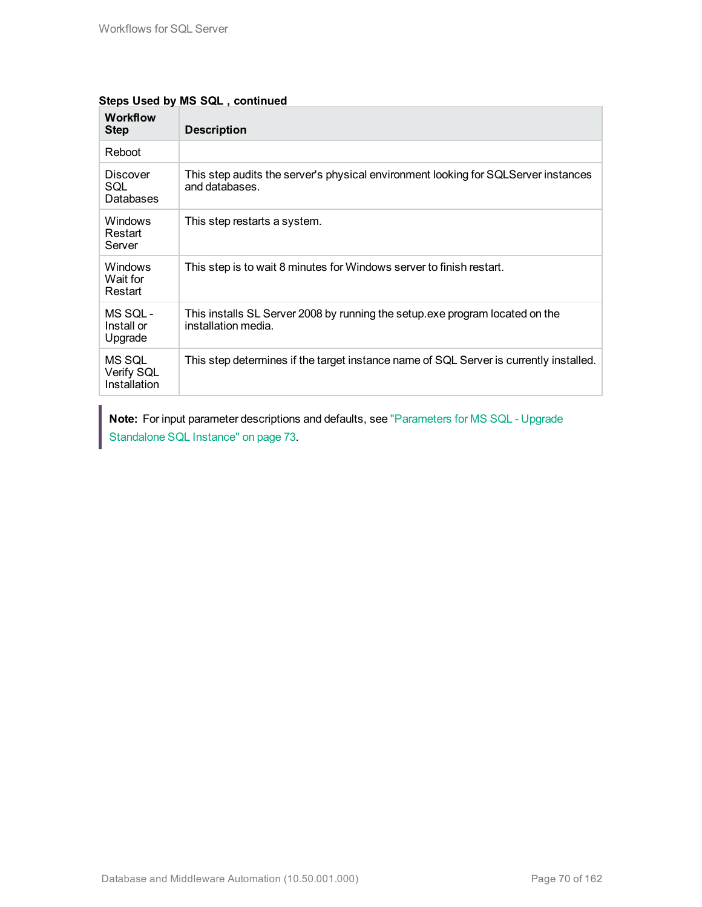**Steps Used by MS SQL , continued**

| Workflow Step | Description |
|---|---|
| Reboot | |
| Discover SQL Databases | This step audits the server's physical environment looking for SQLServer instances and databases. |
| Windows Restart Server | This step restarts a system. |
| Windows Wait for Restart | This step is to wait 8 minutes for Windows server to finish restart. |
| MS SQL - Install or Upgrade | This installs SL Server 2008 by running the setup.exe program located on the installation media. |
| MS SQL Verify SQL Installation | This step determines if the target instance name of SQL Server is currently installed. |

> **Note:** For input parameter descriptions and defaults, see "Parameters for MS SQL - Upgrade Standalone SQL Instance" on page 73.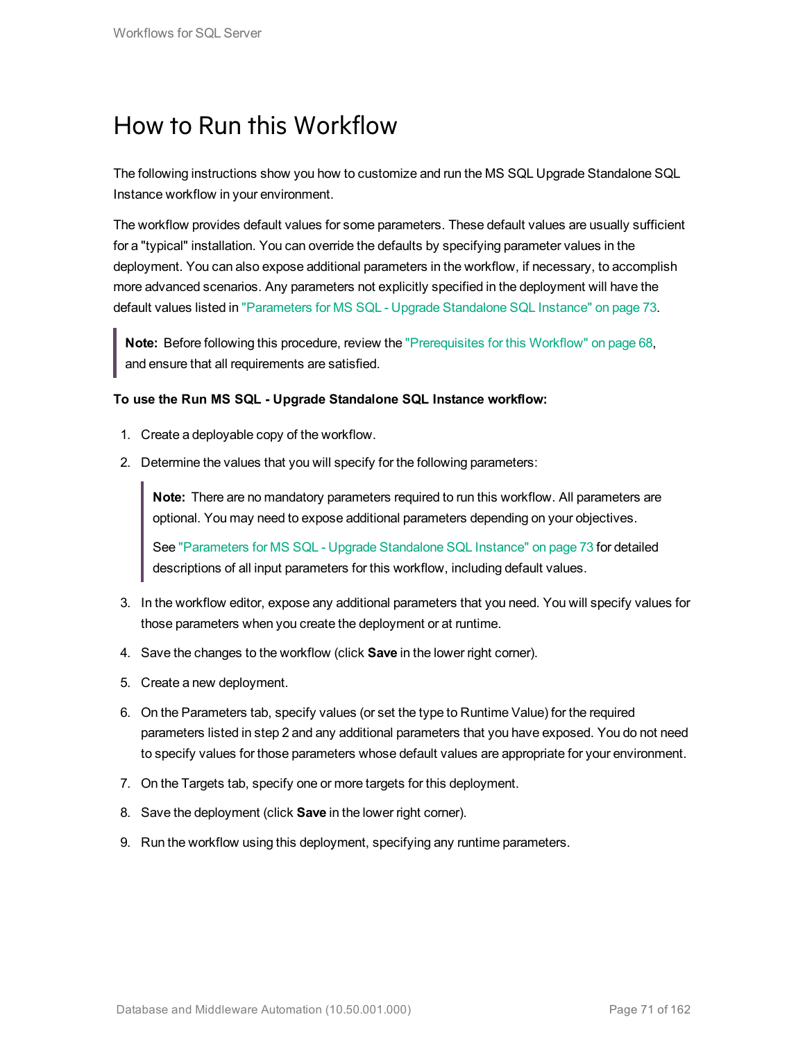# How to Run this Workflow

The following instructions show you how to customize and run the MS SQL Upgrade Standalone SQL Instance workflow in your environment.

The workflow provides default values for some parameters. These default values are usually sufficient for a "typical" installation. You can override the defaults by specifying parameter values in the deployment. You can also expose additional parameters in the workflow, if necessary, to accomplish more advanced scenarios. Any parameters not explicitly specified in the deployment will have the default values listed in "Parameters for MS SQL - Upgrade Standalone SQL Instance" on page 73.

> **Note:** Before following this procedure, review the "Prerequisites for this Workflow" on page 68, and ensure that all requirements are satisfied.

**To use the Run MS SQL - Upgrade Standalone SQL Instance workflow:**

1. Create a deployable copy of the workflow.
2. Determine the values that you will specify for the following parameters:

   > **Note:** There are no mandatory parameters required to run this workflow. All parameters are optional. You may need to expose additional parameters depending on your objectives.
   >
   > See "Parameters for MS SQL - Upgrade Standalone SQL Instance" on page 73 for detailed descriptions of all input parameters for this workflow, including default values.

3. In the workflow editor, expose any additional parameters that you need. You will specify values for those parameters when you create the deployment or at runtime.
4. Save the changes to the workflow (click **Save** in the lower right corner).
5. Create a new deployment.
6. On the Parameters tab, specify values (or set the type to Runtime Value) for the required parameters listed in step 2 and any additional parameters that you have exposed. You do not need to specify values for those parameters whose default values are appropriate for your environment.
7. On the Targets tab, specify one or more targets for this deployment.
8. Save the deployment (click **Save** in the lower right corner).
9. Run the workflow using this deployment, specifying any runtime parameters.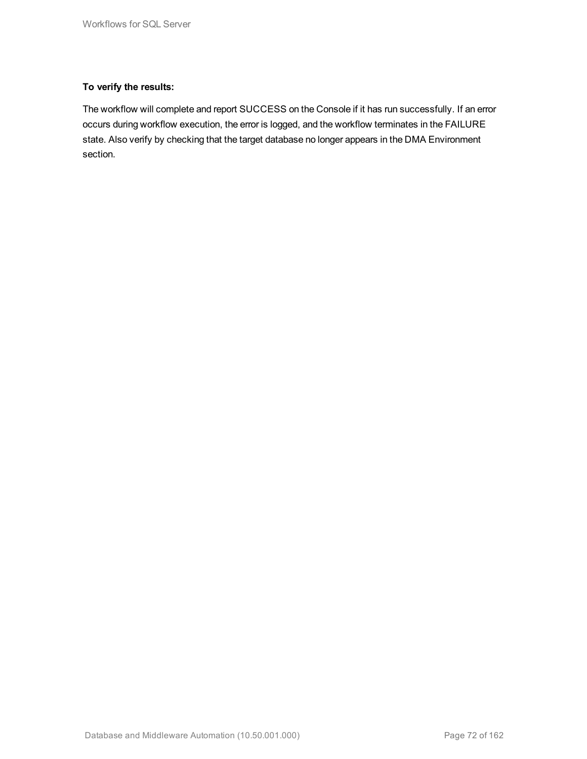**To verify the results:**

The workflow will complete and report SUCCESS on the Console if it has run successfully. If an error occurs during workflow execution, the error is logged, and the workflow terminates in the FAILURE state. Also verify by checking that the target database no longer appears in the DMA Environment section.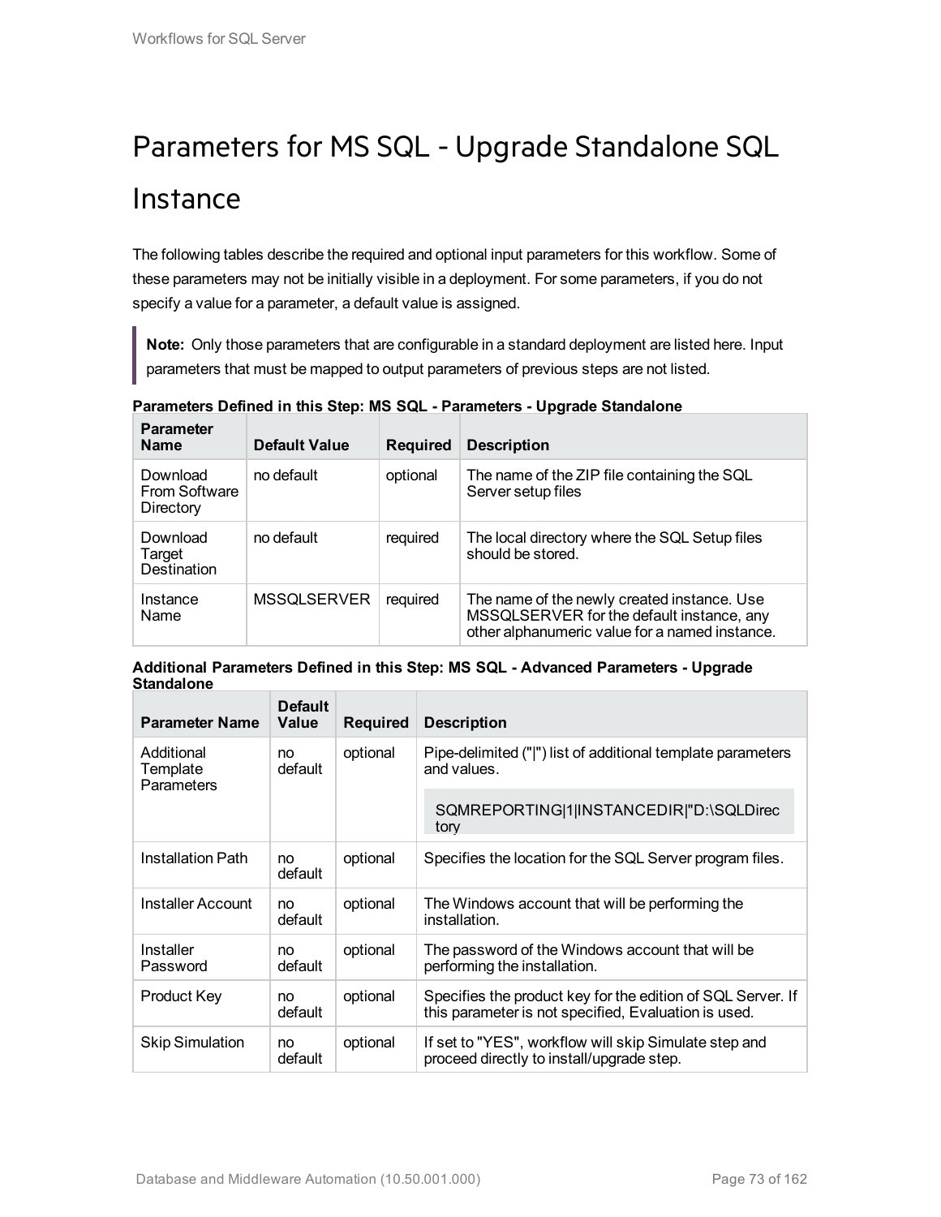# Parameters for MS SQL - Upgrade Standalone SQL Instance

The following tables describe the required and optional input parameters for this workflow. Some of these parameters may not be initially visible in a deployment. For some parameters, if you do not specify a value for a parameter, a default value is assigned.

> **Note:** Only those parameters that are configurable in a standard deployment are listed here. Input parameters that must be mapped to output parameters of previous steps are not listed.

**Parameters Defined in this Step: MS SQL - Parameters - Upgrade Standalone**

| Parameter Name | Default Value | Required | Description |
|---|---|---|---|
| Download From Software Directory | no default | optional | The name of the ZIP file containing the SQL Server setup files |
| Download Target Destination | no default | required | The local directory where the SQL Setup files should be stored. |
| Instance Name | MSSQLSERVER | required | The name of the newly created instance. Use MSSQLSERVER for the default instance, any other alphanumeric value for a named instance. |

**Additional Parameters Defined in this Step: MS SQL - Advanced Parameters - Upgrade Standalone**

| Parameter Name | Default Value | Required | Description |
|---|---|---|---|
| Additional Template Parameters | no default | optional | Pipe-delimited ("\|") list of additional template parameters and values. `SQMREPORTING\|1\|INSTANCEDIR\|"D:\SQLDirectory` |
| Installation Path | no default | optional | Specifies the location for the SQL Server program files. |
| Installer Account | no default | optional | The Windows account that will be performing the installation. |
| Installer Password | no default | optional | The password of the Windows account that will be performing the installation. |
| Product Key | no default | optional | Specifies the product key for the edition of SQL Server. If this parameter is not specified, Evaluation is used. |
| Skip Simulation | no default | optional | If set to "YES", workflow will skip Simulate step and proceed directly to install/upgrade step. |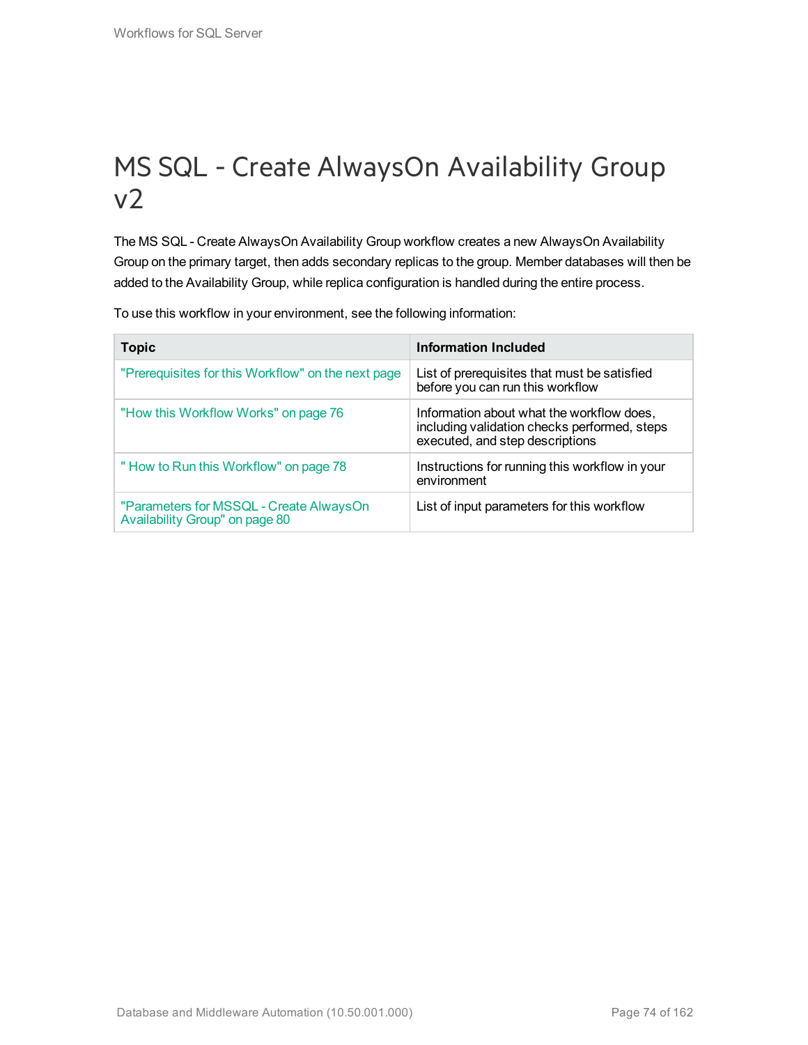# MS SQL - Create AlwaysOn Availability Group v2

The MS SQL - Create AlwaysOn Availability Group workflow creates a new AlwaysOn Availability Group on the primary target, then adds secondary replicas to the group. Member databases will then be added to the Availability Group, while replica configuration is handled during the entire process.

To use this workflow in your environment, see the following information:

| Topic | Information Included |
|---|---|
| "Prerequisites for this Workflow" on the next page | List of prerequisites that must be satisfied before you can run this workflow |
| "How this Workflow Works" on page 76 | Information about what the workflow does, including validation checks performed, steps executed, and step descriptions |
| " How to Run this Workflow" on page 78 | Instructions for running this workflow in your environment |
| "Parameters for MSSQL - Create AlwaysOn Availability Group" on page 80 | List of input parameters for this workflow |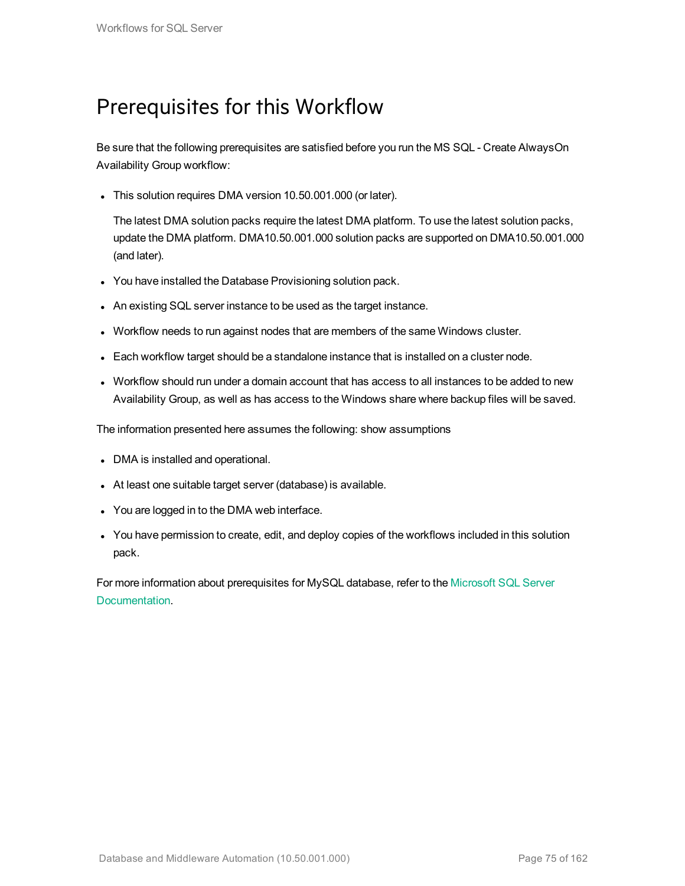# Prerequisites for this Workflow

Be sure that the following prerequisites are satisfied before you run the MS SQL - Create AlwaysOn Availability Group workflow:

- This solution requires DMA version 10.50.001.000 (or later).

  The latest DMA solution packs require the latest DMA platform. To use the latest solution packs, update the DMA platform. DMA10.50.001.000 solution packs are supported on DMA10.50.001.000 (and later).

- You have installed the Database Provisioning solution pack.
- An existing SQL server instance to be used as the target instance.
- Workflow needs to run against nodes that are members of the same Windows cluster.
- Each workflow target should be a standalone instance that is installed on a cluster node.
- Workflow should run under a domain account that has access to all instances to be added to new Availability Group, as well as has access to the Windows share where backup files will be saved.

The information presented here assumes the following: show assumptions

- DMA is installed and operational.
- At least one suitable target server (database) is available.
- You are logged in to the DMA web interface.
- You have permission to create, edit, and deploy copies of the workflows included in this solution pack.

For more information about prerequisites for MySQL database, refer to the Microsoft SQL Server Documentation.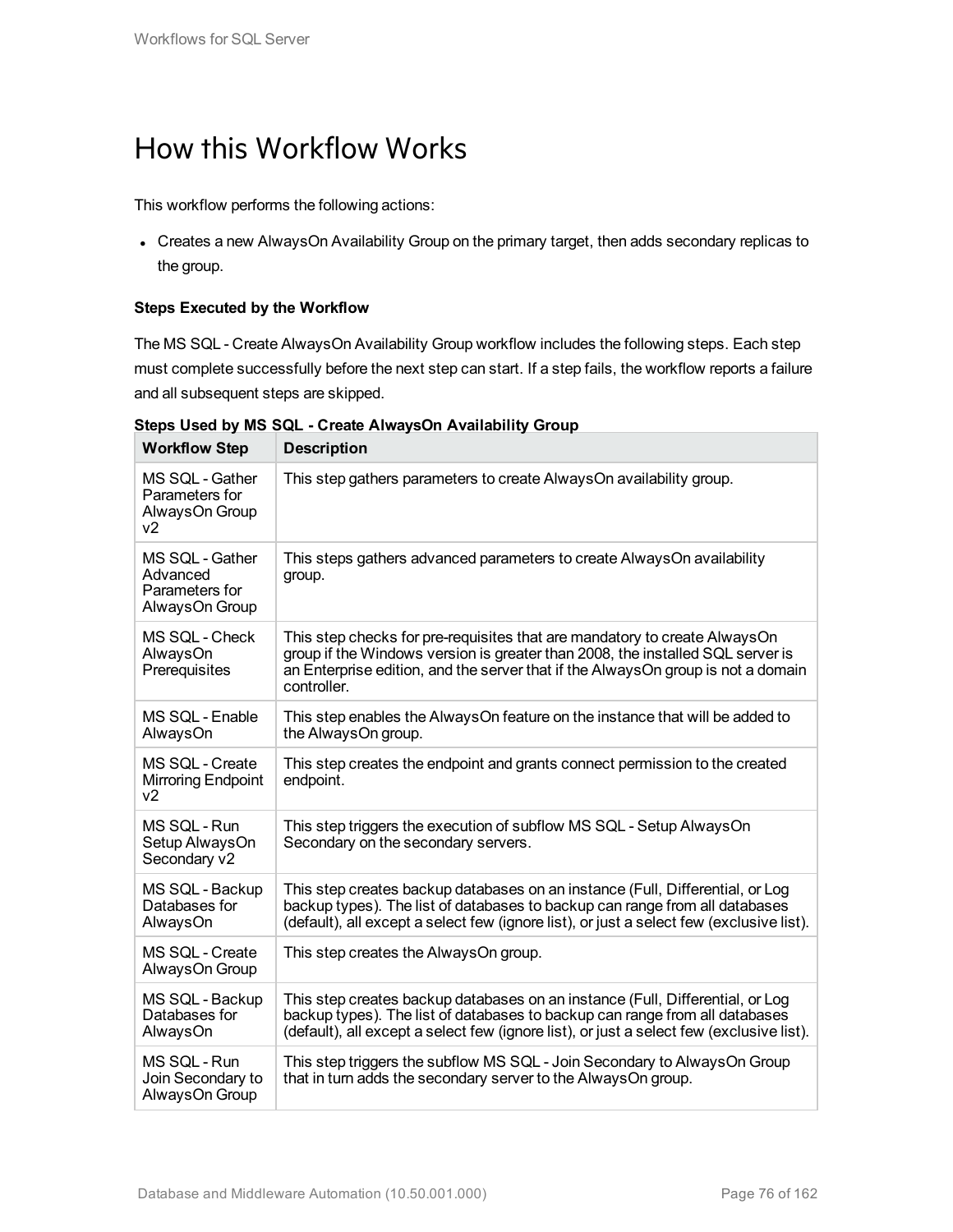# How this Workflow Works

This workflow performs the following actions:

- Creates a new AlwaysOn Availability Group on the primary target, then adds secondary replicas to the group.

**Steps Executed by the Workflow**

The MS SQL - Create AlwaysOn Availability Group workflow includes the following steps. Each step must complete successfully before the next step can start. If a step fails, the workflow reports a failure and all subsequent steps are skipped.

**Steps Used by MS SQL - Create AlwaysOn Availability Group**

| Workflow Step | Description |
|---|---|
| MS SQL - Gather Parameters for AlwaysOn Group v2 | This step gathers parameters to create AlwaysOn availability group. |
| MS SQL - Gather Advanced Parameters for AlwaysOn Group | This steps gathers advanced parameters to create AlwaysOn availability group. |
| MS SQL - Check AlwaysOn Prerequisites | This step checks for pre-requisites that are mandatory to create AlwaysOn group if the Windows version is greater than 2008, the installed SQL server is an Enterprise edition, and the server that if the AlwaysOn group is not a domain controller. |
| MS SQL - Enable AlwaysOn | This step enables the AlwaysOn feature on the instance that will be added to the AlwaysOn group. |
| MS SQL - Create Mirroring Endpoint v2 | This step creates the endpoint and grants connect permission to the created endpoint. |
| MS SQL - Run Setup AlwaysOn Secondary v2 | This step triggers the execution of subflow MS SQL - Setup AlwaysOn Secondary on the secondary servers. |
| MS SQL - Backup Databases for AlwaysOn | This step creates backup databases on an instance (Full, Differential, or Log backup types). The list of databases to backup can range from all databases (default), all except a select few (ignore list), or just a select few (exclusive list). |
| MS SQL - Create AlwaysOn Group | This step creates the AlwaysOn group. |
| MS SQL - Backup Databases for AlwaysOn | This step creates backup databases on an instance (Full, Differential, or Log backup types). The list of databases to backup can range from all databases (default), all except a select few (ignore list), or just a select few (exclusive list). |
| MS SQL - Run Join Secondary to AlwaysOn Group | This step triggers the subflow MS SQL - Join Secondary to AlwaysOn Group that in turn adds the secondary server to the AlwaysOn group. |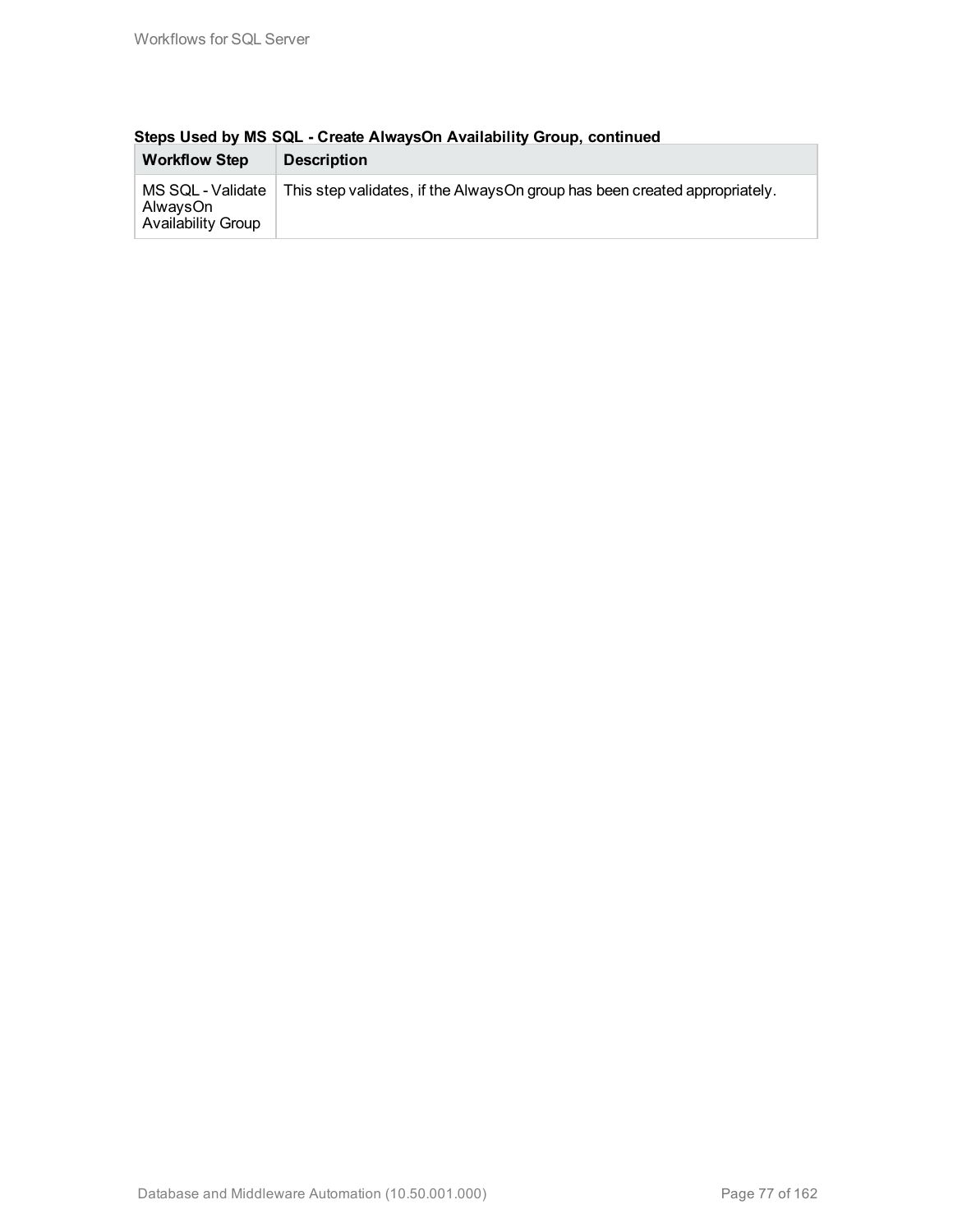**Steps Used by MS SQL - Create AlwaysOn Availability Group, continued**

| Workflow Step | Description |
| --- | --- |
| MS SQL - Validate AlwaysOn Availability Group | This step validates, if the AlwaysOn group has been created appropriately. |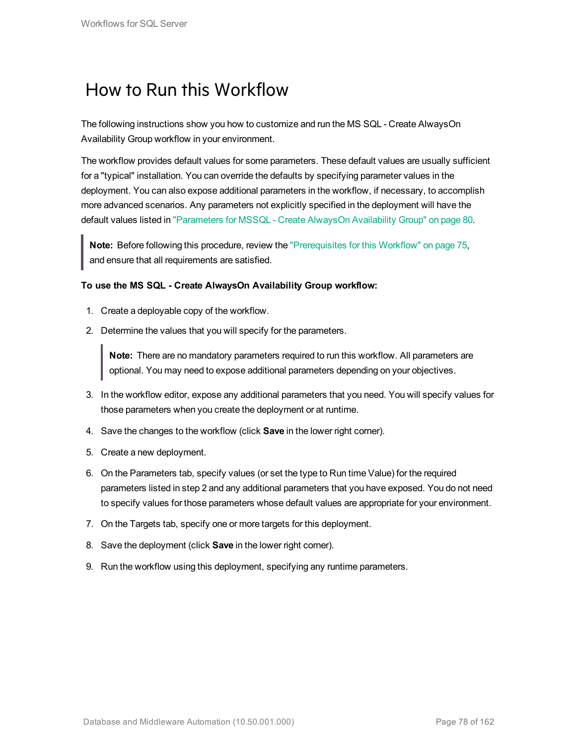# How to Run this Workflow

The following instructions show you how to customize and run the MS SQL - Create AlwaysOn Availability Group workflow in your environment.

The workflow provides default values for some parameters. These default values are usually sufficient for a "typical" installation. You can override the defaults by specifying parameter values in the deployment. You can also expose additional parameters in the workflow, if necessary, to accomplish more advanced scenarios. Any parameters not explicitly specified in the deployment will have the default values listed in "Parameters for MSSQL - Create AlwaysOn Availability Group" on page 80.

> **Note:** Before following this procedure, review the "Prerequisites for this Workflow" on page 75, and ensure that all requirements are satisfied.

**To use the MS SQL - Create AlwaysOn Availability Group workflow:**

1. Create a deployable copy of the workflow.
2. Determine the values that you will specify for the parameters.

   > **Note:** There are no mandatory parameters required to run this workflow. All parameters are optional. You may need to expose additional parameters depending on your objectives.

3. In the workflow editor, expose any additional parameters that you need. You will specify values for those parameters when you create the deployment or at runtime.
4. Save the changes to the workflow (click **Save** in the lower right corner).
5. Create a new deployment.
6. On the Parameters tab, specify values (or set the type to Run time Value) for the required parameters listed in step 2 and any additional parameters that you have exposed. You do not need to specify values for those parameters whose default values are appropriate for your environment.
7. On the Targets tab, specify one or more targets for this deployment.
8. Save the deployment (click **Save** in the lower right corner).
9. Run the workflow using this deployment, specifying any runtime parameters.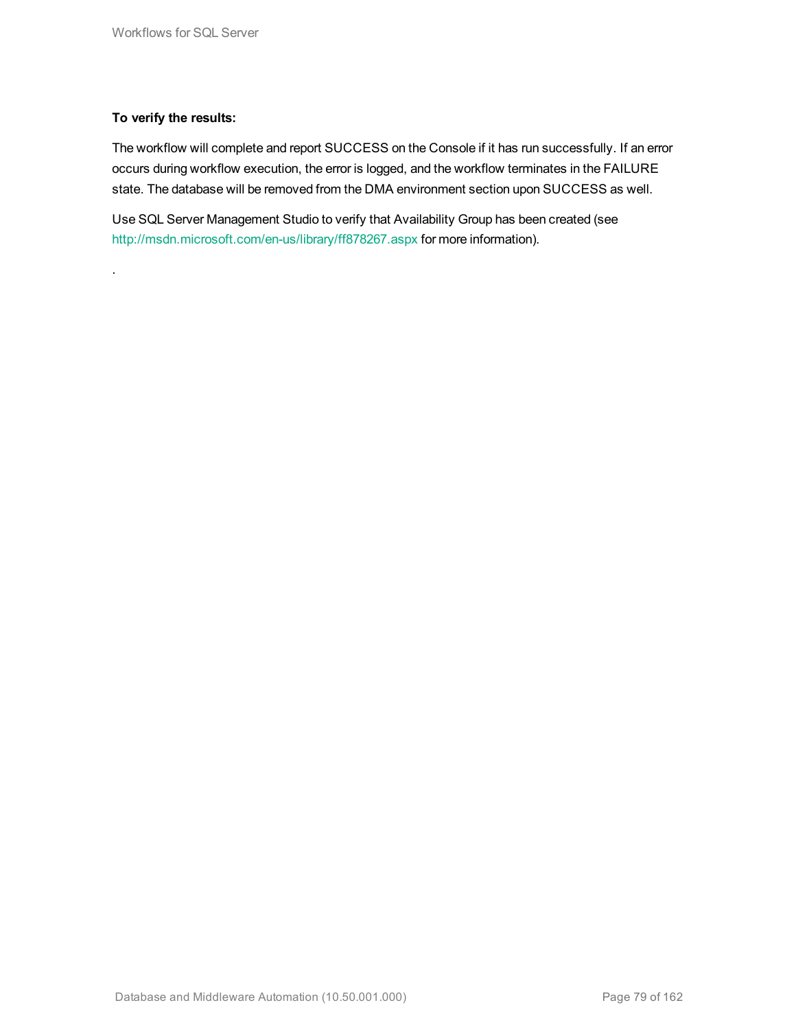**To verify the results:**

The workflow will complete and report SUCCESS on the Console if it has run successfully. If an error occurs during workflow execution, the error is logged, and the workflow terminates in the FAILURE state. The database will be removed from the DMA environment section upon SUCCESS as well.

Use SQL Server Management Studio to verify that Availability Group has been created (see http://msdn.microsoft.com/en-us/library/ff878267.aspx for more information).

.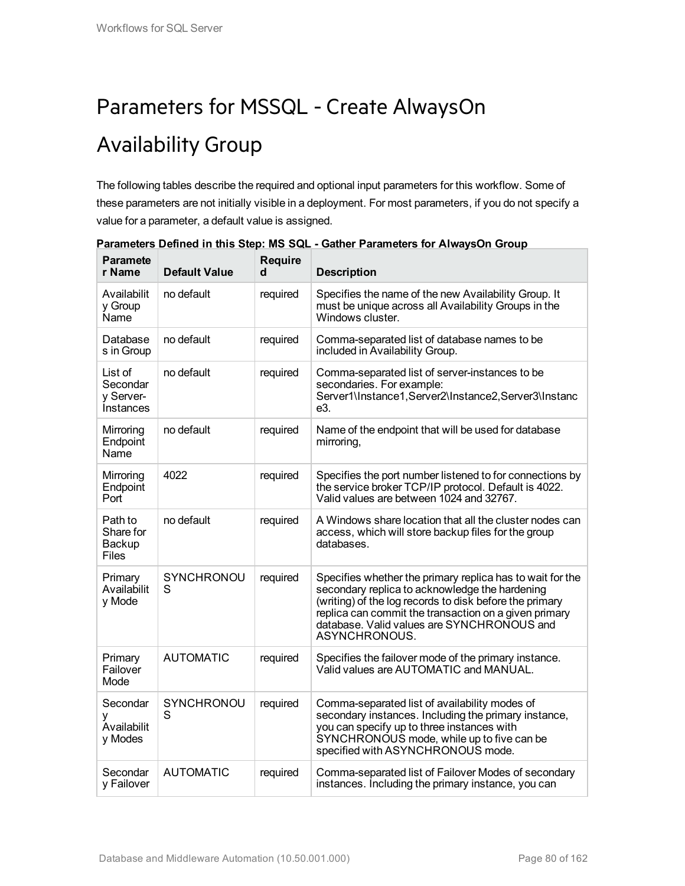# Parameters for MSSQL - Create AlwaysOn Availability Group

The following tables describe the required and optional input parameters for this workflow. Some of these parameters are not initially visible in a deployment. For most parameters, if you do not specify a value for a parameter, a default value is assigned.

**Parameters Defined in this Step: MS SQL - Gather Parameters for AlwaysOn Group**

| Parameter Name | Default Value | Required | Description |
|---|---|---|---|
| Availability Group Name | no default | required | Specifies the name of the new Availability Group. It must be unique across all Availability Groups in the Windows cluster. |
| Databases in Group | no default | required | Comma-separated list of database names to be included in Availability Group. |
| List of Secondary Server-Instances | no default | required | Comma-separated list of server-instances to be secondaries. For example: Server1\Instance1,Server2\Instance2,Server3\Instance3. |
| Mirroring Endpoint Name | no default | required | Name of the endpoint that will be used for database mirroring, |
| Mirroring Endpoint Port | 4022 | required | Specifies the port number listened to for connections by the service broker TCP/IP protocol. Default is 4022. Valid values are between 1024 and 32767. |
| Path to Share for Backup Files | no default | required | A Windows share location that all the cluster nodes can access, which will store backup files for the group databases. |
| Primary Availability Mode | SYNCHRONOUS | required | Specifies whether the primary replica has to wait for the secondary replica to acknowledge the hardening (writing) of the log records to disk before the primary replica can commit the transaction on a given primary database. Valid values are SYNCHRONOUS and ASYNCHRONOUS. |
| Primary Failover Mode | AUTOMATIC | required | Specifies the failover mode of the primary instance. Valid values are AUTOMATIC and MANUAL. |
| Secondary Availability Modes | SYNCHRONOUS | required | Comma-separated list of availability modes of secondary instances. Including the primary instance, you can specify up to three instances with SYNCHRONOUS mode, while up to five can be specified with ASYNCHRONOUS mode. |
| Secondary Failover | AUTOMATIC | required | Comma-separated list of Failover Modes of secondary instances. Including the primary instance, you can |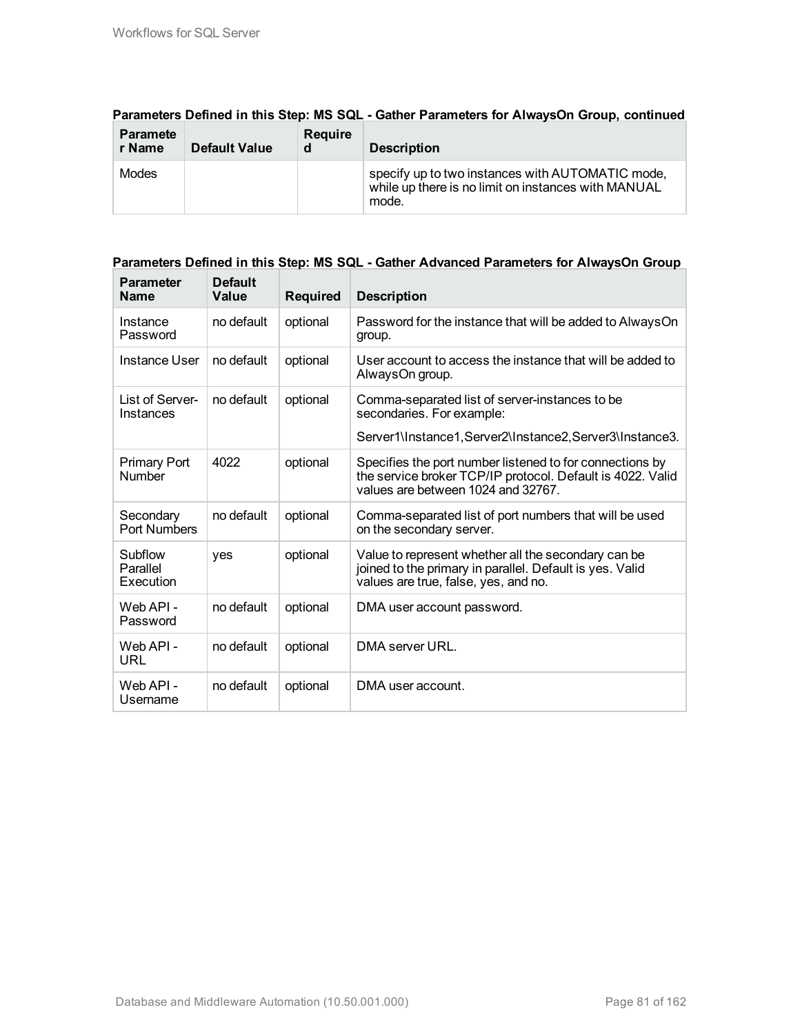**Parameters Defined in this Step: MS SQL - Gather Parameters for AlwaysOn Group, continued**

| Parameter Name | Default Value | Required | Description |
|---|---|---|---|
| Modes | | | specify up to two instances with AUTOMATIC mode, while up there is no limit on instances with MANUAL mode. |

**Parameters Defined in this Step: MS SQL - Gather Advanced Parameters for AlwaysOn Group**

| Parameter Name | Default Value | Required | Description |
|---|---|---|---|
| Instance Password | no default | optional | Password for the instance that will be added to AlwaysOn group. |
| Instance User | no default | optional | User account to access the instance that will be added to AlwaysOn group. |
| List of Server-Instances | no default | optional | Comma-separated list of server-instances to be secondaries. For example:<br><br>Server1\Instance1,Server2\Instance2,Server3\Instance3. |
| Primary Port Number | 4022 | optional | Specifies the port number listened to for connections by the service broker TCP/IP protocol. Default is 4022. Valid values are between 1024 and 32767. |
| Secondary Port Numbers | no default | optional | Comma-separated list of port numbers that will be used on the secondary server. |
| Subflow Parallel Execution | yes | optional | Value to represent whether all the secondary can be joined to the primary in parallel. Default is yes. Valid values are true, false, yes, and no. |
| Web API - Password | no default | optional | DMA user account password. |
| Web API - URL | no default | optional | DMA server URL. |
| Web API - Username | no default | optional | DMA user account. |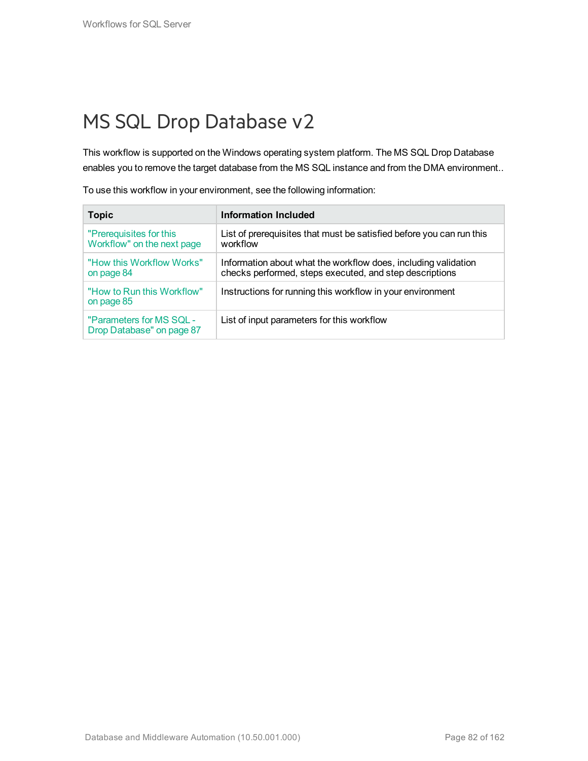# MS SQL Drop Database v2

This workflow is supported on the Windows operating system platform. The MS SQL Drop Database enables you to remove the target database from the MS SQL instance and from the DMA environment..

To use this workflow in your environment, see the following information:

| Topic | Information Included |
| --- | --- |
| "Prerequisites for this Workflow" on the next page | List of prerequisites that must be satisfied before you can run this workflow |
| "How this Workflow Works" on page 84 | Information about what the workflow does, including validation checks performed, steps executed, and step descriptions |
| "How to Run this Workflow" on page 85 | Instructions for running this workflow in your environment |
| "Parameters for MS SQL - Drop Database" on page 87 | List of input parameters for this workflow |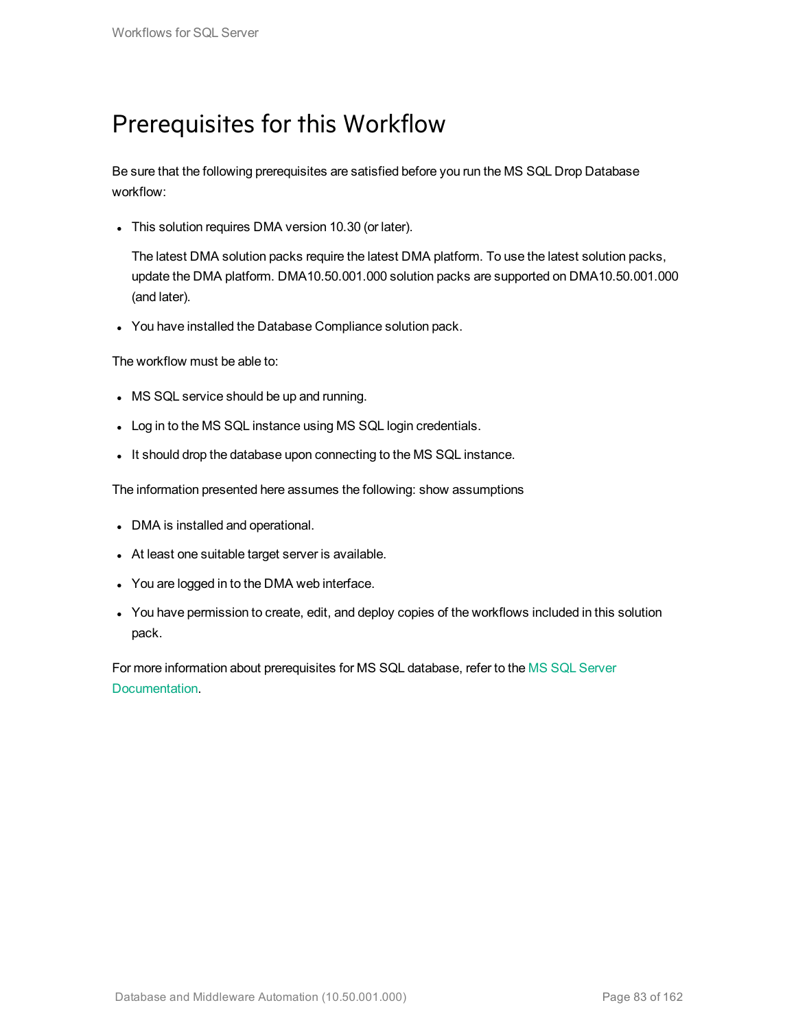# Prerequisites for this Workflow

Be sure that the following prerequisites are satisfied before you run the MS SQL Drop Database workflow:

- This solution requires DMA version 10.30 (or later).

  The latest DMA solution packs require the latest DMA platform. To use the latest solution packs, update the DMA platform. DMA10.50.001.000 solution packs are supported on DMA10.50.001.000 (and later).

- You have installed the Database Compliance solution pack.

The workflow must be able to:

- MS SQL service should be up and running.
- Log in to the MS SQL instance using MS SQL login credentials.
- It should drop the database upon connecting to the MS SQL instance.

The information presented here assumes the following: show assumptions

- DMA is installed and operational.
- At least one suitable target server is available.
- You are logged in to the DMA web interface.
- You have permission to create, edit, and deploy copies of the workflows included in this solution pack.

For more information about prerequisites for MS SQL database, refer to the MS SQL Server Documentation.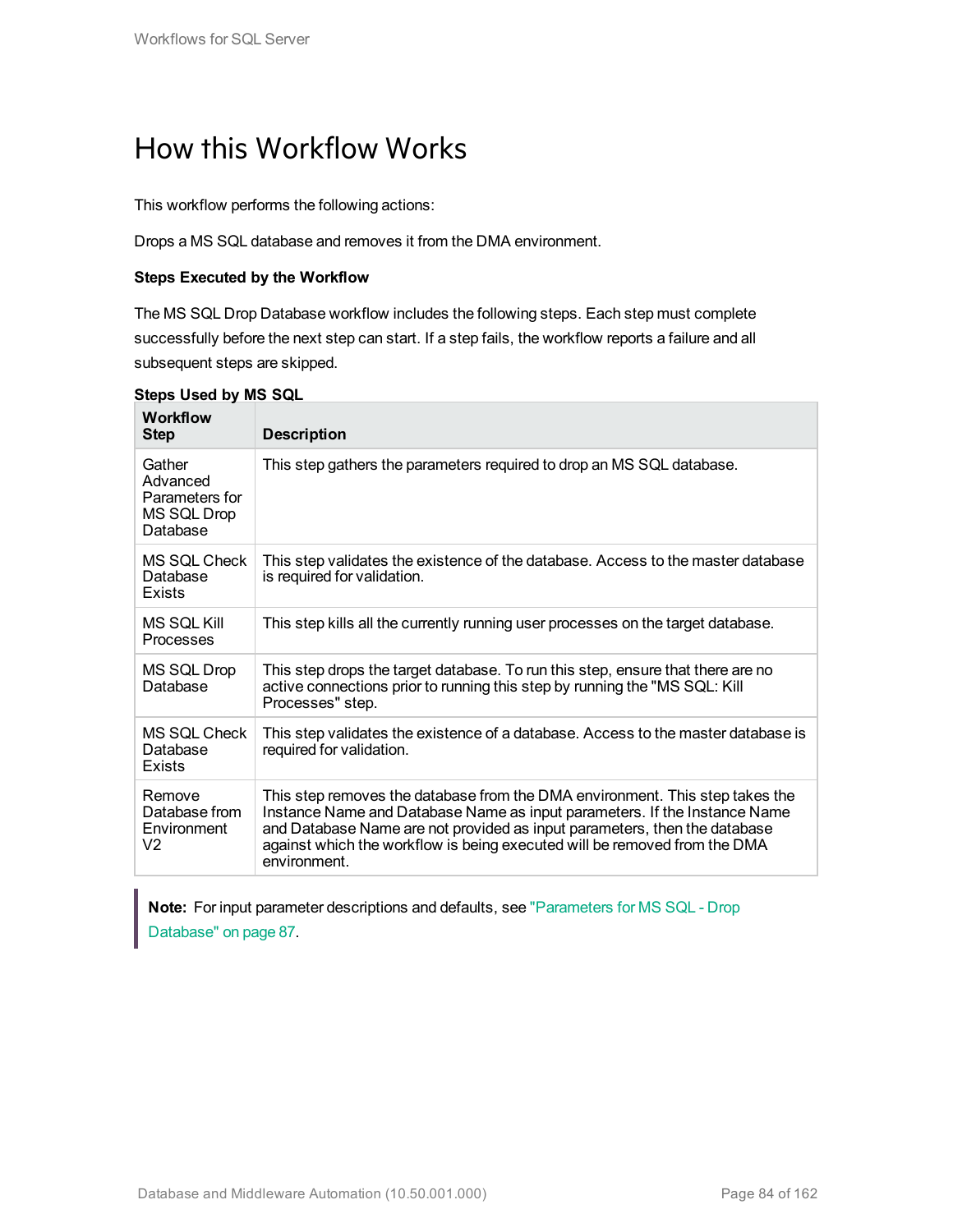# How this Workflow Works

This workflow performs the following actions:

Drops a MS SQL database and removes it from the DMA environment.

**Steps Executed by the Workflow**

The MS SQL Drop Database workflow includes the following steps. Each step must complete successfully before the next step can start. If a step fails, the workflow reports a failure and all subsequent steps are skipped.

**Steps Used by MS SQL**

| Workflow Step | Description |
|---|---|
| Gather Advanced Parameters for MS SQL Drop Database | This step gathers the parameters required to drop an MS SQL database. |
| MS SQL Check Database Exists | This step validates the existence of the database. Access to the master database is required for validation. |
| MS SQL Kill Processes | This step kills all the currently running user processes on the target database. |
| MS SQL Drop Database | This step drops the target database. To run this step, ensure that there are no active connections prior to running this step by running the "MS SQL: Kill Processes" step. |
| MS SQL Check Database Exists | This step validates the existence of a database. Access to the master database is required for validation. |
| Remove Database from Environment V2 | This step removes the database from the DMA environment. This step takes the Instance Name and Database Name as input parameters. If the Instance Name and Database Name are not provided as input parameters, then the database against which the workflow is being executed will be removed from the DMA environment. |

> **Note:** For input parameter descriptions and defaults, see "Parameters for MS SQL - Drop Database" on page 87.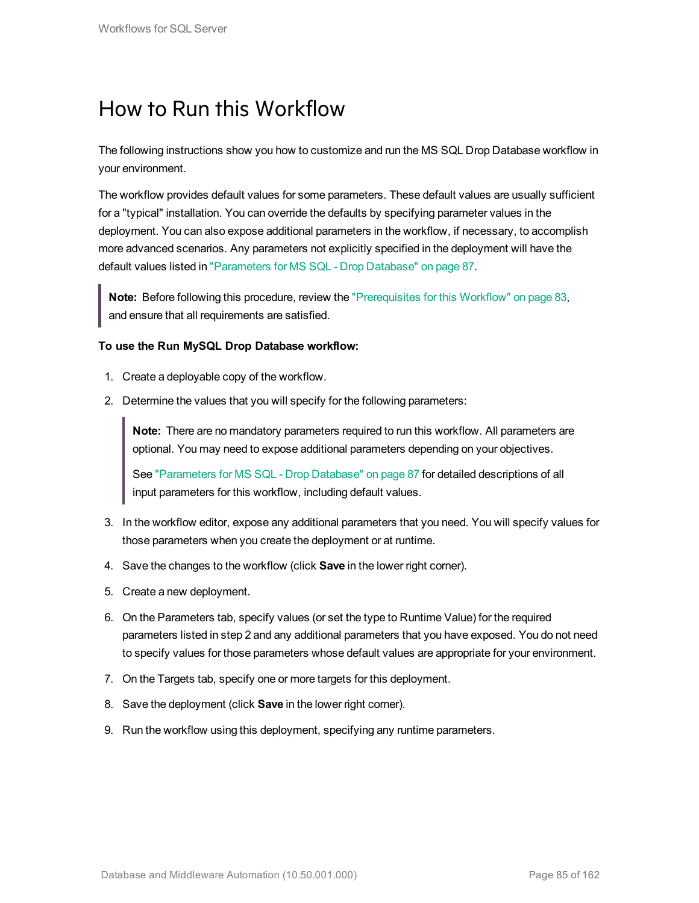# How to Run this Workflow

The following instructions show you how to customize and run the MS SQL Drop Database workflow in your environment.

The workflow provides default values for some parameters. These default values are usually sufficient for a "typical" installation. You can override the defaults by specifying parameter values in the deployment. You can also expose additional parameters in the workflow, if necessary, to accomplish more advanced scenarios. Any parameters not explicitly specified in the deployment will have the default values listed in "Parameters for MS SQL - Drop Database" on page 87.

> **Note:** Before following this procedure, review the "Prerequisites for this Workflow" on page 83, and ensure that all requirements are satisfied.

**To use the Run MySQL Drop Database workflow:**

1. Create a deployable copy of the workflow.
2. Determine the values that you will specify for the following parameters:

   > **Note:** There are no mandatory parameters required to run this workflow. All parameters are optional. You may need to expose additional parameters depending on your objectives.
   >
   > See "Parameters for MS SQL - Drop Database" on page 87 for detailed descriptions of all input parameters for this workflow, including default values.

3. In the workflow editor, expose any additional parameters that you need. You will specify values for those parameters when you create the deployment or at runtime.
4. Save the changes to the workflow (click **Save** in the lower right corner).
5. Create a new deployment.
6. On the Parameters tab, specify values (or set the type to Runtime Value) for the required parameters listed in step 2 and any additional parameters that you have exposed. You do not need to specify values for those parameters whose default values are appropriate for your environment.
7. On the Targets tab, specify one or more targets for this deployment.
8. Save the deployment (click **Save** in the lower right corner).
9. Run the workflow using this deployment, specifying any runtime parameters.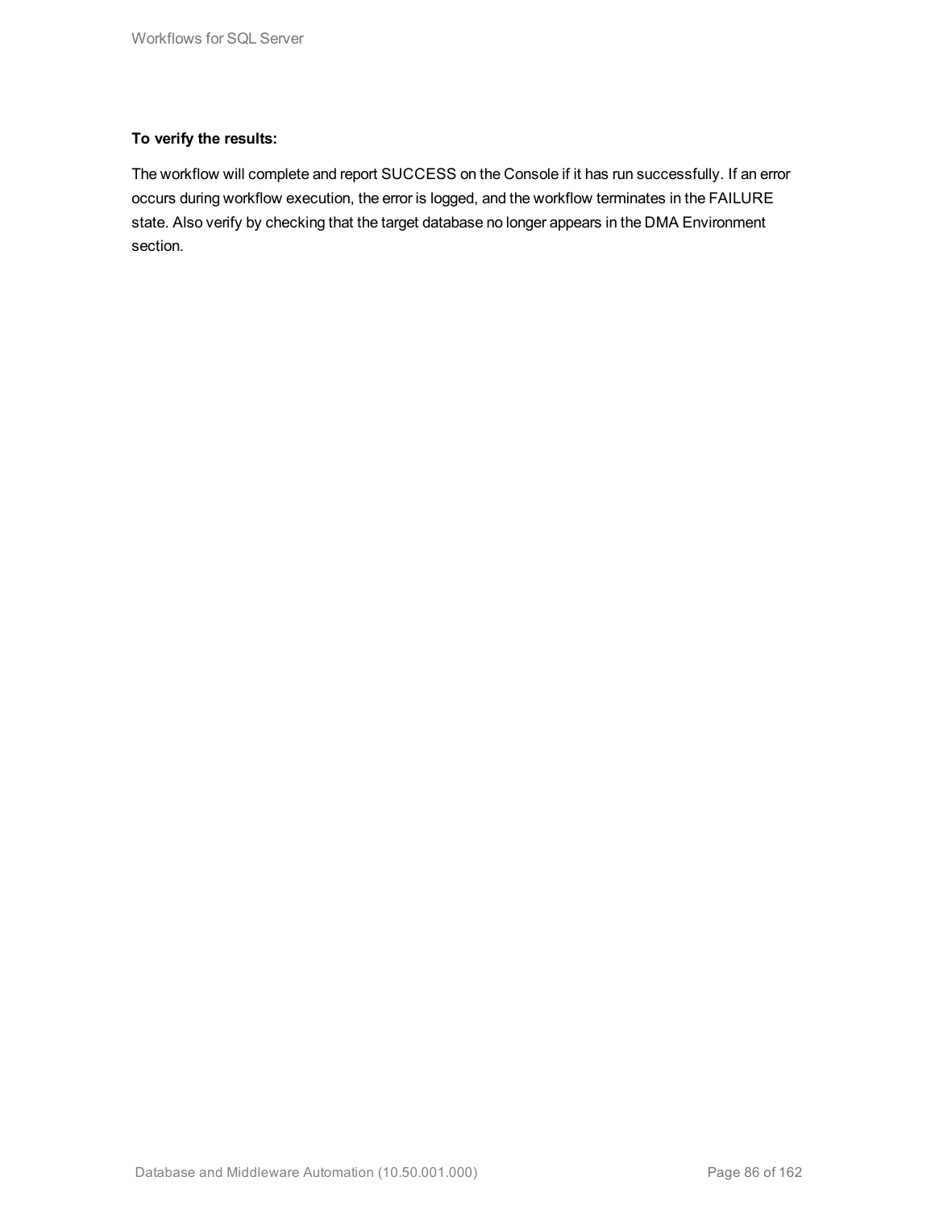**To verify the results:**

The workflow will complete and report SUCCESS on the Console if it has run successfully. If an error occurs during workflow execution, the error is logged, and the workflow terminates in the FAILURE state. Also verify by checking that the target database no longer appears in the DMA Environment section.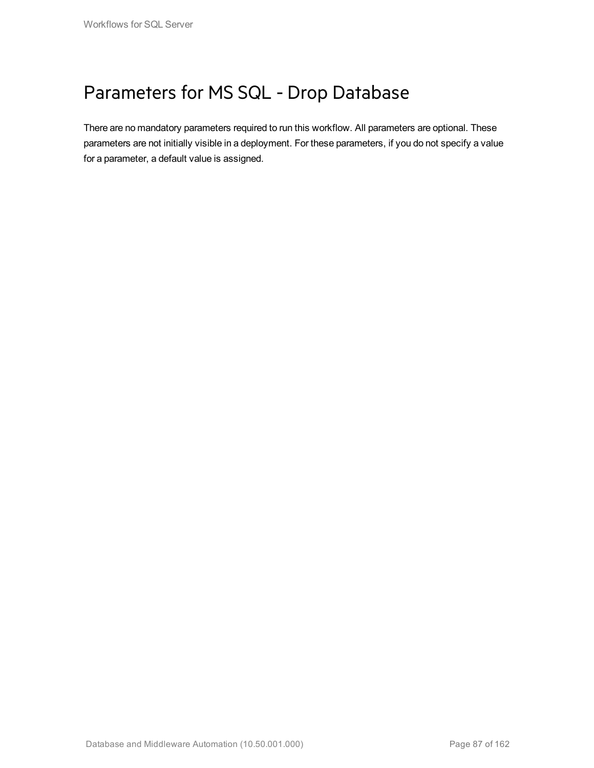# Parameters for MS SQL - Drop Database

There are no mandatory parameters required to run this workflow. All parameters are optional. These parameters are not initially visible in a deployment. For these parameters, if you do not specify a value for a parameter, a default value is assigned.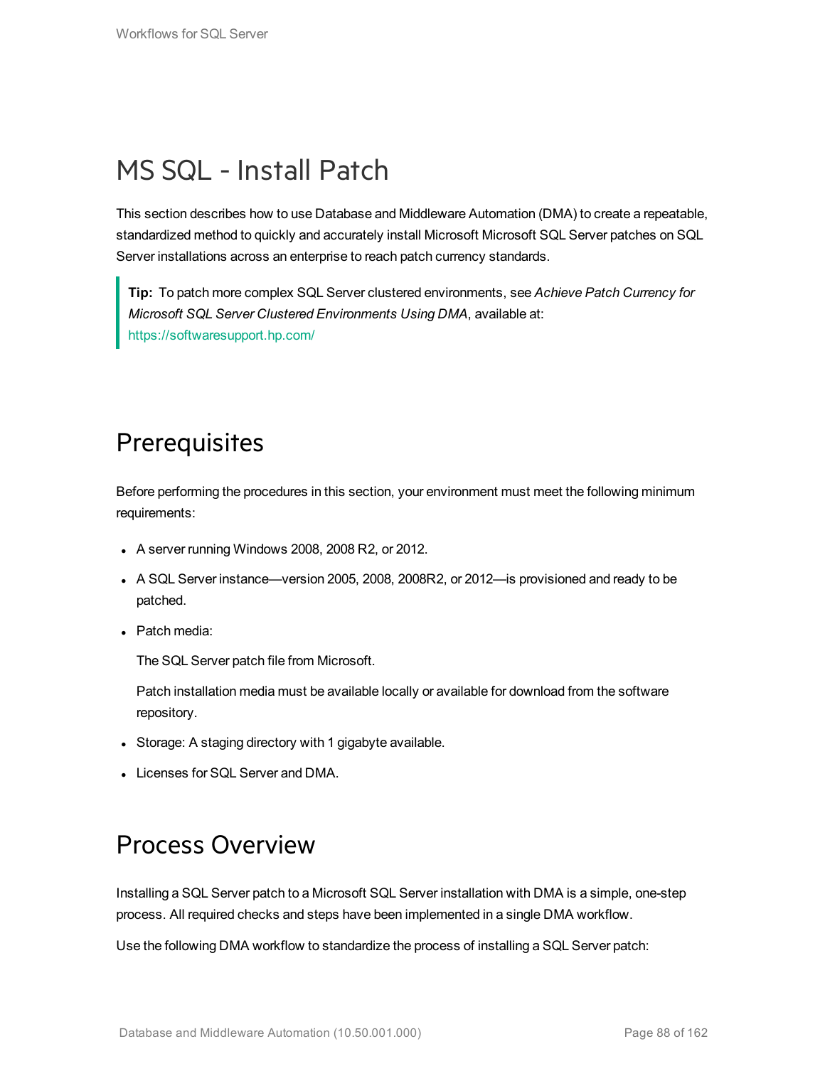# MS SQL - Install Patch

This section describes how to use Database and Middleware Automation (DMA) to create a repeatable, standardized method to quickly and accurately install Microsoft Microsoft SQL Server patches on SQL Server installations across an enterprise to reach patch currency standards.

> **Tip:** To patch more complex SQL Server clustered environments, see *Achieve Patch Currency for Microsoft SQL Server Clustered Environments Using DMA*, available at: https://softwaresupport.hp.com/

## Prerequisites

Before performing the procedures in this section, your environment must meet the following minimum requirements:

- A server running Windows 2008, 2008 R2, or 2012.
- A SQL Server instance—version 2005, 2008, 2008R2, or 2012—is provisioned and ready to be patched.
- Patch media:

  The SQL Server patch file from Microsoft.

  Patch installation media must be available locally or available for download from the software repository.
- Storage: A staging directory with 1 gigabyte available.
- Licenses for SQL Server and DMA.

## Process Overview

Installing a SQL Server patch to a Microsoft SQL Server installation with DMA is a simple, one-step process. All required checks and steps have been implemented in a single DMA workflow.

Use the following DMA workflow to standardize the process of installing a SQL Server patch: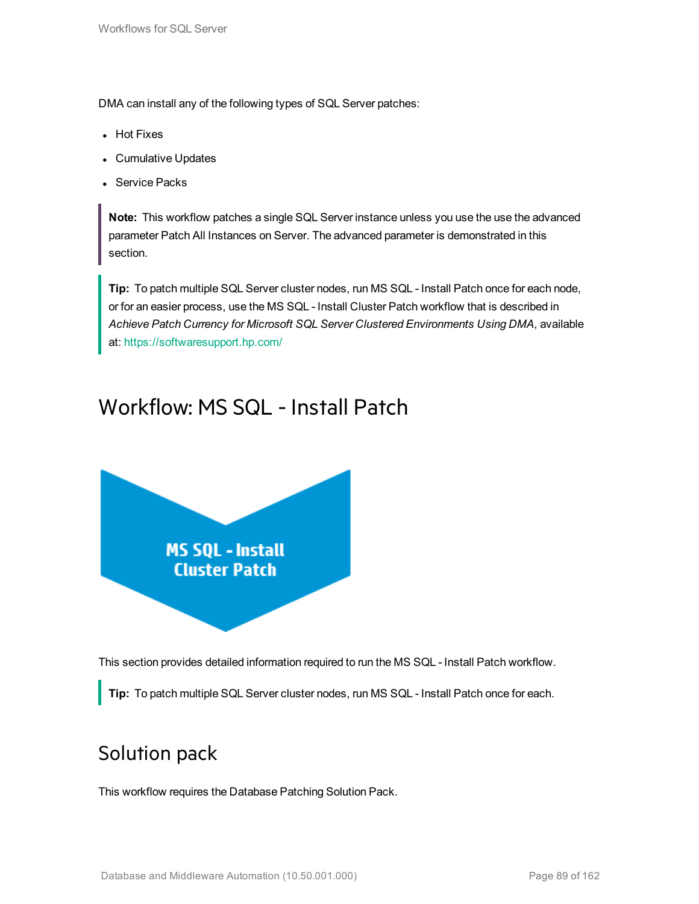DMA can install any of the following types of SQL Server patches:

- Hot Fixes
- Cumulative Updates
- Service Packs

> **Note:** This workflow patches a single SQL Server instance unless you use the use the advanced parameter Patch All Instances on Server. The advanced parameter is demonstrated in this section.

> **Tip:** To patch multiple SQL Server cluster nodes, run MS SQL - Install Patch once for each node, or for an easier process, use the MS SQL - Install Cluster Patch workflow that is described in *Achieve Patch Currency for Microsoft SQL Server Clustered Environments Using DMA*, available at: https://softwaresupport.hp.com/

## Workflow: MS SQL - Install Patch

MS SQL - Install Cluster Patch

This section provides detailed information required to run the MS SQL - Install Patch workflow.

> **Tip:** To patch multiple SQL Server cluster nodes, run MS SQL - Install Patch once for each.

### Solution pack

This workflow requires the Database Patching Solution Pack.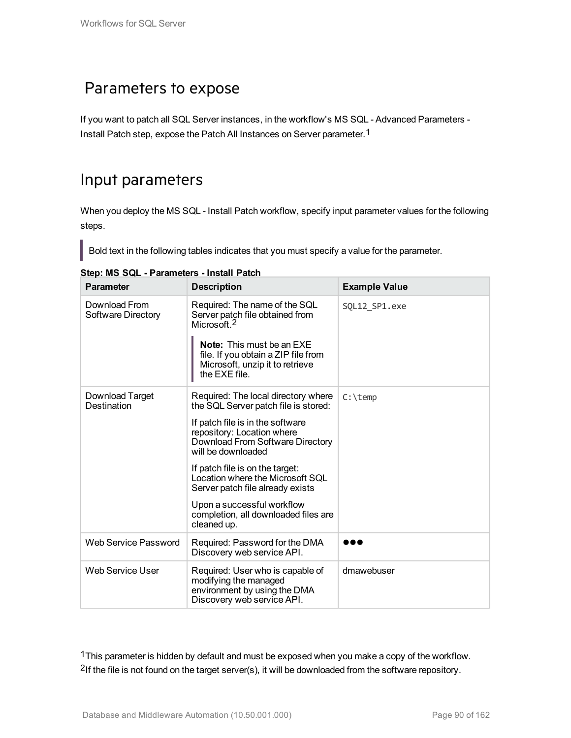## Parameters to expose

If you want to patch all SQL Server instances, in the workflow's MS SQL - Advanced Parameters - Install Patch step, expose the Patch All Instances on Server parameter.[1]

## Input parameters

When you deploy the MS SQL - Install Patch workflow, specify input parameter values for the following steps.

> Bold text in the following tables indicates that you must specify a value for the parameter.

**Step: MS SQL - Parameters - Install Patch**

| Parameter | Description | Example Value |
| --- | --- | --- |
| Download From Software Directory | Required: The name of the SQL Server patch file obtained from Microsoft.[2]<br><br>**Note:** This must be an EXE file. If you obtain a ZIP file from Microsoft, unzip it to retrieve the EXE file. | `SQL12_SP1.exe` |
| Download Target Destination | Required: The local directory where the SQL Server patch file is stored:<br><br>If patch file is in the software repository: Location where Download From Software Directory will be downloaded<br><br>If patch file is on the target: Location where the Microsoft SQL Server patch file already exists<br><br>Upon a successful workflow completion, all downloaded files are cleaned up. | `C:\temp` |
| Web Service Password | Required: Password for the DMA Discovery web service API. | ●●● |
| Web Service User | Required: User who is capable of modifying the managed environment by using the DMA Discovery web service API. | dmawebuser |

[1]This parameter is hidden by default and must be exposed when you make a copy of the workflow.
[2]If the file is not found on the target server(s), it will be downloaded from the software repository.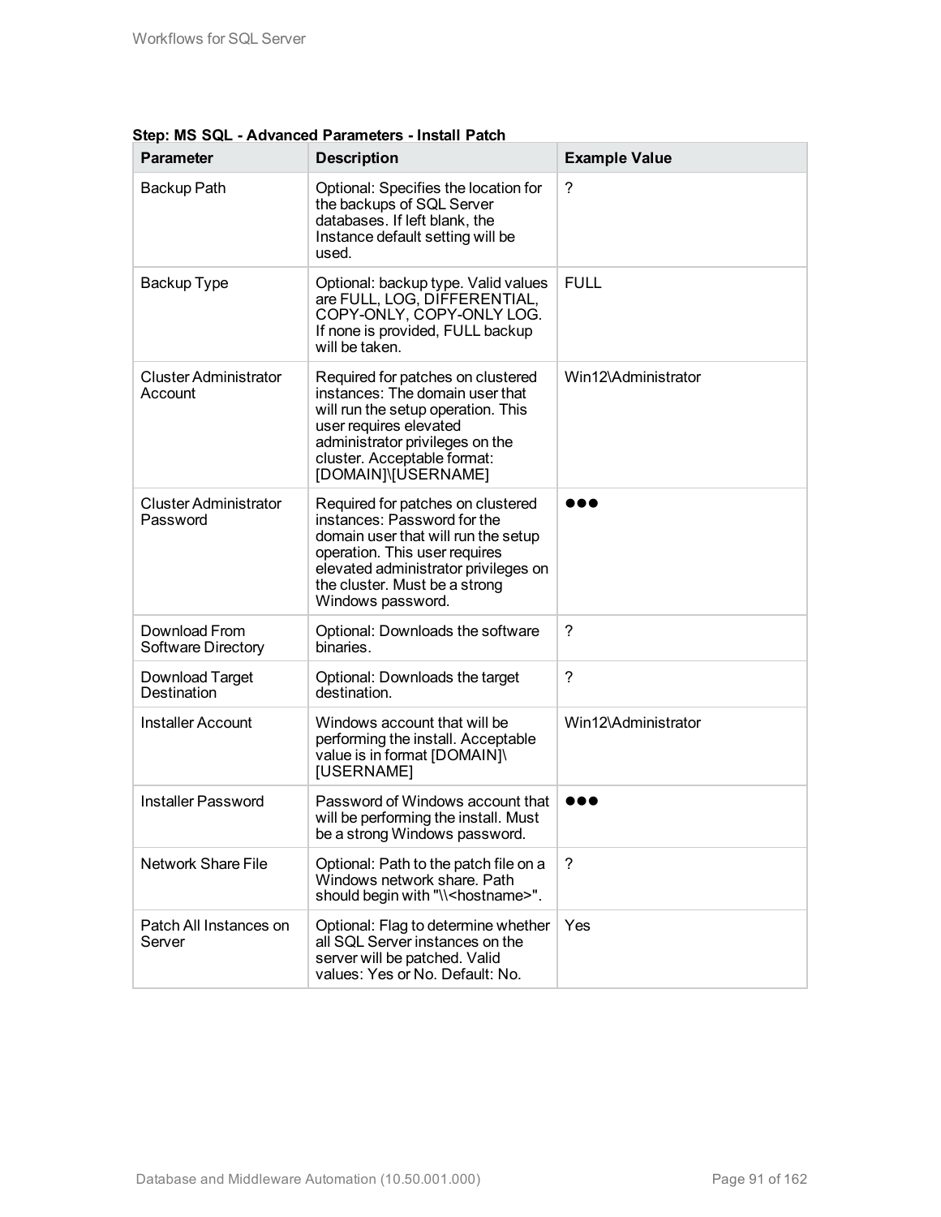**Step: MS SQL - Advanced Parameters - Install Patch**

| Parameter | Description | Example Value |
| --- | --- | --- |
| Backup Path | Optional: Specifies the location for the backups of SQL Server databases. If left blank, the Instance default setting will be used. | ? |
| Backup Type | Optional: backup type. Valid values are FULL, LOG, DIFFERENTIAL, COPY-ONLY, COPY-ONLY LOG. If none is provided, FULL backup will be taken. | FULL |
| Cluster Administrator Account | Required for patches on clustered instances: The domain user that will run the setup operation. This user requires elevated administrator privileges on the cluster. Acceptable format: [DOMAIN]\[USERNAME] | Win12\Administrator |
| Cluster Administrator Password | Required for patches on clustered instances: Password for the domain user that will run the setup operation. This user requires elevated administrator privileges on the cluster. Must be a strong Windows password. | ●●● |
| Download From Software Directory | Optional: Downloads the software binaries. | ? |
| Download Target Destination | Optional: Downloads the target destination. | ? |
| Installer Account | Windows account that will be performing the install. Acceptable value is in format [DOMAIN]\[USERNAME] | Win12\Administrator |
| Installer Password | Password of Windows account that will be performing the install. Must be a strong Windows password. | ●●● |
| Network Share File | Optional: Path to the patch file on a Windows network share. Path should begin with "\\<hostname>". | ? |
| Patch All Instances on Server | Optional: Flag to determine whether all SQL Server instances on the server will be patched. Valid values: Yes or No. Default: No. | Yes |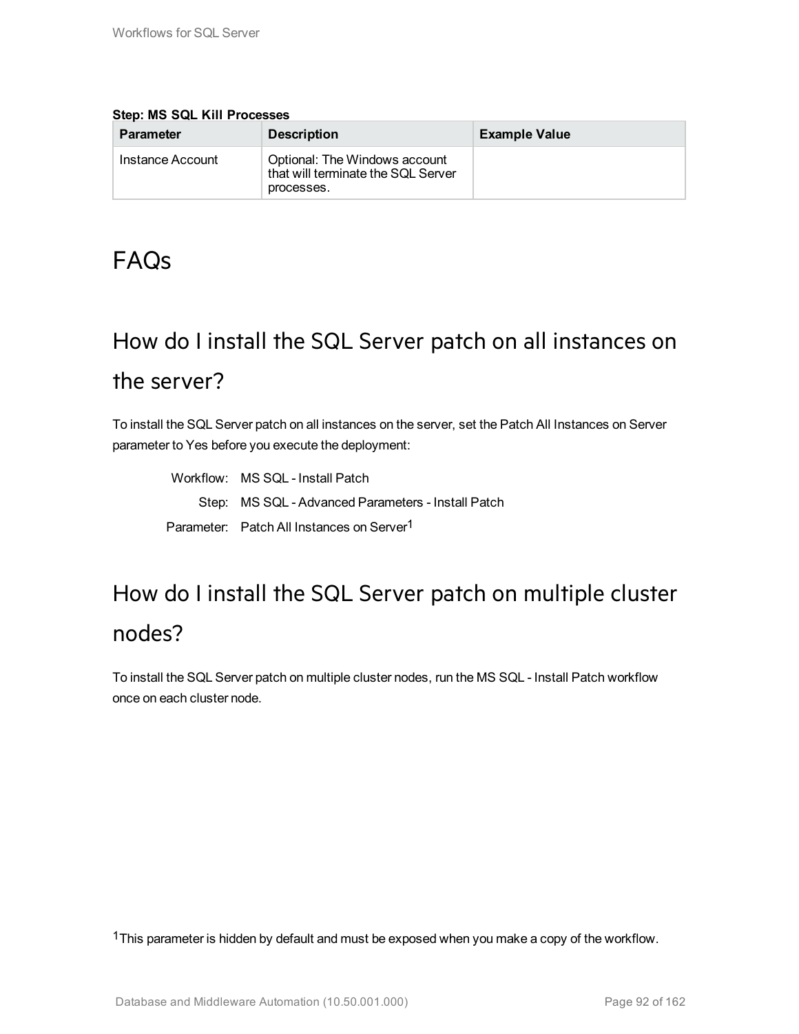**Step: MS SQL Kill Processes**

| Parameter | Description | Example Value |
| --- | --- | --- |
| Instance Account | Optional: The Windows account that will terminate the SQL Server processes. | |

# FAQs

## How do I install the SQL Server patch on all instances on the server?

To install the SQL Server patch on all instances on the server, set the Patch All Instances on Server parameter to Yes before you execute the deployment:

Workflow: MS SQL - Install Patch
Step: MS SQL - Advanced Parameters - Install Patch
Parameter: Patch All Instances on Server[1]

## How do I install the SQL Server patch on multiple cluster nodes?

To install the SQL Server patch on multiple cluster nodes, run the MS SQL - Install Patch workflow once on each cluster node.

[1] This parameter is hidden by default and must be exposed when you make a copy of the workflow.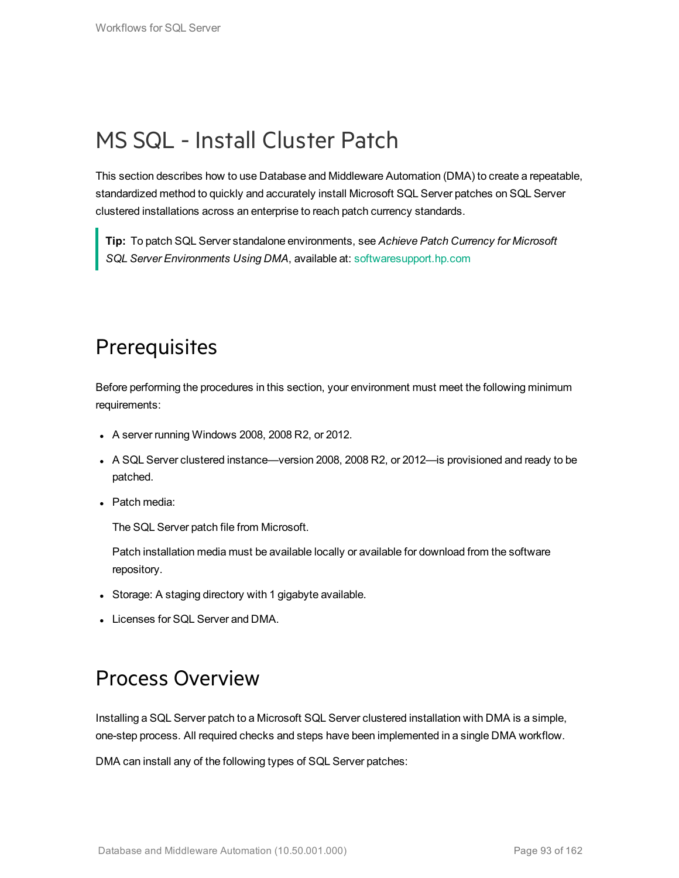# MS SQL - Install Cluster Patch

This section describes how to use Database and Middleware Automation (DMA) to create a repeatable, standardized method to quickly and accurately install Microsoft SQL Server patches on SQL Server clustered installations across an enterprise to reach patch currency standards.

> **Tip:** To patch SQL Server standalone environments, see *Achieve Patch Currency for Microsoft SQL Server Environments Using DMA*, available at: softwaresupport.hp.com

## Prerequisites

Before performing the procedures in this section, your environment must meet the following minimum requirements:

- A server running Windows 2008, 2008 R2, or 2012.
- A SQL Server clustered instance—version 2008, 2008 R2, or 2012—is provisioned and ready to be patched.
- Patch media:

  The SQL Server patch file from Microsoft.

  Patch installation media must be available locally or available for download from the software repository.
- Storage: A staging directory with 1 gigabyte available.
- Licenses for SQL Server and DMA.

## Process Overview

Installing a SQL Server patch to a Microsoft SQL Server clustered installation with DMA is a simple, one-step process. All required checks and steps have been implemented in a single DMA workflow.

DMA can install any of the following types of SQL Server patches: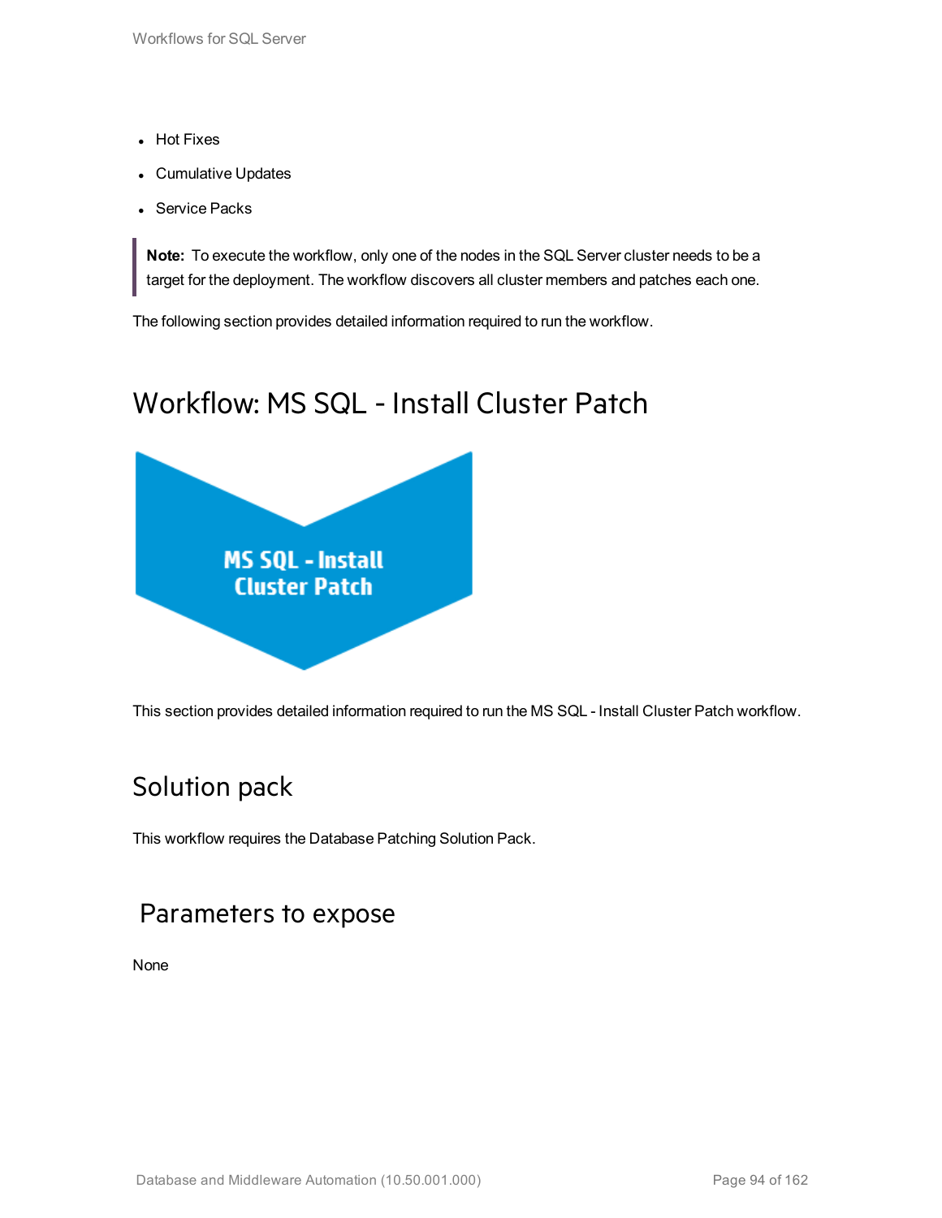- Hot Fixes
- Cumulative Updates
- Service Packs

> **Note:** To execute the workflow, only one of the nodes in the SQL Server cluster needs to be a target for the deployment. The workflow discovers all cluster members and patches each one.

The following section provides detailed information required to run the workflow.

# Workflow: MS SQL - Install Cluster Patch

MS SQL - Install Cluster Patch

This section provides detailed information required to run the MS SQL - Install Cluster Patch workflow.

## Solution pack

This workflow requires the Database Patching Solution Pack.

## Parameters to expose

None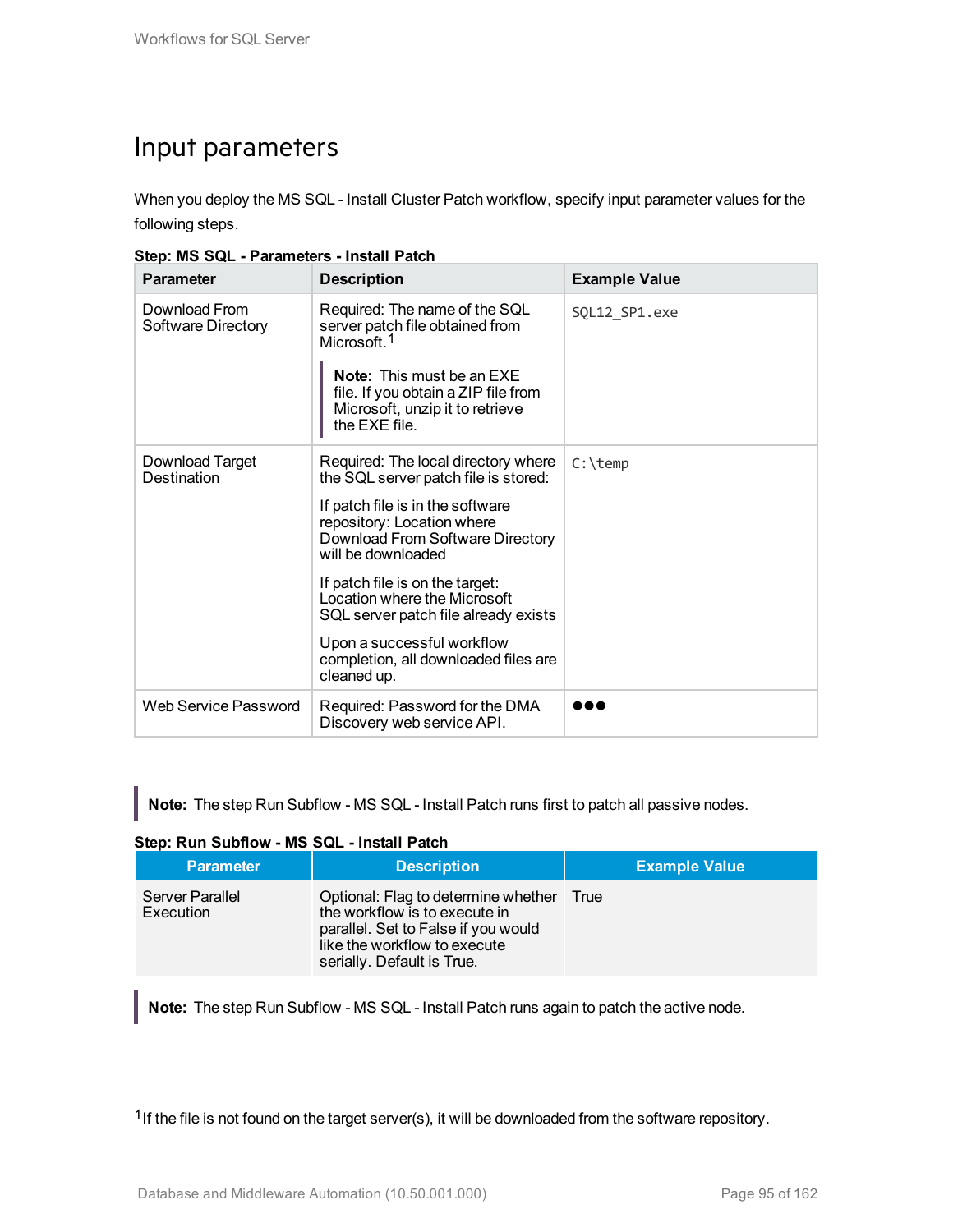# Input parameters

When you deploy the MS SQL - Install Cluster Patch workflow, specify input parameter values for the following steps.

**Step: MS SQL - Parameters - Install Patch**

| Parameter | Description | Example Value |
|---|---|---|
| Download From Software Directory | Required: The name of the SQL server patch file obtained from Microsoft.[1]<br><br>**Note:** This must be an EXE file. If you obtain a ZIP file from Microsoft, unzip it to retrieve the EXE file. | `SQL12_SP1.exe` |
| Download Target Destination | Required: The local directory where the SQL server patch file is stored:<br><br>If patch file is in the software repository: Location where Download From Software Directory will be downloaded<br><br>If patch file is on the target: Location where the Microsoft SQL server patch file already exists<br><br>Upon a successful workflow completion, all downloaded files are cleaned up. | `C:\temp` |
| Web Service Password | Required: Password for the DMA Discovery web service API. | ●●● |

**Note:** The step Run Subflow - MS SQL - Install Patch runs first to patch all passive nodes.

**Step: Run Subflow - MS SQL - Install Patch**

| Parameter | Description | Example Value |
|---|---|---|
| Server Parallel Execution | Optional: Flag to determine whether the workflow is to execute in parallel. Set to False if you would like the workflow to execute serially. Default is True. | True |

**Note:** The step Run Subflow - MS SQL - Install Patch runs again to patch the active node.

[1] If the file is not found on the target server(s), it will be downloaded from the software repository.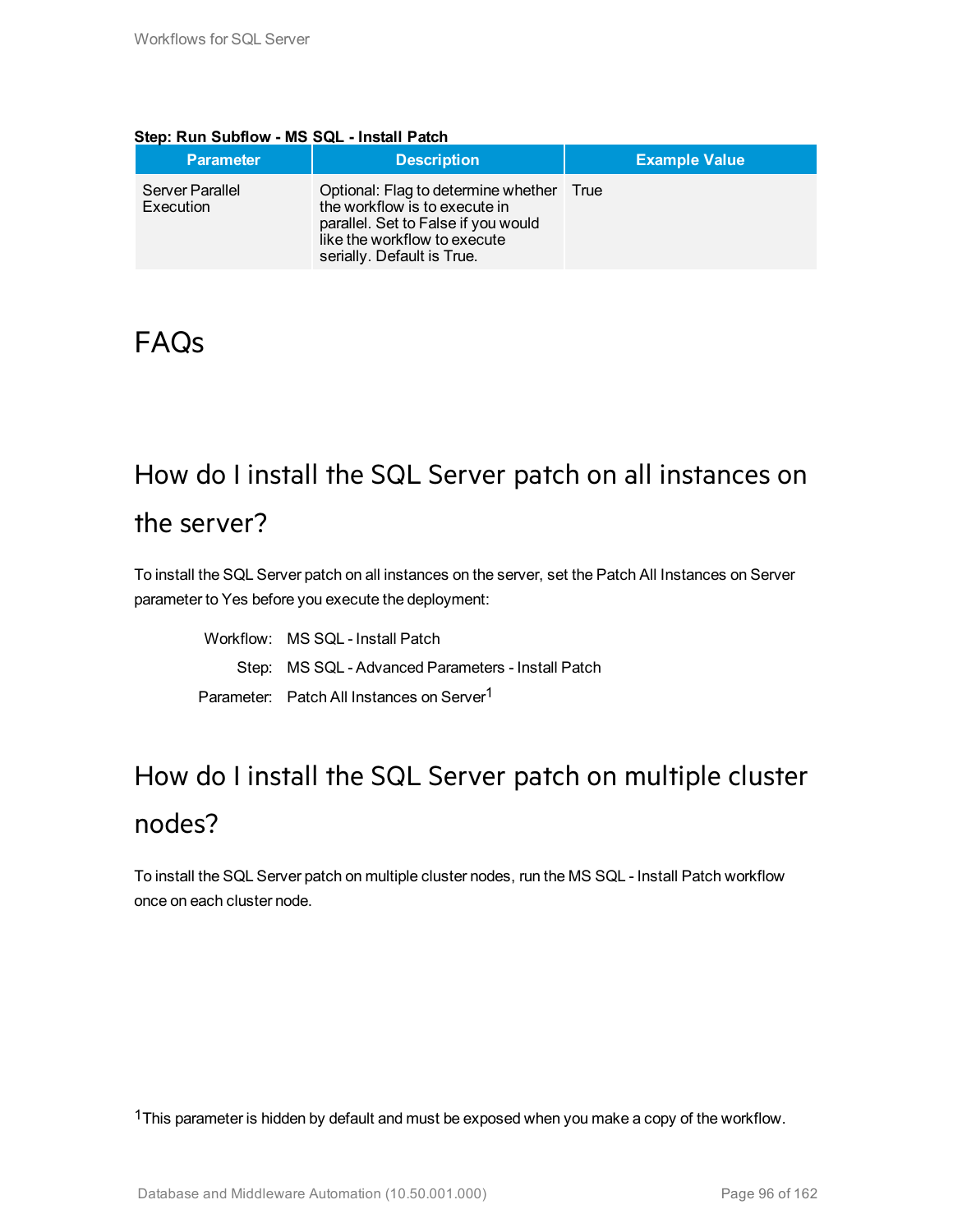**Step: Run Subflow - MS SQL - Install Patch**

| Parameter | Description | Example Value |
| --- | --- | --- |
| Server Parallel Execution | Optional: Flag to determine whether the workflow is to execute in parallel. Set to False if you would like the workflow to execute serially. Default is True. | True |

# FAQs

## How do I install the SQL Server patch on all instances on the server?

To install the SQL Server patch on all instances on the server, set the Patch All Instances on Server parameter to Yes before you execute the deployment:

Workflow: MS SQL - Install Patch

Step: MS SQL - Advanced Parameters - Install Patch

Parameter: Patch All Instances on Server[1]

## How do I install the SQL Server patch on multiple cluster nodes?

To install the SQL Server patch on multiple cluster nodes, run the MS SQL - Install Patch workflow once on each cluster node.

[1] This parameter is hidden by default and must be exposed when you make a copy of the workflow.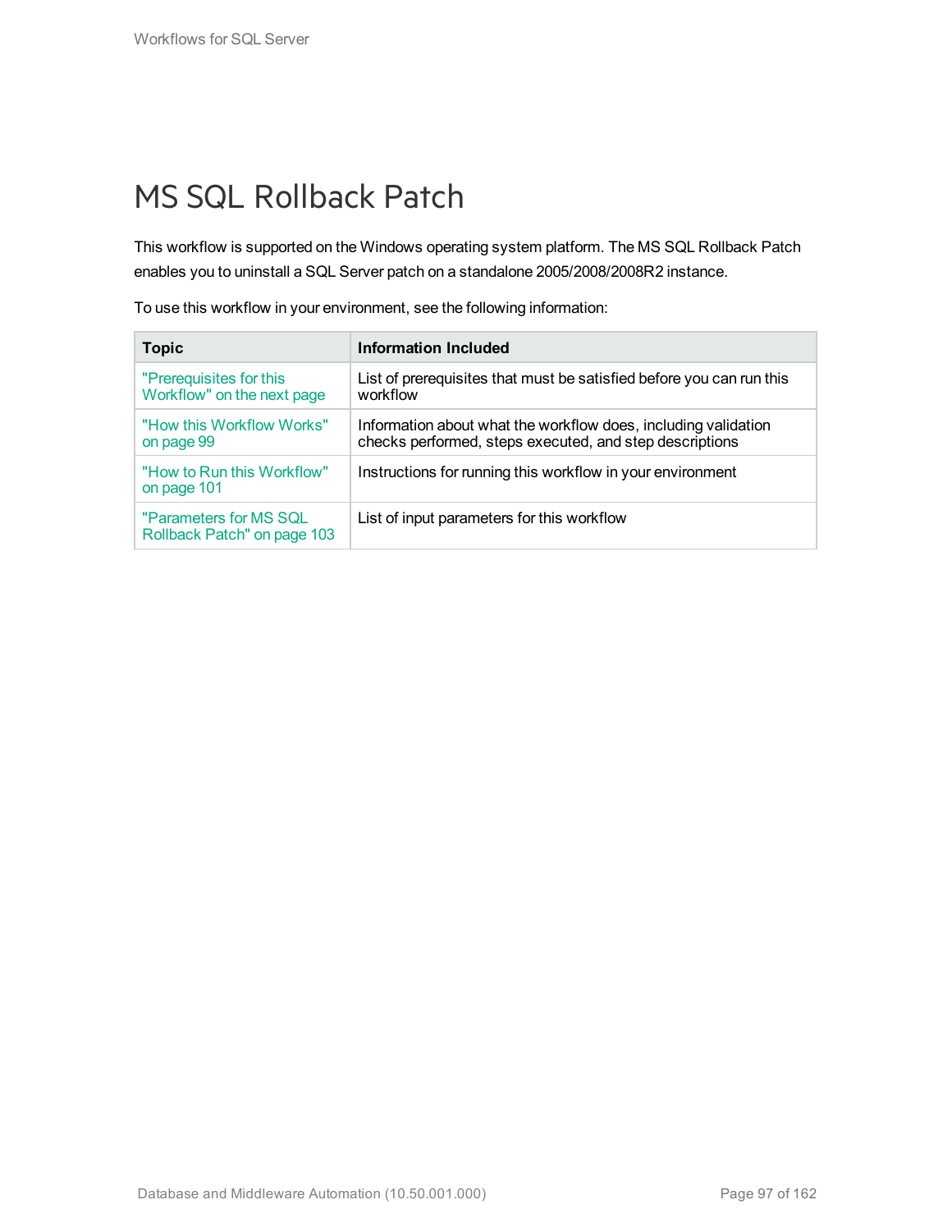# MS SQL Rollback Patch

This workflow is supported on the Windows operating system platform. The MS SQL Rollback Patch enables you to uninstall a SQL Server patch on a standalone 2005/2008/2008R2 instance.

To use this workflow in your environment, see the following information:

| Topic | Information Included |
|---|---|
| "Prerequisites for this Workflow" on the next page | List of prerequisites that must be satisfied before you can run this workflow |
| "How this Workflow Works" on page 99 | Information about what the workflow does, including validation checks performed, steps executed, and step descriptions |
| "How to Run this Workflow" on page 101 | Instructions for running this workflow in your environment |
| "Parameters for MS SQL Rollback Patch" on page 103 | List of input parameters for this workflow |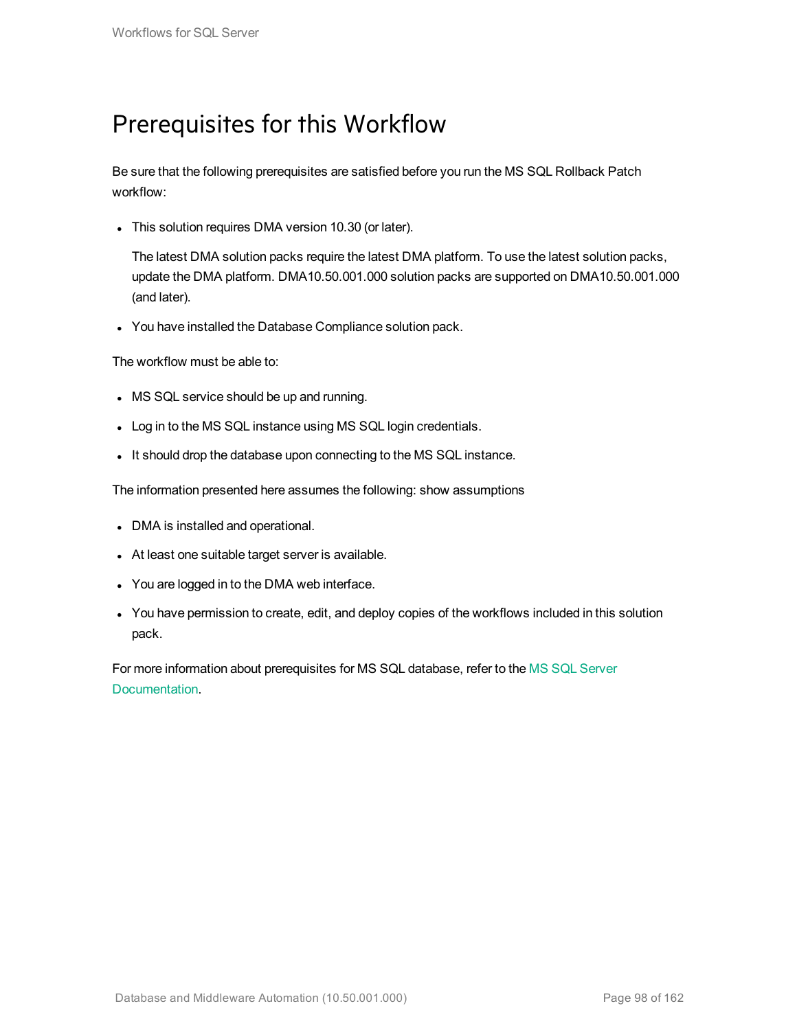# Prerequisites for this Workflow

Be sure that the following prerequisites are satisfied before you run the MS SQL Rollback Patch workflow:

- This solution requires DMA version 10.30 (or later).

  The latest DMA solution packs require the latest DMA platform. To use the latest solution packs, update the DMA platform. DMA10.50.001.000 solution packs are supported on DMA10.50.001.000 (and later).

- You have installed the Database Compliance solution pack.

The workflow must be able to:

- MS SQL service should be up and running.
- Log in to the MS SQL instance using MS SQL login credentials.
- It should drop the database upon connecting to the MS SQL instance.

The information presented here assumes the following: show assumptions

- DMA is installed and operational.
- At least one suitable target server is available.
- You are logged in to the DMA web interface.
- You have permission to create, edit, and deploy copies of the workflows included in this solution pack.

For more information about prerequisites for MS SQL database, refer to the MS SQL Server Documentation.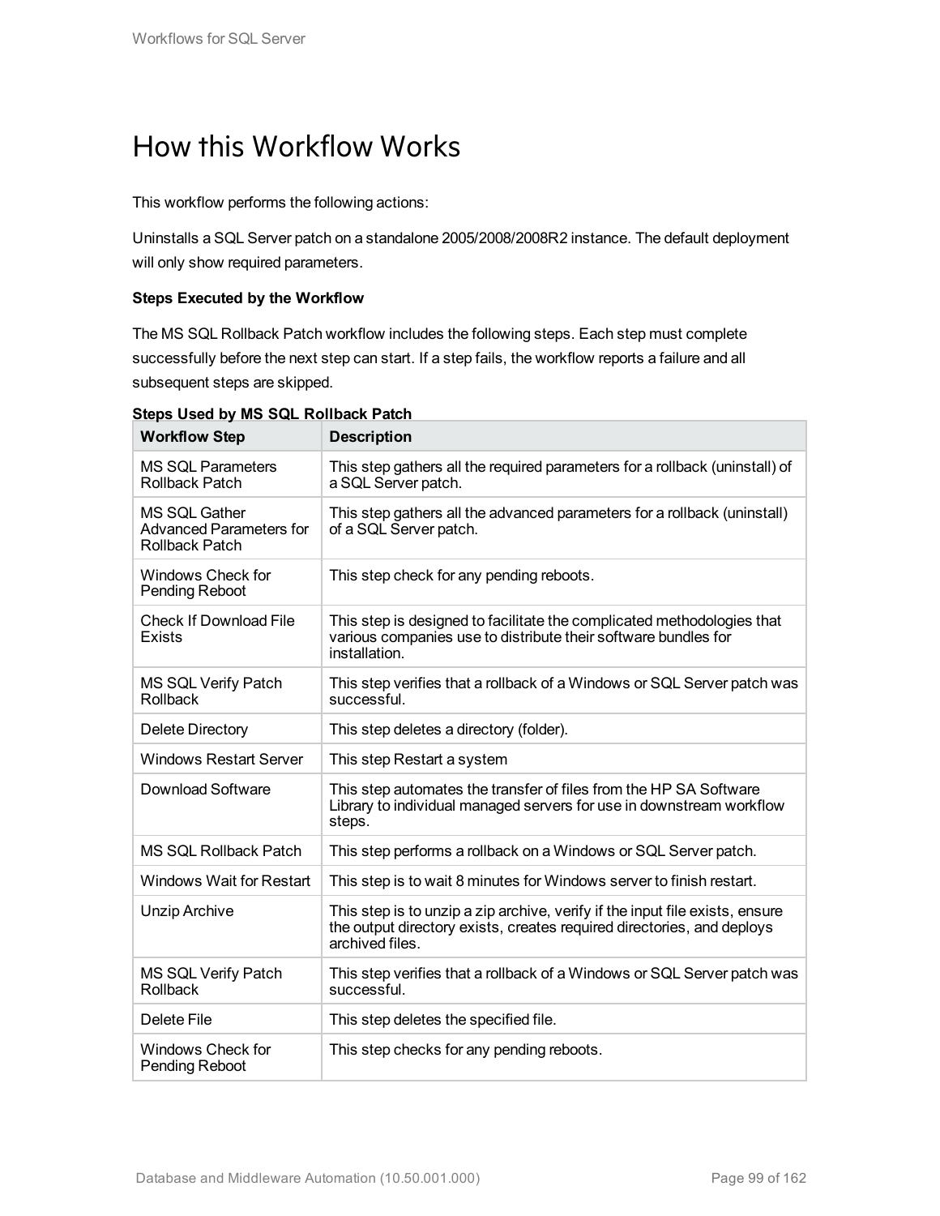# How this Workflow Works

This workflow performs the following actions:

Uninstalls a SQL Server patch on a standalone 2005/2008/2008R2 instance. The default deployment will only show required parameters.

**Steps Executed by the Workflow**

The MS SQL Rollback Patch workflow includes the following steps. Each step must complete successfully before the next step can start. If a step fails, the workflow reports a failure and all subsequent steps are skipped.

**Steps Used by MS SQL Rollback Patch**

| Workflow Step | Description |
|---|---|
| MS SQL Parameters Rollback Patch | This step gathers all the required parameters for a rollback (uninstall) of a SQL Server patch. |
| MS SQL Gather Advanced Parameters for Rollback Patch | This step gathers all the advanced parameters for a rollback (uninstall) of a SQL Server patch. |
| Windows Check for Pending Reboot | This step check for any pending reboots. |
| Check If Download File Exists | This step is designed to facilitate the complicated methodologies that various companies use to distribute their software bundles for installation. |
| MS SQL Verify Patch Rollback | This step verifies that a rollback of a Windows or SQL Server patch was successful. |
| Delete Directory | This step deletes a directory (folder). |
| Windows Restart Server | This step Restart a system |
| Download Software | This step automates the transfer of files from the HP SA Software Library to individual managed servers for use in downstream workflow steps. |
| MS SQL Rollback Patch | This step performs a rollback on a Windows or SQL Server patch. |
| Windows Wait for Restart | This step is to wait 8 minutes for Windows server to finish restart. |
| Unzip Archive | This step is to unzip a zip archive, verify if the input file exists, ensure the output directory exists, creates required directories, and deploys archived files. |
| MS SQL Verify Patch Rollback | This step verifies that a rollback of a Windows or SQL Server patch was successful. |
| Delete File | This step deletes the specified file. |
| Windows Check for Pending Reboot | This step checks for any pending reboots. |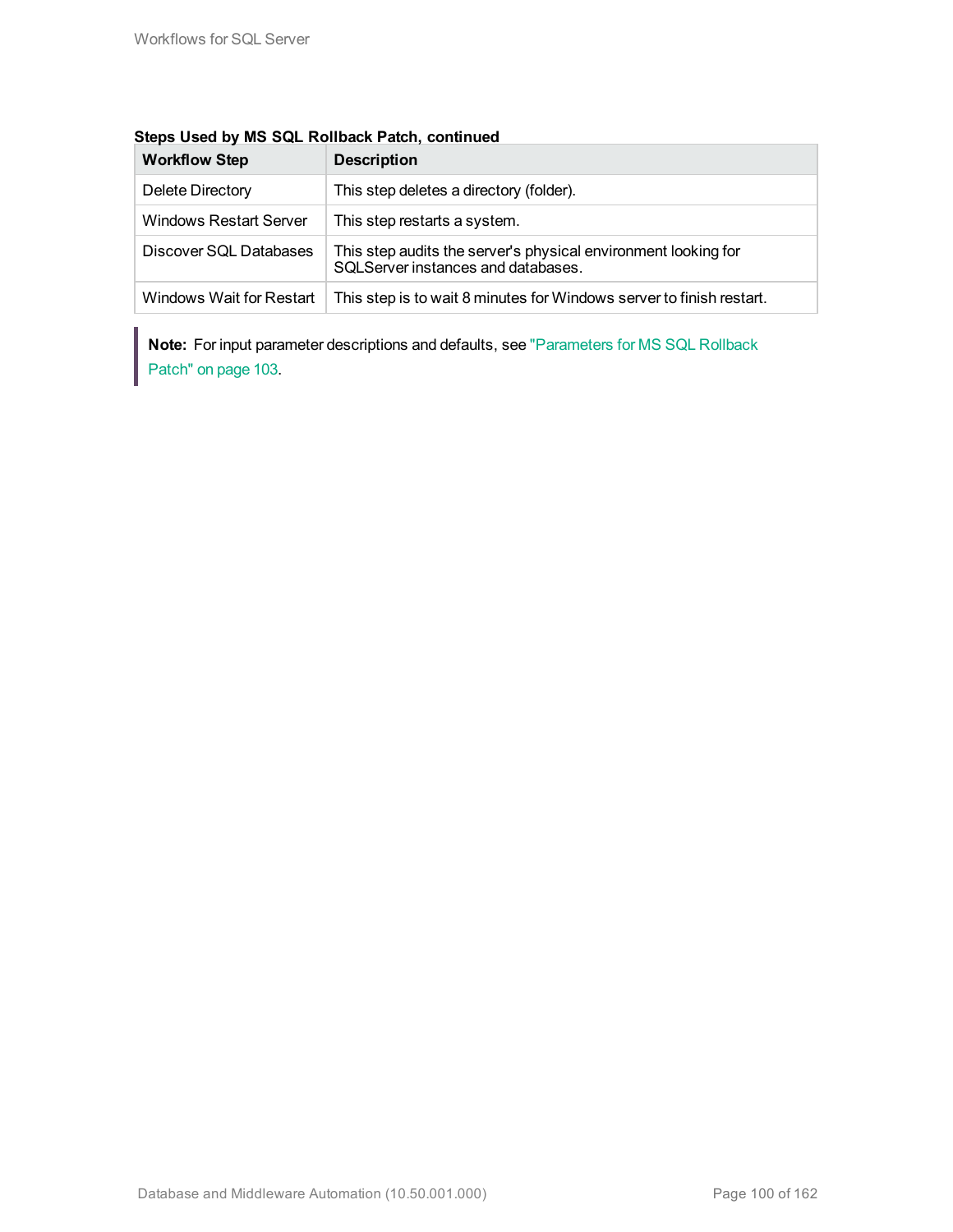**Steps Used by MS SQL Rollback Patch, continued**

| Workflow Step | Description |
|---|---|
| Delete Directory | This step deletes a directory (folder). |
| Windows Restart Server | This step restarts a system. |
| Discover SQL Databases | This step audits the server's physical environment looking for SQLServer instances and databases. |
| Windows Wait for Restart | This step is to wait 8 minutes for Windows server to finish restart. |

> **Note:** For input parameter descriptions and defaults, see "Parameters for MS SQL Rollback Patch" on page 103.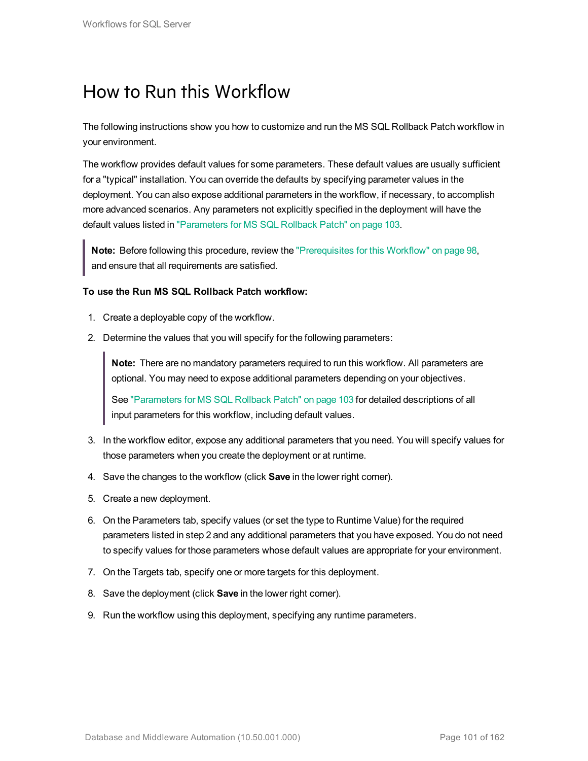# How to Run this Workflow

The following instructions show you how to customize and run the MS SQL Rollback Patch workflow in your environment.

The workflow provides default values for some parameters. These default values are usually sufficient for a "typical" installation. You can override the defaults by specifying parameter values in the deployment. You can also expose additional parameters in the workflow, if necessary, to accomplish more advanced scenarios. Any parameters not explicitly specified in the deployment will have the default values listed in "Parameters for MS SQL Rollback Patch" on page 103.

> **Note:** Before following this procedure, review the "Prerequisites for this Workflow" on page 98, and ensure that all requirements are satisfied.

**To use the Run MS SQL Rollback Patch workflow:**

1. Create a deployable copy of the workflow.
2. Determine the values that you will specify for the following parameters:

   > **Note:** There are no mandatory parameters required to run this workflow. All parameters are optional. You may need to expose additional parameters depending on your objectives.
   >
   > See "Parameters for MS SQL Rollback Patch" on page 103 for detailed descriptions of all input parameters for this workflow, including default values.

3. In the workflow editor, expose any additional parameters that you need. You will specify values for those parameters when you create the deployment or at runtime.
4. Save the changes to the workflow (click **Save** in the lower right corner).
5. Create a new deployment.
6. On the Parameters tab, specify values (or set the type to Runtime Value) for the required parameters listed in step 2 and any additional parameters that you have exposed. You do not need to specify values for those parameters whose default values are appropriate for your environment.
7. On the Targets tab, specify one or more targets for this deployment.
8. Save the deployment (click **Save** in the lower right corner).
9. Run the workflow using this deployment, specifying any runtime parameters.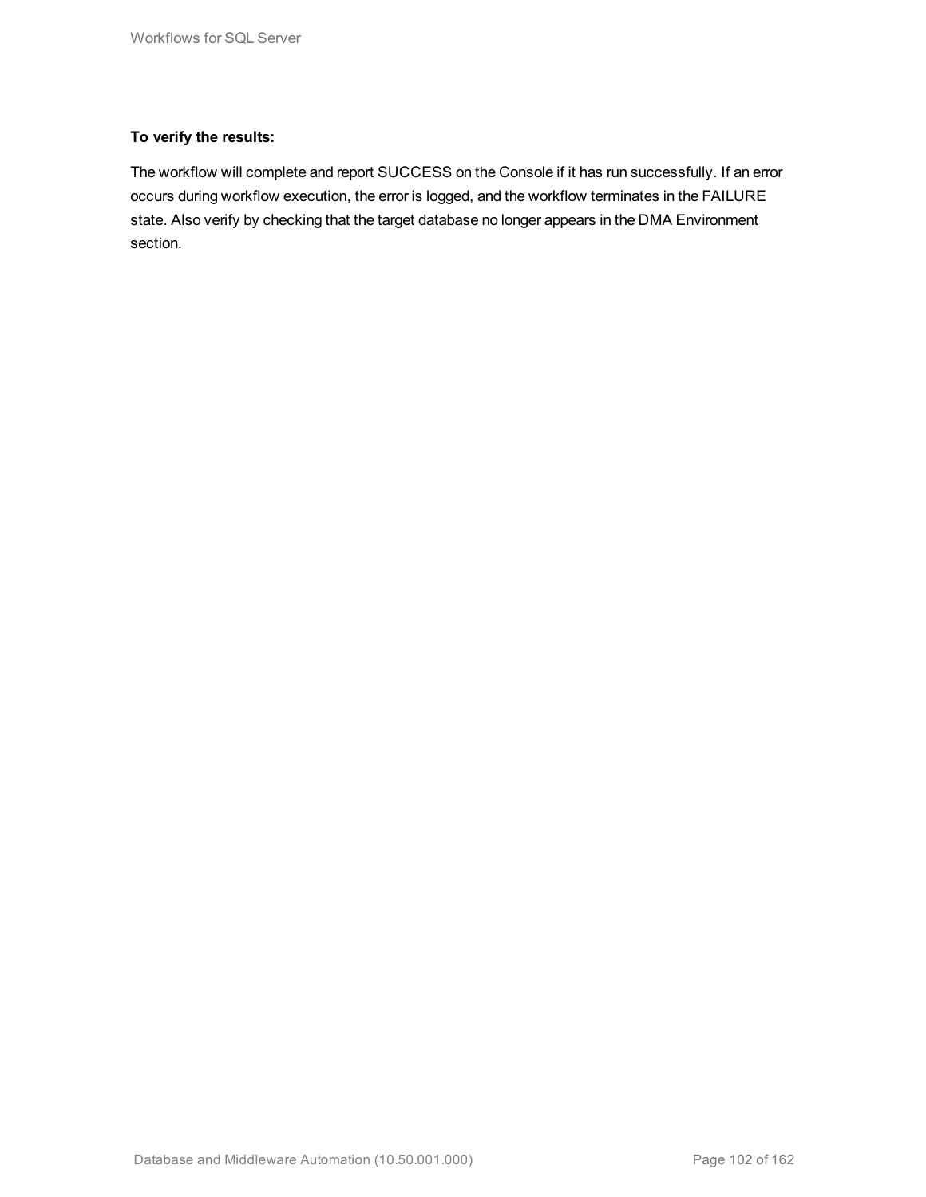**To verify the results:**

The workflow will complete and report SUCCESS on the Console if it has run successfully. If an error occurs during workflow execution, the error is logged, and the workflow terminates in the FAILURE state. Also verify by checking that the target database no longer appears in the DMA Environment section.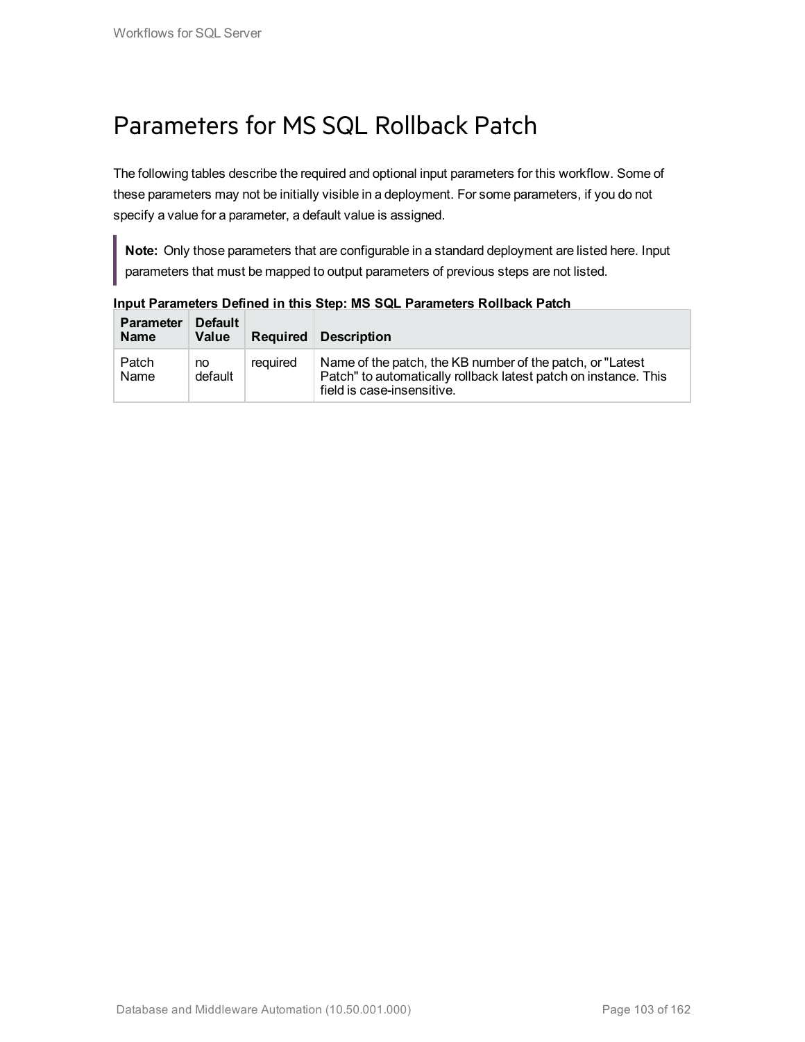# Parameters for MS SQL Rollback Patch

The following tables describe the required and optional input parameters for this workflow. Some of these parameters may not be initially visible in a deployment. For some parameters, if you do not specify a value for a parameter, a default value is assigned.

> **Note:** Only those parameters that are configurable in a standard deployment are listed here. Input parameters that must be mapped to output parameters of previous steps are not listed.

**Input Parameters Defined in this Step: MS SQL Parameters Rollback Patch**

| Parameter Name | Default Value | Required | Description |
| --- | --- | --- | --- |
| Patch Name | no default | required | Name of the patch, the KB number of the patch, or "Latest Patch" to automatically rollback latest patch on instance. This field is case-insensitive. |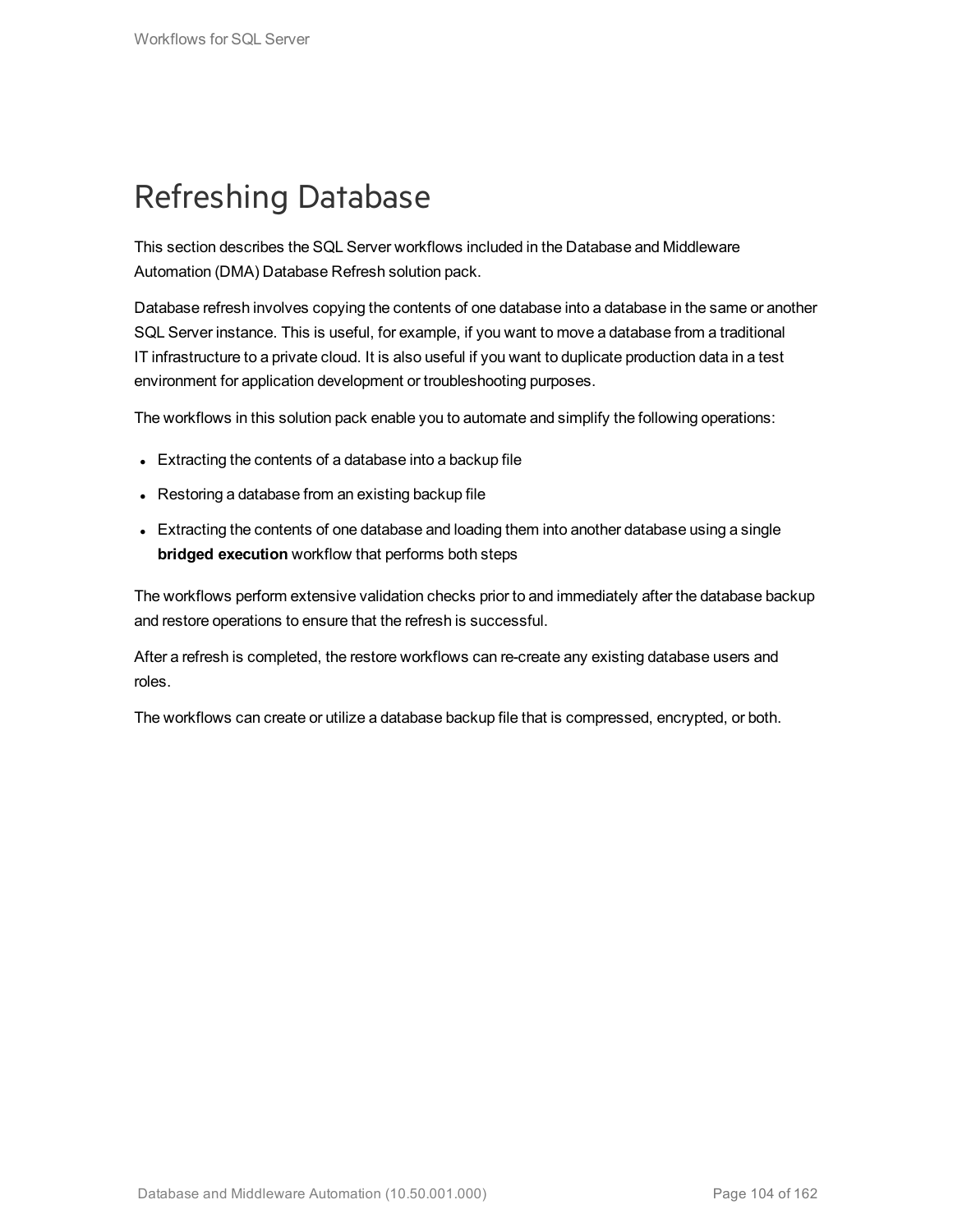# Refreshing Database

This section describes the SQL Server workflows included in the Database and Middleware Automation (DMA) Database Refresh solution pack.

Database refresh involves copying the contents of one database into a database in the same or another SQL Server instance. This is useful, for example, if you want to move a database from a traditional IT infrastructure to a private cloud. It is also useful if you want to duplicate production data in a test environment for application development or troubleshooting purposes.

The workflows in this solution pack enable you to automate and simplify the following operations:

- Extracting the contents of a database into a backup file
- Restoring a database from an existing backup file
- Extracting the contents of one database and loading them into another database using a single **bridged execution** workflow that performs both steps

The workflows perform extensive validation checks prior to and immediately after the database backup and restore operations to ensure that the refresh is successful.

After a refresh is completed, the restore workflows can re-create any existing database users and roles.

The workflows can create or utilize a database backup file that is compressed, encrypted, or both.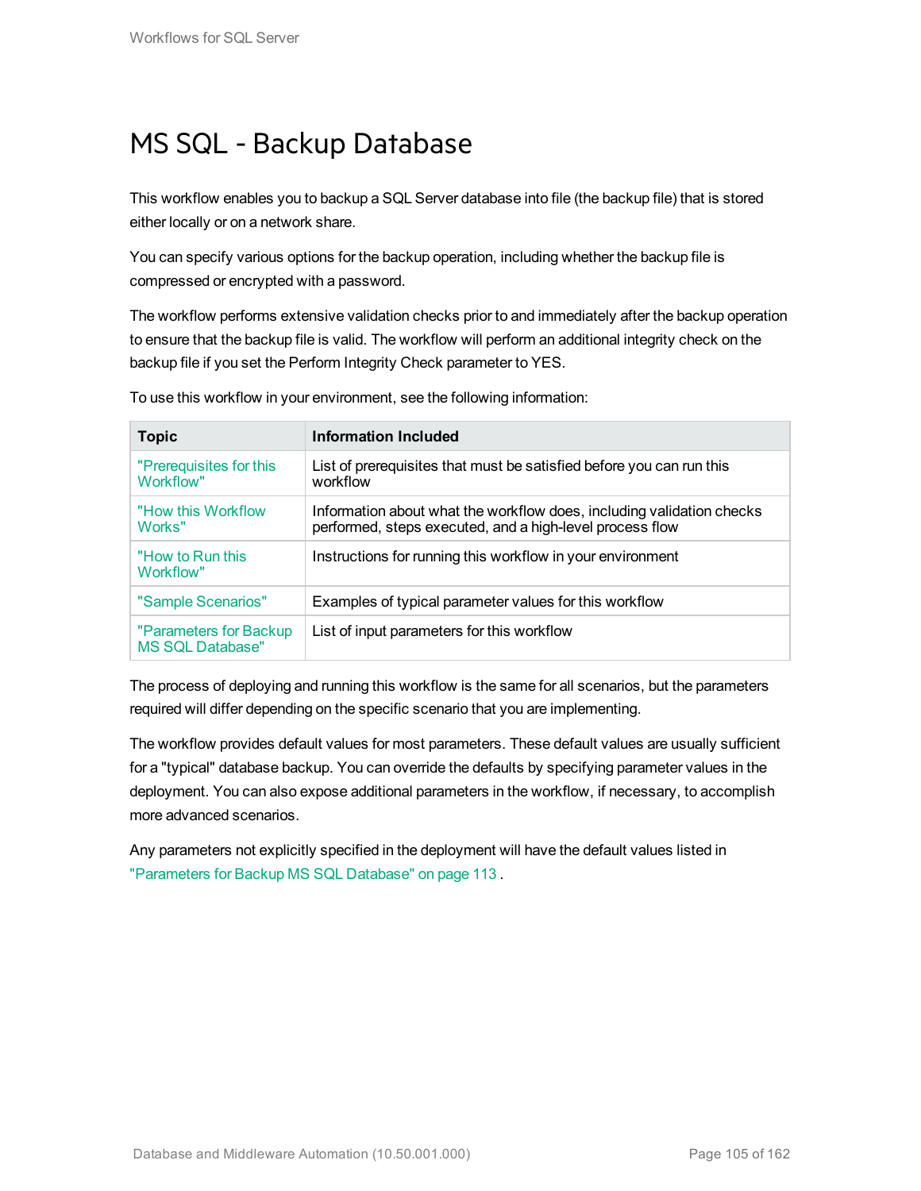# MS SQL - Backup Database

This workflow enables you to backup a SQL Server database into file (the backup file) that is stored either locally or on a network share.

You can specify various options for the backup operation, including whether the backup file is compressed or encrypted with a password.

The workflow performs extensive validation checks prior to and immediately after the backup operation to ensure that the backup file is valid. The workflow will perform an additional integrity check on the backup file if you set the Perform Integrity Check parameter to YES.

To use this workflow in your environment, see the following information:

| Topic | Information Included |
|---|---|
| "Prerequisites for this Workflow" | List of prerequisites that must be satisfied before you can run this workflow |
| "How this Workflow Works" | Information about what the workflow does, including validation checks performed, steps executed, and a high-level process flow |
| "How to Run this Workflow" | Instructions for running this workflow in your environment |
| "Sample Scenarios" | Examples of typical parameter values for this workflow |
| "Parameters for Backup MS SQL Database" | List of input parameters for this workflow |

The process of deploying and running this workflow is the same for all scenarios, but the parameters required will differ depending on the specific scenario that you are implementing.

The workflow provides default values for most parameters. These default values are usually sufficient for a "typical" database backup. You can override the defaults by specifying parameter values in the deployment. You can also expose additional parameters in the workflow, if necessary, to accomplish more advanced scenarios.

Any parameters not explicitly specified in the deployment will have the default values listed in "Parameters for Backup MS SQL Database" on page 113 .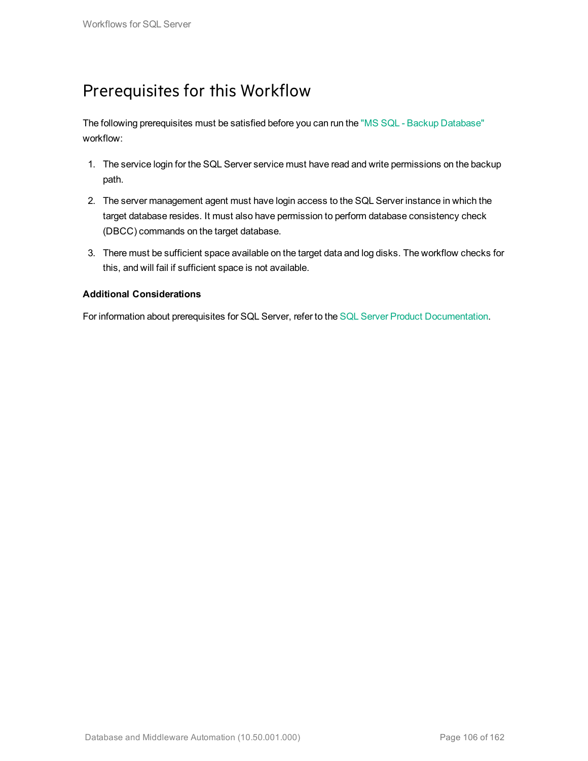# Prerequisites for this Workflow

The following prerequisites must be satisfied before you can run the "MS SQL - Backup Database" workflow:

1. The service login for the SQL Server service must have read and write permissions on the backup path.
2. The server management agent must have login access to the SQL Server instance in which the target database resides. It must also have permission to perform database consistency check (DBCC) commands on the target database.
3. There must be sufficient space available on the target data and log disks. The workflow checks for this, and will fail if sufficient space is not available.

**Additional Considerations**

For information about prerequisites for SQL Server, refer to the SQL Server Product Documentation.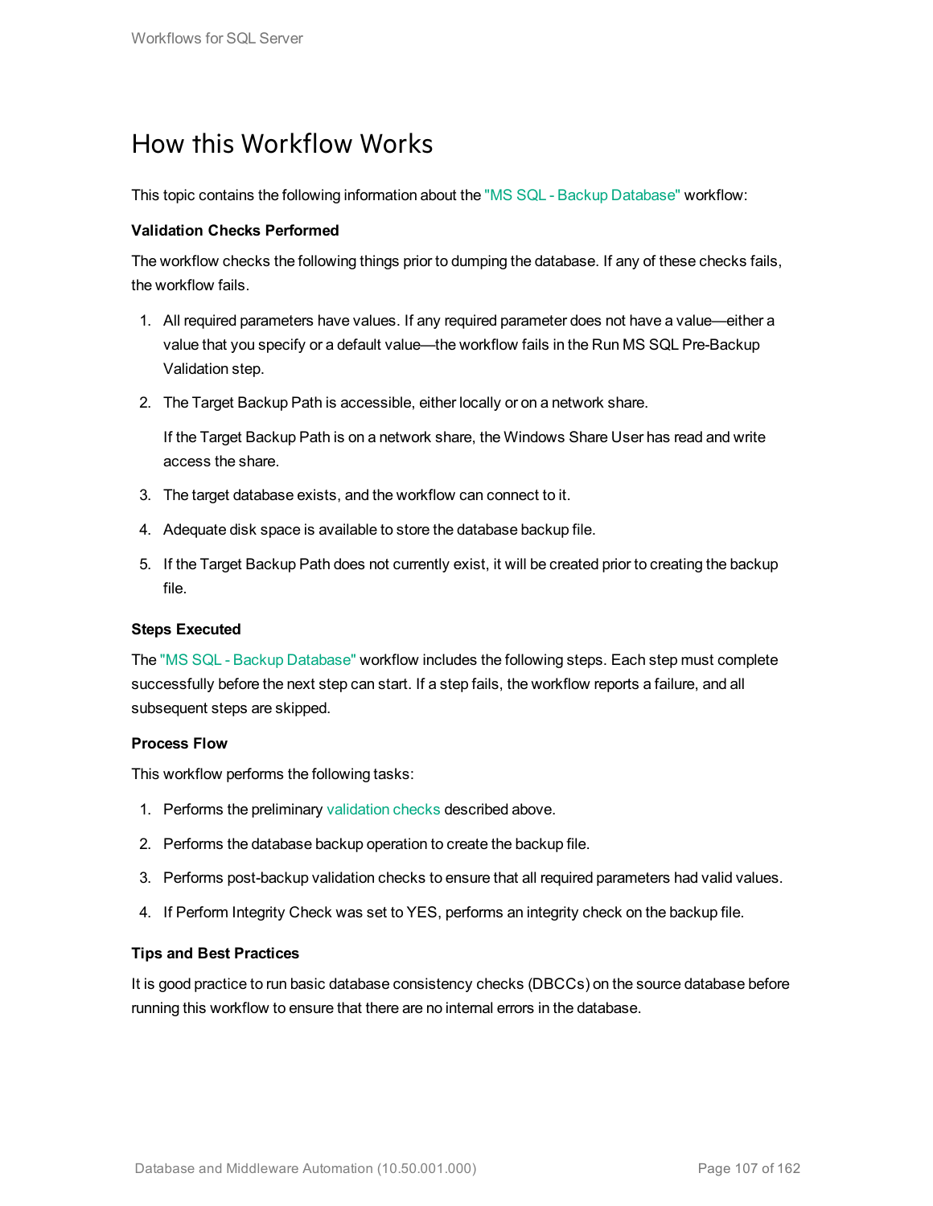# How this Workflow Works

This topic contains the following information about the "MS SQL - Backup Database" workflow:

**Validation Checks Performed**

The workflow checks the following things prior to dumping the database. If any of these checks fails, the workflow fails.

1. All required parameters have values. If any required parameter does not have a value—either a value that you specify or a default value—the workflow fails in the Run MS SQL Pre-Backup Validation step.
2. The Target Backup Path is accessible, either locally or on a network share.

   If the Target Backup Path is on a network share, the Windows Share User has read and write access the share.
3. The target database exists, and the workflow can connect to it.
4. Adequate disk space is available to store the database backup file.
5. If the Target Backup Path does not currently exist, it will be created prior to creating the backup file.

**Steps Executed**

The "MS SQL - Backup Database" workflow includes the following steps. Each step must complete successfully before the next step can start. If a step fails, the workflow reports a failure, and all subsequent steps are skipped.

**Process Flow**

This workflow performs the following tasks:

1. Performs the preliminary validation checks described above.
2. Performs the database backup operation to create the backup file.
3. Performs post-backup validation checks to ensure that all required parameters had valid values.
4. If Perform Integrity Check was set to YES, performs an integrity check on the backup file.

**Tips and Best Practices**

It is good practice to run basic database consistency checks (DBCCs) on the source database before running this workflow to ensure that there are no internal errors in the database.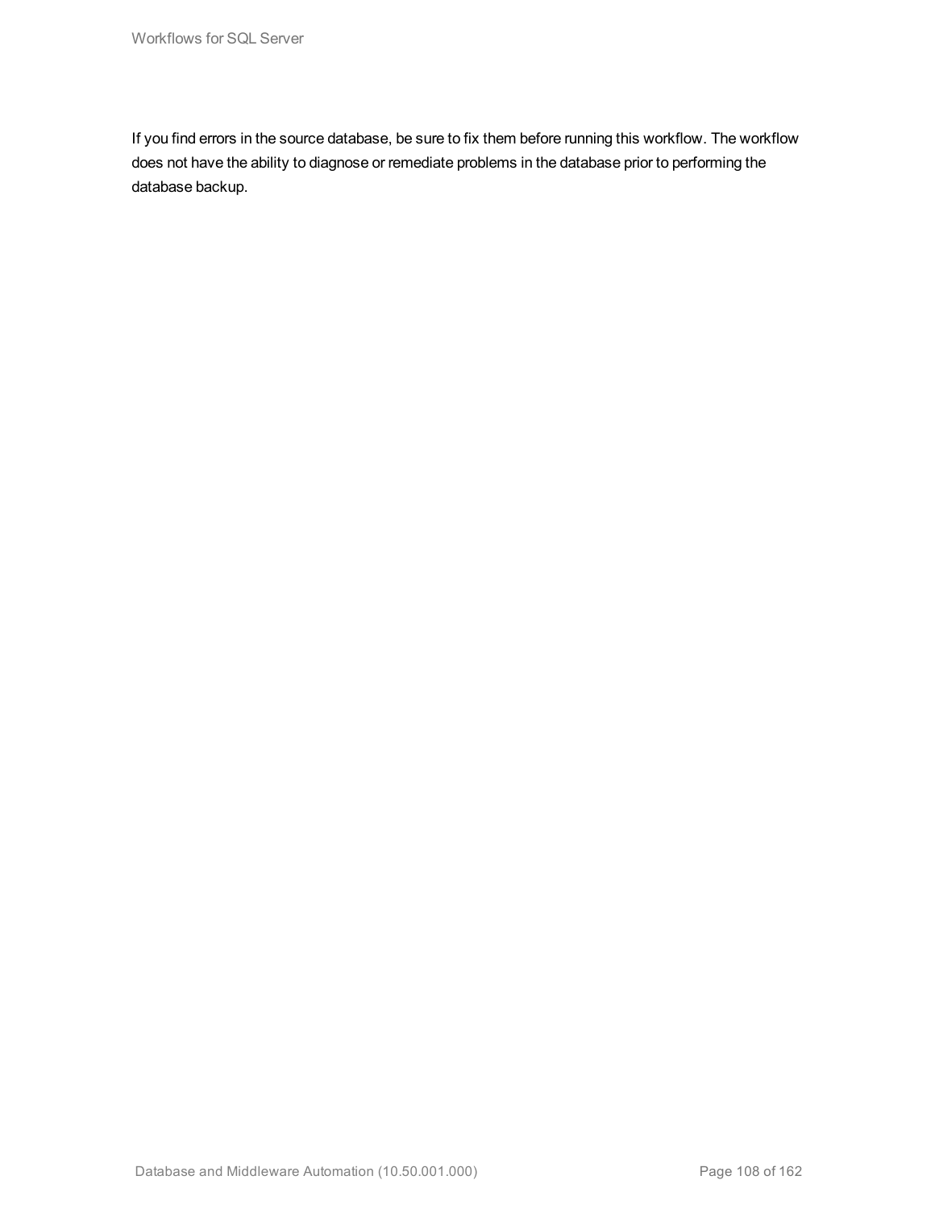If you find errors in the source database, be sure to fix them before running this workflow. The workflow does not have the ability to diagnose or remediate problems in the database prior to performing the database backup.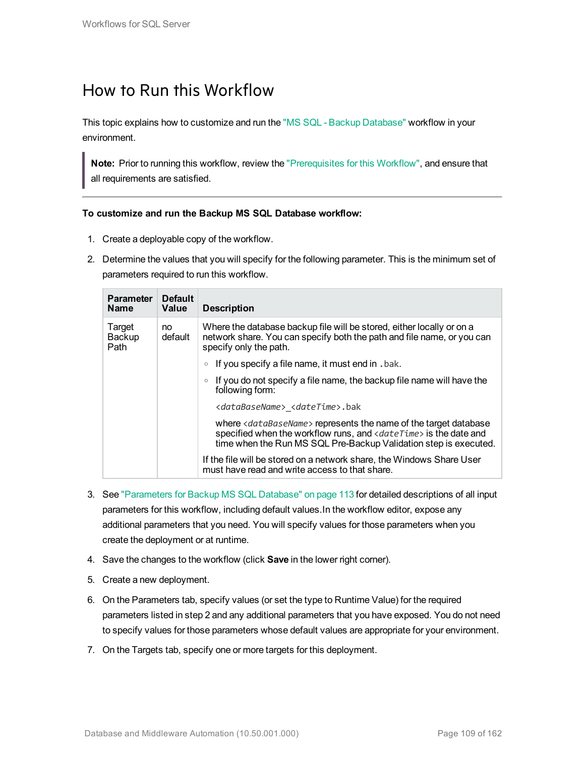# How to Run this Workflow

This topic explains how to customize and run the "MS SQL - Backup Database" workflow in your environment.

> **Note:** Prior to running this workflow, review the "Prerequisites for this Workflow", and ensure that all requirements are satisfied.

**To customize and run the Backup MS SQL Database workflow:**

1. Create a deployable copy of the workflow.
2. Determine the values that you will specify for the following parameter. This is the minimum set of parameters required to run this workflow.

| Parameter Name | Default Value | Description |
|---|---|---|
| Target Backup Path | no default | Where the database backup file will be stored, either locally or on a network share. You can specify both the path and file name, or you can specify only the path.<br>◦ If you specify a file name, it must end in `.bak`.<br>◦ If you do not specify a file name, the backup file name will have the following form:<br>`<dataBaseName>_<dateTime>.bak`<br>where `<dataBaseName>` represents the name of the target database specified when the workflow runs, and `<dateTime>` is the date and time when the Run MS SQL Pre-Backup Validation step is executed.<br>If the file will be stored on a network share, the Windows Share User must have read and write access to that share. |

3. See "Parameters for Backup MS SQL Database" on page 113 for detailed descriptions of all input parameters for this workflow, including default values.In the workflow editor, expose any additional parameters that you need. You will specify values for those parameters when you create the deployment or at runtime.
4. Save the changes to the workflow (click **Save** in the lower right corner).
5. Create a new deployment.
6. On the Parameters tab, specify values (or set the type to Runtime Value) for the required parameters listed in step 2 and any additional parameters that you have exposed. You do not need to specify values for those parameters whose default values are appropriate for your environment.
7. On the Targets tab, specify one or more targets for this deployment.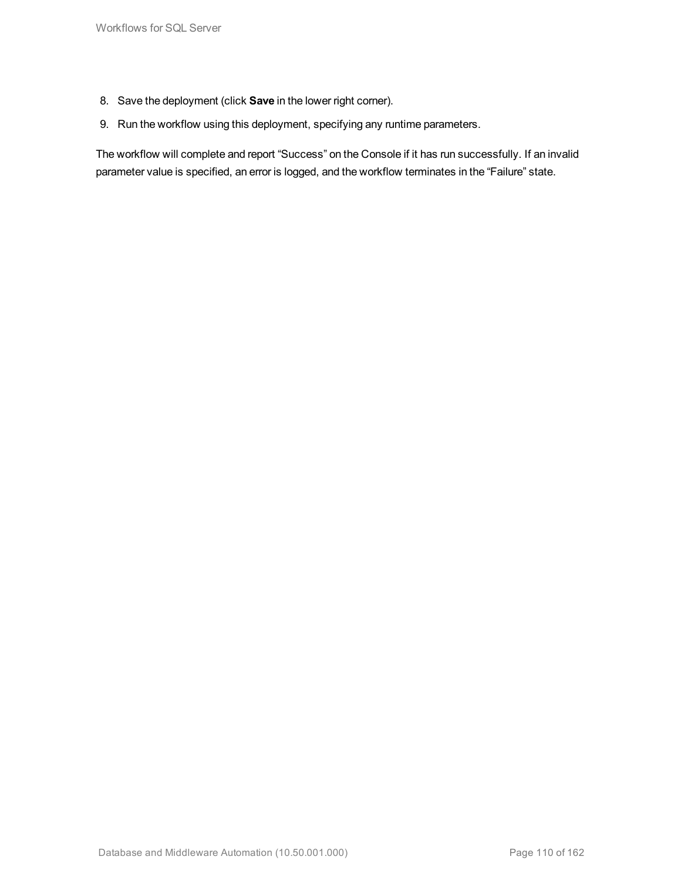8. Save the deployment (click **Save** in the lower right corner).
9. Run the workflow using this deployment, specifying any runtime parameters.

The workflow will complete and report “Success” on the Console if it has run successfully. If an invalid parameter value is specified, an error is logged, and the workflow terminates in the “Failure” state.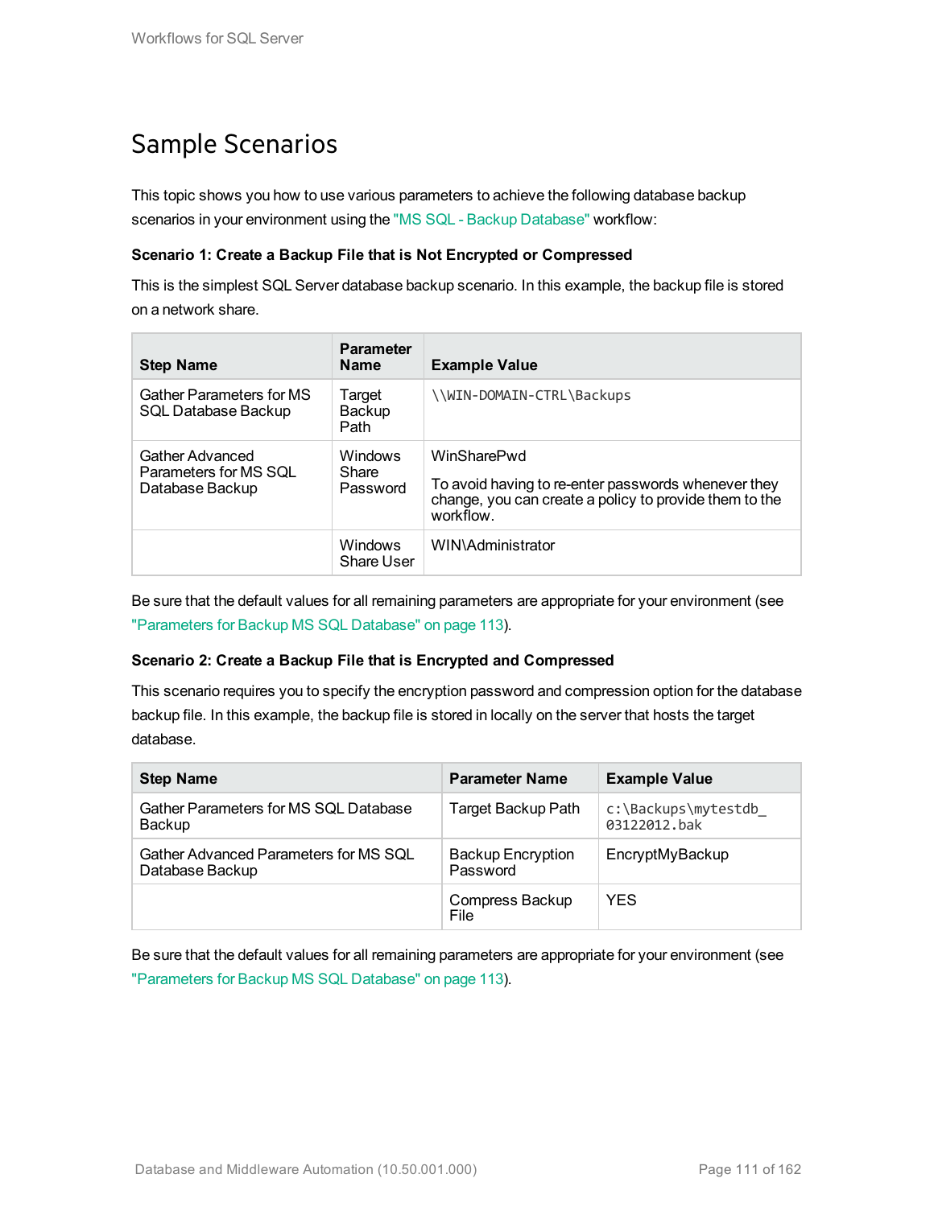# Sample Scenarios

This topic shows you how to use various parameters to achieve the following database backup scenarios in your environment using the "MS SQL - Backup Database" workflow:

**Scenario 1: Create a Backup File that is Not Encrypted or Compressed**

This is the simplest SQL Server database backup scenario. In this example, the backup file is stored on a network share.

| Step Name | Parameter Name | Example Value |
|---|---|---|
| Gather Parameters for MS SQL Database Backup | Target Backup Path | `\\WIN-DOMAIN-CTRL\Backups` |
| Gather Advanced Parameters for MS SQL Database Backup | Windows Share Password | WinSharePwd<br><br>To avoid having to re-enter passwords whenever they change, you can create a policy to provide them to the workflow. |
| | Windows Share User | WIN\Administrator |

Be sure that the default values for all remaining parameters are appropriate for your environment (see "Parameters for Backup MS SQL Database" on page 113).

**Scenario 2: Create a Backup File that is Encrypted and Compressed**

This scenario requires you to specify the encryption password and compression option for the database backup file. In this example, the backup file is stored in locally on the server that hosts the target database.

| Step Name | Parameter Name | Example Value |
|---|---|---|
| Gather Parameters for MS SQL Database Backup | Target Backup Path | `c:\Backups\mytestdb_03122012.bak` |
| Gather Advanced Parameters for MS SQL Database Backup | Backup Encryption Password | EncryptMyBackup |
| | Compress Backup File | YES |

Be sure that the default values for all remaining parameters are appropriate for your environment (see "Parameters for Backup MS SQL Database" on page 113).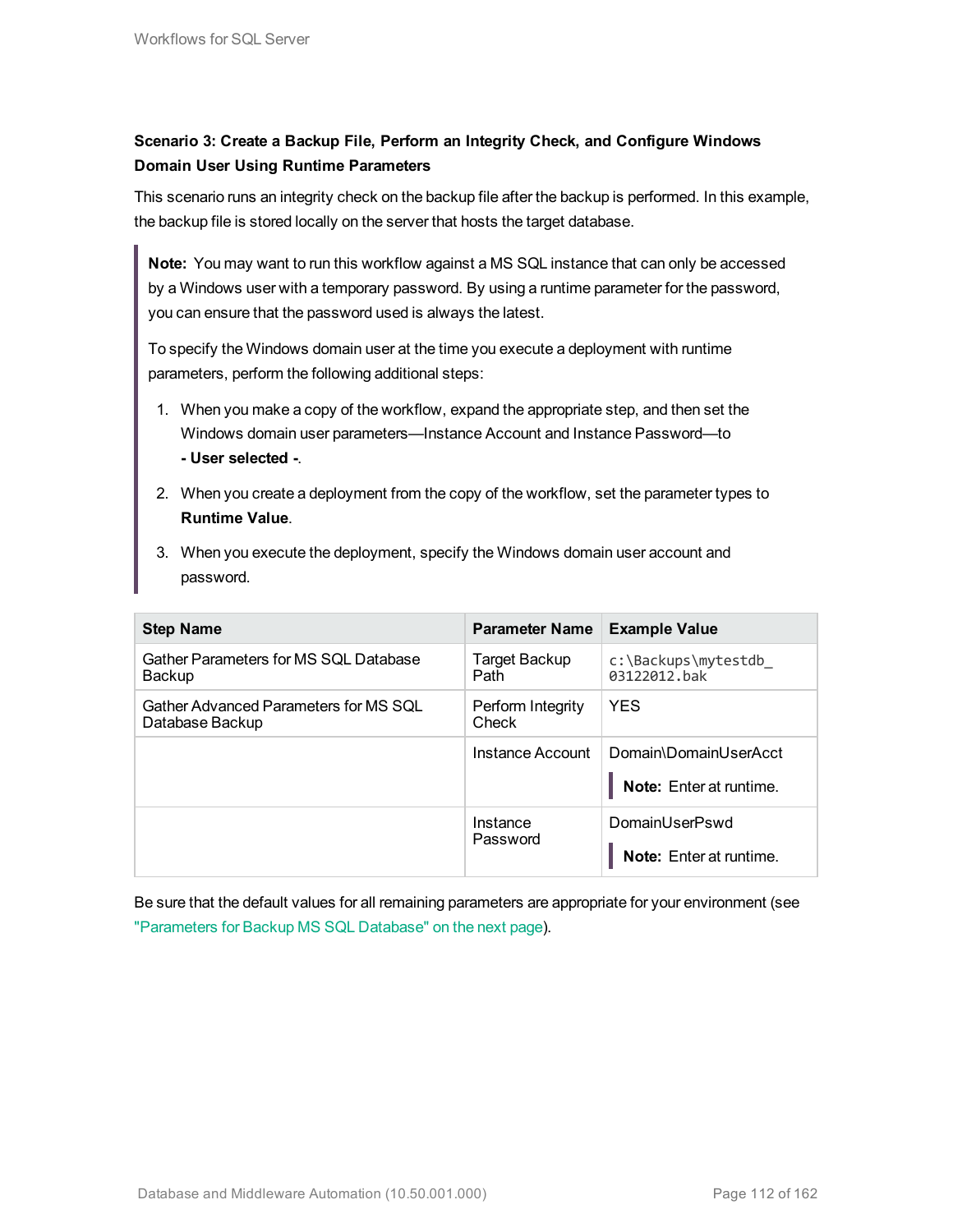**Scenario 3: Create a Backup File, Perform an Integrity Check, and Configure Windows Domain User Using Runtime Parameters**

This scenario runs an integrity check on the backup file after the backup is performed. In this example, the backup file is stored locally on the server that hosts the target database.

> **Note:** You may want to run this workflow against a MS SQL instance that can only be accessed by a Windows user with a temporary password. By using a runtime parameter for the password, you can ensure that the password used is always the latest.
>
> To specify the Windows domain user at the time you execute a deployment with runtime parameters, perform the following additional steps:
>
> 1. When you make a copy of the workflow, expand the appropriate step, and then set the Windows domain user parameters—Instance Account and Instance Password—to **- User selected -**.
> 2. When you create a deployment from the copy of the workflow, set the parameter types to **Runtime Value**.
> 3. When you execute the deployment, specify the Windows domain user account and password.

| Step Name | Parameter Name | Example Value |
|---|---|---|
| Gather Parameters for MS SQL Database Backup | Target Backup Path | `c:\Backups\mytestdb_03122012.bak` |
| Gather Advanced Parameters for MS SQL Database Backup | Perform Integrity Check | YES |
| | Instance Account | Domain\DomainUserAcct<br>**Note:** Enter at runtime. |
| | Instance Password | DomainUserPswd<br>**Note:** Enter at runtime. |

Be sure that the default values for all remaining parameters are appropriate for your environment (see "Parameters for Backup MS SQL Database" on the next page).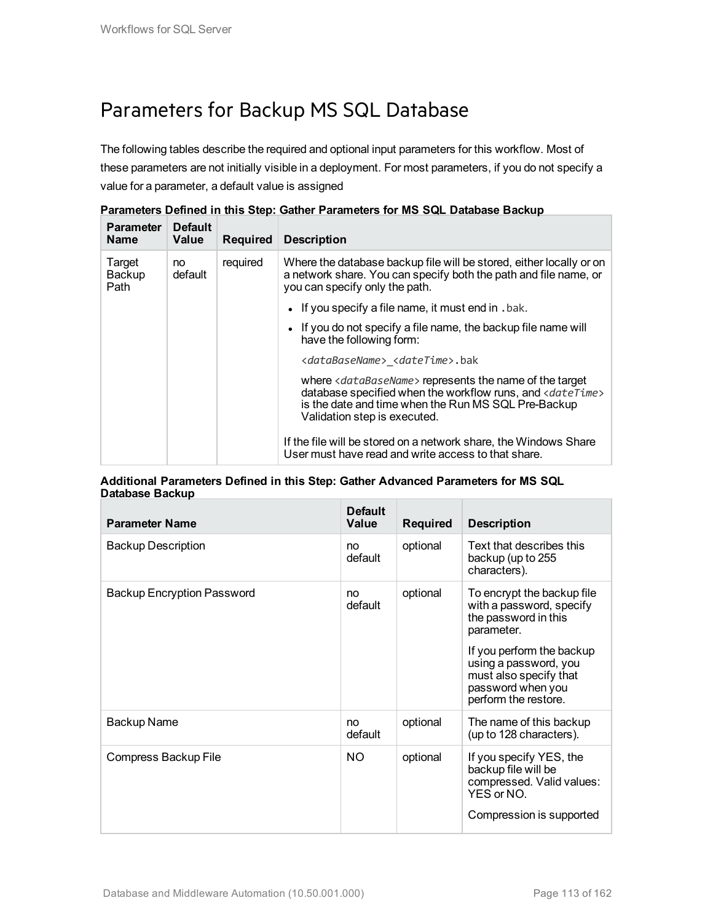# Parameters for Backup MS SQL Database

The following tables describe the required and optional input parameters for this workflow. Most of these parameters are not initially visible in a deployment. For most parameters, if you do not specify a value for a parameter, a default value is assigned

**Parameters Defined in this Step: Gather Parameters for MS SQL Database Backup**

| Parameter Name | Default Value | Required | Description |
|---|---|---|---|
| Target Backup Path | no default | required | Where the database backup file will be stored, either locally or on a network share. You can specify both the path and file name, or you can specify only the path.<br>• If you specify a file name, it must end in `.bak`.<br>• If you do not specify a file name, the backup file name will have the following form:<br>`<dataBaseName>_<dateTime>.bak`<br>where *<dataBaseName>* represents the name of the target database specified when the workflow runs, and *<dateTime>* is the date and time when the Run MS SQL Pre-Backup Validation step is executed.<br>If the file will be stored on a network share, the Windows Share User must have read and write access to that share. |

**Additional Parameters Defined in this Step: Gather Advanced Parameters for MS SQL Database Backup**

| Parameter Name | Default Value | Required | Description |
|---|---|---|---|
| Backup Description | no default | optional | Text that describes this backup (up to 255 characters). |
| Backup Encryption Password | no default | optional | To encrypt the backup file with a password, specify the password in this parameter.<br>If you perform the backup using a password, you must also specify that password when you perform the restore. |
| Backup Name | no default | optional | The name of this backup (up to 128 characters). |
| Compress Backup File | NO | optional | If you specify YES, the backup file will be compressed. Valid values: YES or NO.<br>Compression is supported |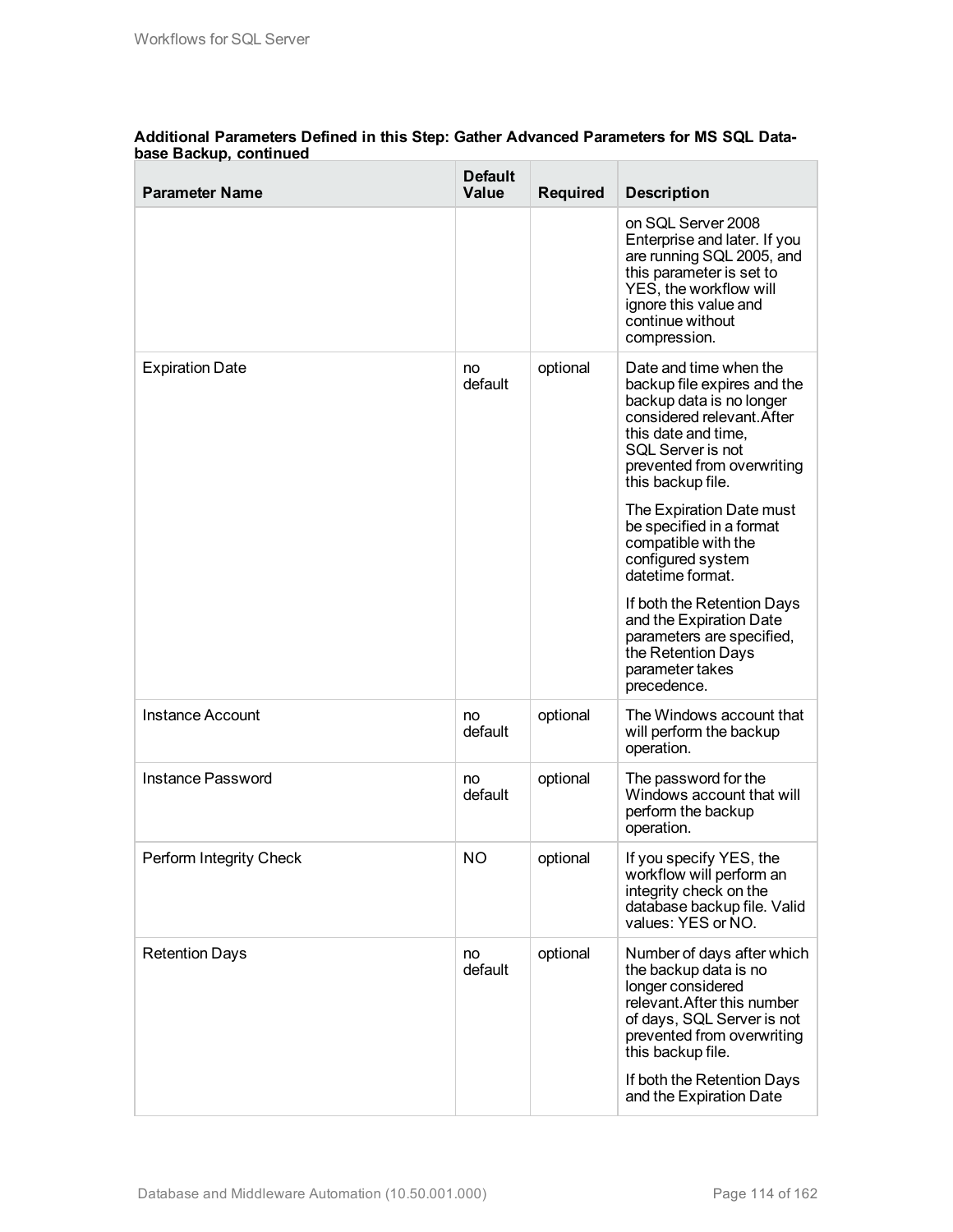**Additional Parameters Defined in this Step: Gather Advanced Parameters for MS SQL Database Backup, continued**

| Parameter Name | Default Value | Required | Description |
|---|---|---|---|
| | | | on SQL Server 2008 Enterprise and later. If you are running SQL 2005, and this parameter is set to YES, the workflow will ignore this value and continue without compression. |
| Expiration Date | no default | optional | Date and time when the backup file expires and the backup data is no longer considered relevant.After this date and time, SQL Server is not prevented from overwriting this backup file.<br><br>The Expiration Date must be specified in a format compatible with the configured system datetime format.<br><br>If both the Retention Days and the Expiration Date parameters are specified, the Retention Days parameter takes precedence. |
| Instance Account | no default | optional | The Windows account that will perform the backup operation. |
| Instance Password | no default | optional | The password for the Windows account that will perform the backup operation. |
| Perform Integrity Check | NO | optional | If you specify YES, the workflow will perform an integrity check on the database backup file. Valid values: YES or NO. |
| Retention Days | no default | optional | Number of days after which the backup data is no longer considered relevant.After this number of days, SQL Server is not prevented from overwriting this backup file.<br><br>If both the Retention Days and the Expiration Date |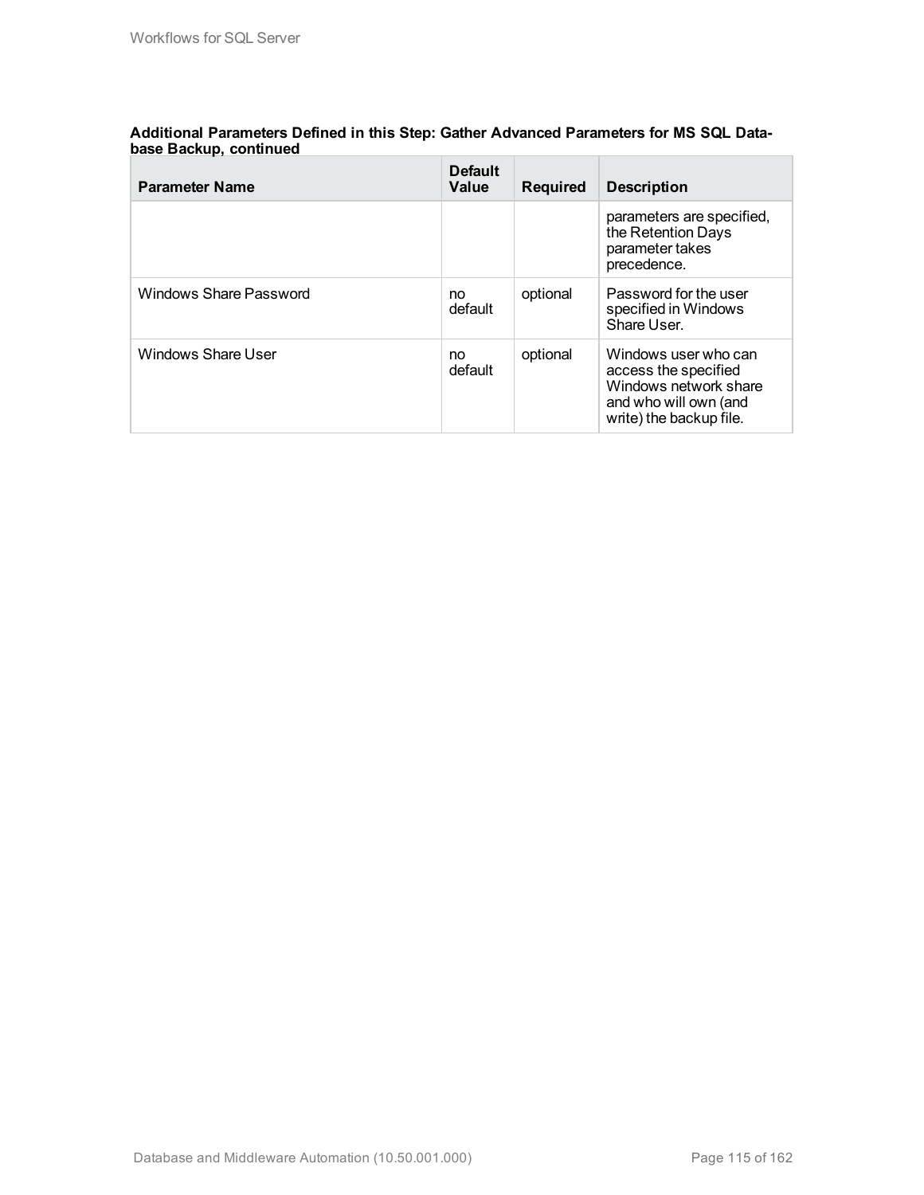**Additional Parameters Defined in this Step: Gather Advanced Parameters for MS SQL Database Backup, continued**

| Parameter Name | Default Value | Required | Description |
|---|---|---|---|
| | | | parameters are specified, the Retention Days parameter takes precedence. |
| Windows Share Password | no default | optional | Password for the user specified in Windows Share User. |
| Windows Share User | no default | optional | Windows user who can access the specified Windows network share and who will own (and write) the backup file. |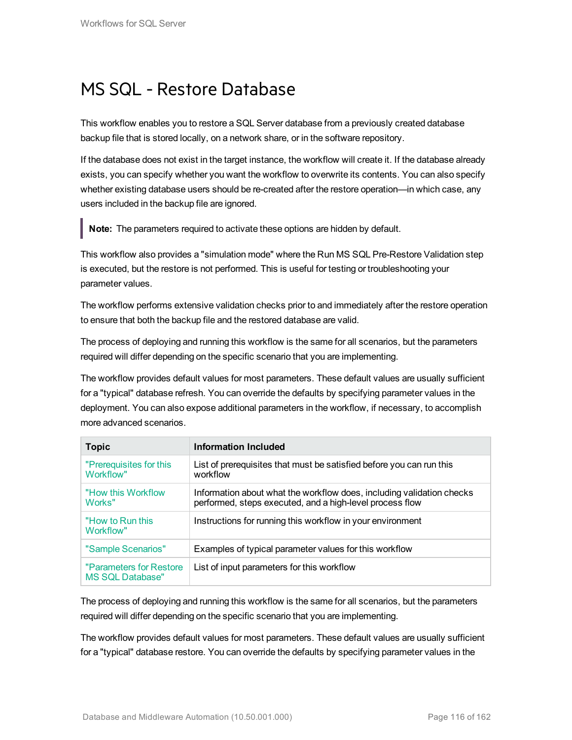# MS SQL - Restore Database

This workflow enables you to restore a SQL Server database from a previously created database backup file that is stored locally, on a network share, or in the software repository.

If the database does not exist in the target instance, the workflow will create it. If the database already exists, you can specify whether you want the workflow to overwrite its contents. You can also specify whether existing database users should be re-created after the restore operation—in which case, any users included in the backup file are ignored.

> **Note:** The parameters required to activate these options are hidden by default.

This workflow also provides a "simulation mode" where the Run MS SQL Pre-Restore Validation step is executed, but the restore is not performed. This is useful for testing or troubleshooting your parameter values.

The workflow performs extensive validation checks prior to and immediately after the restore operation to ensure that both the backup file and the restored database are valid.

The process of deploying and running this workflow is the same for all scenarios, but the parameters required will differ depending on the specific scenario that you are implementing.

The workflow provides default values for most parameters. These default values are usually sufficient for a "typical" database refresh. You can override the defaults by specifying parameter values in the deployment. You can also expose additional parameters in the workflow, if necessary, to accomplish more advanced scenarios.

| Topic | Information Included |
|---|---|
| "Prerequisites for this Workflow" | List of prerequisites that must be satisfied before you can run this workflow |
| "How this Workflow Works" | Information about what the workflow does, including validation checks performed, steps executed, and a high-level process flow |
| "How to Run this Workflow" | Instructions for running this workflow in your environment |
| "Sample Scenarios" | Examples of typical parameter values for this workflow |
| "Parameters for Restore MS SQL Database" | List of input parameters for this workflow |

The process of deploying and running this workflow is the same for all scenarios, but the parameters required will differ depending on the specific scenario that you are implementing.

The workflow provides default values for most parameters. These default values are usually sufficient for a "typical" database restore. You can override the defaults by specifying parameter values in the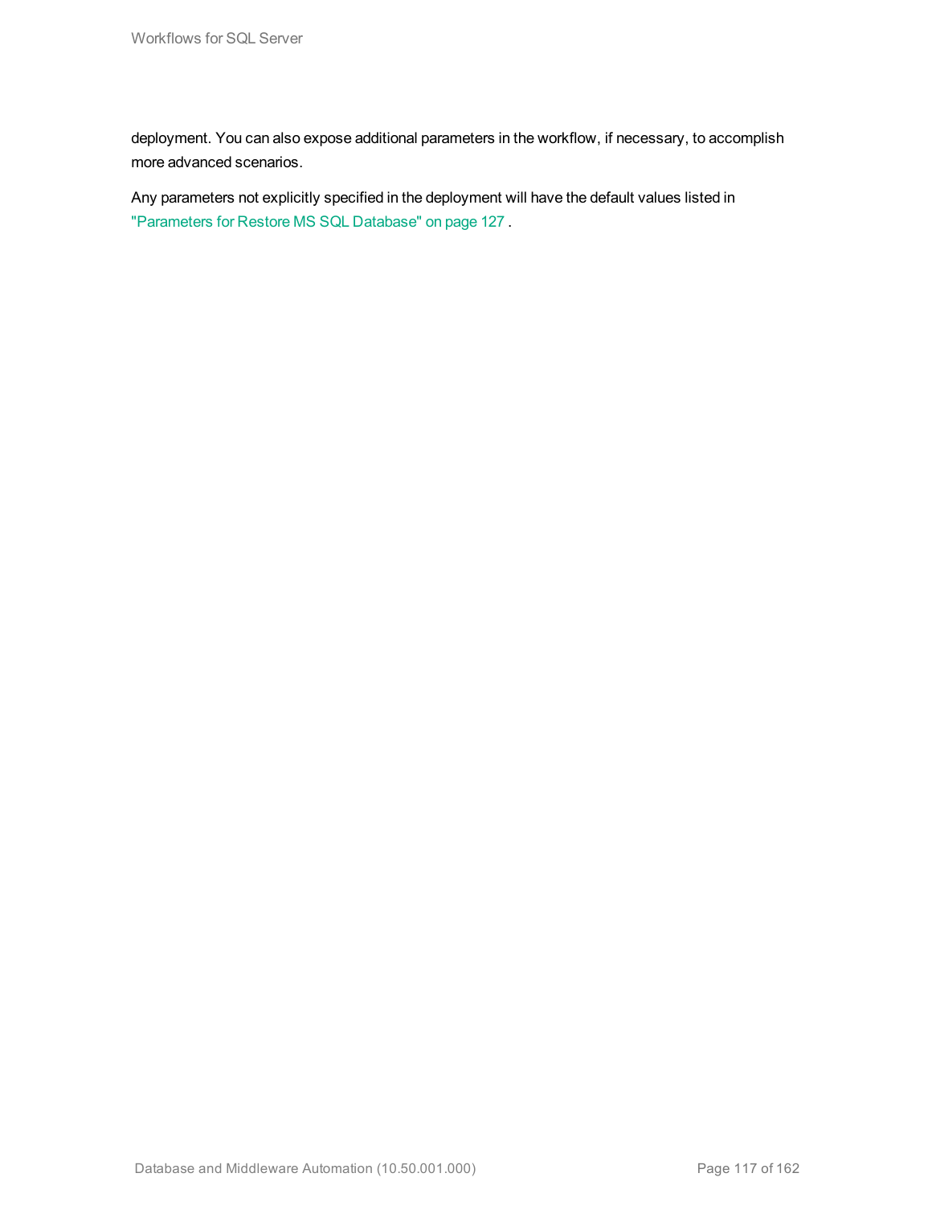deployment. You can also expose additional parameters in the workflow, if necessary, to accomplish more advanced scenarios.

Any parameters not explicitly specified in the deployment will have the default values listed in "Parameters for Restore MS SQL Database" on page 127 .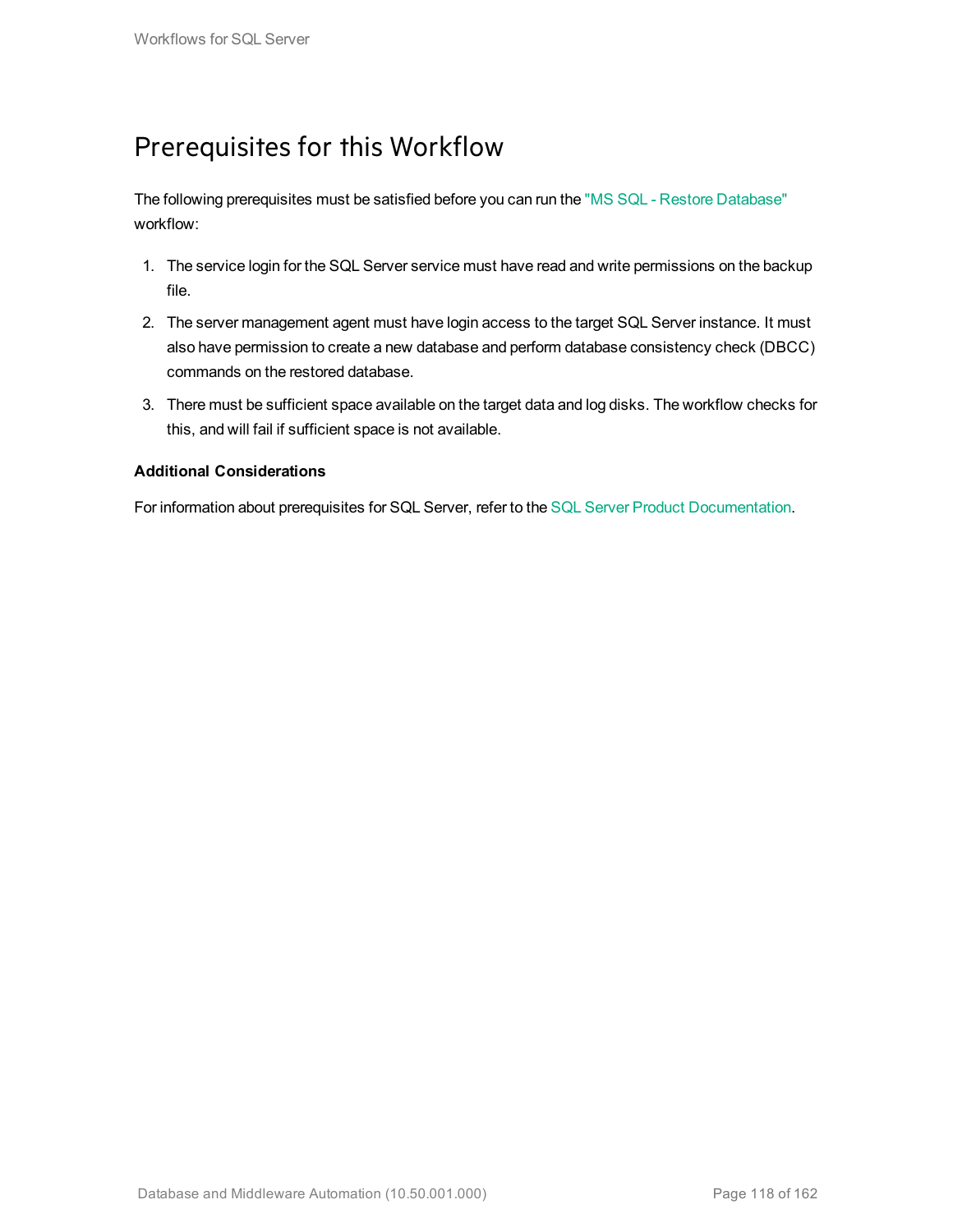## Prerequisites for this Workflow

The following prerequisites must be satisfied before you can run the "MS SQL - Restore Database" workflow:

1. The service login for the SQL Server service must have read and write permissions on the backup file.
2. The server management agent must have login access to the target SQL Server instance. It must also have permission to create a new database and perform database consistency check (DBCC) commands on the restored database.
3. There must be sufficient space available on the target data and log disks. The workflow checks for this, and will fail if sufficient space is not available.

**Additional Considerations**

For information about prerequisites for SQL Server, refer to the SQL Server Product Documentation.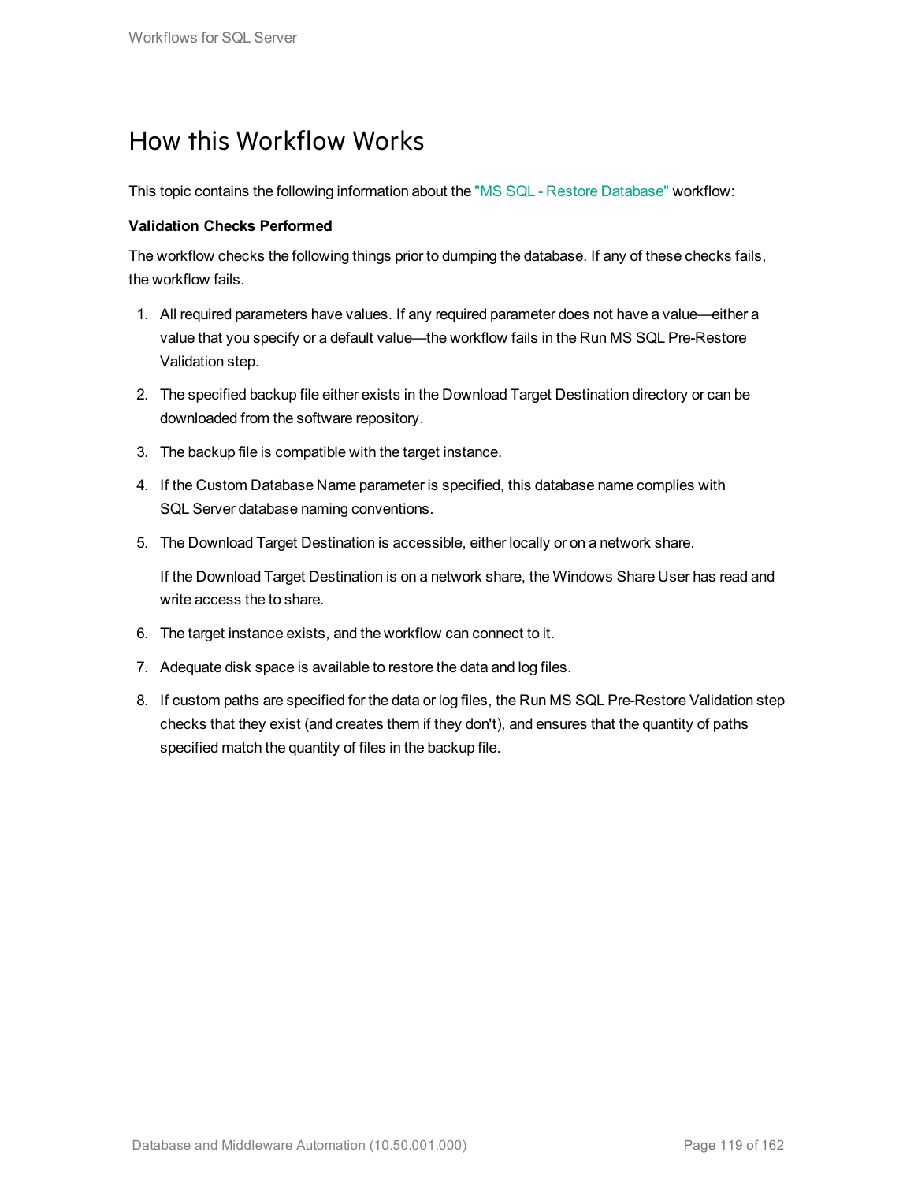# How this Workflow Works

This topic contains the following information about the "MS SQL - Restore Database" workflow:

**Validation Checks Performed**

The workflow checks the following things prior to dumping the database. If any of these checks fails, the workflow fails.

1. All required parameters have values. If any required parameter does not have a value—either a value that you specify or a default value—the workflow fails in the Run MS SQL Pre-Restore Validation step.
2. The specified backup file either exists in the Download Target Destination directory or can be downloaded from the software repository.
3. The backup file is compatible with the target instance.
4. If the Custom Database Name parameter is specified, this database name complies with SQL Server database naming conventions.
5. The Download Target Destination is accessible, either locally or on a network share.

   If the Download Target Destination is on a network share, the Windows Share User has read and write access the to share.
6. The target instance exists, and the workflow can connect to it.
7. Adequate disk space is available to restore the data and log files.
8. If custom paths are specified for the data or log files, the Run MS SQL Pre-Restore Validation step checks that they exist (and creates them if they don't), and ensures that the quantity of paths specified match the quantity of files in the backup file.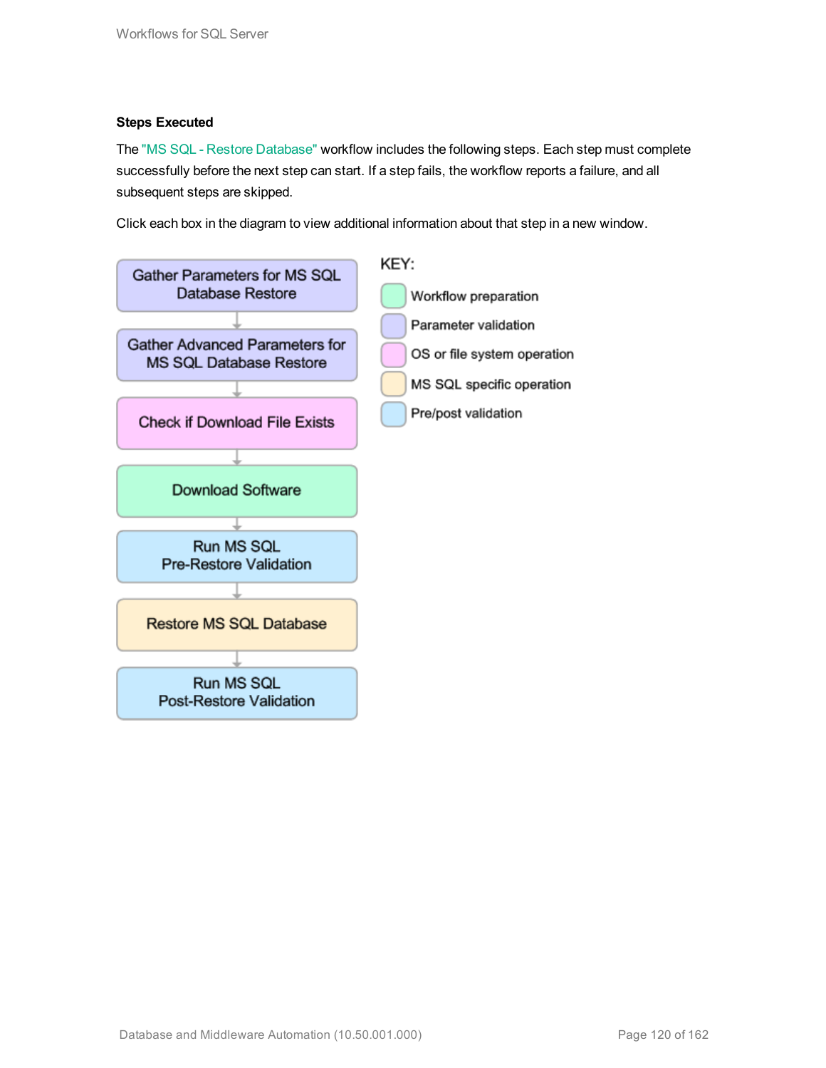**Steps Executed**

The "MS SQL - Restore Database" workflow includes the following steps. Each step must complete successfully before the next step can start. If a step fails, the workflow reports a failure, and all subsequent steps are skipped.

Click each box in the diagram to view additional information about that step in a new window.

- Gather Parameters for MS SQL Database Restore
- Gather Advanced Parameters for MS SQL Database Restore
- Check if Download File Exists
- Download Software
- Run MS SQL Pre-Restore Validation
- Restore MS SQL Database
- Run MS SQL Post-Restore Validation

KEY:

- Workflow preparation
- Parameter validation
- OS or file system operation
- MS SQL specific operation
- Pre/post validation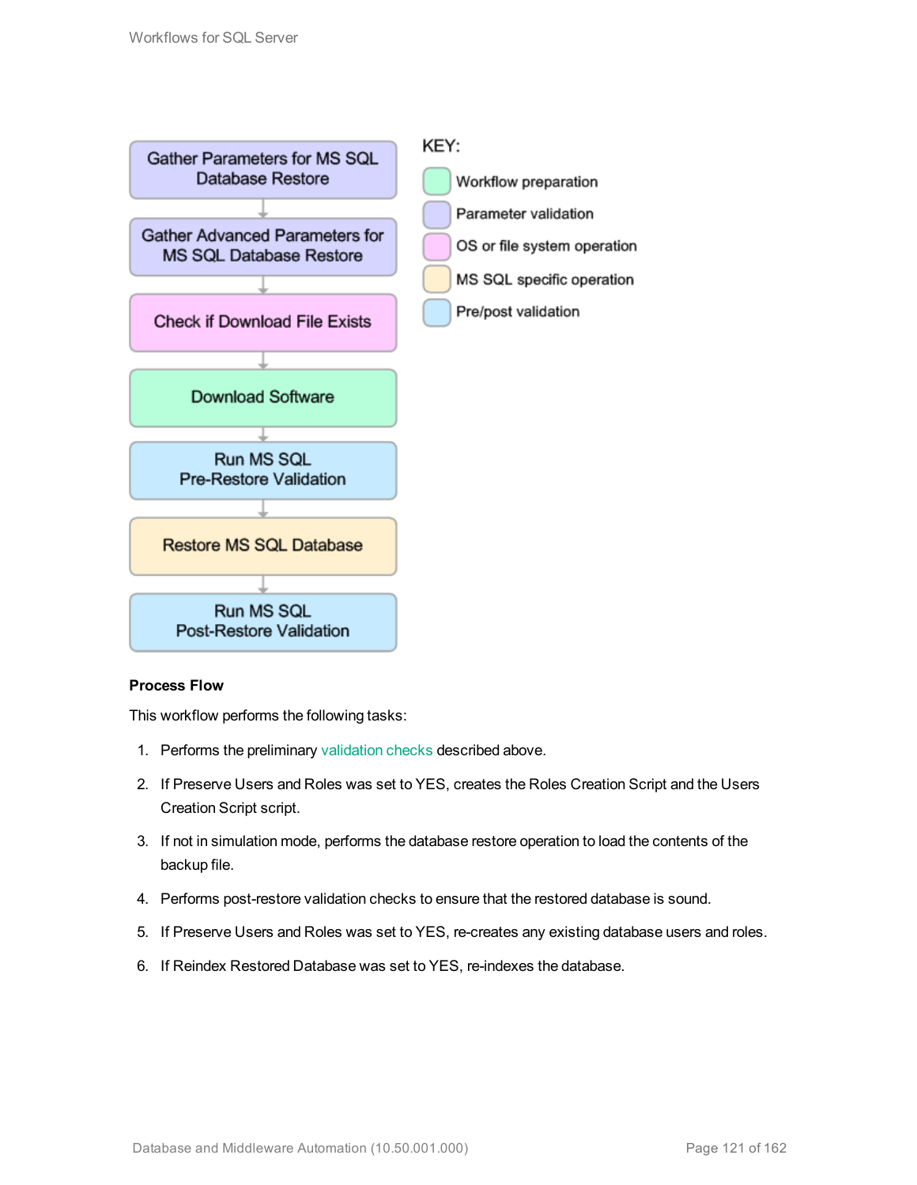Gather Parameters for MS SQL Database Restore

Gather Advanced Parameters for MS SQL Database Restore

Check if Download File Exists

Download Software

Run MS SQL Pre-Restore Validation

Restore MS SQL Database

Run MS SQL Post-Restore Validation

KEY:

- Workflow preparation
- Parameter validation
- OS or file system operation
- MS SQL specific operation
- Pre/post validation

**Process Flow**

This workflow performs the following tasks:

1. Performs the preliminary validation checks described above.
2. If Preserve Users and Roles was set to YES, creates the Roles Creation Script and the Users Creation Script script.
3. If not in simulation mode, performs the database restore operation to load the contents of the backup file.
4. Performs post-restore validation checks to ensure that the restored database is sound.
5. If Preserve Users and Roles was set to YES, re-creates any existing database users and roles.
6. If Reindex Restored Database was set to YES, re-indexes the database.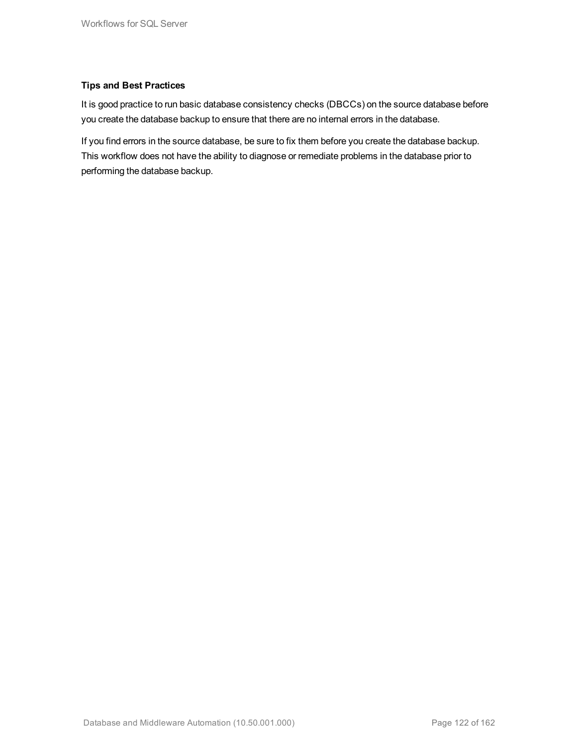**Tips and Best Practices**

It is good practice to run basic database consistency checks (DBCCs) on the source database before you create the database backup to ensure that there are no internal errors in the database.

If you find errors in the source database, be sure to fix them before you create the database backup. This workflow does not have the ability to diagnose or remediate problems in the database prior to performing the database backup.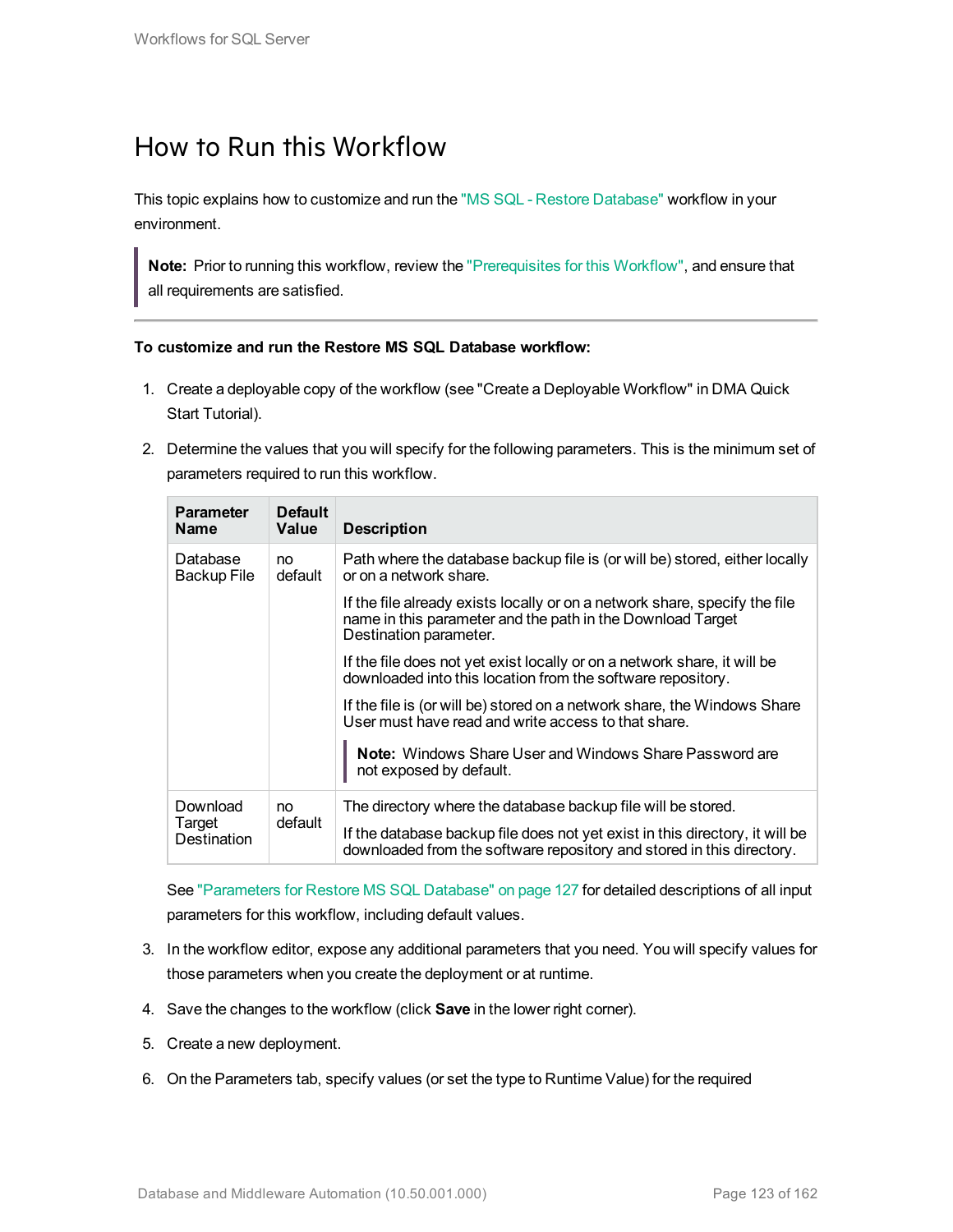# How to Run this Workflow

This topic explains how to customize and run the "MS SQL - Restore Database" workflow in your environment.

> **Note:** Prior to running this workflow, review the "Prerequisites for this Workflow", and ensure that all requirements are satisfied.

**To customize and run the Restore MS SQL Database workflow:**

1. Create a deployable copy of the workflow (see "Create a Deployable Workflow" in DMA Quick Start Tutorial).

2. Determine the values that you will specify for the following parameters. This is the minimum set of parameters required to run this workflow.

   | Parameter Name | Default Value | Description |
   |---|---|---|
   | Database Backup File | no default | Path where the database backup file is (or will be) stored, either locally or on a network share.<br><br>If the file already exists locally or on a network share, specify the file name in this parameter and the path in the Download Target Destination parameter.<br><br>If the file does not yet exist locally or on a network share, it will be downloaded into this location from the software repository.<br><br>If the file is (or will be) stored on a network share, the Windows Share User must have read and write access to that share.<br><br>**Note:** Windows Share User and Windows Share Password are not exposed by default. |
   | Download Target Destination | no default | The directory where the database backup file will be stored.<br><br>If the database backup file does not yet exist in this directory, it will be downloaded from the software repository and stored in this directory. |

   See "Parameters for Restore MS SQL Database" on page 127 for detailed descriptions of all input parameters for this workflow, including default values.

3. In the workflow editor, expose any additional parameters that you need. You will specify values for those parameters when you create the deployment or at runtime.

4. Save the changes to the workflow (click **Save** in the lower right corner).

5. Create a new deployment.

6. On the Parameters tab, specify values (or set the type to Runtime Value) for the required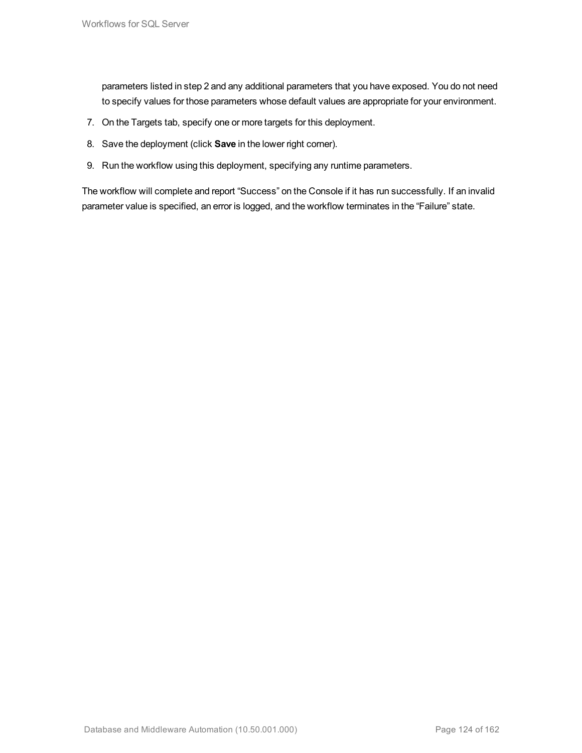parameters listed in step 2 and any additional parameters that you have exposed. You do not need to specify values for those parameters whose default values are appropriate for your environment.

7. On the Targets tab, specify one or more targets for this deployment.
8. Save the deployment (click **Save** in the lower right corner).
9. Run the workflow using this deployment, specifying any runtime parameters.

The workflow will complete and report “Success” on the Console if it has run successfully. If an invalid parameter value is specified, an error is logged, and the workflow terminates in the “Failure” state.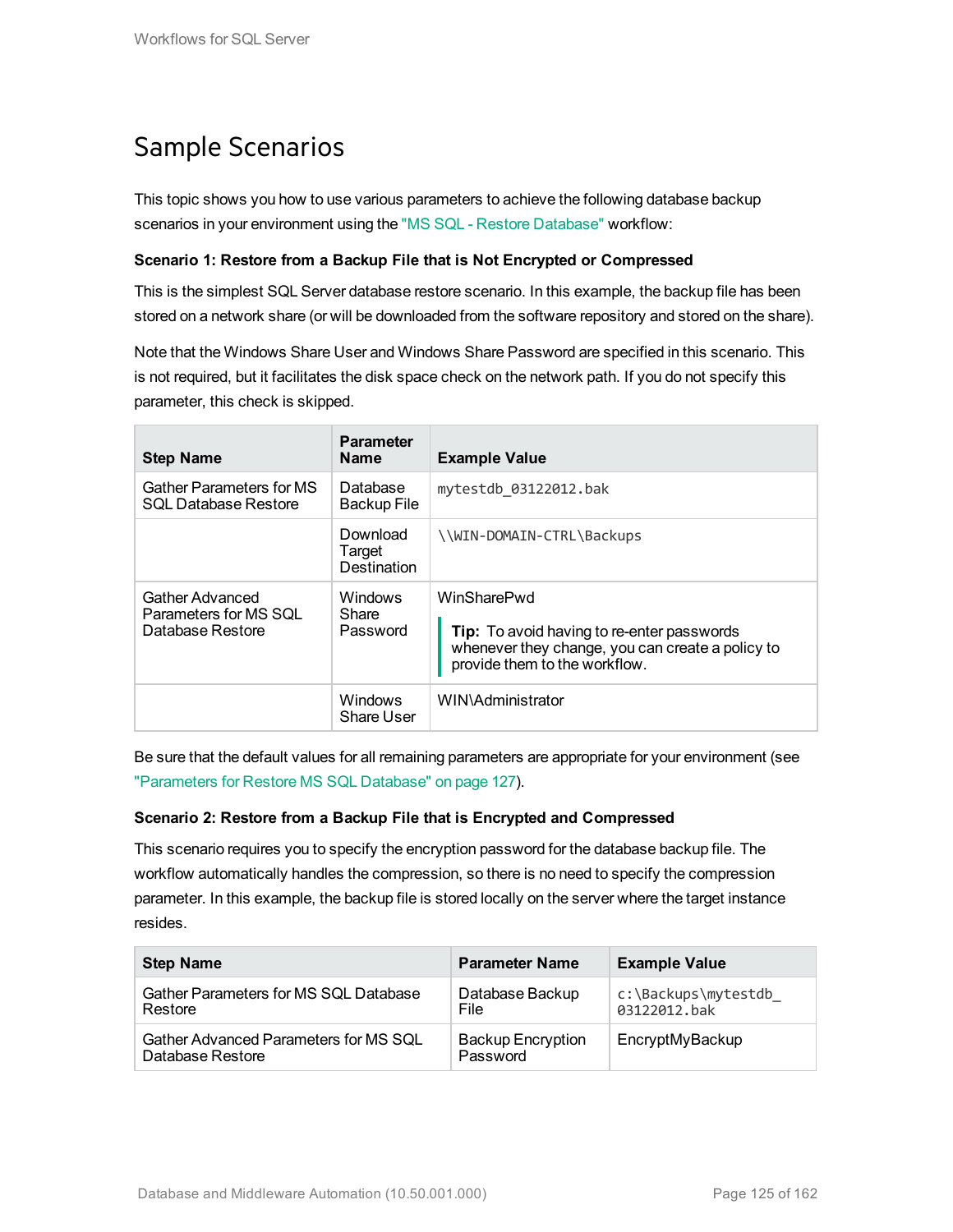# Sample Scenarios

This topic shows you how to use various parameters to achieve the following database backup scenarios in your environment using the "MS SQL - Restore Database" workflow:

**Scenario 1: Restore from a Backup File that is Not Encrypted or Compressed**

This is the simplest SQL Server database restore scenario. In this example, the backup file has been stored on a network share (or will be downloaded from the software repository and stored on the share).

Note that the Windows Share User and Windows Share Password are specified in this scenario. This is not required, but it facilitates the disk space check on the network path. If you do not specify this parameter, this check is skipped.

| Step Name | Parameter Name | Example Value |
|---|---|---|
| Gather Parameters for MS SQL Database Restore | Database Backup File | `mytestdb_03122012.bak` |
| | Download Target Destination | `\\WIN-DOMAIN-CTRL\Backups` |
| Gather Advanced Parameters for MS SQL Database Restore | Windows Share Password | WinSharePwd<br><br>**Tip:** To avoid having to re-enter passwords whenever they change, you can create a policy to provide them to the workflow. |
| | Windows Share User | WIN\Administrator |

Be sure that the default values for all remaining parameters are appropriate for your environment (see "Parameters for Restore MS SQL Database" on page 127).

**Scenario 2: Restore from a Backup File that is Encrypted and Compressed**

This scenario requires you to specify the encryption password for the database backup file. The workflow automatically handles the compression, so there is no need to specify the compression parameter. In this example, the backup file is stored locally on the server where the target instance resides.

| Step Name | Parameter Name | Example Value |
|---|---|---|
| Gather Parameters for MS SQL Database Restore | Database Backup File | `c:\Backups\mytestdb_03122012.bak` |
| Gather Advanced Parameters for MS SQL Database Restore | Backup Encryption Password | EncryptMyBackup |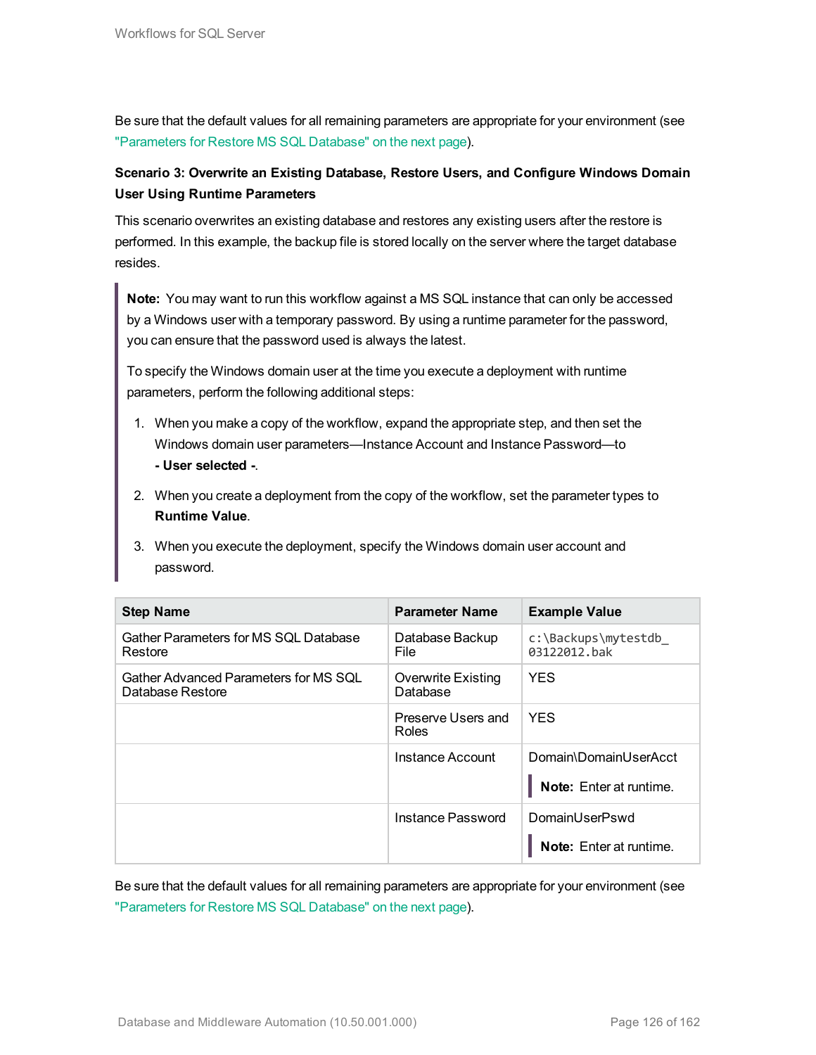Be sure that the default values for all remaining parameters are appropriate for your environment (see "Parameters for Restore MS SQL Database" on the next page).

**Scenario 3: Overwrite an Existing Database, Restore Users, and Configure Windows Domain User Using Runtime Parameters**

This scenario overwrites an existing database and restores any existing users after the restore is performed. In this example, the backup file is stored locally on the server where the target database resides.

> **Note:** You may want to run this workflow against a MS SQL instance that can only be accessed by a Windows user with a temporary password. By using a runtime parameter for the password, you can ensure that the password used is always the latest.
>
> To specify the Windows domain user at the time you execute a deployment with runtime parameters, perform the following additional steps:
>
> 1. When you make a copy of the workflow, expand the appropriate step, and then set the Windows domain user parameters—Instance Account and Instance Password—to **- User selected -**.
> 2. When you create a deployment from the copy of the workflow, set the parameter types to **Runtime Value**.
> 3. When you execute the deployment, specify the Windows domain user account and password.

| Step Name | Parameter Name | Example Value |
|---|---|---|
| Gather Parameters for MS SQL Database Restore | Database Backup File | `c:\Backups\mytestdb_03122012.bak` |
| Gather Advanced Parameters for MS SQL Database Restore | Overwrite Existing Database | YES |
| | Preserve Users and Roles | YES |
| | Instance Account | Domain\DomainUserAcct<br>**Note:** Enter at runtime. |
| | Instance Password | DomainUserPswd<br>**Note:** Enter at runtime. |

Be sure that the default values for all remaining parameters are appropriate for your environment (see "Parameters for Restore MS SQL Database" on the next page).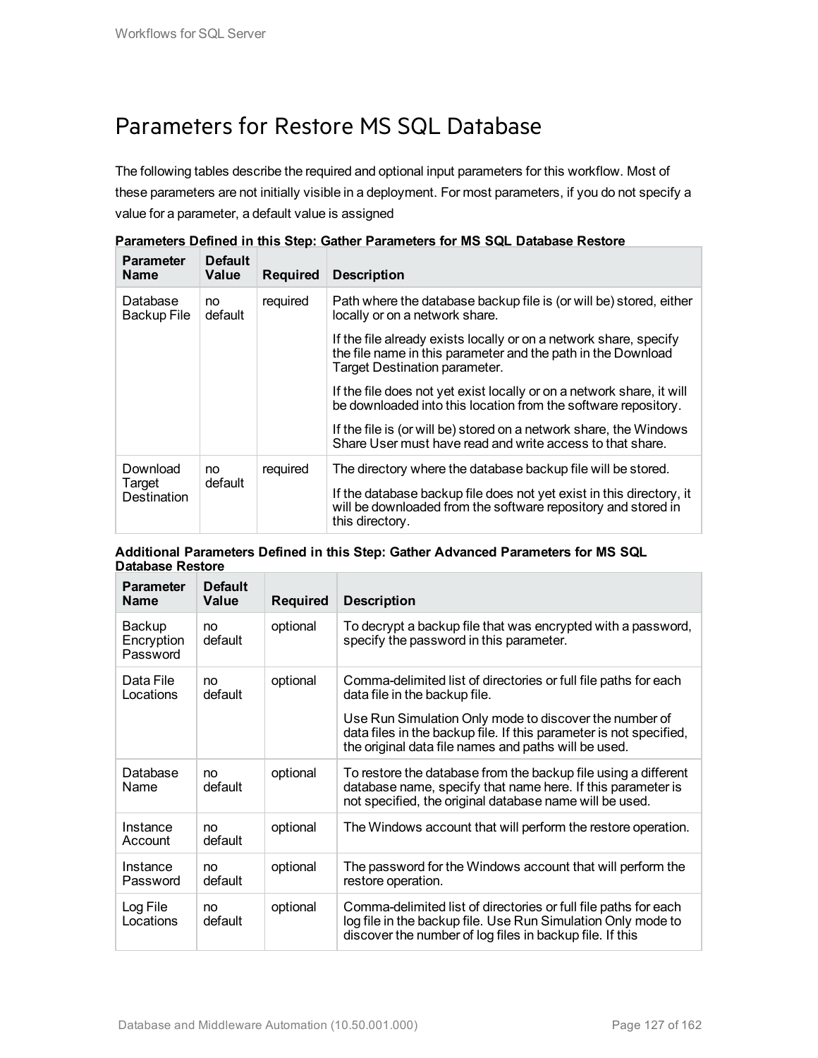# Parameters for Restore MS SQL Database

The following tables describe the required and optional input parameters for this workflow. Most of these parameters are not initially visible in a deployment. For most parameters, if you do not specify a value for a parameter, a default value is assigned

**Parameters Defined in this Step: Gather Parameters for MS SQL Database Restore**

| Parameter Name | Default Value | Required | Description |
|---|---|---|---|
| Database Backup File | no default | required | Path where the database backup file is (or will be) stored, either locally or on a network share.<br><br>If the file already exists locally or on a network share, specify the file name in this parameter and the path in the Download Target Destination parameter.<br><br>If the file does not yet exist locally or on a network share, it will be downloaded into this location from the software repository.<br><br>If the file is (or will be) stored on a network share, the Windows Share User must have read and write access to that share. |
| Download Target Destination | no default | required | The directory where the database backup file will be stored.<br><br>If the database backup file does not yet exist in this directory, it will be downloaded from the software repository and stored in this directory. |

**Additional Parameters Defined in this Step: Gather Advanced Parameters for MS SQL Database Restore**

| Parameter Name | Default Value | Required | Description |
|---|---|---|---|
| Backup Encryption Password | no default | optional | To decrypt a backup file that was encrypted with a password, specify the password in this parameter. |
| Data File Locations | no default | optional | Comma-delimited list of directories or full file paths for each data file in the backup file.<br><br>Use Run Simulation Only mode to discover the number of data files in the backup file. If this parameter is not specified, the original data file names and paths will be used. |
| Database Name | no default | optional | To restore the database from the backup file using a different database name, specify that name here. If this parameter is not specified, the original database name will be used. |
| Instance Account | no default | optional | The Windows account that will perform the restore operation. |
| Instance Password | no default | optional | The password for the Windows account that will perform the restore operation. |
| Log File Locations | no default | optional | Comma-delimited list of directories or full file paths for each log file in the backup file. Use Run Simulation Only mode to discover the number of log files in backup file. If this |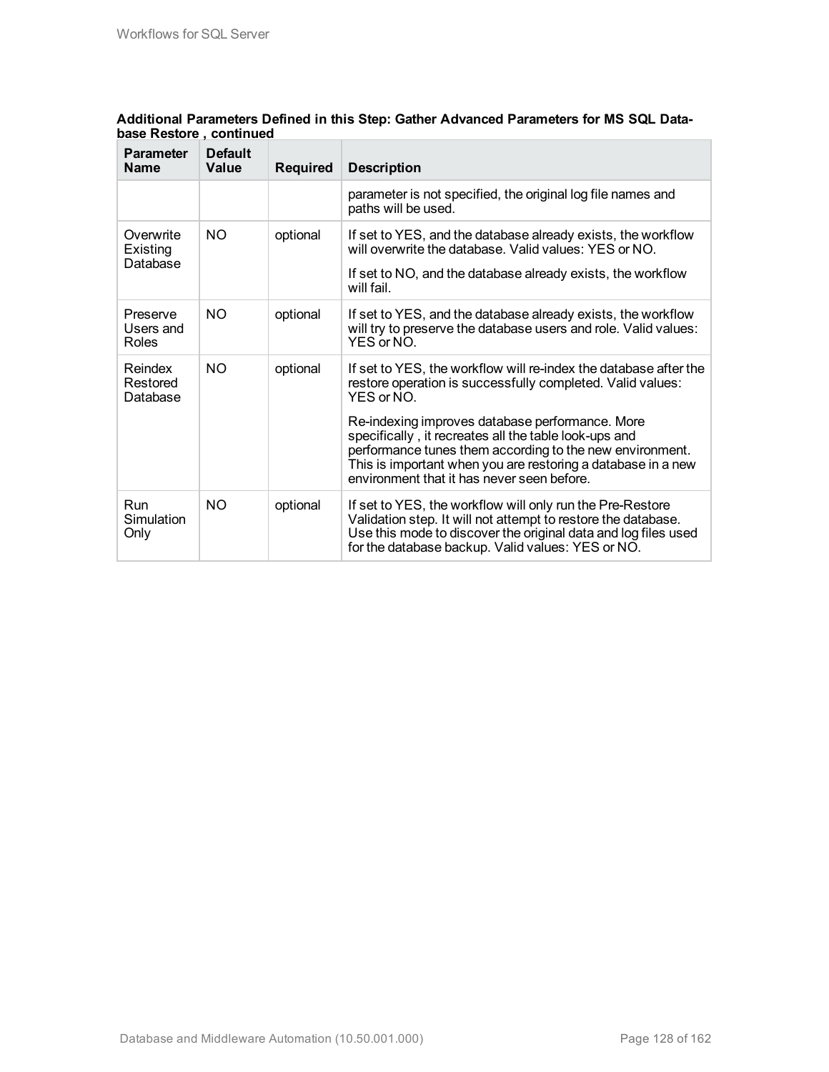**Additional Parameters Defined in this Step: Gather Advanced Parameters for MS SQL Database Restore , continued**

| Parameter Name | Default Value | Required | Description |
|---|---|---|---|
| | | | parameter is not specified, the original log file names and paths will be used. |
| Overwrite Existing Database | NO | optional | If set to YES, and the database already exists, the workflow will overwrite the database. Valid values: YES or NO.<br><br>If set to NO, and the database already exists, the workflow will fail. |
| Preserve Users and Roles | NO | optional | If set to YES, and the database already exists, the workflow will try to preserve the database users and role. Valid values: YES or NO. |
| Reindex Restored Database | NO | optional | If set to YES, the workflow will re-index the database after the restore operation is successfully completed. Valid values: YES or NO.<br><br>Re-indexing improves database performance. More specifically , it recreates all the table look-ups and performance tunes them according to the new environment. This is important when you are restoring a database in a new environment that it has never seen before. |
| Run Simulation Only | NO | optional | If set to YES, the workflow will only run the Pre-Restore Validation step. It will not attempt to restore the database. Use this mode to discover the original data and log files used for the database backup. Valid values: YES or NO. |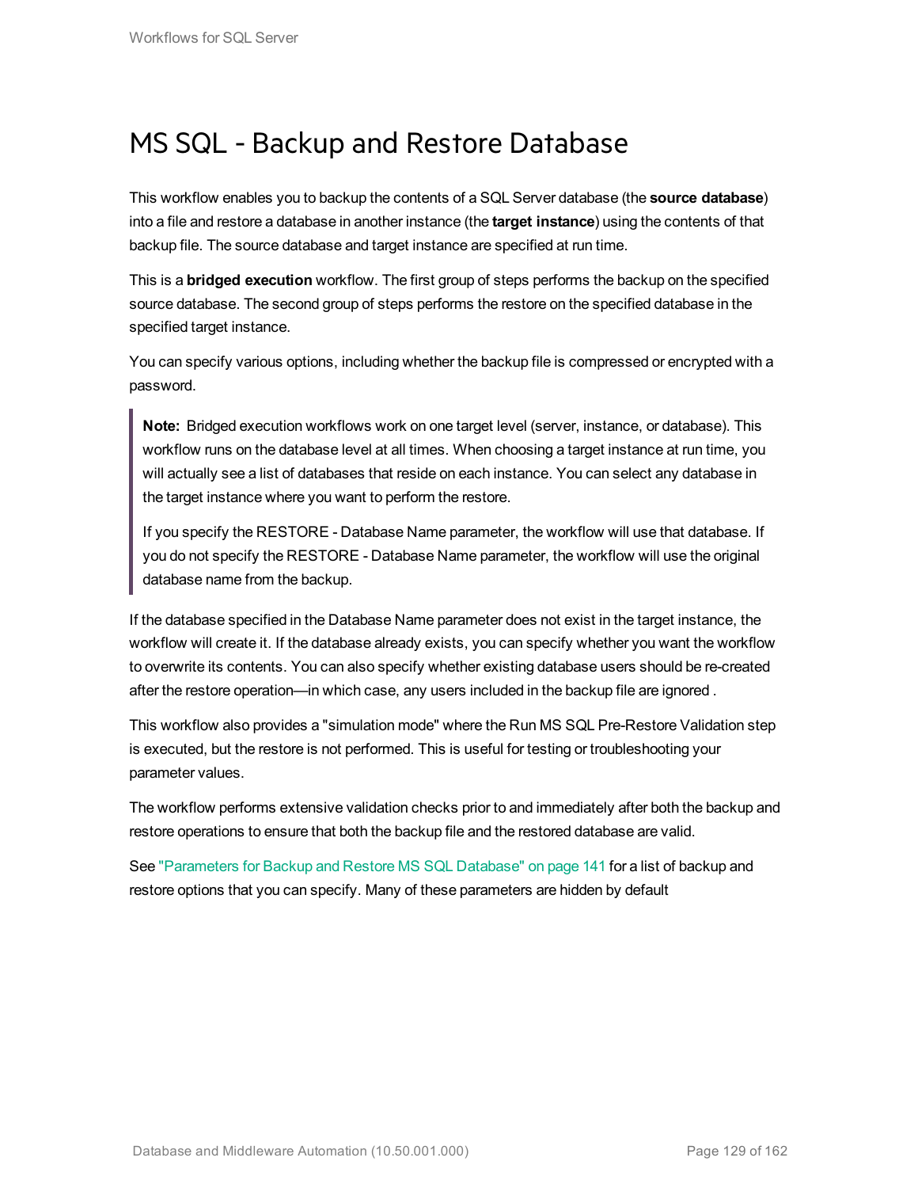# MS SQL - Backup and Restore Database

This workflow enables you to backup the contents of a SQL Server database (the **source database**) into a file and restore a database in another instance (the **target instance**) using the contents of that backup file. The source database and target instance are specified at run time.

This is a **bridged execution** workflow. The first group of steps performs the backup on the specified source database. The second group of steps performs the restore on the specified database in the specified target instance.

You can specify various options, including whether the backup file is compressed or encrypted with a password.

> **Note:** Bridged execution workflows work on one target level (server, instance, or database). This workflow runs on the database level at all times. When choosing a target instance at run time, you will actually see a list of databases that reside on each instance. You can select any database in the target instance where you want to perform the restore.
>
> If you specify the RESTORE - Database Name parameter, the workflow will use that database. If you do not specify the RESTORE - Database Name parameter, the workflow will use the original database name from the backup.

If the database specified in the Database Name parameter does not exist in the target instance, the workflow will create it. If the database already exists, you can specify whether you want the workflow to overwrite its contents. You can also specify whether existing database users should be re-created after the restore operation—in which case, any users included in the backup file are ignored .

This workflow also provides a "simulation mode" where the Run MS SQL Pre-Restore Validation step is executed, but the restore is not performed. This is useful for testing or troubleshooting your parameter values.

The workflow performs extensive validation checks prior to and immediately after both the backup and restore operations to ensure that both the backup file and the restored database are valid.

See "Parameters for Backup and Restore MS SQL Database" on page 141 for a list of backup and restore options that you can specify. Many of these parameters are hidden by default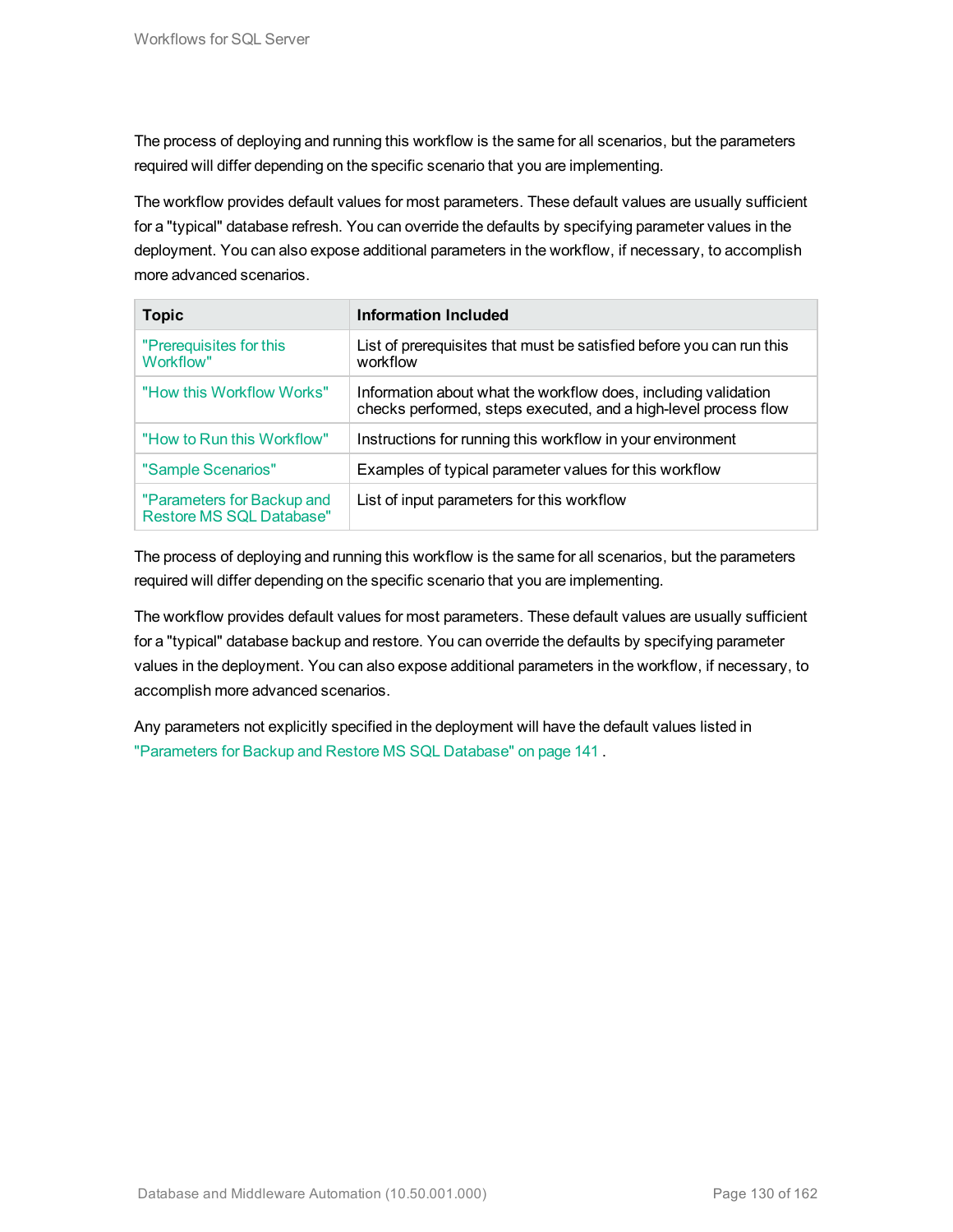The process of deploying and running this workflow is the same for all scenarios, but the parameters required will differ depending on the specific scenario that you are implementing.

The workflow provides default values for most parameters. These default values are usually sufficient for a "typical" database refresh. You can override the defaults by specifying parameter values in the deployment. You can also expose additional parameters in the workflow, if necessary, to accomplish more advanced scenarios.

| Topic | Information Included |
|---|---|
| "Prerequisites for this Workflow" | List of prerequisites that must be satisfied before you can run this workflow |
| "How this Workflow Works" | Information about what the workflow does, including validation checks performed, steps executed, and a high-level process flow |
| "How to Run this Workflow" | Instructions for running this workflow in your environment |
| "Sample Scenarios" | Examples of typical parameter values for this workflow |
| "Parameters for Backup and Restore MS SQL Database" | List of input parameters for this workflow |

The process of deploying and running this workflow is the same for all scenarios, but the parameters required will differ depending on the specific scenario that you are implementing.

The workflow provides default values for most parameters. These default values are usually sufficient for a "typical" database backup and restore. You can override the defaults by specifying parameter values in the deployment. You can also expose additional parameters in the workflow, if necessary, to accomplish more advanced scenarios.

Any parameters not explicitly specified in the deployment will have the default values listed in "Parameters for Backup and Restore MS SQL Database" on page 141 .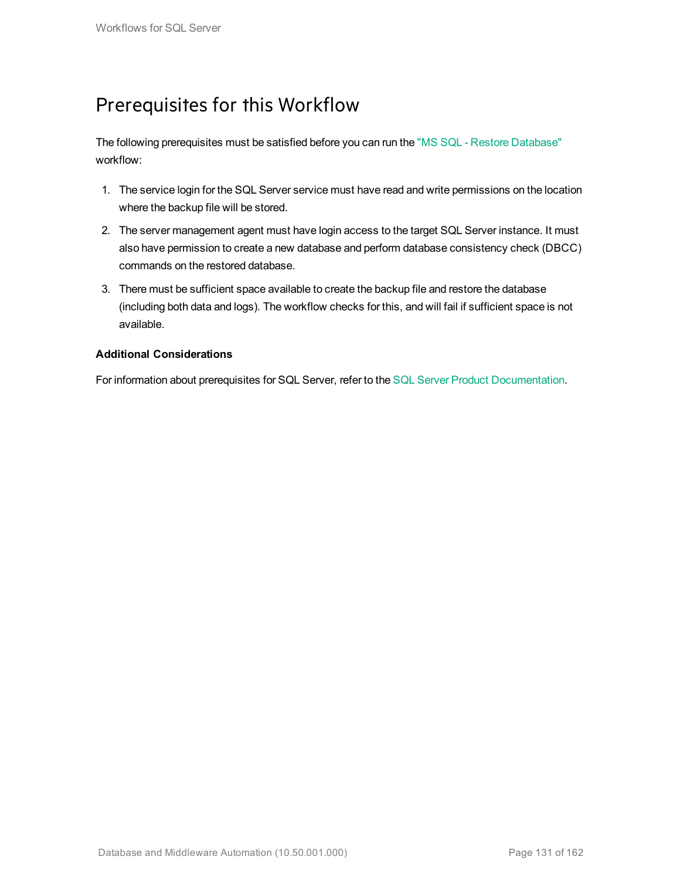# Prerequisites for this Workflow

The following prerequisites must be satisfied before you can run the "MS SQL - Restore Database" workflow:

1. The service login for the SQL Server service must have read and write permissions on the location where the backup file will be stored.
2. The server management agent must have login access to the target SQL Server instance. It must also have permission to create a new database and perform database consistency check (DBCC) commands on the restored database.
3. There must be sufficient space available to create the backup file and restore the database (including both data and logs). The workflow checks for this, and will fail if sufficient space is not available.

**Additional Considerations**

For information about prerequisites for SQL Server, refer to the SQL Server Product Documentation.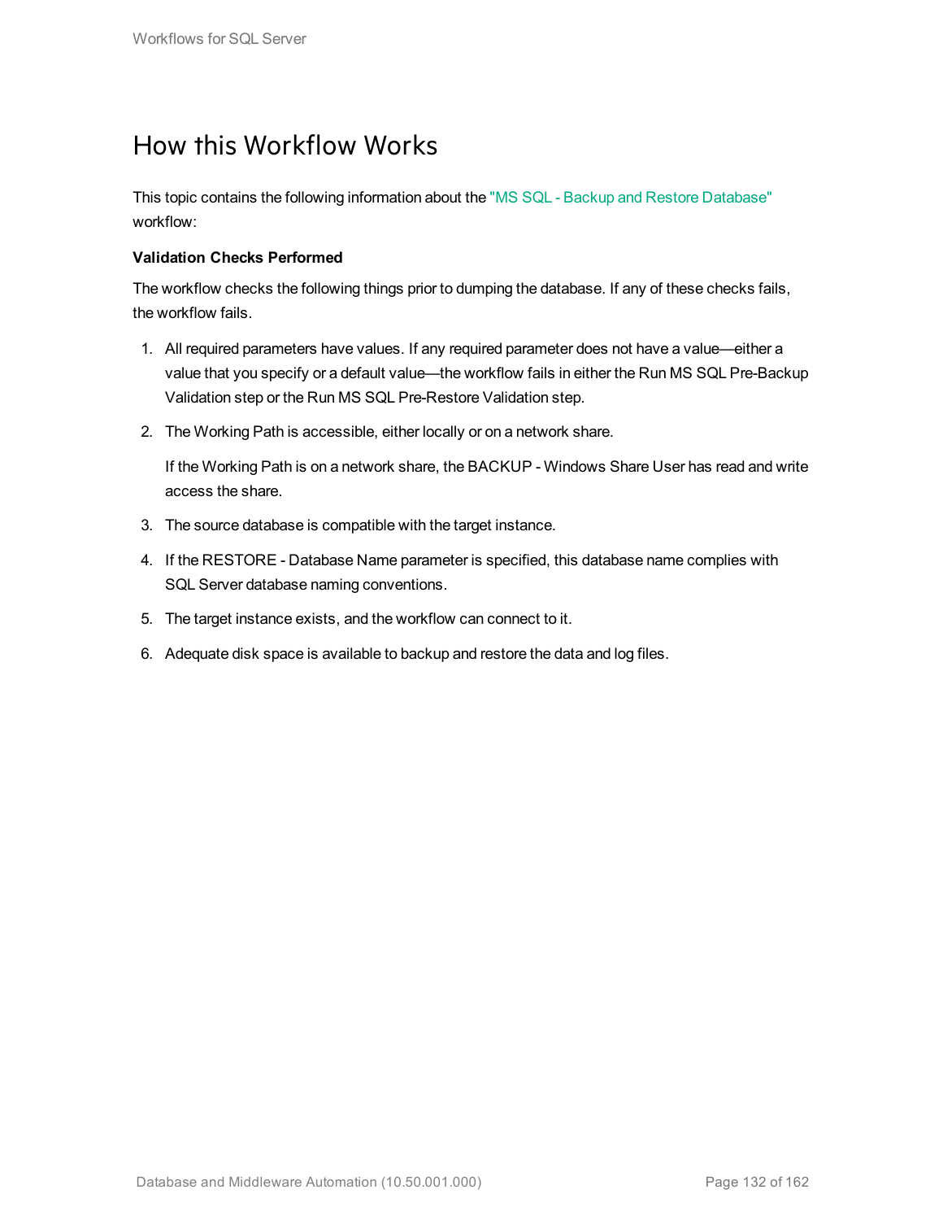# How this Workflow Works

This topic contains the following information about the "MS SQL - Backup and Restore Database" workflow:

**Validation Checks Performed**

The workflow checks the following things prior to dumping the database. If any of these checks fails, the workflow fails.

1. All required parameters have values. If any required parameter does not have a value—either a value that you specify or a default value—the workflow fails in either the Run MS SQL Pre-Backup Validation step or the Run MS SQL Pre-Restore Validation step.
2. The Working Path is accessible, either locally or on a network share.

   If the Working Path is on a network share, the BACKUP - Windows Share User has read and write access the share.
3. The source database is compatible with the target instance.
4. If the RESTORE - Database Name parameter is specified, this database name complies with SQL Server database naming conventions.
5. The target instance exists, and the workflow can connect to it.
6. Adequate disk space is available to backup and restore the data and log files.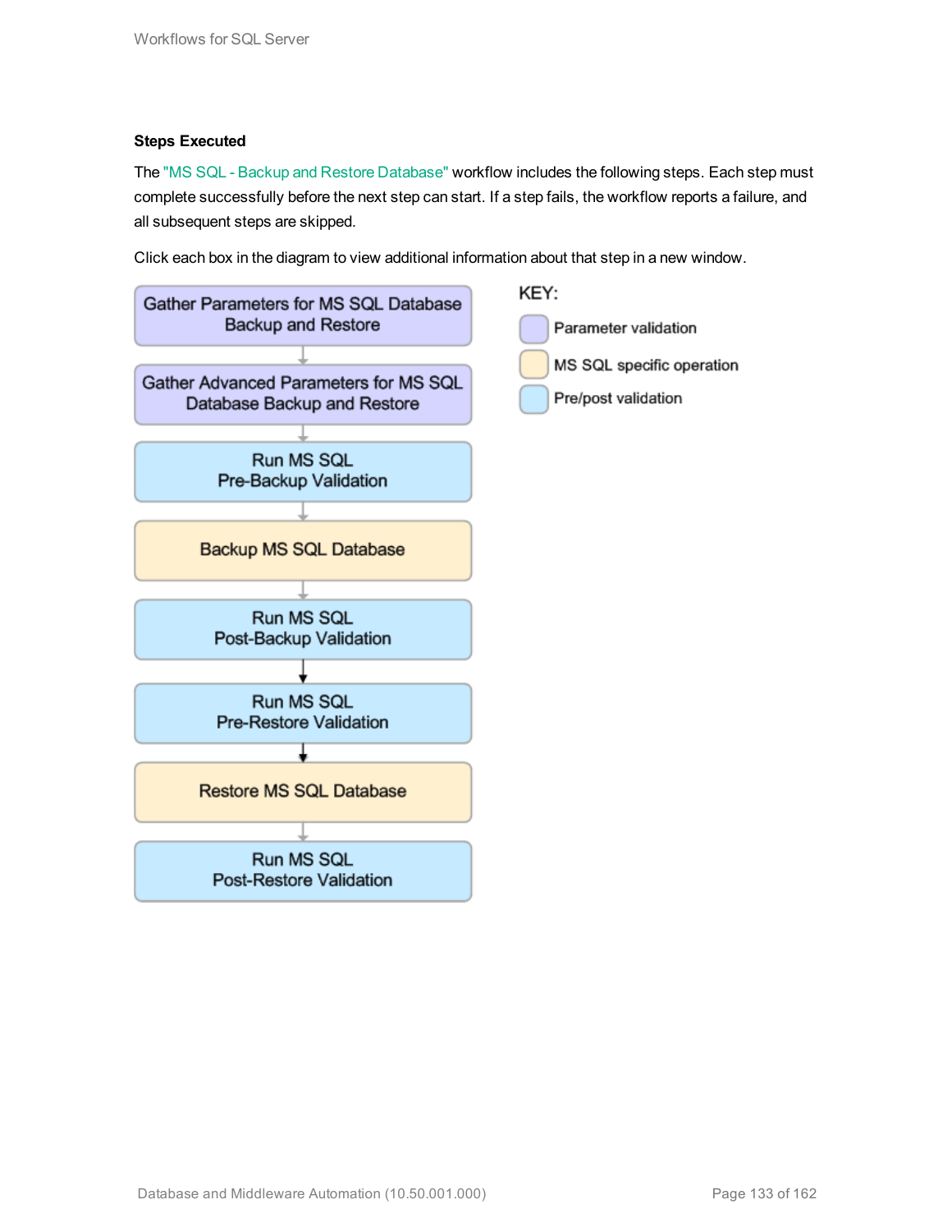### Steps Executed

The "MS SQL - Backup and Restore Database" workflow includes the following steps. Each step must complete successfully before the next step can start. If a step fails, the workflow reports a failure, and all subsequent steps are skipped.

Click each box in the diagram to view additional information about that step in a new window.

Gather Parameters for MS SQL Database Backup and Restore

Gather Advanced Parameters for MS SQL Database Backup and Restore

Run MS SQL Pre-Backup Validation

Backup MS SQL Database

Run MS SQL Post-Backup Validation

Run MS SQL Pre-Restore Validation

Restore MS SQL Database

Run MS SQL Post-Restore Validation

KEY:

- Parameter validation
- MS SQL specific operation
- Pre/post validation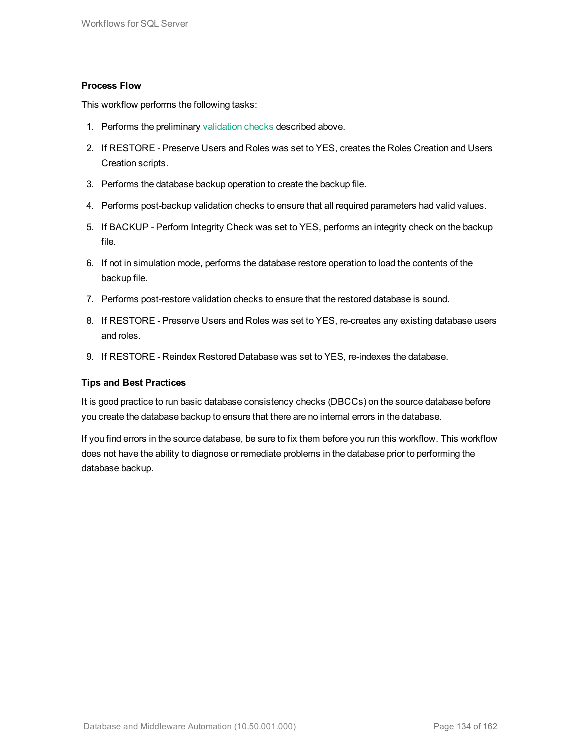#### Process Flow

This workflow performs the following tasks:

1. Performs the preliminary validation checks described above.
2. If RESTORE - Preserve Users and Roles was set to YES, creates the Roles Creation and Users Creation scripts.
3. Performs the database backup operation to create the backup file.
4. Performs post-backup validation checks to ensure that all required parameters had valid values.
5. If BACKUP - Perform Integrity Check was set to YES, performs an integrity check on the backup file.
6. If not in simulation mode, performs the database restore operation to load the contents of the backup file.
7. Performs post-restore validation checks to ensure that the restored database is sound.
8. If RESTORE - Preserve Users and Roles was set to YES, re-creates any existing database users and roles.
9. If RESTORE - Reindex Restored Database was set to YES, re-indexes the database.

#### Tips and Best Practices

It is good practice to run basic database consistency checks (DBCCs) on the source database before you create the database backup to ensure that there are no internal errors in the database.

If you find errors in the source database, be sure to fix them before you run this workflow. This workflow does not have the ability to diagnose or remediate problems in the database prior to performing the database backup.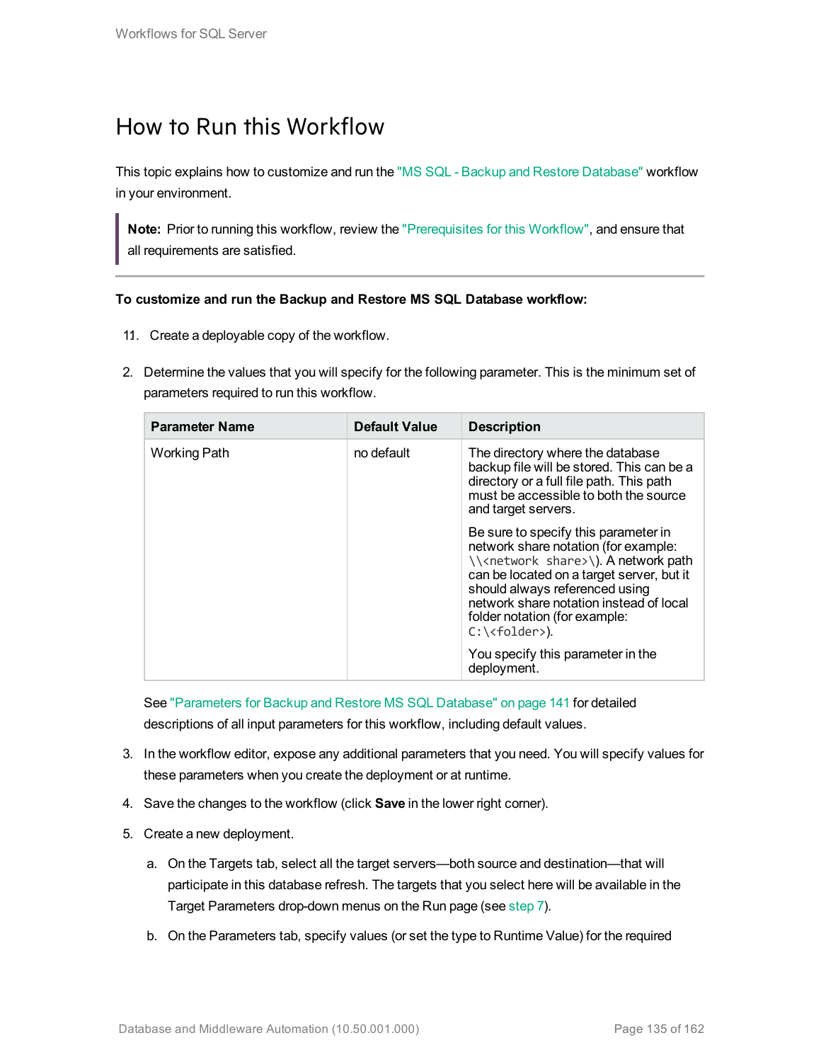# How to Run this Workflow

This topic explains how to customize and run the "MS SQL - Backup and Restore Database" workflow in your environment.

> **Note:** Prior to running this workflow, review the "Prerequisites for this Workflow", and ensure that all requirements are satisfied.

**To customize and run the Backup and Restore MS SQL Database workflow:**

11. Create a deployable copy of the workflow.

2. Determine the values that you will specify for the following parameter. This is the minimum set of parameters required to run this workflow.

| Parameter Name | Default Value | Description |
|---|---|---|
| Working Path | no default | The directory where the database backup file will be stored. This can be a directory or a full file path. This path must be accessible to both the source and target servers.<br><br>Be sure to specify this parameter in network share notation (for example: `\\<network share>\`). A network path can be located on a target server, but it should always referenced using network share notation instead of local folder notation (for example: `C:\<folder>`).<br><br>You specify this parameter in the deployment. |

   See "Parameters for Backup and Restore MS SQL Database" on page 141 for detailed descriptions of all input parameters for this workflow, including default values.

3. In the workflow editor, expose any additional parameters that you need. You will specify values for these parameters when you create the deployment or at runtime.

4. Save the changes to the workflow (click **Save** in the lower right corner).

5. Create a new deployment.

   a. On the Targets tab, select all the target servers—both source and destination—that will participate in this database refresh. The targets that you select here will be available in the Target Parameters drop-down menus on the Run page (see step 7).

   b. On the Parameters tab, specify values (or set the type to Runtime Value) for the required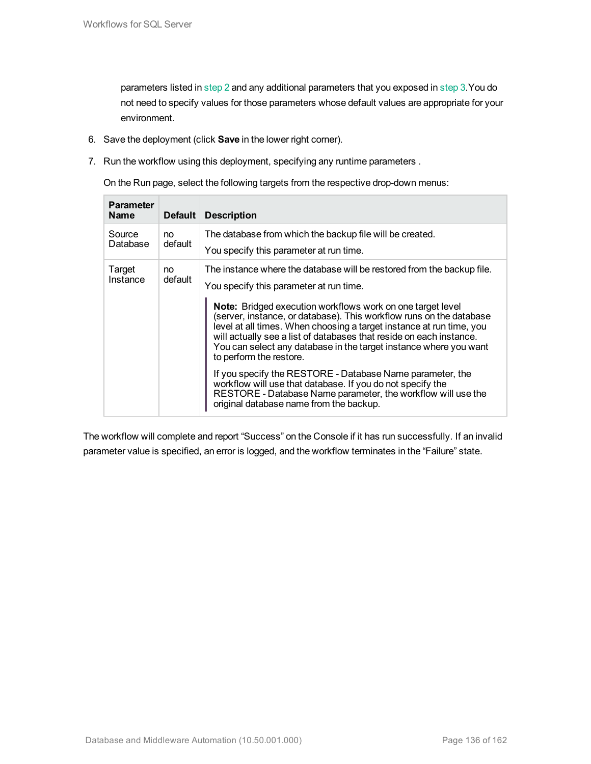parameters listed in step 2 and any additional parameters that you exposed in step 3. You do not need to specify values for those parameters whose default values are appropriate for your environment.

6. Save the deployment (click **Save** in the lower right corner).

7. Run the workflow using this deployment, specifying any runtime parameters .

   On the Run page, select the following targets from the respective drop-down menus:

| Parameter Name | Default | Description |
|---|---|---|
| Source Database | no default | The database from which the backup file will be created.<br><br>You specify this parameter at run time. |
| Target Instance | no default | The instance where the database will be restored from the backup file.<br><br>You specify this parameter at run time.<br><br>**Note:** Bridged execution workflows work on one target level (server, instance, or database). This workflow runs on the database level at all times. When choosing a target instance at run time, you will actually see a list of databases that reside on each instance. You can select any database in the target instance where you want to perform the restore.<br><br>If you specify the RESTORE - Database Name parameter, the workflow will use that database. If you do not specify the RESTORE - Database Name parameter, the workflow will use the original database name from the backup. |

The workflow will complete and report "Success" on the Console if it has run successfully. If an invalid parameter value is specified, an error is logged, and the workflow terminates in the "Failure" state.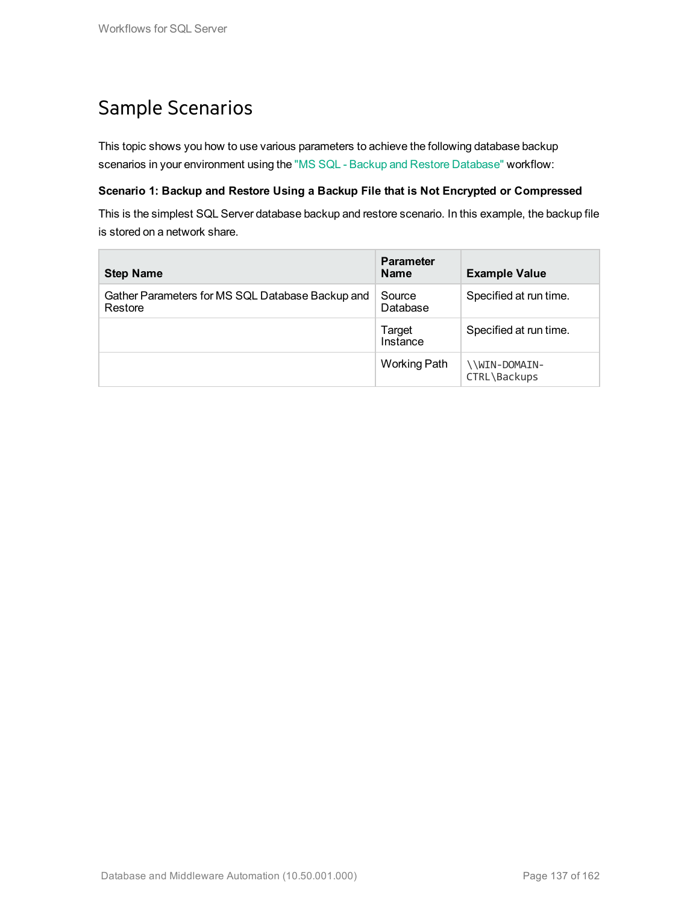# Sample Scenarios

This topic shows you how to use various parameters to achieve the following database backup scenarios in your environment using the "MS SQL - Backup and Restore Database" workflow:

**Scenario 1: Backup and Restore Using a Backup File that is Not Encrypted or Compressed**

This is the simplest SQL Server database backup and restore scenario. In this example, the backup file is stored on a network share.

| Step Name | Parameter Name | Example Value |
| --- | --- | --- |
| Gather Parameters for MS SQL Database Backup and Restore | Source Database | Specified at run time. |
| | Target Instance | Specified at run time. |
| | Working Path | `\\WIN-DOMAIN-CTRL\Backups` |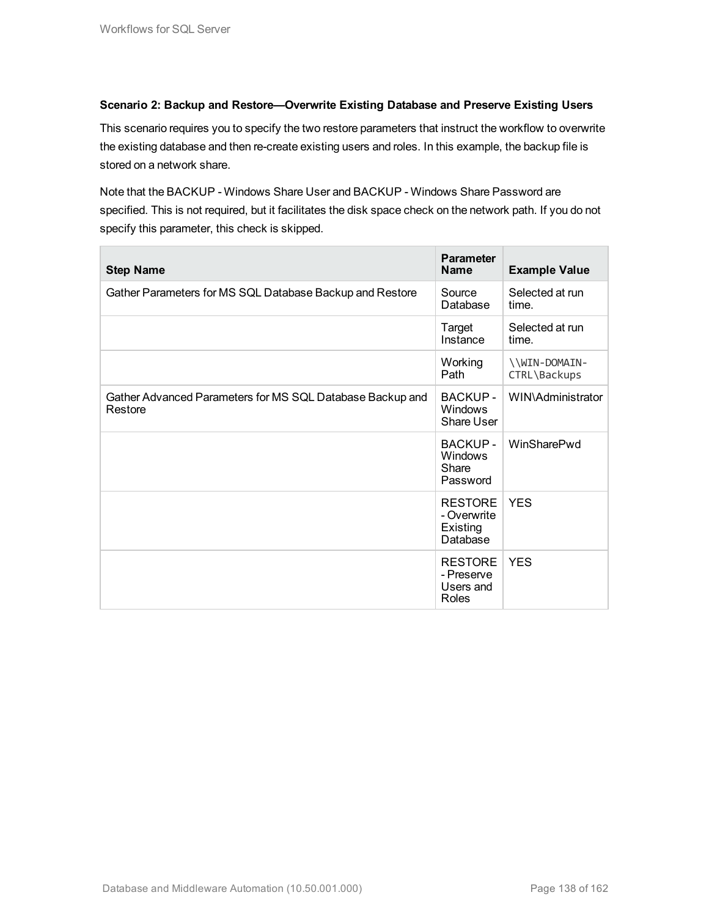**Scenario 2: Backup and Restore—Overwrite Existing Database and Preserve Existing Users**

This scenario requires you to specify the two restore parameters that instruct the workflow to overwrite the existing database and then re-create existing users and roles. In this example, the backup file is stored on a network share.

Note that the BACKUP - Windows Share User and BACKUP - Windows Share Password are specified. This is not required, but it facilitates the disk space check on the network path. If you do not specify this parameter, this check is skipped.

| Step Name | Parameter Name | Example Value |
|---|---|---|
| Gather Parameters for MS SQL Database Backup and Restore | Source Database | Selected at run time. |
| | Target Instance | Selected at run time. |
| | Working Path | `\\WIN-DOMAIN-CTRL\Backups` |
| Gather Advanced Parameters for MS SQL Database Backup and Restore | BACKUP - Windows Share User | WIN\Administrator |
| | BACKUP - Windows Share Password | WinSharePwd |
| | RESTORE - Overwrite Existing Database | YES |
| | RESTORE - Preserve Users and Roles | YES |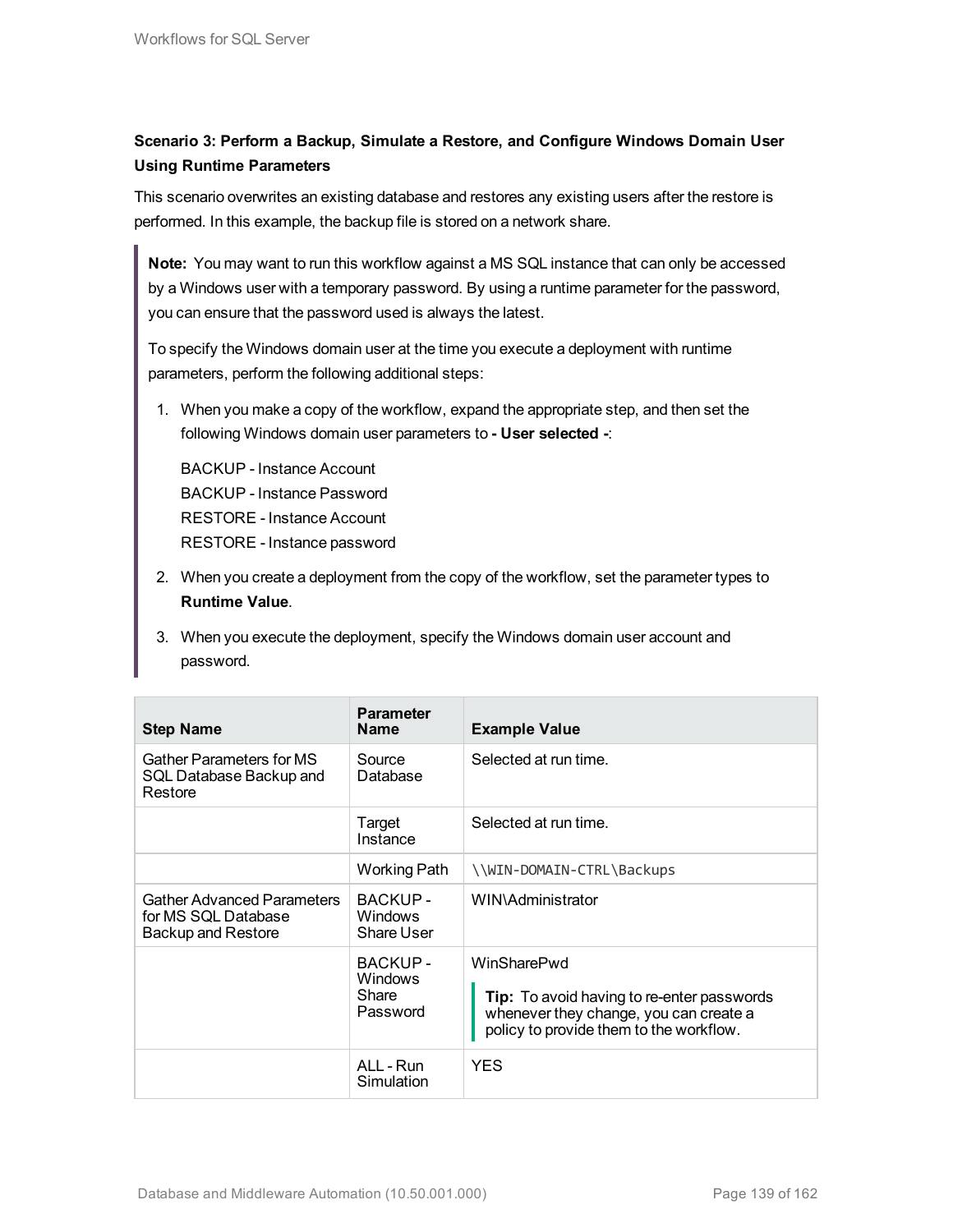**Scenario 3: Perform a Backup, Simulate a Restore, and Configure Windows Domain User Using Runtime Parameters**

This scenario overwrites an existing database and restores any existing users after the restore is performed. In this example, the backup file is stored on a network share.

> **Note:** You may want to run this workflow against a MS SQL instance that can only be accessed by a Windows user with a temporary password. By using a runtime parameter for the password, you can ensure that the password used is always the latest.
>
> To specify the Windows domain user at the time you execute a deployment with runtime parameters, perform the following additional steps:
>
> 1. When you make a copy of the workflow, expand the appropriate step, and then set the following Windows domain user parameters to **- User selected -**:
>
>    BACKUP - Instance Account
>    BACKUP - Instance Password
>    RESTORE - Instance Account
>    RESTORE - Instance password
>
> 2. When you create a deployment from the copy of the workflow, set the parameter types to **Runtime Value**.
> 3. When you execute the deployment, specify the Windows domain user account and password.

| Step Name | Parameter Name | Example Value |
|---|---|---|
| Gather Parameters for MS SQL Database Backup and Restore | Source Database | Selected at run time. |
| | Target Instance | Selected at run time. |
| | Working Path | `\\WIN-DOMAIN-CTRL\Backups` |
| Gather Advanced Parameters for MS SQL Database Backup and Restore | BACKUP - Windows Share User | WIN\Administrator |
| | BACKUP - Windows Share Password | WinSharePwd<br><br>**Tip:** To avoid having to re-enter passwords whenever they change, you can create a policy to provide them to the workflow. |
| | ALL - Run Simulation | YES |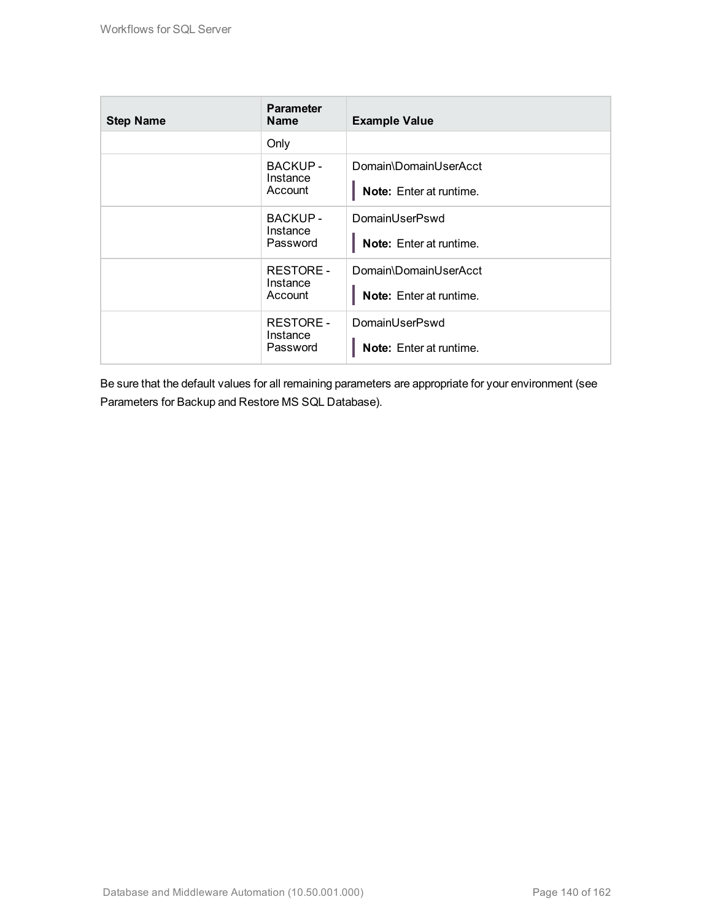| Step Name | Parameter Name | Example Value |
|---|---|---|
| | Only | |
| | BACKUP - Instance Account | Domain\DomainUserAcct<br>**Note:** Enter at runtime. |
| | BACKUP - Instance Password | DomainUserPswd<br>**Note:** Enter at runtime. |
| | RESTORE - Instance Account | Domain\DomainUserAcct<br>**Note:** Enter at runtime. |
| | RESTORE - Instance Password | DomainUserPswd<br>**Note:** Enter at runtime. |

Be sure that the default values for all remaining parameters are appropriate for your environment (see Parameters for Backup and Restore MS SQL Database).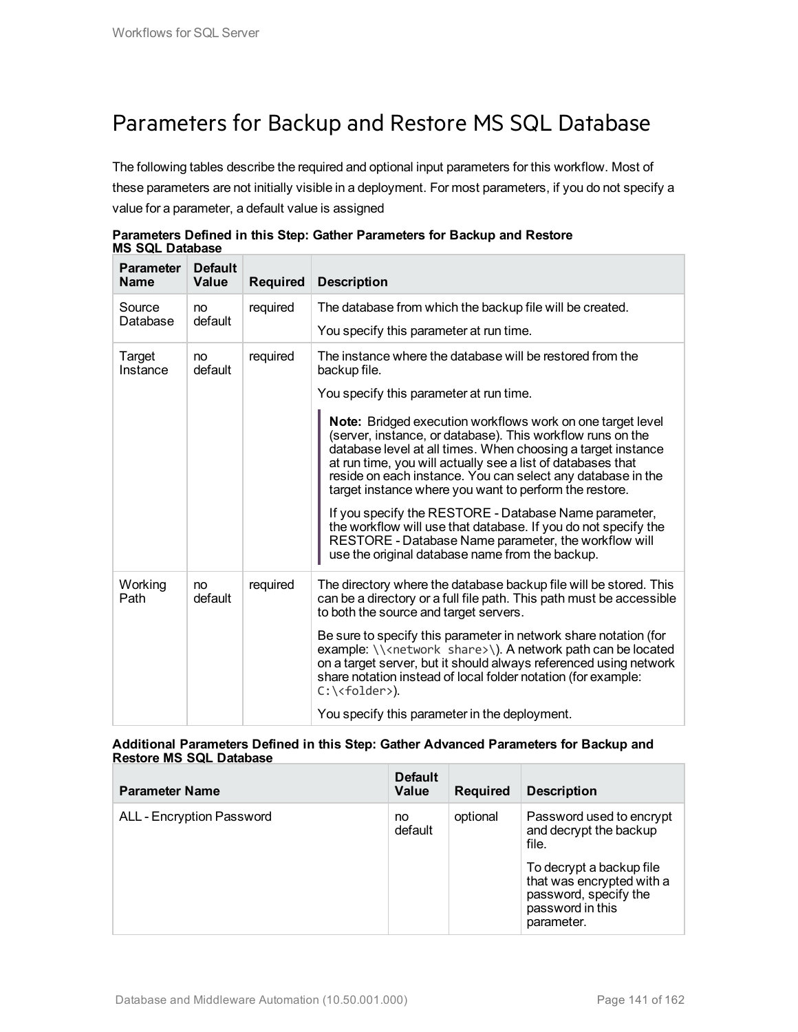# Parameters for Backup and Restore MS SQL Database

The following tables describe the required and optional input parameters for this workflow. Most of these parameters are not initially visible in a deployment. For most parameters, if you do not specify a value for a parameter, a default value is assigned

**Parameters Defined in this Step: Gather Parameters for Backup and Restore MS SQL Database**

| Parameter Name | Default Value | Required | Description |
|---|---|---|---|
| Source Database | no default | required | The database from which the backup file will be created.<br><br>You specify this parameter at run time. |
| Target Instance | no default | required | The instance where the database will be restored from the backup file.<br><br>You specify this parameter at run time.<br><br>**Note:** Bridged execution workflows work on one target level (server, instance, or database). This workflow runs on the database level at all times. When choosing a target instance at run time, you will actually see a list of databases that reside on each instance. You can select any database in the target instance where you want to perform the restore.<br><br>If you specify the RESTORE - Database Name parameter, the workflow will use that database. If you do not specify the RESTORE - Database Name parameter, the workflow will use the original database name from the backup. |
| Working Path | no default | required | The directory where the database backup file will be stored. This can be a directory or a full file path. This path must be accessible to both the source and target servers.<br><br>Be sure to specify this parameter in network share notation (for example: `\\<network share>\`). A network path can be located on a target server, but it should always referenced using network share notation instead of local folder notation (for example: `C:\<folder>`).<br><br>You specify this parameter in the deployment. |

**Additional Parameters Defined in this Step: Gather Advanced Parameters for Backup and Restore MS SQL Database**

| Parameter Name | Default Value | Required | Description |
|---|---|---|---|
| ALL - Encryption Password | no default | optional | Password used to encrypt and decrypt the backup file.<br><br>To decrypt a backup file that was encrypted with a password, specify the password in this parameter. |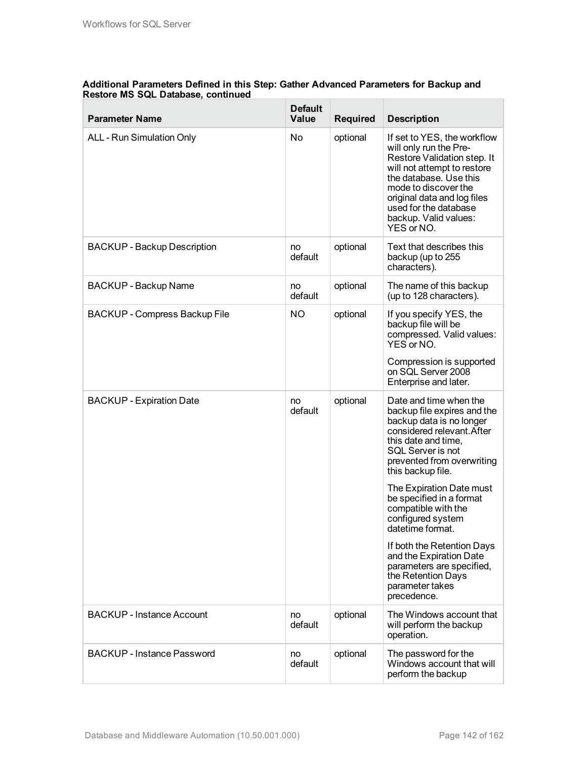**Additional Parameters Defined in this Step: Gather Advanced Parameters for Backup and Restore MS SQL Database, continued**

| Parameter Name | Default Value | Required | Description |
|---|---|---|---|
| ALL - Run Simulation Only | No | optional | If set to YES, the workflow will only run the Pre-Restore Validation step. It will not attempt to restore the database. Use this mode to discover the original data and log files used for the database backup. Valid values: YES or NO. |
| BACKUP - Backup Description | no default | optional | Text that describes this backup (up to 255 characters). |
| BACKUP - Backup Name | no default | optional | The name of this backup (up to 128 characters). |
| BACKUP - Compress Backup File | NO | optional | If you specify YES, the backup file will be compressed. Valid values: YES or NO.<br><br>Compression is supported on SQL Server 2008 Enterprise and later. |
| BACKUP - Expiration Date | no default | optional | Date and time when the backup file expires and the backup data is no longer considered relevant.After this date and time, SQL Server is not prevented from overwriting this backup file.<br><br>The Expiration Date must be specified in a format compatible with the configured system datetime format.<br><br>If both the Retention Days and the Expiration Date parameters are specified, the Retention Days parameter takes precedence. |
| BACKUP - Instance Account | no default | optional | The Windows account that will perform the backup operation. |
| BACKUP - Instance Password | no default | optional | The password for the Windows account that will perform the backup |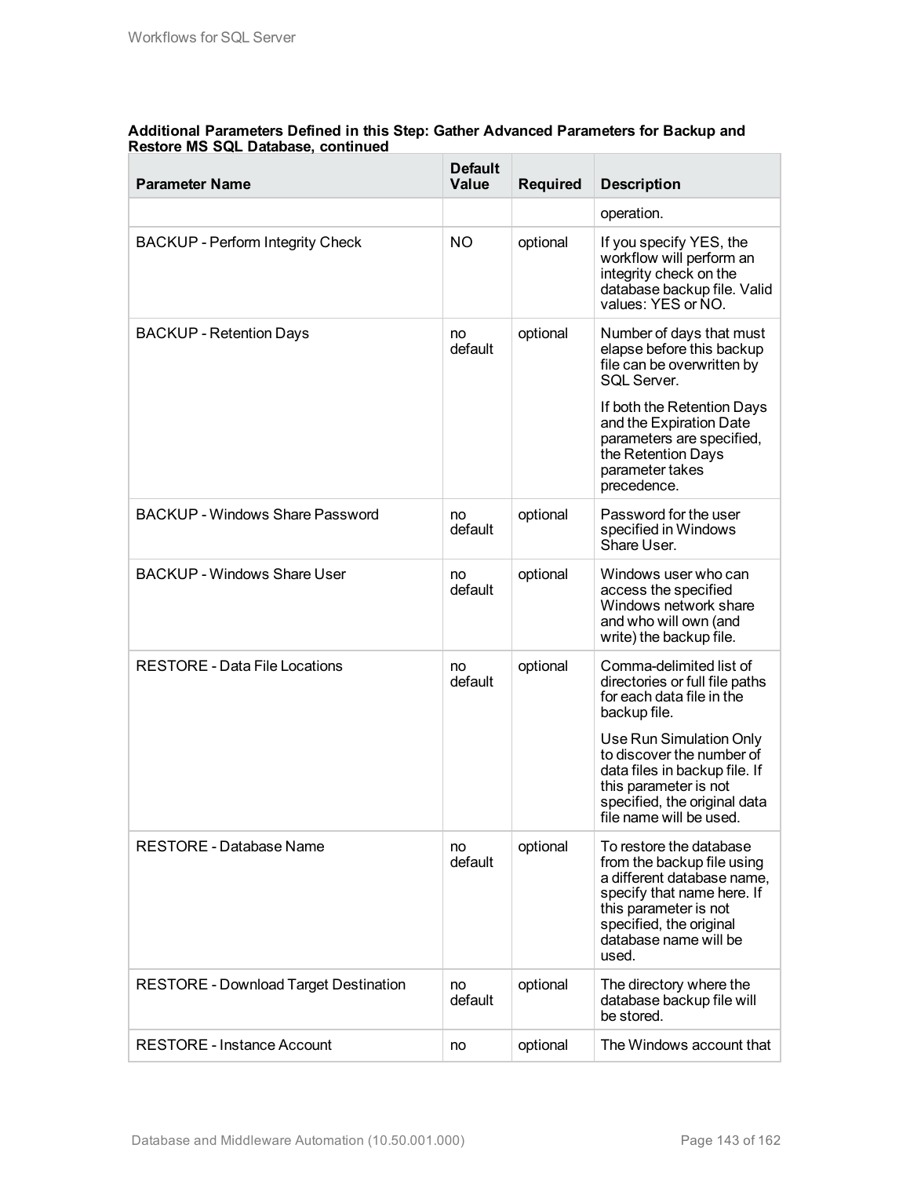**Additional Parameters Defined in this Step: Gather Advanced Parameters for Backup and Restore MS SQL Database, continued**

| Parameter Name | Default Value | Required | Description |
|---|---|---|---|
| | | | operation. |
| BACKUP - Perform Integrity Check | NO | optional | If you specify YES, the workflow will perform an integrity check on the database backup file. Valid values: YES or NO. |
| BACKUP - Retention Days | no default | optional | Number of days that must elapse before this backup file can be overwritten by SQL Server.<br><br>If both the Retention Days and the Expiration Date parameters are specified, the Retention Days parameter takes precedence. |
| BACKUP - Windows Share Password | no default | optional | Password for the user specified in Windows Share User. |
| BACKUP - Windows Share User | no default | optional | Windows user who can access the specified Windows network share and who will own (and write) the backup file. |
| RESTORE - Data File Locations | no default | optional | Comma-delimited list of directories or full file paths for each data file in the backup file.<br><br>Use Run Simulation Only to discover the number of data files in backup file. If this parameter is not specified, the original data file name will be used. |
| RESTORE - Database Name | no default | optional | To restore the database from the backup file using a different database name, specify that name here. If this parameter is not specified, the original database name will be used. |
| RESTORE - Download Target Destination | no default | optional | The directory where the database backup file will be stored. |
| RESTORE - Instance Account | no | optional | The Windows account that |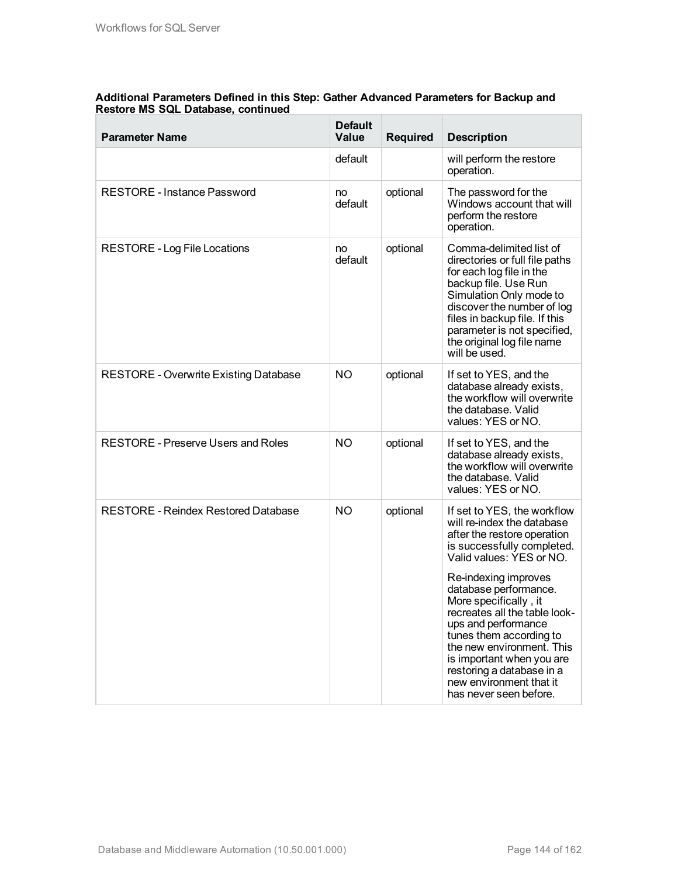**Additional Parameters Defined in this Step: Gather Advanced Parameters for Backup and Restore MS SQL Database, continued**

| Parameter Name | Default Value | Required | Description |
|---|---|---|---|
| | default | | will perform the restore operation. |
| RESTORE - Instance Password | no default | optional | The password for the Windows account that will perform the restore operation. |
| RESTORE - Log File Locations | no default | optional | Comma-delimited list of directories or full file paths for each log file in the backup file. Use Run Simulation Only mode to discover the number of log files in backup file. If this parameter is not specified, the original log file name will be used. |
| RESTORE - Overwrite Existing Database | NO | optional | If set to YES, and the database already exists, the workflow will overwrite the database. Valid values: YES or NO. |
| RESTORE - Preserve Users and Roles | NO | optional | If set to YES, and the database already exists, the workflow will overwrite the database. Valid values: YES or NO. |
| RESTORE - Reindex Restored Database | NO | optional | If set to YES, the workflow will re-index the database after the restore operation is successfully completed. Valid values: YES or NO.<br><br>Re-indexing improves database performance. More specifically , it recreates all the table look-ups and performance tunes them according to the new environment. This is important when you are restoring a database in a new environment that it has never seen before. |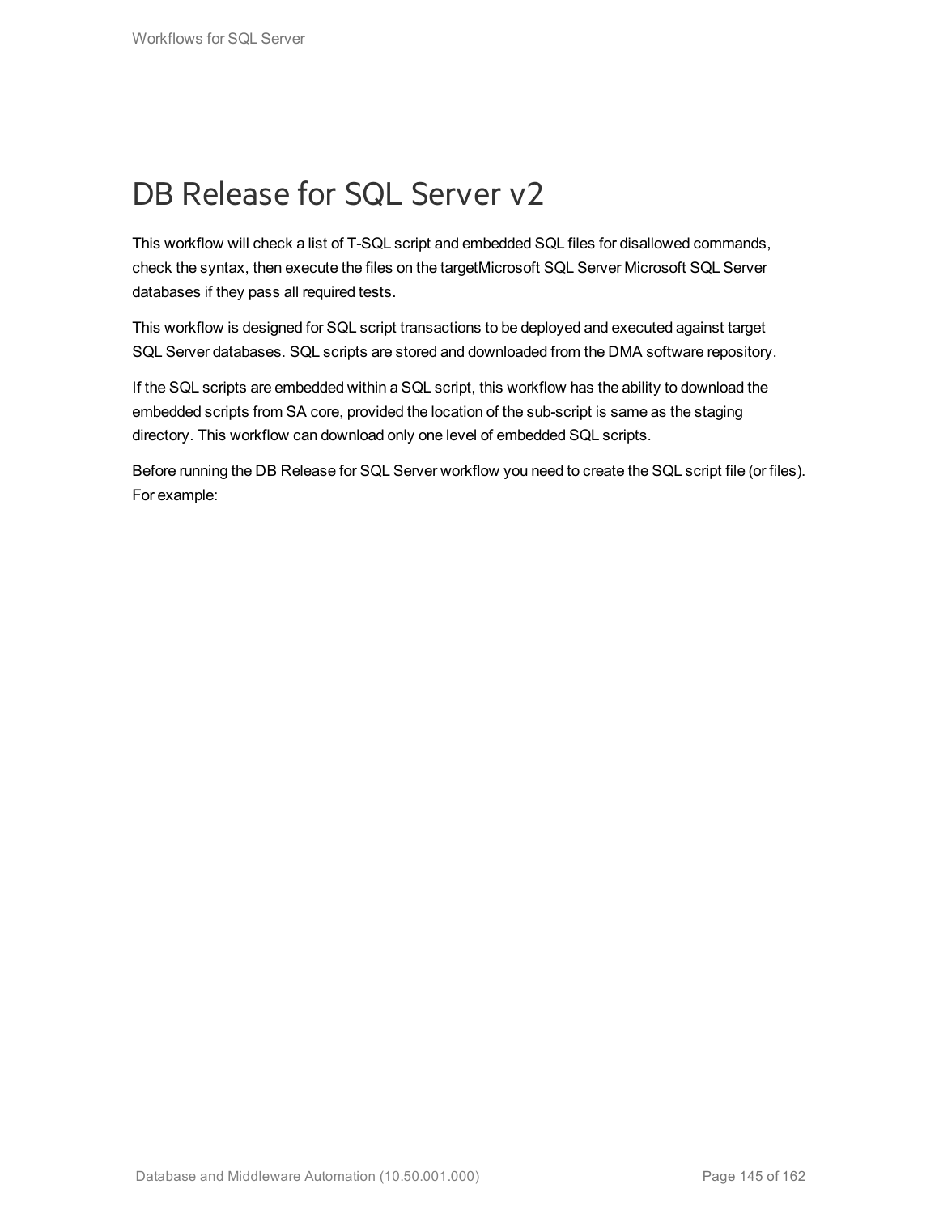# DB Release for SQL Server v2

This workflow will check a list of T-SQL script and embedded SQL files for disallowed commands, check the syntax, then execute the files on the targetMicrosoft SQL Server Microsoft SQL Server databases if they pass all required tests.

This workflow is designed for SQL script transactions to be deployed and executed against target SQL Server databases. SQL scripts are stored and downloaded from the DMA software repository.

If the SQL scripts are embedded within a SQL script, this workflow has the ability to download the embedded scripts from SA core, provided the location of the sub-script is same as the staging directory. This workflow can download only one level of embedded SQL scripts.

Before running the DB Release for SQL Server workflow you need to create the SQL script file (or files). For example: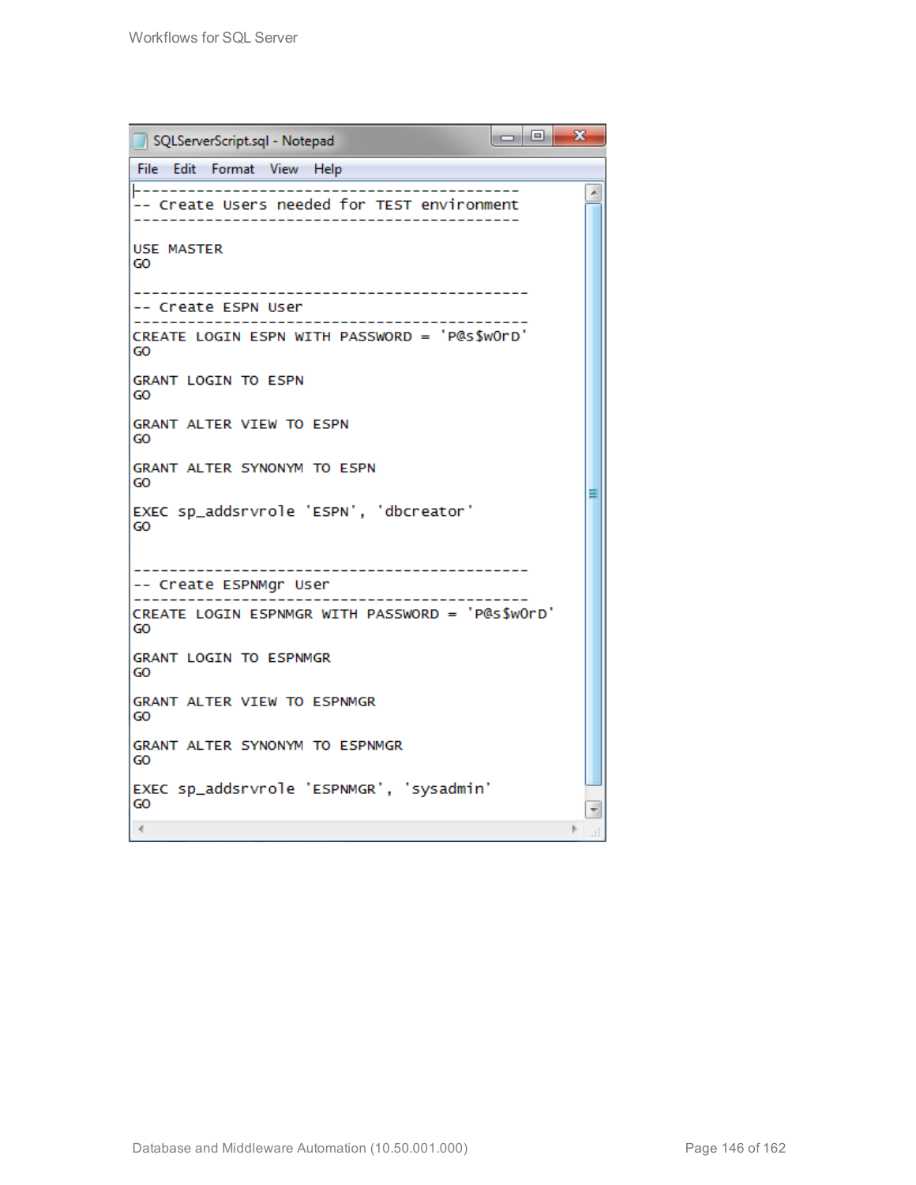SQLServerScript.sql - Notepad

```
------------------------------------------------
-- Create Users needed for TEST environment
------------------------------------------------

USE MASTER
GO

------------------------------------------------
-- Create ESPN User
------------------------------------------------
CREATE LOGIN ESPN WITH PASSWORD = 'P@s$w0rD'
GO

GRANT LOGIN TO ESPN
GO

GRANT ALTER VIEW TO ESPN
GO

GRANT ALTER SYNONYM TO ESPN
GO

EXEC sp_addsrvrole 'ESPN', 'dbcreator'
GO


------------------------------------------------
-- Create ESPNMgr User
------------------------------------------------
CREATE LOGIN ESPNMGR WITH PASSWORD = 'P@s$w0rD'
GO

GRANT LOGIN TO ESPNMGR
GO

GRANT ALTER VIEW TO ESPNMGR
GO

GRANT ALTER SYNONYM TO ESPNMGR
GO

EXEC sp_addsrvrole 'ESPNMGR', 'sysadmin'
GO
```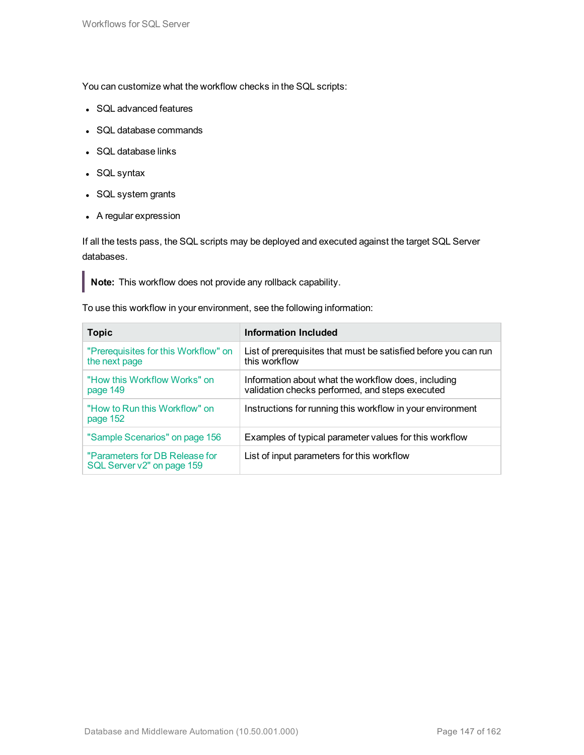You can customize what the workflow checks in the SQL scripts:

- SQL advanced features
- SQL database commands
- SQL database links
- SQL syntax
- SQL system grants
- A regular expression

If all the tests pass, the SQL scripts may be deployed and executed against the target SQL Server databases.

> **Note:** This workflow does not provide any rollback capability.

To use this workflow in your environment, see the following information:

| Topic | Information Included |
| --- | --- |
| "Prerequisites for this Workflow" on the next page | List of prerequisites that must be satisfied before you can run this workflow |
| "How this Workflow Works" on page 149 | Information about what the workflow does, including validation checks performed, and steps executed |
| "How to Run this Workflow" on page 152 | Instructions for running this workflow in your environment |
| "Sample Scenarios" on page 156 | Examples of typical parameter values for this workflow |
| "Parameters for DB Release for SQL Server v2" on page 159 | List of input parameters for this workflow |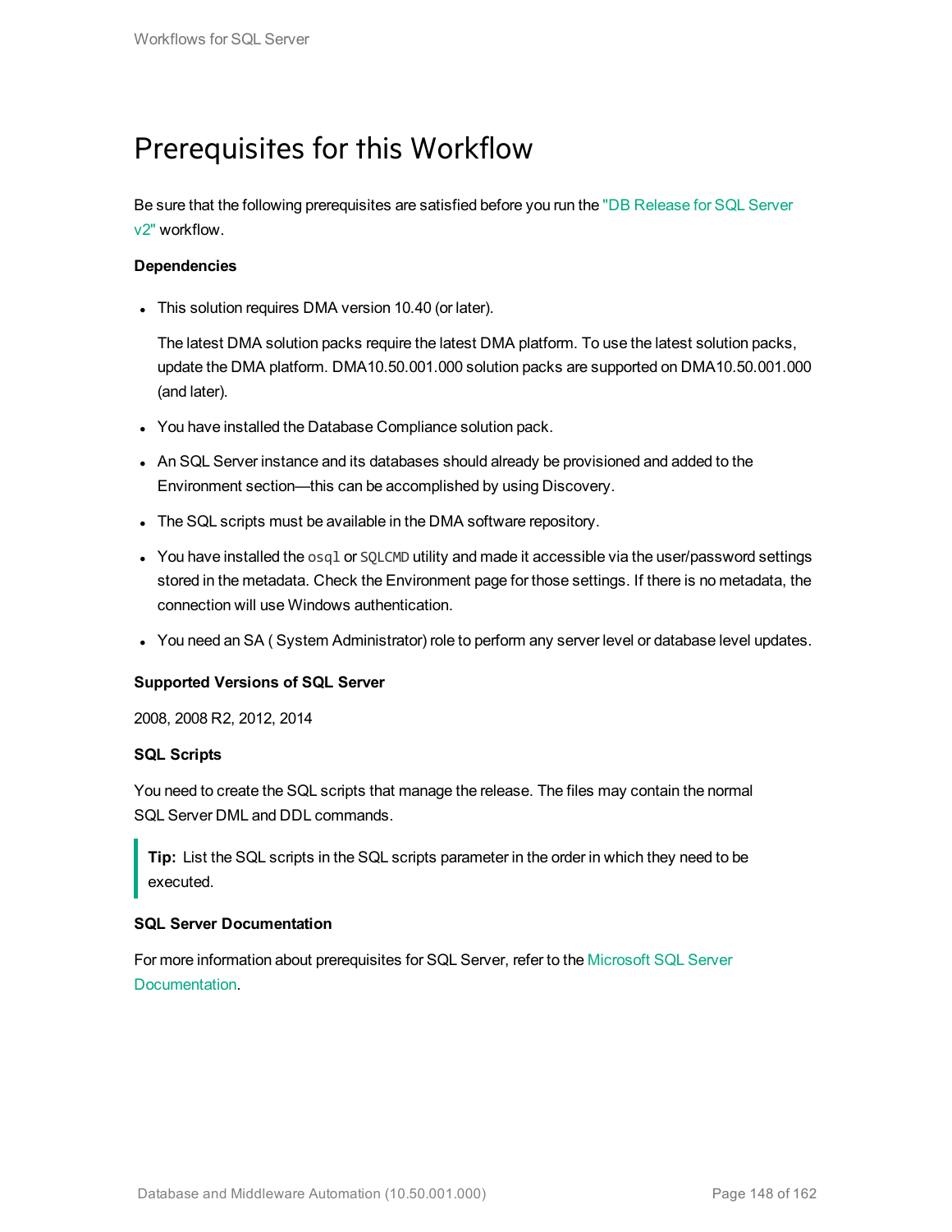# Prerequisites for this Workflow

Be sure that the following prerequisites are satisfied before you run the "DB Release for SQL Server v2" workflow.

**Dependencies**

- This solution requires DMA version 10.40 (or later).

  The latest DMA solution packs require the latest DMA platform. To use the latest solution packs, update the DMA platform. DMA10.50.001.000 solution packs are supported on DMA10.50.001.000 (and later).

- You have installed the Database Compliance solution pack.
- An SQL Server instance and its databases should already be provisioned and added to the Environment section—this can be accomplished by using Discovery.
- The SQL scripts must be available in the DMA software repository.
- You have installed the `osql` or `SQLCMD` utility and made it accessible via the user/password settings stored in the metadata. Check the Environment page for those settings. If there is no metadata, the connection will use Windows authentication.
- You need an SA ( System Administrator) role to perform any server level or database level updates.

**Supported Versions of SQL Server**

2008, 2008 R2, 2012, 2014

**SQL Scripts**

You need to create the SQL scripts that manage the release. The files may contain the normal SQL Server DML and DDL commands.

> **Tip:** List the SQL scripts in the SQL scripts parameter in the order in which they need to be executed.

**SQL Server Documentation**

For more information about prerequisites for SQL Server, refer to the Microsoft SQL Server Documentation.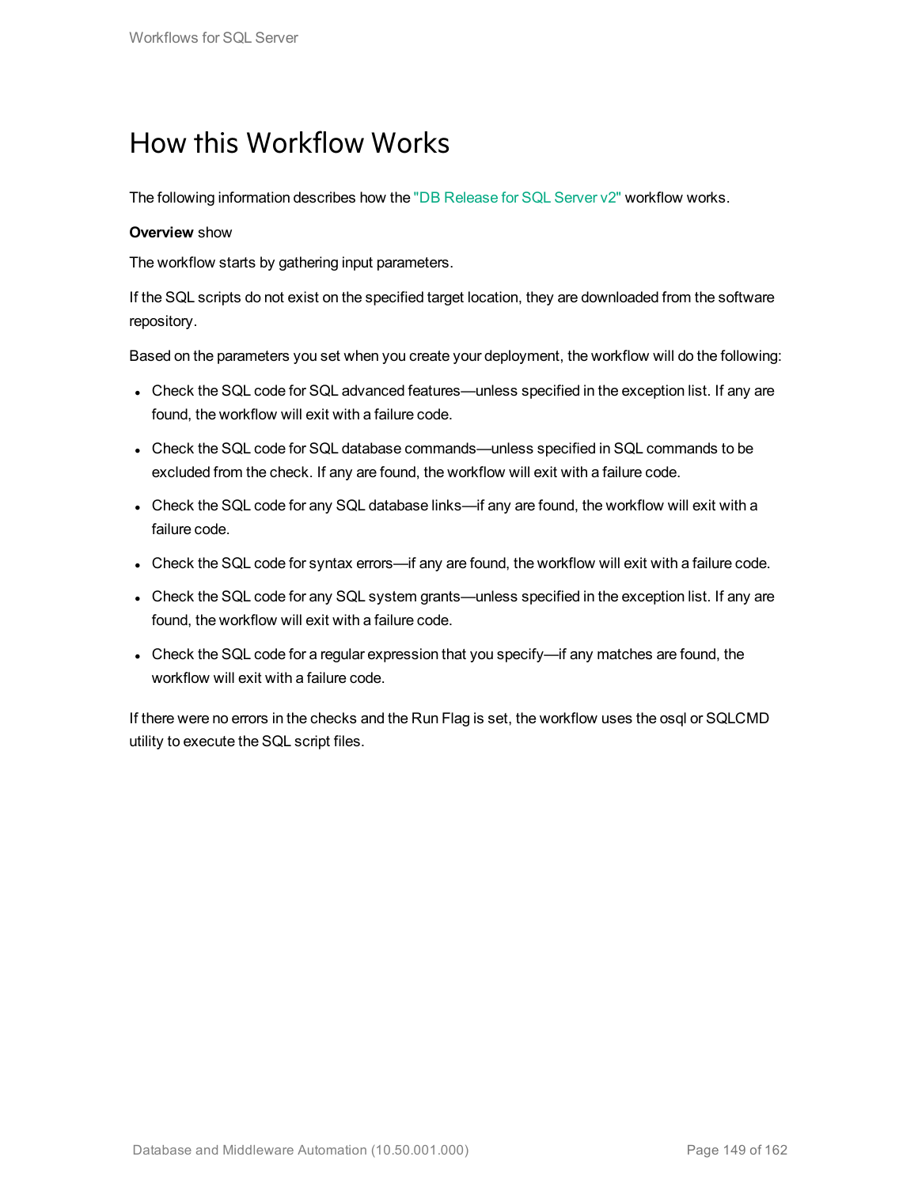# How this Workflow Works

The following information describes how the "DB Release for SQL Server v2" workflow works.

**Overview** show

The workflow starts by gathering input parameters.

If the SQL scripts do not exist on the specified target location, they are downloaded from the software repository.

Based on the parameters you set when you create your deployment, the workflow will do the following:

- Check the SQL code for SQL advanced features—unless specified in the exception list. If any are found, the workflow will exit with a failure code.
- Check the SQL code for SQL database commands—unless specified in SQL commands to be excluded from the check. If any are found, the workflow will exit with a failure code.
- Check the SQL code for any SQL database links—if any are found, the workflow will exit with a failure code.
- Check the SQL code for syntax errors—if any are found, the workflow will exit with a failure code.
- Check the SQL code for any SQL system grants—unless specified in the exception list. If any are found, the workflow will exit with a failure code.
- Check the SQL code for a regular expression that you specify—if any matches are found, the workflow will exit with a failure code.

If there were no errors in the checks and the Run Flag is set, the workflow uses the osql or SQLCMD utility to execute the SQL script files.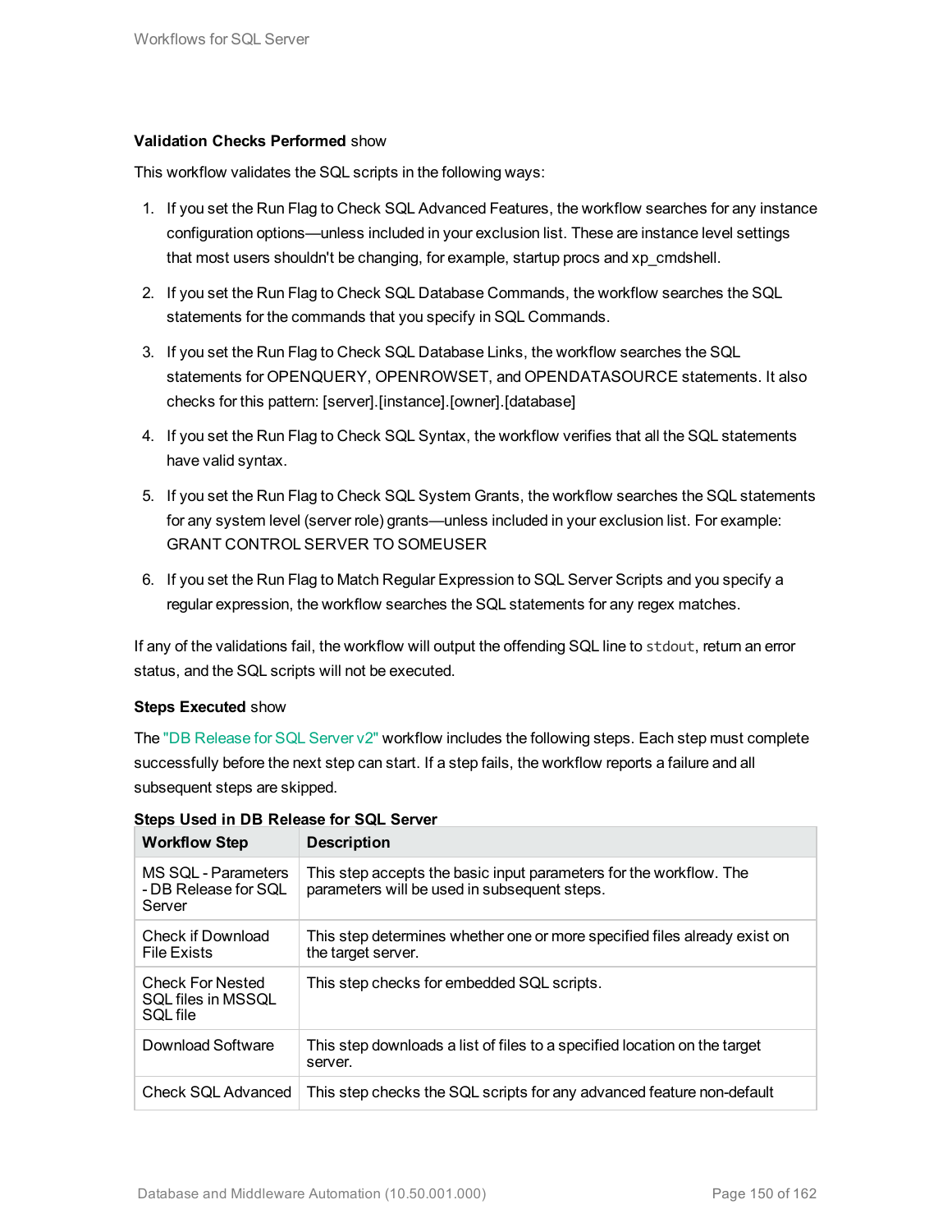**Validation Checks Performed** show

This workflow validates the SQL scripts in the following ways:

1. If you set the Run Flag to Check SQL Advanced Features, the workflow searches for any instance configuration options—unless included in your exclusion list. These are instance level settings that most users shouldn't be changing, for example, startup procs and xp_cmdshell.
2. If you set the Run Flag to Check SQL Database Commands, the workflow searches the SQL statements for the commands that you specify in SQL Commands.
3. If you set the Run Flag to Check SQL Database Links, the workflow searches the SQL statements for OPENQUERY, OPENROWSET, and OPENDATASOURCE statements. It also checks for this pattern: [server].[instance].[owner].[database]
4. If you set the Run Flag to Check SQL Syntax, the workflow verifies that all the SQL statements have valid syntax.
5. If you set the Run Flag to Check SQL System Grants, the workflow searches the SQL statements for any system level (server role) grants—unless included in your exclusion list. For example: GRANT CONTROL SERVER TO SOMEUSER
6. If you set the Run Flag to Match Regular Expression to SQL Server Scripts and you specify a regular expression, the workflow searches the SQL statements for any regex matches.

If any of the validations fail, the workflow will output the offending SQL line to `stdout`, return an error status, and the SQL scripts will not be executed.

**Steps Executed** show

The "DB Release for SQL Server v2" workflow includes the following steps. Each step must complete successfully before the next step can start. If a step fails, the workflow reports a failure and all subsequent steps are skipped.

**Steps Used in DB Release for SQL Server**

| Workflow Step | Description |
|---|---|
| MS SQL - Parameters - DB Release for SQL Server | This step accepts the basic input parameters for the workflow. The parameters will be used in subsequent steps. |
| Check if Download File Exists | This step determines whether one or more specified files already exist on the target server. |
| Check For Nested SQL files in MSSQL SQL file | This step checks for embedded SQL scripts. |
| Download Software | This step downloads a list of files to a specified location on the target server. |
| Check SQL Advanced | This step checks the SQL scripts for any advanced feature non-default |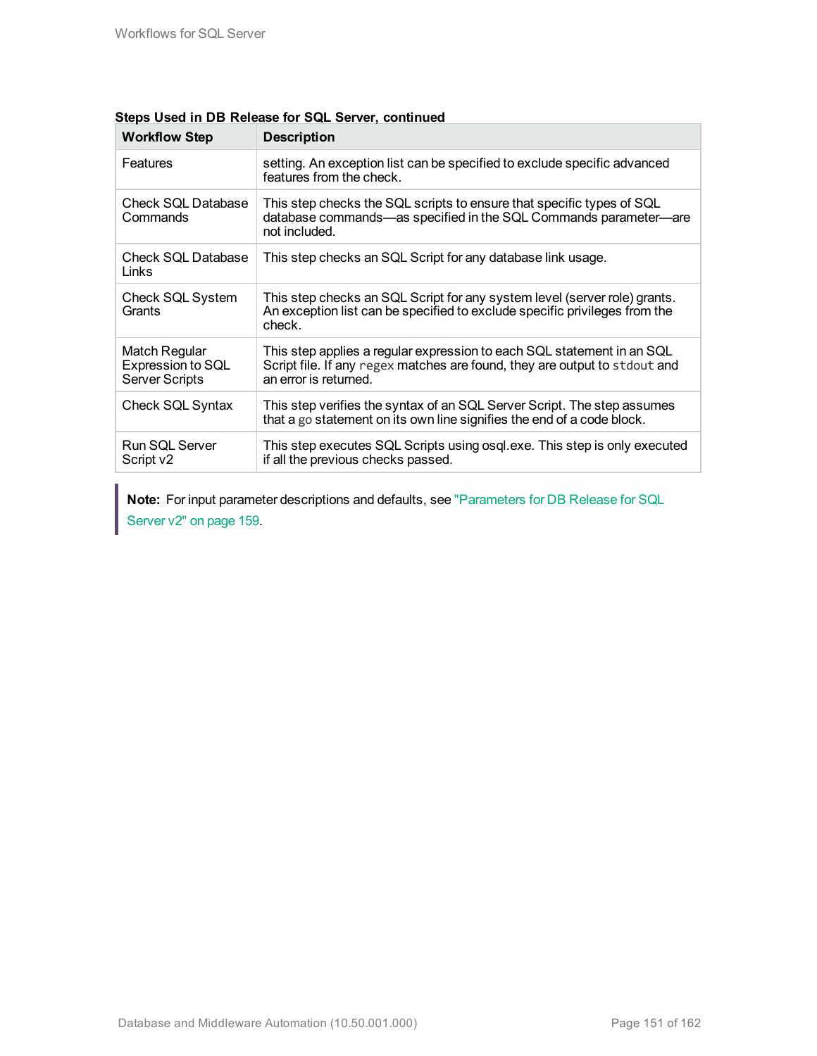**Steps Used in DB Release for SQL Server, continued**

| Workflow Step | Description |
| --- | --- |
| Features | setting. An exception list can be specified to exclude specific advanced features from the check. |
| Check SQL Database Commands | This step checks the SQL scripts to ensure that specific types of SQL database commands—as specified in the SQL Commands parameter—are not included. |
| Check SQL Database Links | This step checks an SQL Script for any database link usage. |
| Check SQL System Grants | This step checks an SQL Script for any system level (server role) grants. An exception list can be specified to exclude specific privileges from the check. |
| Match Regular Expression to SQL Server Scripts | This step applies a regular expression to each SQL statement in an SQL Script file. If any `regex` matches are found, they are output to `stdout` and an error is returned. |
| Check SQL Syntax | This step verifies the syntax of an SQL Server Script. The step assumes that a `go` statement on its own line signifies the end of a code block. |
| Run SQL Server Script v2 | This step executes SQL Scripts using osql.exe. This step is only executed if all the previous checks passed. |

> **Note:** For input parameter descriptions and defaults, see "Parameters for DB Release for SQL Server v2" on page 159.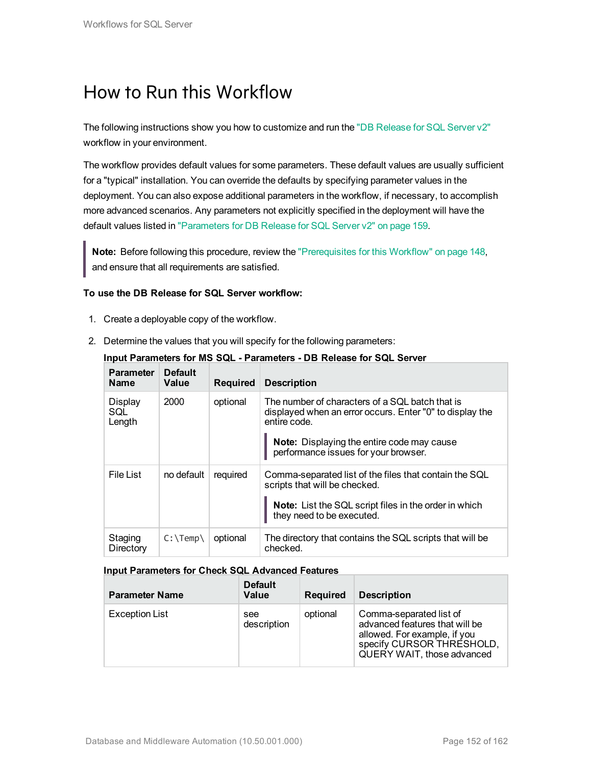# How to Run this Workflow

The following instructions show you how to customize and run the "DB Release for SQL Server v2" workflow in your environment.

The workflow provides default values for some parameters. These default values are usually sufficient for a "typical" installation. You can override the defaults by specifying parameter values in the deployment. You can also expose additional parameters in the workflow, if necessary, to accomplish more advanced scenarios. Any parameters not explicitly specified in the deployment will have the default values listed in "Parameters for DB Release for SQL Server v2" on page 159.

> **Note:** Before following this procedure, review the "Prerequisites for this Workflow" on page 148, and ensure that all requirements are satisfied.

**To use the DB Release for SQL Server workflow:**

1. Create a deployable copy of the workflow.
2. Determine the values that you will specify for the following parameters:

**Input Parameters for MS SQL - Parameters - DB Release for SQL Server**

| Parameter Name | Default Value | Required | Description |
|---|---|---|---|
| Display SQL Length | 2000 | optional | The number of characters of a SQL batch that is displayed when an error occurs. Enter "0" to display the entire code.<br><br>**Note:** Displaying the entire code may cause performance issues for your browser. |
| File List | no default | required | Comma-separated list of the files that contain the SQL scripts that will be checked.<br><br>**Note:** List the SQL script files in the order in which they need to be executed. |
| Staging Directory | `C:\Temp\` | optional | The directory that contains the SQL scripts that will be checked. |

**Input Parameters for Check SQL Advanced Features**

| Parameter Name | Default Value | Required | Description |
|---|---|---|---|
| Exception List | see description | optional | Comma-separated list of advanced features that will be allowed. For example, if you specify CURSOR THRESHOLD, QUERY WAIT, those advanced |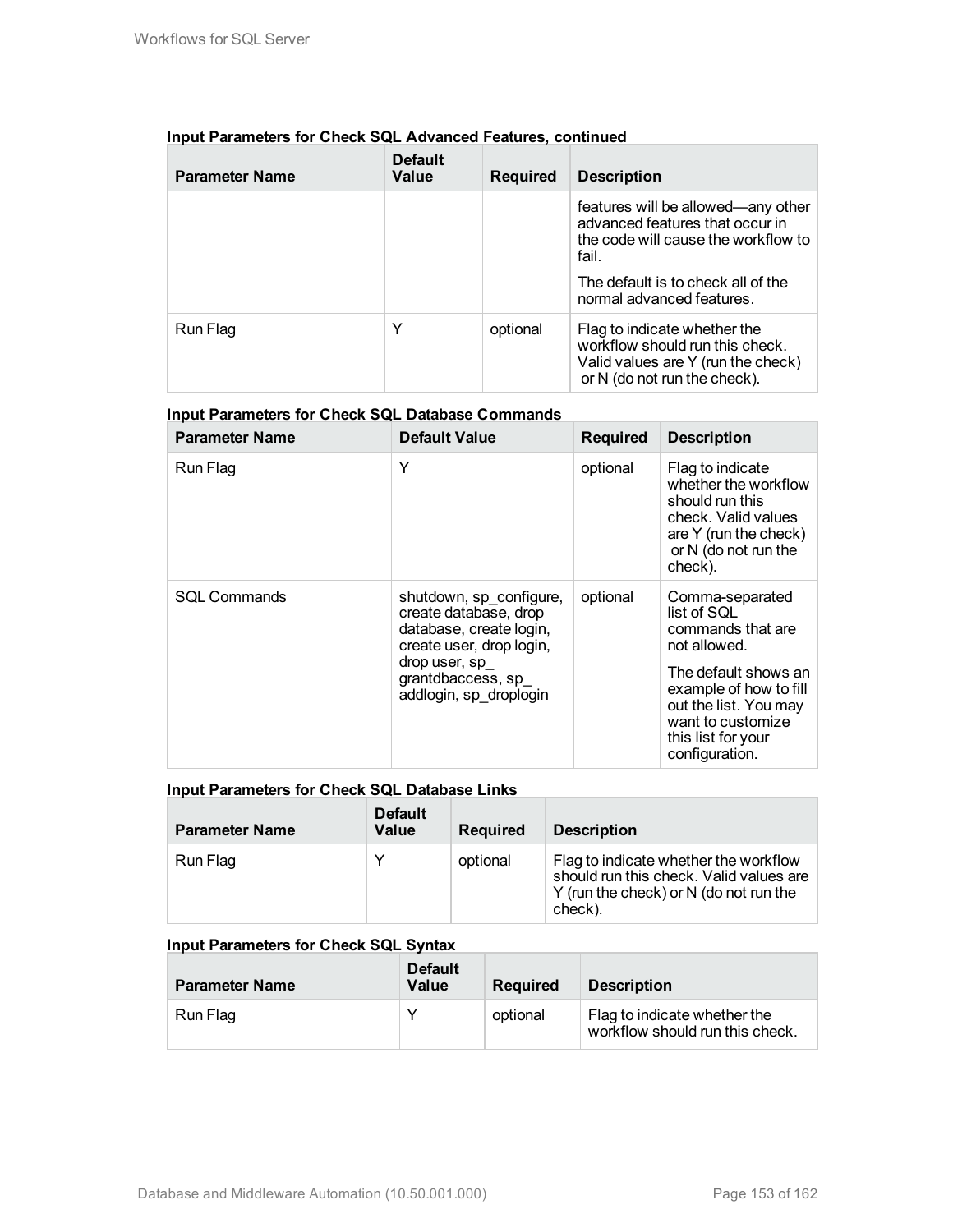**Input Parameters for Check SQL Advanced Features, continued**

| Parameter Name | Default Value | Required | Description |
|---|---|---|---|
| | | | features will be allowed—any other advanced features that occur in the code will cause the workflow to fail.<br><br>The default is to check all of the normal advanced features. |
| Run Flag | Y | optional | Flag to indicate whether the workflow should run this check. Valid values are Y (run the check) or N (do not run the check). |

**Input Parameters for Check SQL Database Commands**

| Parameter Name | Default Value | Required | Description |
|---|---|---|---|
| Run Flag | Y | optional | Flag to indicate whether the workflow should run this check. Valid values are Y (run the check) or N (do not run the check). |
| SQL Commands | shutdown, sp_configure, create database, drop database, create login, create user, drop login, drop user, sp_grantdbaccess, sp_addlogin, sp_droplogin | optional | Comma-separated list of SQL commands that are not allowed.<br><br>The default shows an example of how to fill out the list. You may want to customize this list for your configuration. |

**Input Parameters for Check SQL Database Links**

| Parameter Name | Default Value | Required | Description |
|---|---|---|---|
| Run Flag | Y | optional | Flag to indicate whether the workflow should run this check. Valid values are Y (run the check) or N (do not run the check). |

**Input Parameters for Check SQL Syntax**

| Parameter Name | Default Value | Required | Description |
|---|---|---|---|
| Run Flag | Y | optional | Flag to indicate whether the workflow should run this check. |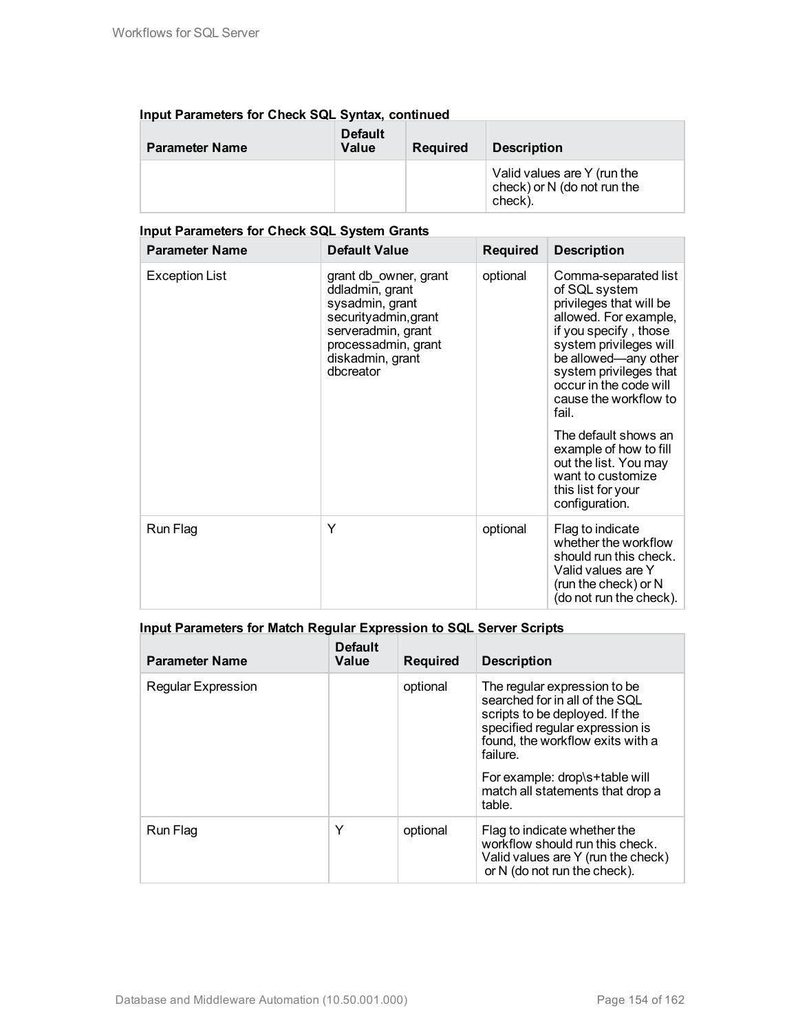**Input Parameters for Check SQL Syntax, continued**

| Parameter Name | Default Value | Required | Description |
|---|---|---|---|
| | | | Valid values are Y (run the check) or N (do not run the check). |

**Input Parameters for Check SQL System Grants**

| Parameter Name | Default Value | Required | Description |
|---|---|---|---|
| Exception List | grant db_owner, grant ddladmin, grant sysadmin, grant securityadmin,grant serveradmin, grant processadmin, grant diskadmin, grant dbcreator | optional | Comma-separated list of SQL system privileges that will be allowed. For example, if you specify , those system privileges will be allowed—any other system privileges that occur in the code will cause the workflow to fail.<br><br>The default shows an example of how to fill out the list. You may want to customize this list for your configuration. |
| Run Flag | Y | optional | Flag to indicate whether the workflow should run this check. Valid values are Y (run the check) or N (do not run the check). |

**Input Parameters for Match Regular Expression to SQL Server Scripts**

| Parameter Name | Default Value | Required | Description |
|---|---|---|---|
| Regular Expression | | optional | The regular expression to be searched for in all of the SQL scripts to be deployed. If the specified regular expression is found, the workflow exits with a failure.<br><br>For example: drop\s+table will match all statements that drop a table. |
| Run Flag | Y | optional | Flag to indicate whether the workflow should run this check. Valid values are Y (run the check) or N (do not run the check). |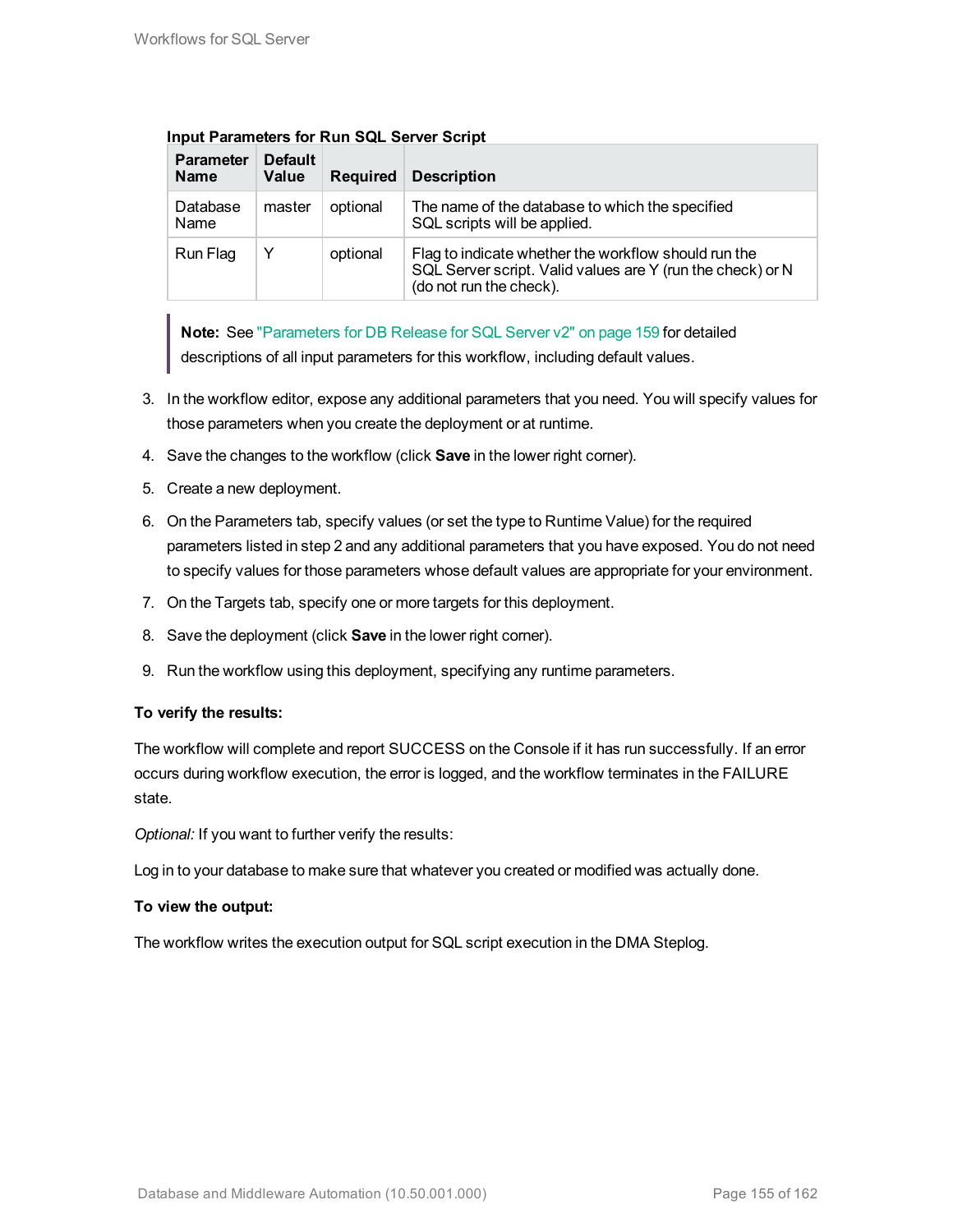**Input Parameters for Run SQL Server Script**

| Parameter Name | Default Value | Required | Description |
|---|---|---|---|
| Database Name | master | optional | The name of the database to which the specified SQL scripts will be applied. |
| Run Flag | Y | optional | Flag to indicate whether the workflow should run the SQL Server script. Valid values are Y (run the check) or N (do not run the check). |

> **Note:** See "Parameters for DB Release for SQL Server v2" on page 159 for detailed descriptions of all input parameters for this workflow, including default values.

3. In the workflow editor, expose any additional parameters that you need. You will specify values for those parameters when you create the deployment or at runtime.
4. Save the changes to the workflow (click **Save** in the lower right corner).
5. Create a new deployment.
6. On the Parameters tab, specify values (or set the type to Runtime Value) for the required parameters listed in step 2 and any additional parameters that you have exposed. You do not need to specify values for those parameters whose default values are appropriate for your environment.
7. On the Targets tab, specify one or more targets for this deployment.
8. Save the deployment (click **Save** in the lower right corner).
9. Run the workflow using this deployment, specifying any runtime parameters.

**To verify the results:**

The workflow will complete and report SUCCESS on the Console if it has run successfully. If an error occurs during workflow execution, the error is logged, and the workflow terminates in the FAILURE state.

*Optional:* If you want to further verify the results:

Log in to your database to make sure that whatever you created or modified was actually done.

**To view the output:**

The workflow writes the execution output for SQL script execution in the DMA Steplog.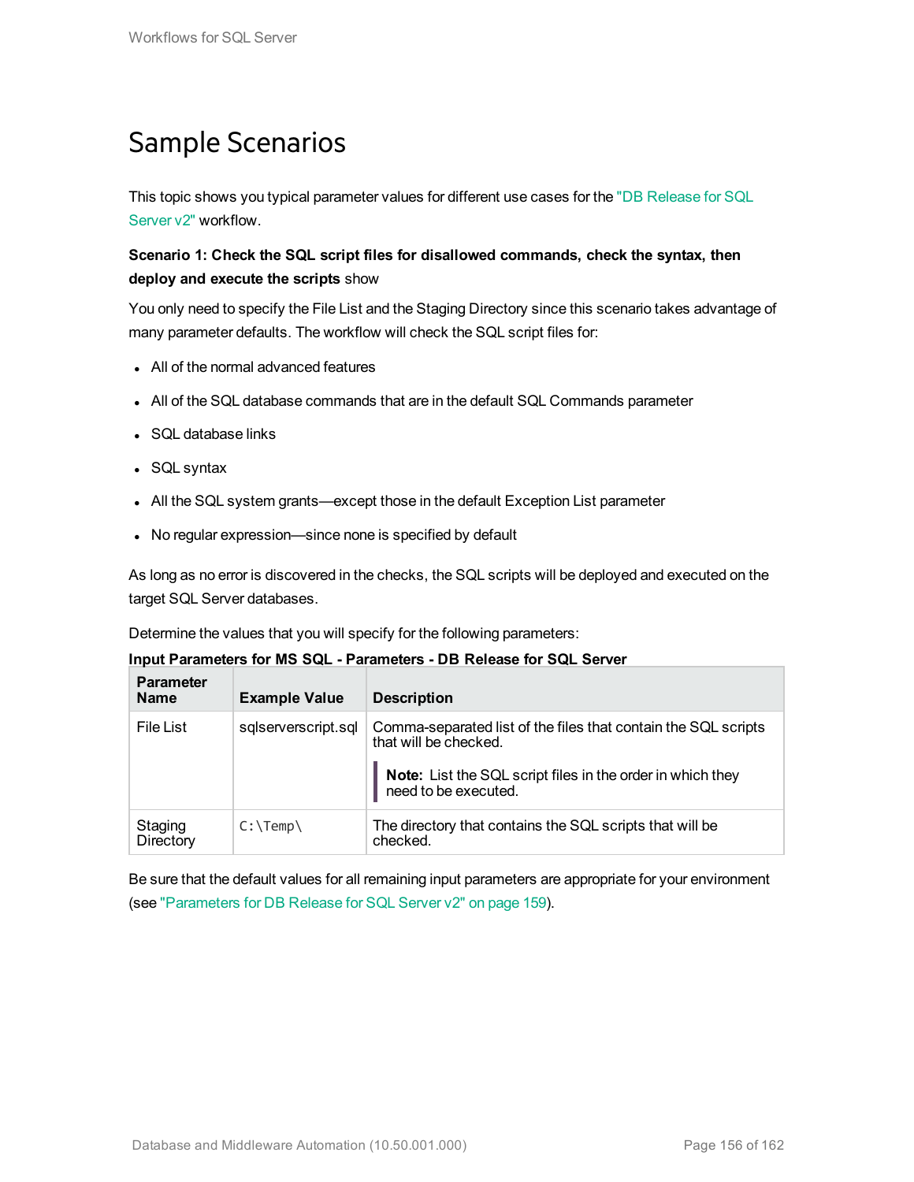# Sample Scenarios

This topic shows you typical parameter values for different use cases for the "DB Release for SQL Server v2" workflow.

**Scenario 1: Check the SQL script files for disallowed commands, check the syntax, then deploy and execute the scripts** show

You only need to specify the File List and the Staging Directory since this scenario takes advantage of many parameter defaults. The workflow will check the SQL script files for:

- All of the normal advanced features
- All of the SQL database commands that are in the default SQL Commands parameter
- SQL database links
- SQL syntax
- All the SQL system grants—except those in the default Exception List parameter
- No regular expression—since none is specified by default

As long as no error is discovered in the checks, the SQL scripts will be deployed and executed on the target SQL Server databases.

Determine the values that you will specify for the following parameters:

**Input Parameters for MS SQL - Parameters - DB Release for SQL Server**

| Parameter Name | Example Value | Description |
|---|---|---|
| File List | sqlserverscript.sql | Comma-separated list of the files that contain the SQL scripts that will be checked.<br><br>**Note:** List the SQL script files in the order in which they need to be executed. |
| Staging Directory | `C:\Temp\` | The directory that contains the SQL scripts that will be checked. |

Be sure that the default values for all remaining input parameters are appropriate for your environment (see "Parameters for DB Release for SQL Server v2" on page 159).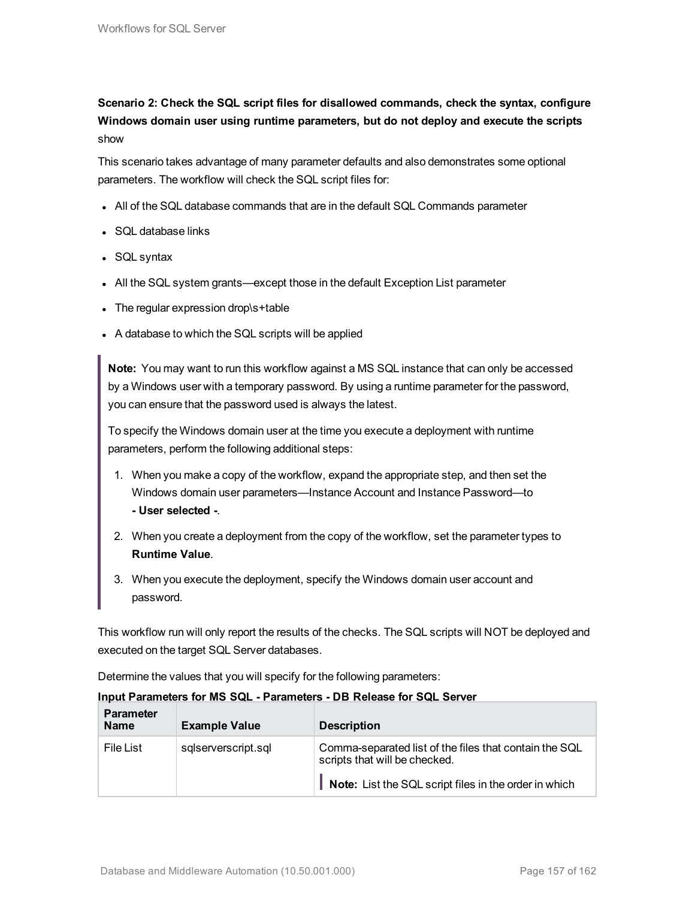**Scenario 2: Check the SQL script files for disallowed commands, check the syntax, configure Windows domain user using runtime parameters, but do not deploy and execute the scripts**
show

This scenario takes advantage of many parameter defaults and also demonstrates some optional parameters. The workflow will check the SQL script files for:

- All of the SQL database commands that are in the default SQL Commands parameter
- SQL database links
- SQL syntax
- All the SQL system grants—except those in the default Exception List parameter
- The regular expression drop\s+table
- A database to which the SQL scripts will be applied

> **Note:** You may want to run this workflow against a MS SQL instance that can only be accessed by a Windows user with a temporary password. By using a runtime parameter for the password, you can ensure that the password used is always the latest.
>
> To specify the Windows domain user at the time you execute a deployment with runtime parameters, perform the following additional steps:
>
> 1. When you make a copy of the workflow, expand the appropriate step, and then set the Windows domain user parameters—Instance Account and Instance Password—to **- User selected -**.
> 2. When you create a deployment from the copy of the workflow, set the parameter types to **Runtime Value**.
> 3. When you execute the deployment, specify the Windows domain user account and password.

This workflow run will only report the results of the checks. The SQL scripts will NOT be deployed and executed on the target SQL Server databases.

Determine the values that you will specify for the following parameters:

**Input Parameters for MS SQL - Parameters - DB Release for SQL Server**

| Parameter Name | Example Value | Description |
|---|---|---|
| File List | sqlserverscript.sql | Comma-separated list of the files that contain the SQL scripts that will be checked.<br><br>**Note:** List the SQL script files in the order in which |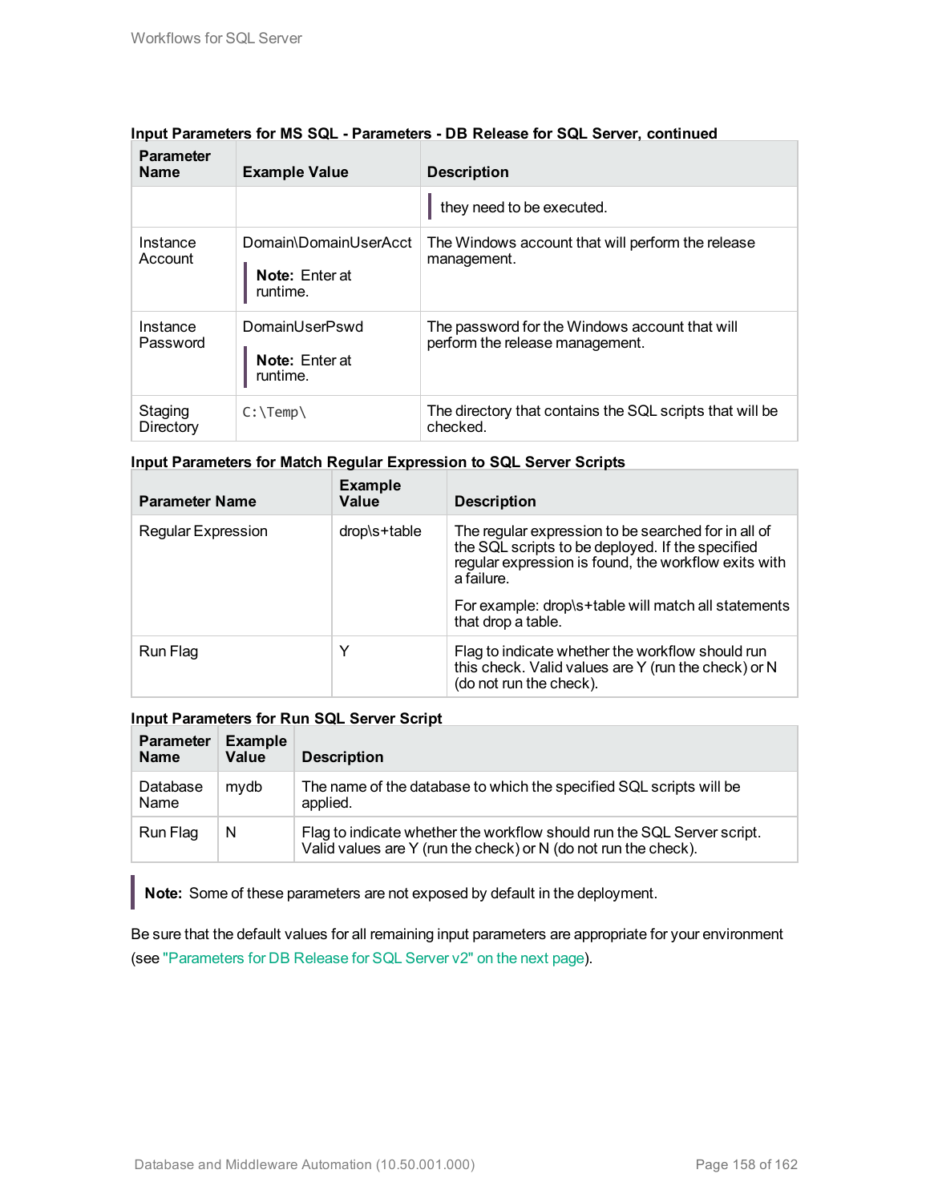**Input Parameters for MS SQL - Parameters - DB Release for SQL Server, continued**

| Parameter Name | Example Value | Description |
|---|---|---|
| | | they need to be executed. |
| Instance Account | Domain\DomainUserAcct<br><br>**Note:** Enter at runtime. | The Windows account that will perform the release management. |
| Instance Password | DomainUserPswd<br><br>**Note:** Enter at runtime. | The password for the Windows account that will perform the release management. |
| Staging Directory | `C:\Temp\` | The directory that contains the SQL scripts that will be checked. |

**Input Parameters for Match Regular Expression to SQL Server Scripts**

| Parameter Name | Example Value | Description |
|---|---|---|
| Regular Expression | drop\s+table | The regular expression to be searched for in all of the SQL scripts to be deployed. If the specified regular expression is found, the workflow exits with a failure.<br><br>For example: drop\s+table will match all statements that drop a table. |
| Run Flag | Y | Flag to indicate whether the workflow should run this check. Valid values are Y (run the check) or N (do not run the check). |

**Input Parameters for Run SQL Server Script**

| Parameter Name | Example Value | Description |
|---|---|---|
| Database Name | mydb | The name of the database to which the specified SQL scripts will be applied. |
| Run Flag | N | Flag to indicate whether the workflow should run the SQL Server script. Valid values are Y (run the check) or N (do not run the check). |

**Note:** Some of these parameters are not exposed by default in the deployment.

Be sure that the default values for all remaining input parameters are appropriate for your environment (see "Parameters for DB Release for SQL Server v2" on the next page).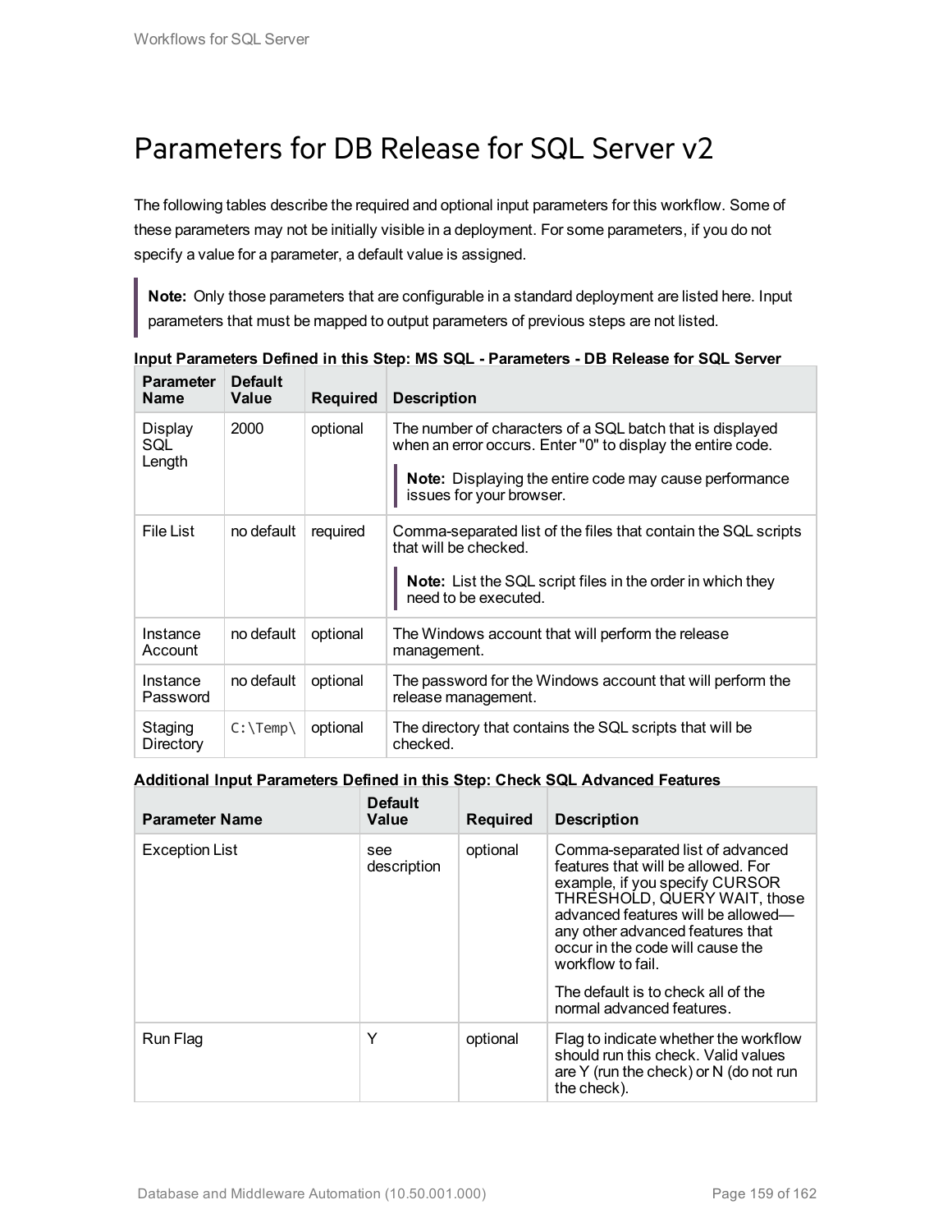# Parameters for DB Release for SQL Server v2

The following tables describe the required and optional input parameters for this workflow. Some of these parameters may not be initially visible in a deployment. For some parameters, if you do not specify a value for a parameter, a default value is assigned.

> **Note:** Only those parameters that are configurable in a standard deployment are listed here. Input parameters that must be mapped to output parameters of previous steps are not listed.

**Input Parameters Defined in this Step: MS SQL - Parameters - DB Release for SQL Server**

| Parameter Name | Default Value | Required | Description |
|---|---|---|---|
| Display SQL Length | 2000 | optional | The number of characters of a SQL batch that is displayed when an error occurs. Enter "0" to display the entire code. **Note:** Displaying the entire code may cause performance issues for your browser. |
| File List | no default | required | Comma-separated list of the files that contain the SQL scripts that will be checked. **Note:** List the SQL script files in the order in which they need to be executed. |
| Instance Account | no default | optional | The Windows account that will perform the release management. |
| Instance Password | no default | optional | The password for the Windows account that will perform the release management. |
| Staging Directory | `C:\Temp\` | optional | The directory that contains the SQL scripts that will be checked. |

**Additional Input Parameters Defined in this Step: Check SQL Advanced Features**

| Parameter Name | Default Value | Required | Description |
|---|---|---|---|
| Exception List | see description | optional | Comma-separated list of advanced features that will be allowed. For example, if you specify CURSOR THRESHOLD, QUERY WAIT, those advanced features will be allowed—any other advanced features that occur in the code will cause the workflow to fail. The default is to check all of the normal advanced features. |
| Run Flag | Y | optional | Flag to indicate whether the workflow should run this check. Valid values are Y (run the check) or N (do not run the check). |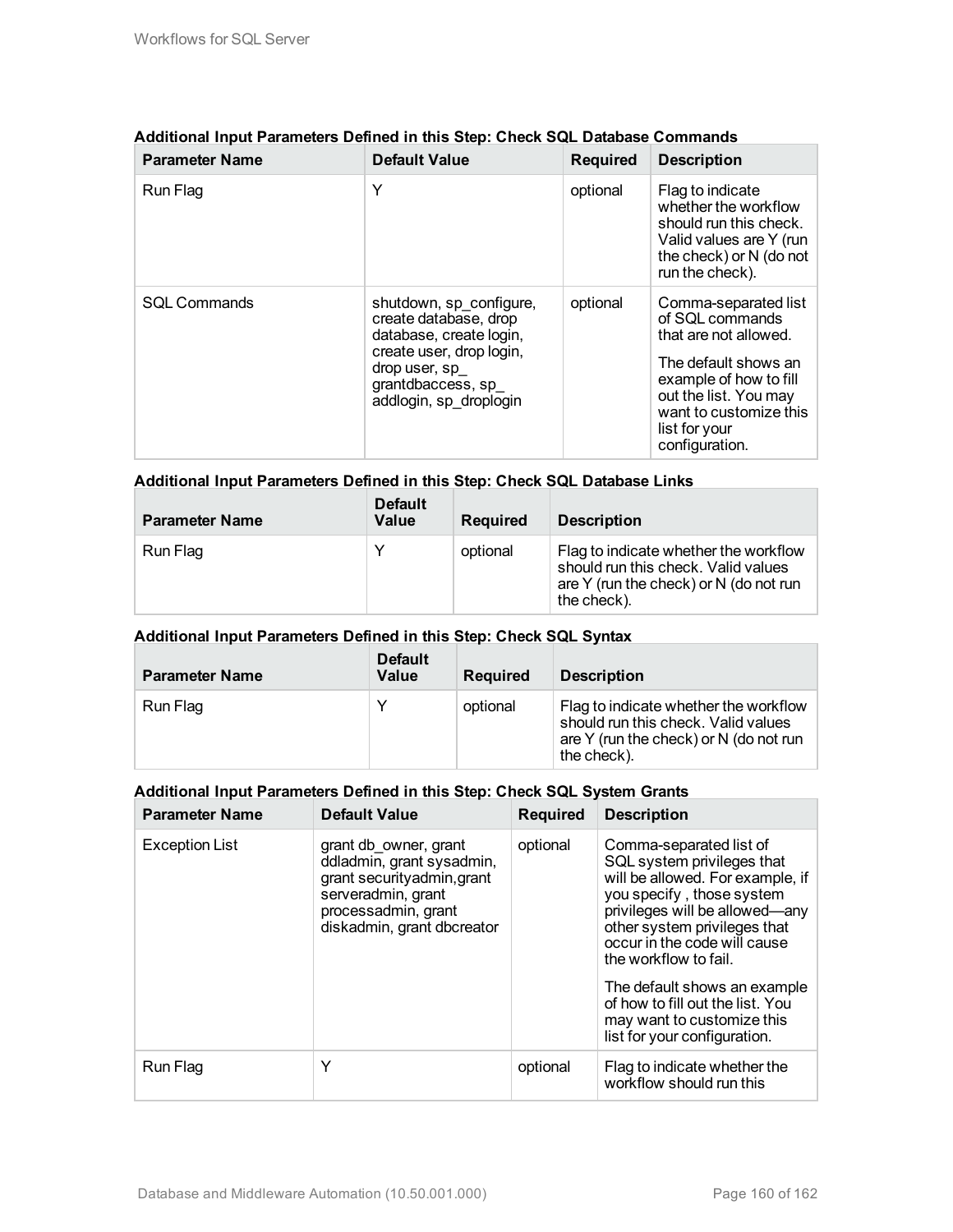**Additional Input Parameters Defined in this Step: Check SQL Database Commands**

| Parameter Name | Default Value | Required | Description |
|---|---|---|---|
| Run Flag | Y | optional | Flag to indicate whether the workflow should run this check. Valid values are Y (run the check) or N (do not run the check). |
| SQL Commands | shutdown, sp_configure, create database, drop database, create login, create user, drop login, drop user, sp_grantdbaccess, sp_addlogin, sp_droplogin | optional | Comma-separated list of SQL commands that are not allowed.<br><br>The default shows an example of how to fill out the list. You may want to customize this list for your configuration. |

**Additional Input Parameters Defined in this Step: Check SQL Database Links**

| Parameter Name | Default Value | Required | Description |
|---|---|---|---|
| Run Flag | Y | optional | Flag to indicate whether the workflow should run this check. Valid values are Y (run the check) or N (do not run the check). |

**Additional Input Parameters Defined in this Step: Check SQL Syntax**

| Parameter Name | Default Value | Required | Description |
|---|---|---|---|
| Run Flag | Y | optional | Flag to indicate whether the workflow should run this check. Valid values are Y (run the check) or N (do not run the check). |

**Additional Input Parameters Defined in this Step: Check SQL System Grants**

| Parameter Name | Default Value | Required | Description |
|---|---|---|---|
| Exception List | grant db_owner, grant ddladmin, grant sysadmin, grant securityadmin,grant serveradmin, grant processadmin, grant diskadmin, grant dbcreator | optional | Comma-separated list of SQL system privileges that will be allowed. For example, if you specify , those system privileges will be allowed—any other system privileges that occur in the code will cause the workflow to fail.<br><br>The default shows an example of how to fill out the list. You may want to customize this list for your configuration. |
| Run Flag | Y | optional | Flag to indicate whether the workflow should run this |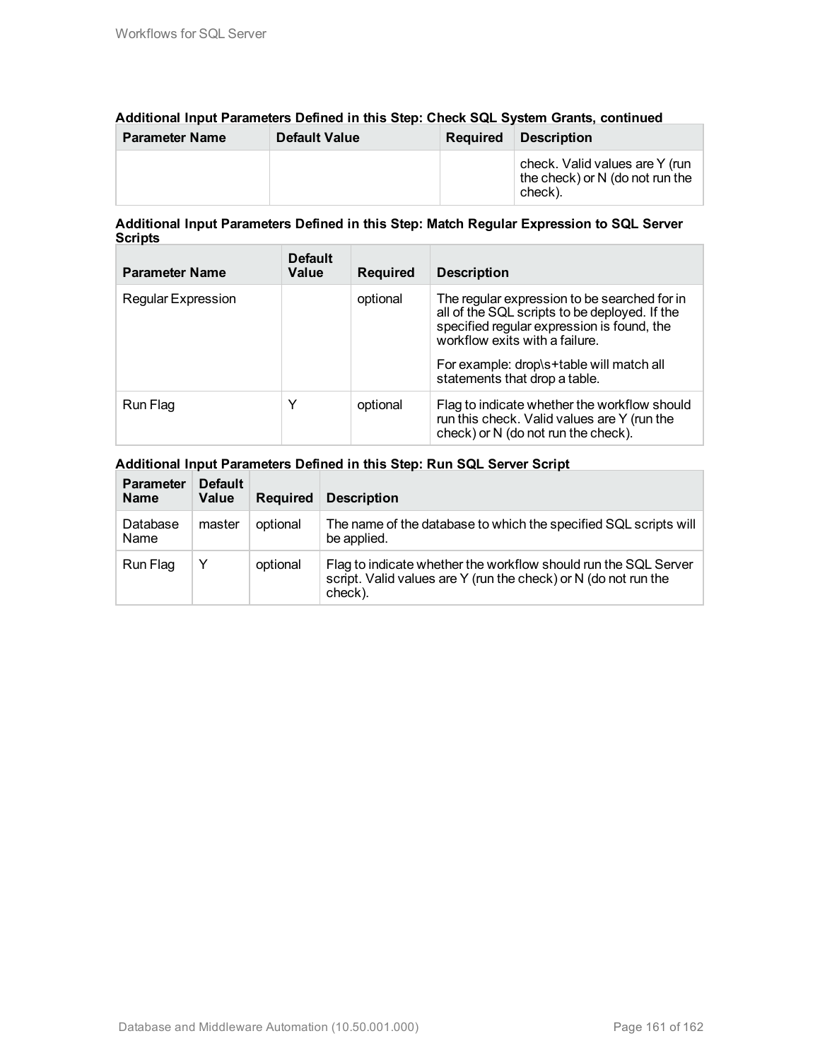**Additional Input Parameters Defined in this Step: Check SQL System Grants, continued**

| Parameter Name | Default Value | Required | Description |
|---|---|---|---|
| | | | check. Valid values are Y (run the check) or N (do not run the check). |

**Additional Input Parameters Defined in this Step: Match Regular Expression to SQL Server Scripts**

| Parameter Name | Default Value | Required | Description |
|---|---|---|---|
| Regular Expression | | optional | The regular expression to be searched for in all of the SQL scripts to be deployed. If the specified regular expression is found, the workflow exits with a failure.<br><br>For example: drop\s+table will match all statements that drop a table. |
| Run Flag | Y | optional | Flag to indicate whether the workflow should run this check. Valid values are Y (run the check) or N (do not run the check). |

**Additional Input Parameters Defined in this Step: Run SQL Server Script**

| Parameter Name | Default Value | Required | Description |
|---|---|---|---|
| Database Name | master | optional | The name of the database to which the specified SQL scripts will be applied. |
| Run Flag | Y | optional | Flag to indicate whether the workflow should run the SQL Server script. Valid values are Y (run the check) or N (do not run the check). |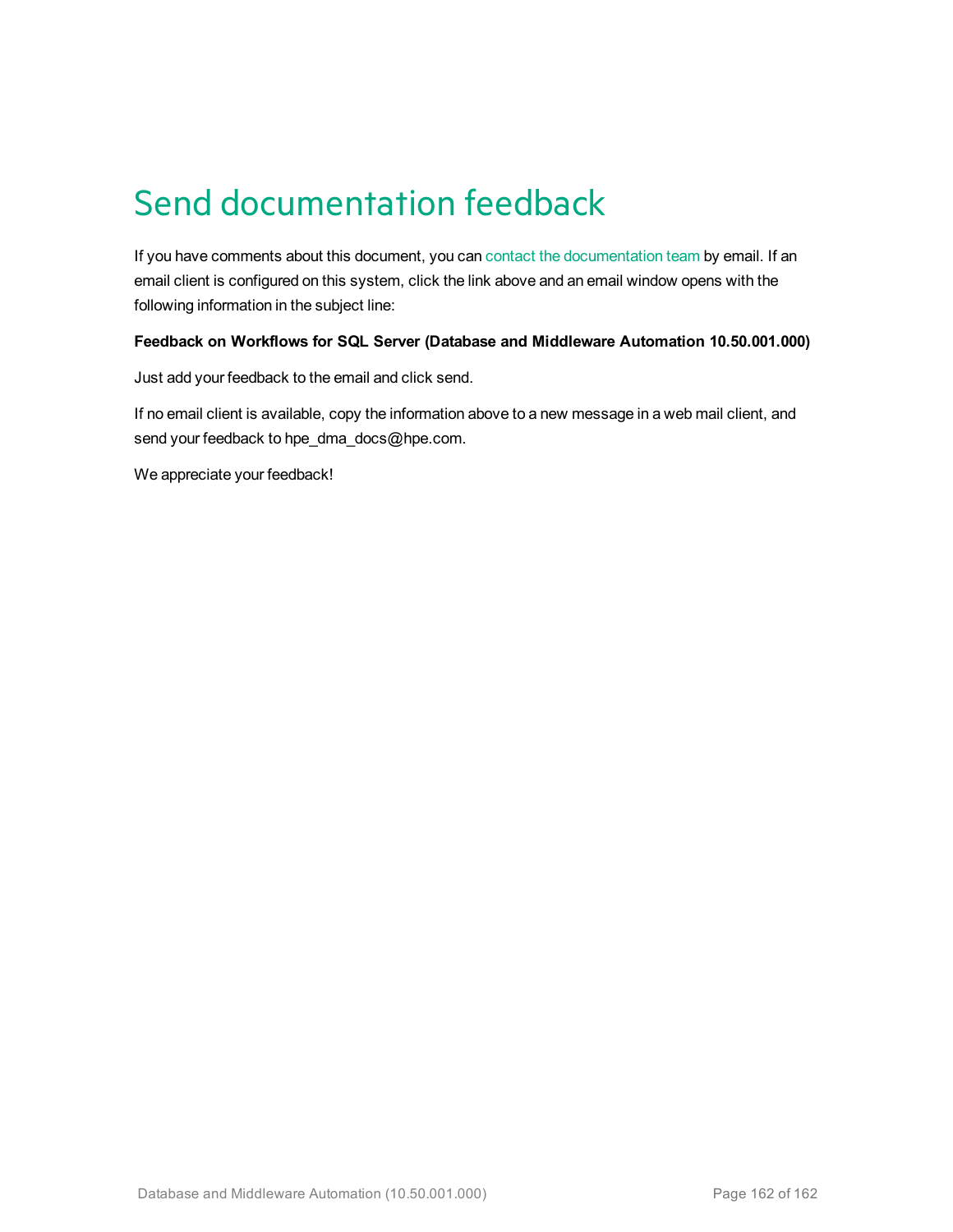# Send documentation feedback

If you have comments about this document, you can contact the documentation team by email. If an email client is configured on this system, click the link above and an email window opens with the following information in the subject line:

**Feedback on Workflows for SQL Server (Database and Middleware Automation 10.50.001.000)**

Just add your feedback to the email and click send.

If no email client is available, copy the information above to a new message in a web mail client, and send your feedback to hpe_dma_docs@hpe.com.

We appreciate your feedback!